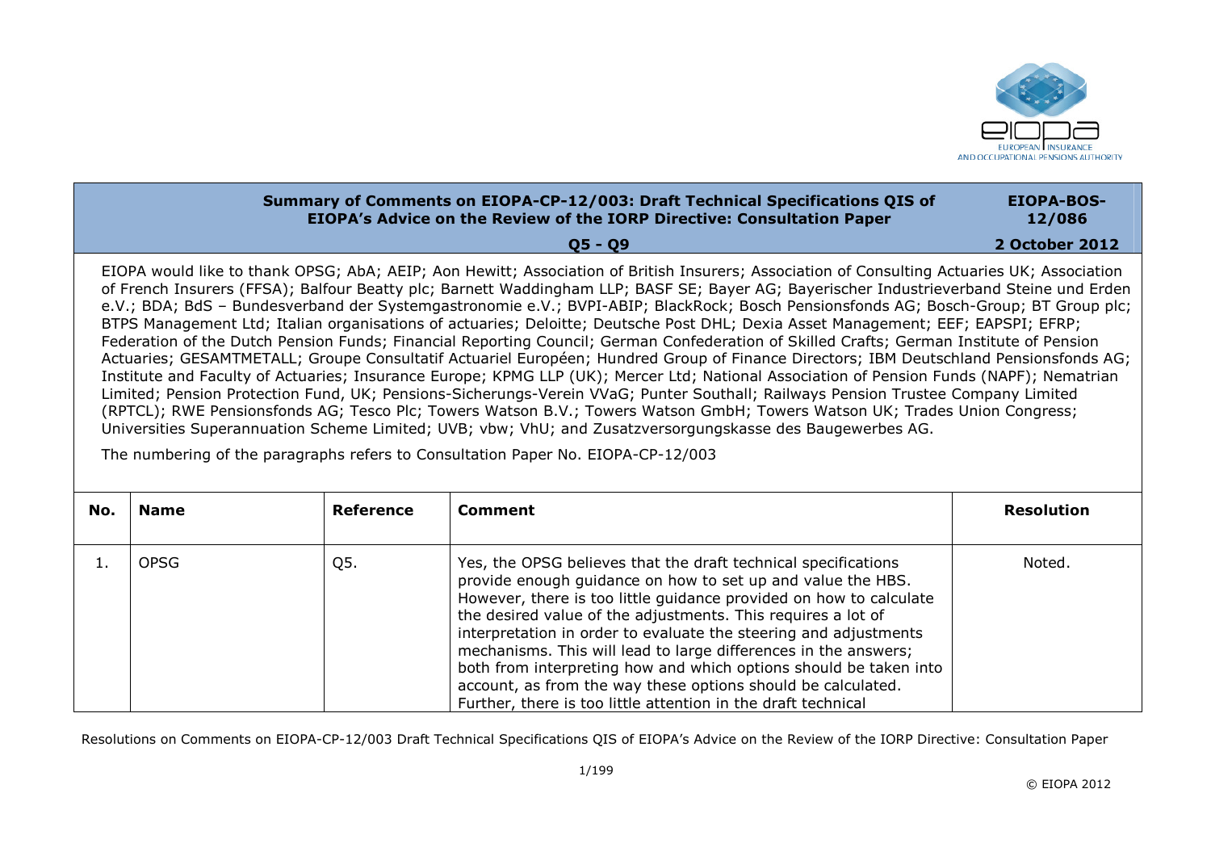**Summary of Comments on EIOPA-CP-12/003: Draft Technical Specifications QIS of EIOPA's Advice on the Review of the IORP Directive: Consultation Paper**

**EIOPA-BOS-12/086**

**Q5 - Q9**

**2 October 2012**

EIOPA would like to thank OPSG; AbA; AEIP; Aon Hewitt; Association of British Insurers; Association of Consulting Actuaries UK; Association of French Insurers (FFSA); Balfour Beatty plc; Barnett Waddingham LLP; BASF SE; Bayer AG; Bayerischer Industrieverband Steine und Erden e.V.; BDA; BdS – Bundesverband der Systemgastronomie e.V.; BVPI-ABIP; BlackRock; Bosch Pensionsfonds AG; Bosch-Group; BT Group plc; BTPS Management Ltd; Italian organisations of actuaries; Deloitte; Deutsche Post DHL; Dexia Asset Management; EEF; EAPSPI; EFRP; Federation of the Dutch Pension Funds; Financial Reporting Council; German Confederation of Skilled Crafts; German Institute of Pension Actuaries; GESAMTMETALL; Groupe Consultatif Actuariel Européen; Hundred Group of Finance Directors; IBM Deutschland Pensionsfonds AG; Institute and Faculty of Actuaries; Insurance Europe; KPMG LLP (UK); Mercer Ltd; National Association of Pension Funds (NAPF); Nematrian Limited; Pension Protection Fund, UK; Pensions-Sicherungs-Verein VVaG; Punter Southall; Railways Pension Trustee Company Limited (RPTCL); RWE Pensionsfonds AG; Tesco Plc; Towers Watson B.V.; Towers Watson GmbH; Towers Watson UK; Trades Union Congress; Universities Superannuation Scheme Limited; UVB; vbw; VhU; and Zusatzversorgungskasse des Baugewerbes AG.

The numbering of the paragraphs refers to Consultation Paper No. EIOPA-CP-12/003

| No. | Name | Reference | Comment | Resolution |
|---|---|---|---|---|
| 1. | OPSG | Q5. | Yes, the OPSG believes that the draft technical specifications provide enough guidance on how to set up and value the HBS. However, there is too little guidance provided on how to calculate the desired value of the adjustments. This requires a lot of interpretation in order to evaluate the steering and adjustments mechanisms. This will lead to large differences in the answers; both from interpreting how and which options should be taken into account, as from the way these options should be calculated. Further, there is too little attention in the draft technical | Noted. |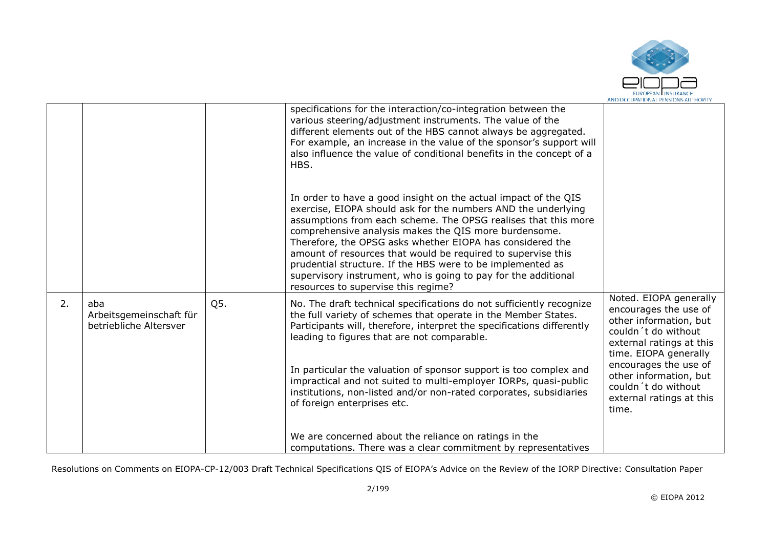|  |  |  | specifications for the interaction/co-integration between the various steering/adjustment instruments. The value of the different elements out of the HBS cannot always be aggregated. For example, an increase in the value of the sponsor's support will also influence the value of conditional benefits in the concept of a HBS.<br><br>In order to have a good insight on the actual impact of the QIS exercise, EIOPA should ask for the numbers AND the underlying assumptions from each scheme. The OPSG realises that this more comprehensive analysis makes the QIS more burdensome. Therefore, the OPSG asks whether EIOPA has considered the amount of resources that would be required to supervise this prudential structure. If the HBS were to be implemented as supervisory instrument, who is going to pay for the additional resources to supervise this regime? |  |
|---|---|---|---|---|
| 2. | aba Arbeitsgemeinschaft für betriebliche Altersver | Q5. | No. The draft technical specifications do not sufficiently recognize the full variety of schemes that operate in the Member States. Participants will, therefore, interpret the specifications differently leading to figures that are not comparable.<br><br>In particular the valuation of sponsor support is too complex and impractical and not suited to multi-employer IORPs, quasi-public institutions, non-listed and/or non-rated corporates, subsidiaries of foreign enterprises etc.<br><br>We are concerned about the reliance on ratings in the computations. There was a clear commitment by representatives | Noted. EIOPA generally encourages the use of other information, but couldn´t do without external ratings at this time. EIOPA generally encourages the use of other information, but couldn´t do without external ratings at this time. |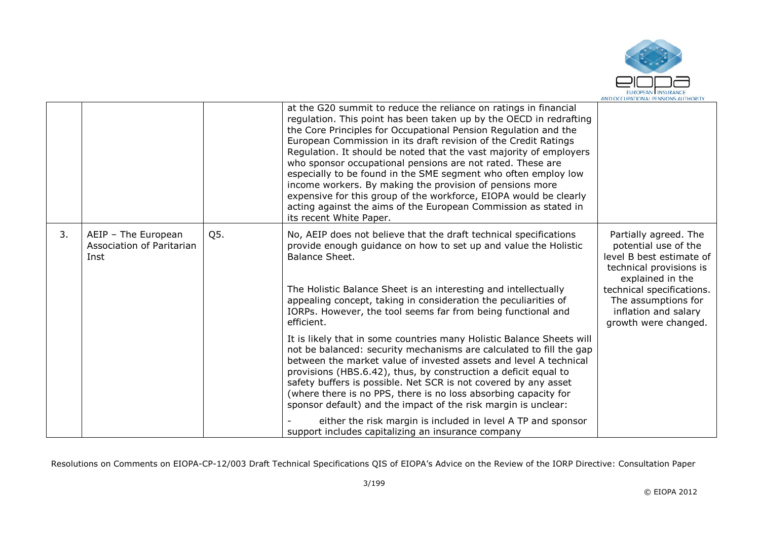|  |  |  | at the G20 summit to reduce the reliance on ratings in financial regulation. This point has been taken up by the OECD in redrafting the Core Principles for Occupational Pension Regulation and the European Commission in its draft revision of the Credit Ratings Regulation. It should be noted that the vast majority of employers who sponsor occupational pensions are not rated. These are especially to be found in the SME segment who often employ low income workers. By making the provision of pensions more expensive for this group of the workforce, EIOPA would be clearly acting against the aims of the European Commission as stated in its recent White Paper. |  |
|---|---|---|---|---|
| 3. | AEIP – The European Association of Paritarian Inst | Q5. | No, AEIP does not believe that the draft technical specifications provide enough guidance on how to set up and value the Holistic Balance Sheet.<br><br>The Holistic Balance Sheet is an interesting and intellectually appealing concept, taking in consideration the peculiarities of IORPs. However, the tool seems far from being functional and efficient.<br><br>It is likely that in some countries many Holistic Balance Sheets will not be balanced: security mechanisms are calculated to fill the gap between the market value of invested assets and level A technical provisions (HBS.6.42), thus, by construction a deficit equal to safety buffers is possible. Net SCR is not covered by any asset (where there is no PPS, there is no loss absorbing capacity for sponsor default) and the impact of the risk margin is unclear:<br><br>- either the risk margin is included in level A TP and sponsor support includes capitalizing an insurance company | Partially agreed. The potential use of the level B best estimate of technical provisions is explained in the technical specifications. The assumptions for inflation and salary growth were changed. |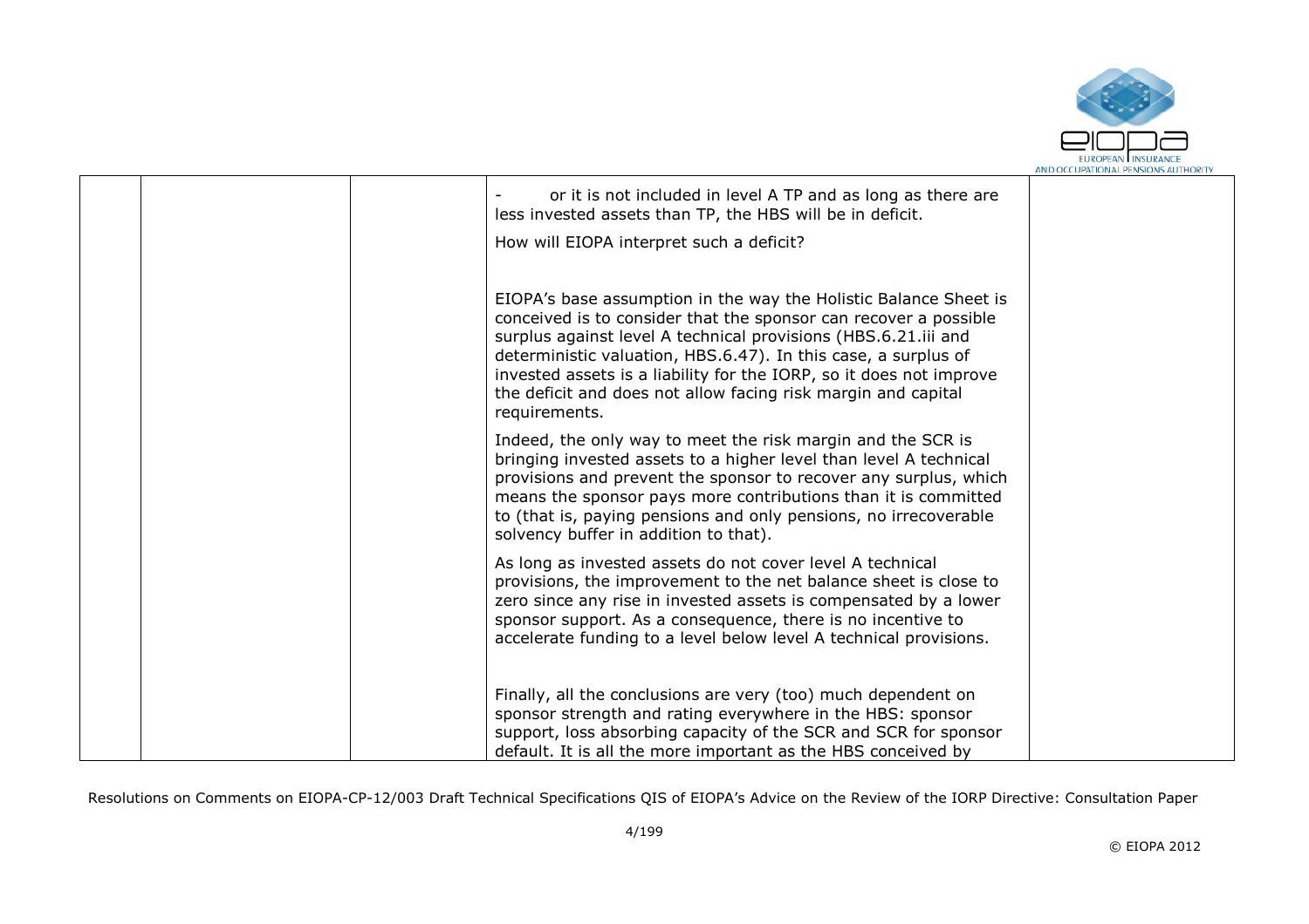|  |  |  | - or it is not included in level A TP and as long as there are less invested assets than TP, the HBS will be in deficit.<br><br>How will EIOPA interpret such a deficit?<br><br>EIOPA's base assumption in the way the Holistic Balance Sheet is conceived is to consider that the sponsor can recover a possible surplus against level A technical provisions (HBS.6.21.iii and deterministic valuation, HBS.6.47). In this case, a surplus of invested assets is a liability for the IORP, so it does not improve the deficit and does not allow facing risk margin and capital requirements.<br><br>Indeed, the only way to meet the risk margin and the SCR is bringing invested assets to a higher level than level A technical provisions and prevent the sponsor to recover any surplus, which means the sponsor pays more contributions than it is committed to (that is, paying pensions and only pensions, no irrecoverable solvency buffer in addition to that).<br><br>As long as invested assets do not cover level A technical provisions, the improvement to the net balance sheet is close to zero since any rise in invested assets is compensated by a lower sponsor support. As a consequence, there is no incentive to accelerate funding to a level below level A technical provisions.<br><br>Finally, all the conclusions are very (too) much dependent on sponsor strength and rating everywhere in the HBS: sponsor support, loss absorbing capacity of the SCR and SCR for sponsor default. It is all the more important as the HBS conceived by |  |
|---|---|---|---|---|

Resolutions on Comments on EIOPA-CP-12/003 Draft Technical Specifications QIS of EIOPA's Advice on the Review of the IORP Directive: Consultation Paper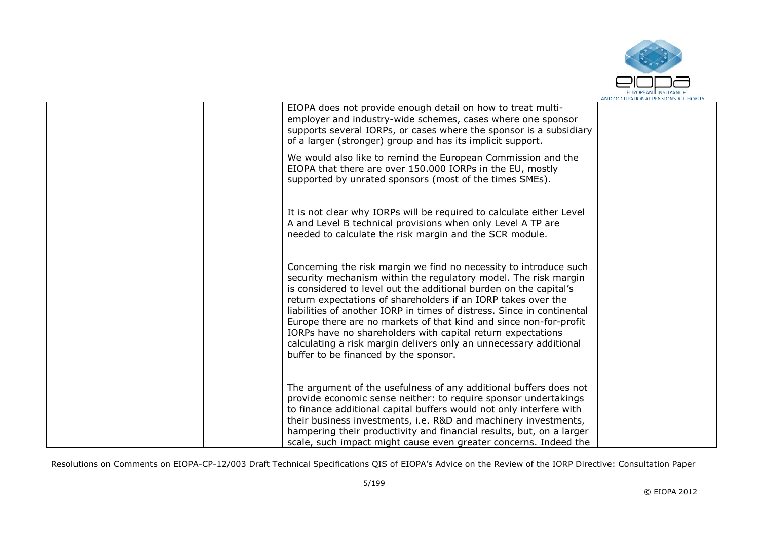| | | | | |
|---|---|---|---|---|
| | | | EIOPA does not provide enough detail on how to treat multi-employer and industry-wide schemes, cases where one sponsor supports several IORPs, or cases where the sponsor is a subsidiary of a larger (stronger) group and has its implicit support.<br><br>We would also like to remind the European Commission and the EIOPA that there are over 150.000 IORPs in the EU, mostly supported by unrated sponsors (most of the times SMEs).<br><br>It is not clear why IORPs will be required to calculate either Level A and Level B technical provisions when only Level A TP are needed to calculate the risk margin and the SCR module.<br><br>Concerning the risk margin we find no necessity to introduce such security mechanism within the regulatory model. The risk margin is considered to level out the additional burden on the capital's return expectations of shareholders if an IORP takes over the liabilities of another IORP in times of distress. Since in continental Europe there are no markets of that kind and since non-for-profit IORPs have no shareholders with capital return expectations calculating a risk margin delivers only an unnecessary additional buffer to be financed by the sponsor.<br><br>The argument of the usefulness of any additional buffers does not provide economic sense neither: to require sponsor undertakings to finance additional capital buffers would not only interfere with their business investments, i.e. R&D and machinery investments, hampering their productivity and financial results, but, on a larger scale, such impact might cause even greater concerns. Indeed the | |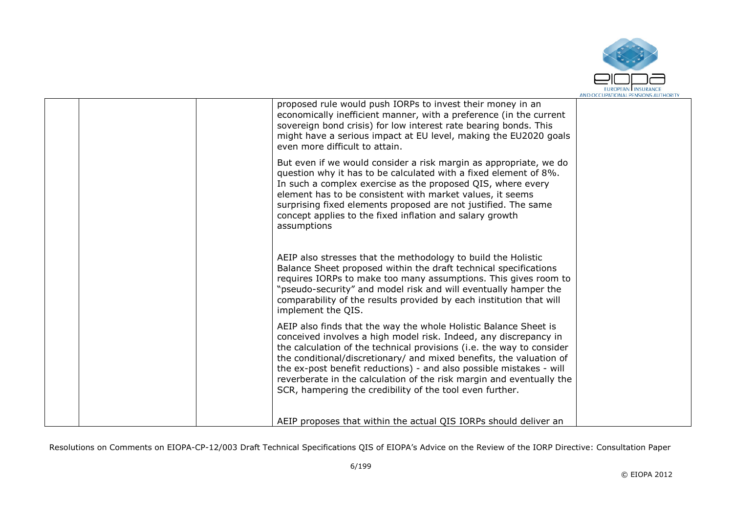| | | | | |
|---|---|---|---|---|
| | | | proposed rule would push IORPs to invest their money in an economically inefficient manner, with a preference (in the current sovereign bond crisis) for low interest rate bearing bonds. This might have a serious impact at EU level, making the EU2020 goals even more difficult to attain.<br><br>But even if we would consider a risk margin as appropriate, we do question why it has to be calculated with a fixed element of 8%. In such a complex exercise as the proposed QIS, where every element has to be consistent with market values, it seems surprising fixed elements proposed are not justified. The same concept applies to the fixed inflation and salary growth assumptions<br><br>AEIP also stresses that the methodology to build the Holistic Balance Sheet proposed within the draft technical specifications requires IORPs to make too many assumptions. This gives room to "pseudo-security" and model risk and will eventually hamper the comparability of the results provided by each institution that will implement the QIS.<br><br>AEIP also finds that the way the whole Holistic Balance Sheet is conceived involves a high model risk. Indeed, any discrepancy in the calculation of the technical provisions (i.e. the way to consider the conditional/discretionary/ and mixed benefits, the valuation of the ex-post benefit reductions) - and also possible mistakes - will reverberate in the calculation of the risk margin and eventually the SCR, hampering the credibility of the tool even further.<br><br>AEIP proposes that within the actual QIS IORPs should deliver an | |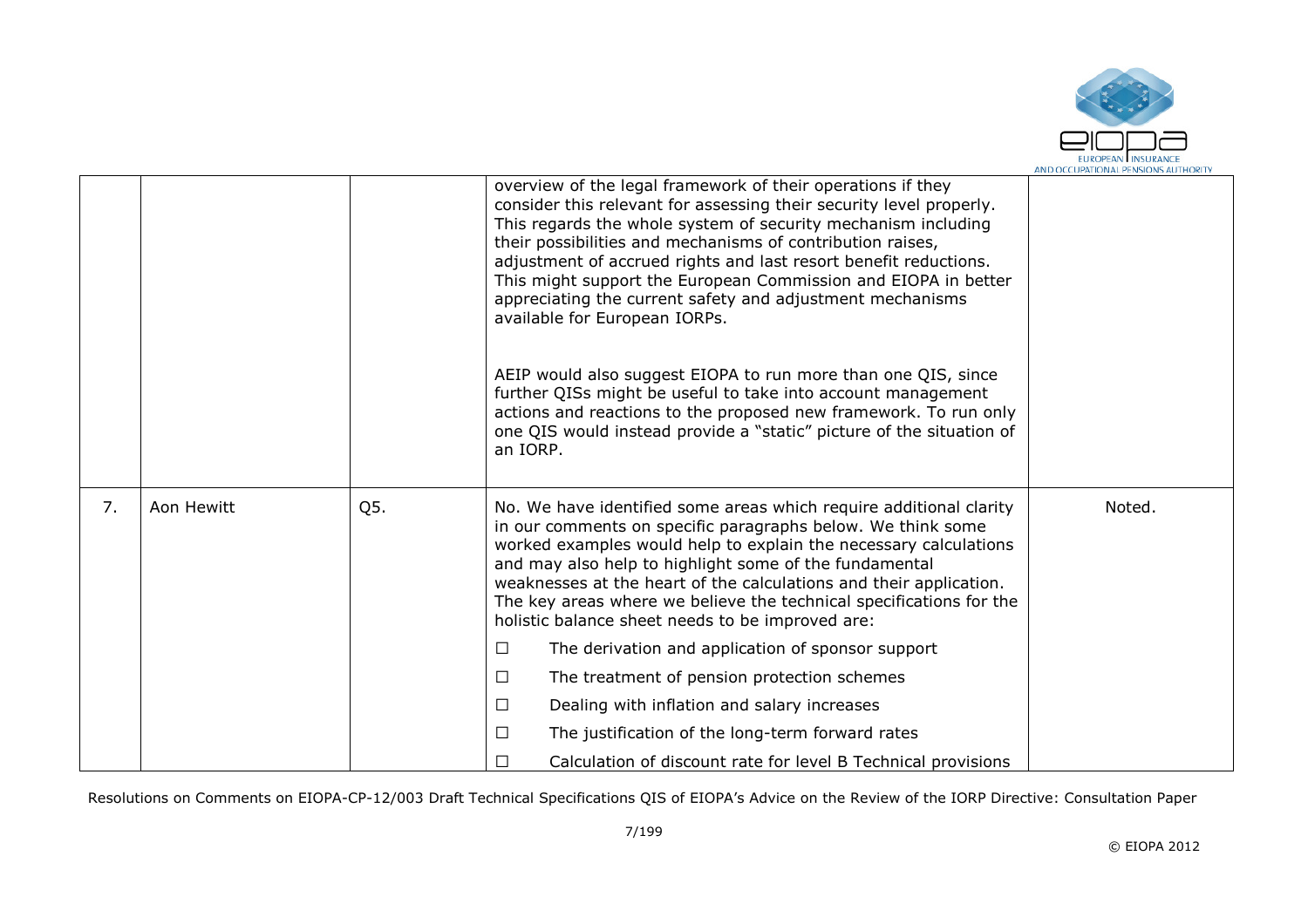|  |  |  |  |  |
|---|---|---|---|---|
|  |  |  | overview of the legal framework of their operations if they consider this relevant for assessing their security level properly. This regards the whole system of security mechanism including their possibilities and mechanisms of contribution raises, adjustment of accrued rights and last resort benefit reductions. This might support the European Commission and EIOPA in better appreciating the current safety and adjustment mechanisms available for European IORPs.<br><br>AEIP would also suggest EIOPA to run more than one QIS, since further QISs might be useful to take into account management actions and reactions to the proposed new framework. To run only one QIS would instead provide a "static" picture of the situation of an IORP. |  |
| 7. | Aon Hewitt | Q5. | No. We have identified some areas which require additional clarity in our comments on specific paragraphs below. We think some worked examples would help to explain the necessary calculations and may also help to highlight some of the fundamental weaknesses at the heart of the calculations and their application. The key areas where we believe the technical specifications for the holistic balance sheet needs to be improved are:<br>☐ The derivation and application of sponsor support<br>☐ The treatment of pension protection schemes<br>☐ Dealing with inflation and salary increases<br>☐ The justification of the long-term forward rates<br>☐ Calculation of discount rate for level B Technical provisions | Noted. |

Resolutions on Comments on EIOPA-CP-12/003 Draft Technical Specifications QIS of EIOPA's Advice on the Review of the IORP Directive: Consultation Paper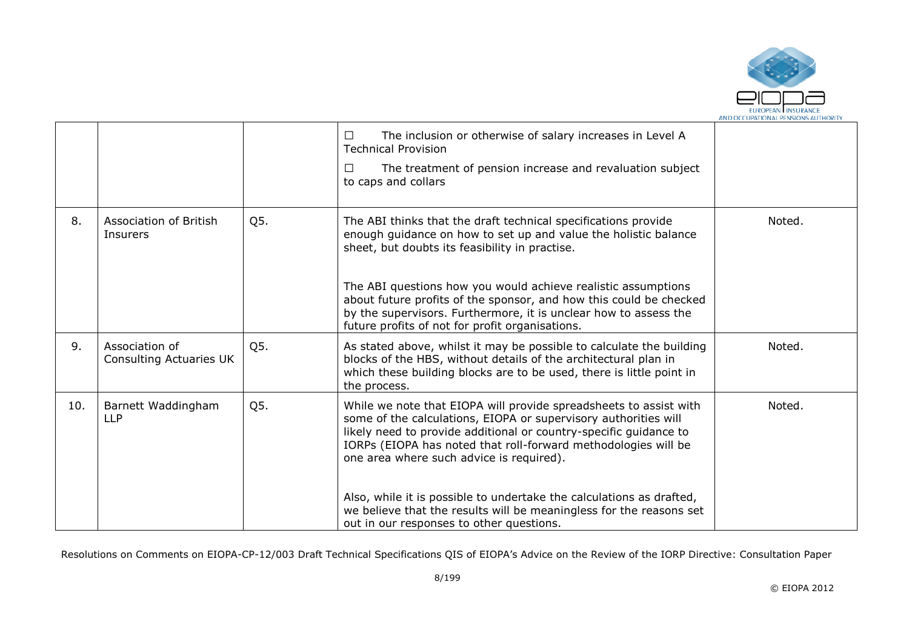| | | | | |
|---|---|---|---|---|
| | | | ☐ The inclusion or otherwise of salary increases in Level A Technical Provision<br><br>☐ The treatment of pension increase and revaluation subject to caps and collars | |
| 8. | Association of British Insurers | Q5. | The ABI thinks that the draft technical specifications provide enough guidance on how to set up and value the holistic balance sheet, but doubts its feasibility in practise.<br><br>The ABI questions how you would achieve realistic assumptions about future profits of the sponsor, and how this could be checked by the supervisors. Furthermore, it is unclear how to assess the future profits of not for profit organisations. | Noted. |
| 9. | Association of Consulting Actuaries UK | Q5. | As stated above, whilst it may be possible to calculate the building blocks of the HBS, without details of the architectural plan in which these building blocks are to be used, there is little point in the process. | Noted. |
| 10. | Barnett Waddingham LLP | Q5. | While we note that EIOPA will provide spreadsheets to assist with some of the calculations, EIOPA or supervisory authorities will likely need to provide additional or country-specific guidance to IORPs (EIOPA has noted that roll-forward methodologies will be one area where such advice is required).<br><br>Also, while it is possible to undertake the calculations as drafted, we believe that the results will be meaningless for the reasons set out in our responses to other questions. | Noted. |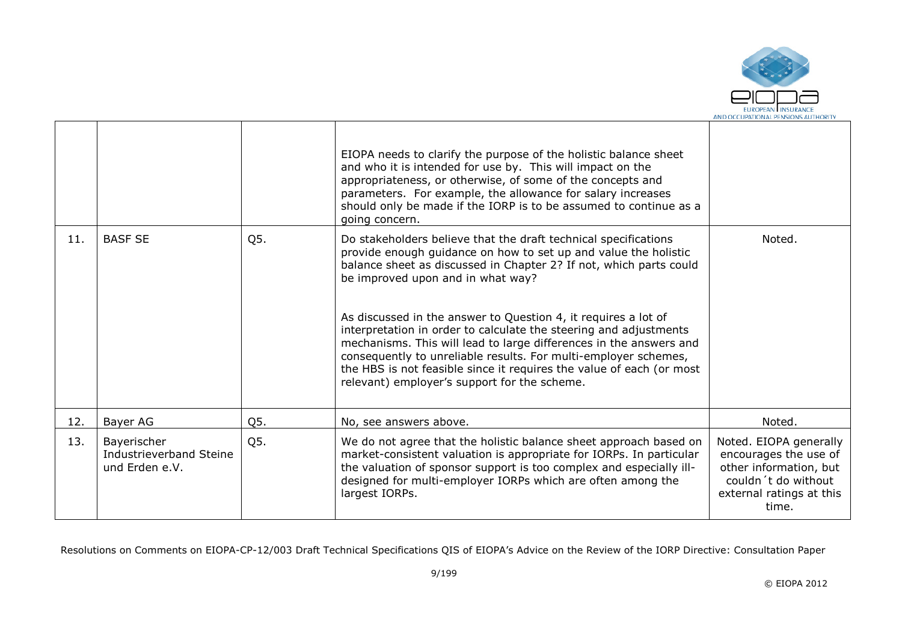|  |  |  | EIOPA needs to clarify the purpose of the holistic balance sheet and who it is intended for use by. This will impact on the appropriateness, or otherwise, of some of the concepts and parameters. For example, the allowance for salary increases should only be made if the IORP is to be assumed to continue as a going concern. |  |
|---|---|---|---|---|
| 11. | BASF SE | Q5. | Do stakeholders believe that the draft technical specifications provide enough guidance on how to set up and value the holistic balance sheet as discussed in Chapter 2? If not, which parts could be improved upon and in what way?<br><br>As discussed in the answer to Question 4, it requires a lot of interpretation in order to calculate the steering and adjustments mechanisms. This will lead to large differences in the answers and consequently to unreliable results. For multi-employer schemes, the HBS is not feasible since it requires the value of each (or most relevant) employer's support for the scheme. | Noted. |
| 12. | Bayer AG | Q5. | No, see answers above. | Noted. |
| 13. | Bayerischer Industrieverband Steine und Erden e.V. | Q5. | We do not agree that the holistic balance sheet approach based on market-consistent valuation is appropriate for IORPs. In particular the valuation of sponsor support is too complex and especially ill-designed for multi-employer IORPs which are often among the largest IORPs. | Noted. EIOPA generally encourages the use of other information, but couldn´t do without external ratings at this time. |

Resolutions on Comments on EIOPA-CP-12/003 Draft Technical Specifications QIS of EIOPA's Advice on the Review of the IORP Directive: Consultation Paper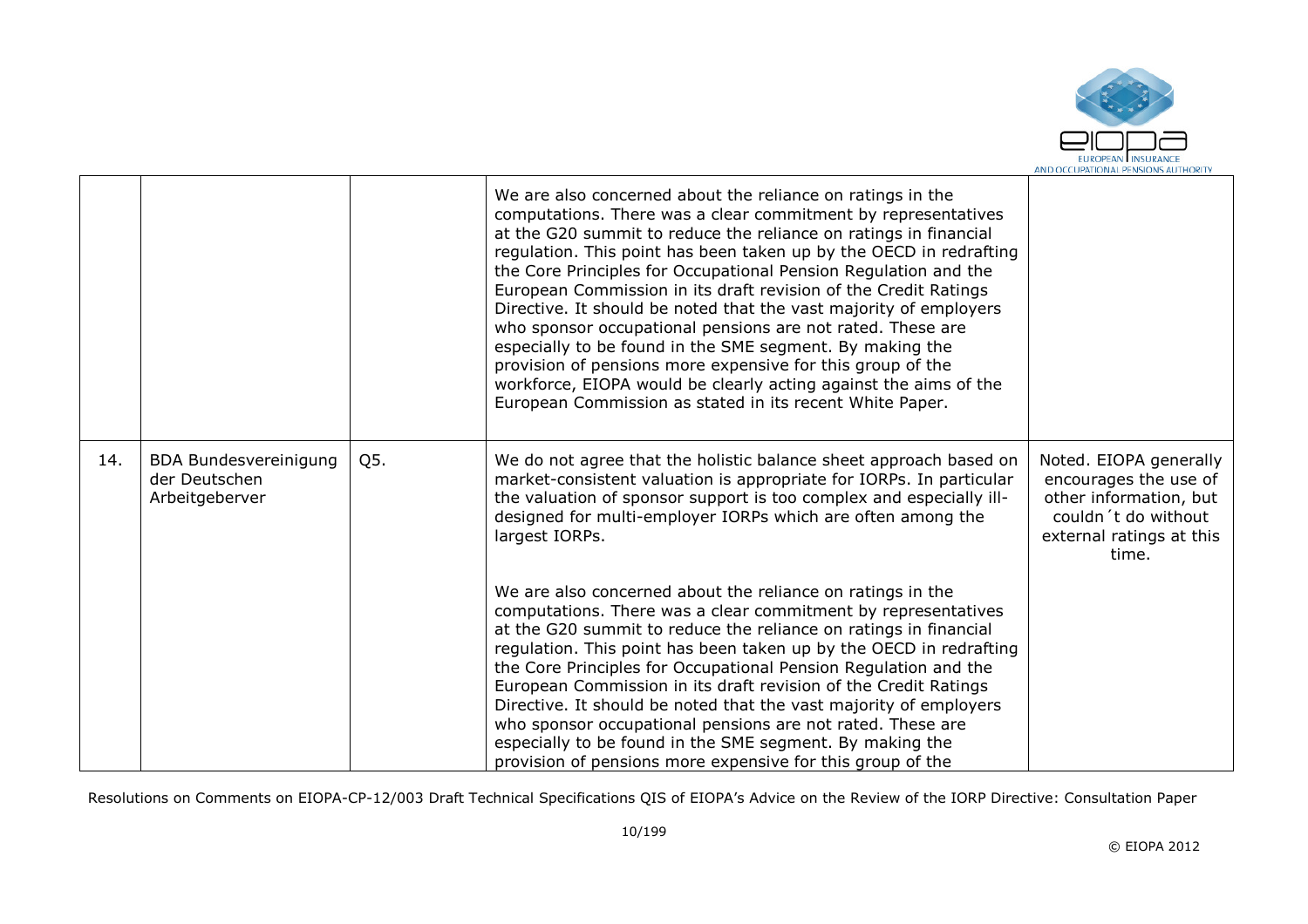|  |  |  |  |  |
|---|---|---|---|---|
|  |  |  | We are also concerned about the reliance on ratings in the computations. There was a clear commitment by representatives at the G20 summit to reduce the reliance on ratings in financial regulation. This point has been taken up by the OECD in redrafting the Core Principles for Occupational Pension Regulation and the European Commission in its draft revision of the Credit Ratings Directive. It should be noted that the vast majority of employers who sponsor occupational pensions are not rated. These are especially to be found in the SME segment. By making the provision of pensions more expensive for this group of the workforce, EIOPA would be clearly acting against the aims of the European Commission as stated in its recent White Paper. |  |
| 14. | BDA Bundesvereinigung der Deutschen Arbeitgeberver | Q5. | We do not agree that the holistic balance sheet approach based on market-consistent valuation is appropriate for IORPs. In particular the valuation of sponsor support is too complex and especially ill-designed for multi-employer IORPs which are often among the largest IORPs.<br><br>We are also concerned about the reliance on ratings in the computations. There was a clear commitment by representatives at the G20 summit to reduce the reliance on ratings in financial regulation. This point has been taken up by the OECD in redrafting the Core Principles for Occupational Pension Regulation and the European Commission in its draft revision of the Credit Ratings Directive. It should be noted that the vast majority of employers who sponsor occupational pensions are not rated. These are especially to be found in the SME segment. By making the provision of pensions more expensive for this group of the | Noted. EIOPA generally encourages the use of other information, but couldn´t do without external ratings at this time. |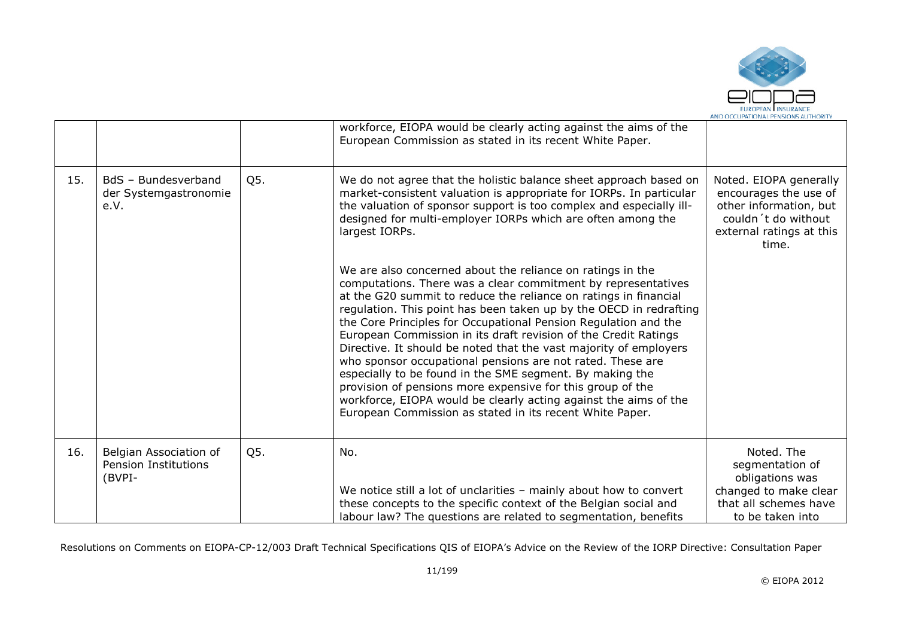|  |  |  | workforce, EIOPA would be clearly acting against the aims of the European Commission as stated in its recent White Paper. |  |
|---|---|---|---|---|
| 15. | BdS – Bundesverband der Systemgastronomie e.V. | Q5. | We do not agree that the holistic balance sheet approach based on market-consistent valuation is appropriate for IORPs. In particular the valuation of sponsor support is too complex and especially ill-designed for multi-employer IORPs which are often among the largest IORPs.<br><br>We are also concerned about the reliance on ratings in the computations. There was a clear commitment by representatives at the G20 summit to reduce the reliance on ratings in financial regulation. This point has been taken up by the OECD in redrafting the Core Principles for Occupational Pension Regulation and the European Commission in its draft revision of the Credit Ratings Directive. It should be noted that the vast majority of employers who sponsor occupational pensions are not rated. These are especially to be found in the SME segment. By making the provision of pensions more expensive for this group of the workforce, EIOPA would be clearly acting against the aims of the European Commission as stated in its recent White Paper. | Noted. EIOPA generally encourages the use of other information, but couldn´t do without external ratings at this time. |
| 16. | Belgian Association of Pension Institutions (BVPI- | Q5. | No.<br><br>We notice still a lot of unclarities – mainly about how to convert these concepts to the specific context of the Belgian social and labour law? The questions are related to segmentation, benefits | Noted. The segmentation of obligations was changed to make clear that all schemes have to be taken into |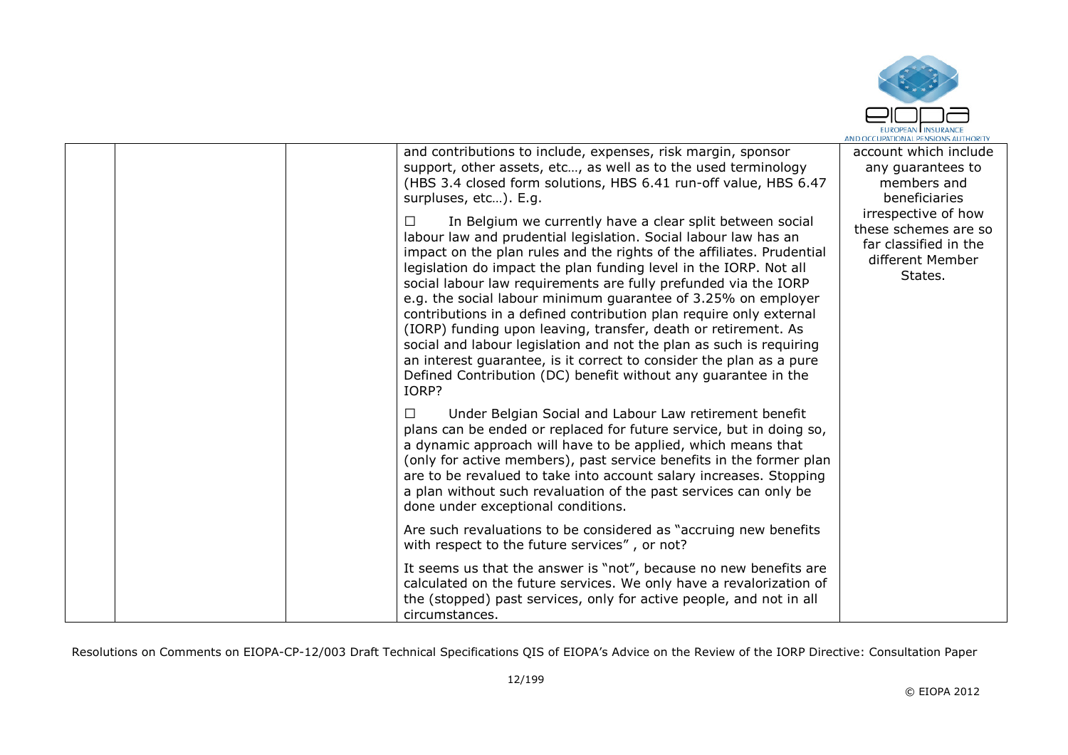|  |  |  | and contributions to include, expenses, risk margin, sponsor support, other assets, etc…, as well as to the used terminology (HBS 3.4 closed form solutions, HBS 6.41 run-off value, HBS 6.47 surpluses, etc…). E.g.<br><br>☐ In Belgium we currently have a clear split between social labour law and prudential legislation. Social labour law has an impact on the plan rules and the rights of the affiliates. Prudential legislation do impact the plan funding level in the IORP. Not all social labour law requirements are fully prefunded via the IORP e.g. the social labour minimum guarantee of 3.25% on employer contributions in a defined contribution plan require only external (IORP) funding upon leaving, transfer, death or retirement. As social and labour legislation and not the plan as such is requiring an interest guarantee, is it correct to consider the plan as a pure Defined Contribution (DC) benefit without any guarantee in the IORP?<br><br>☐ Under Belgian Social and Labour Law retirement benefit plans can be ended or replaced for future service, but in doing so, a dynamic approach will have to be applied, which means that (only for active members), past service benefits in the former plan are to be revalued to take into account salary increases. Stopping a plan without such revaluation of the past services can only be done under exceptional conditions.<br><br>Are such revaluations to be considered as "accruing new benefits with respect to the future services" , or not?<br><br>It seems us that the answer is "not", because no new benefits are calculated on the future services. We only have a revalorization of the (stopped) past services, only for active people, and not in all circumstances. | account which include any guarantees to members and beneficiaries irrespective of how these schemes are so far classified in the different Member States. |
|---|---|---|---|---|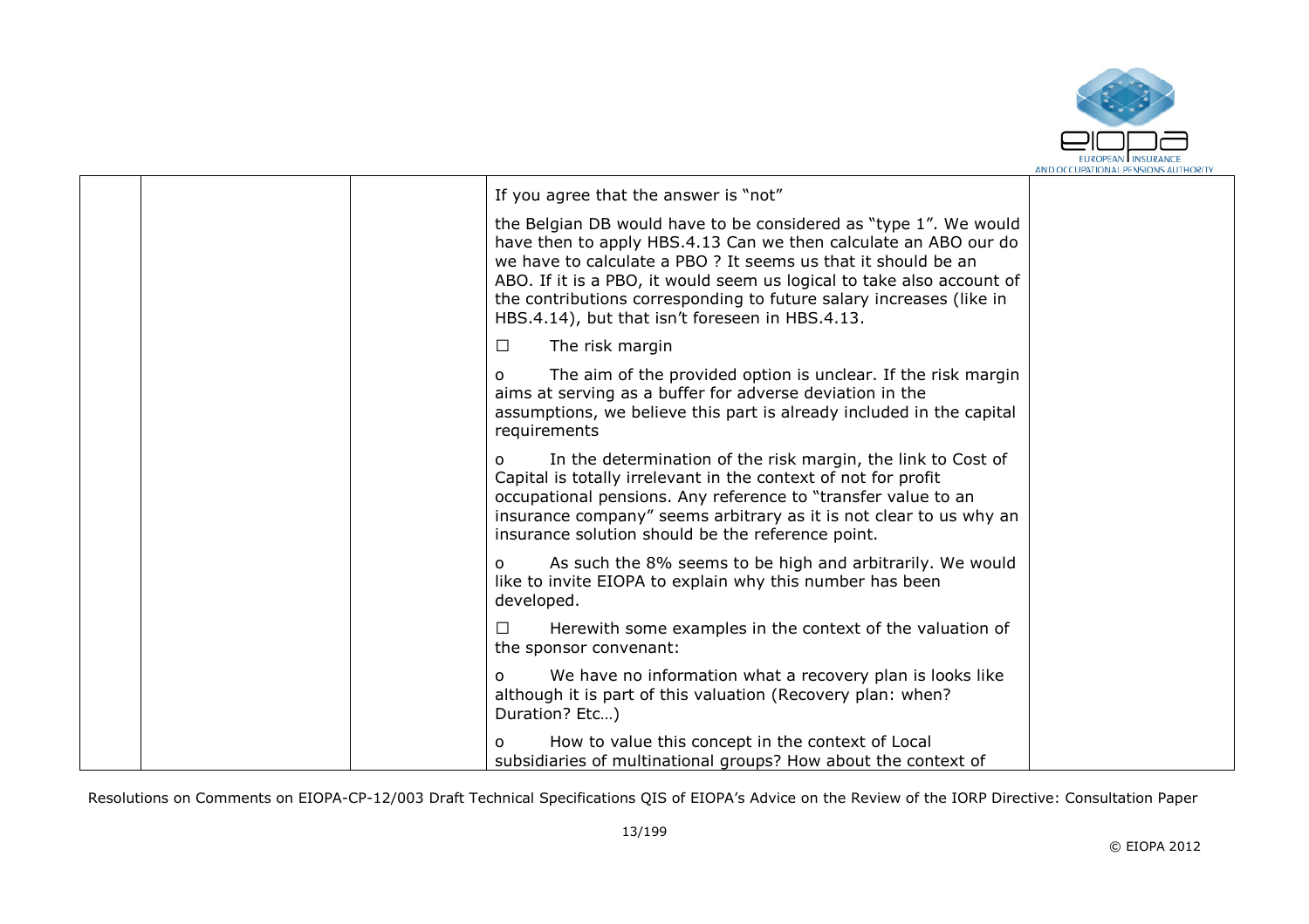|  |  |  | If you agree that the answer is "not"<br><br>the Belgian DB would have to be considered as "type 1". We would have then to apply HBS.4.13 Can we then calculate an ABO our do we have to calculate a PBO ? It seems us that it should be an ABO. If it is a PBO, it would seem us logical to take also account of the contributions corresponding to future salary increases (like in HBS.4.14), but that isn't foreseen in HBS.4.13.<br><br>☐ The risk margin<br><br>o The aim of the provided option is unclear. If the risk margin aims at serving as a buffer for adverse deviation in the assumptions, we believe this part is already included in the capital requirements<br><br>o In the determination of the risk margin, the link to Cost of Capital is totally irrelevant in the context of not for profit occupational pensions. Any reference to "transfer value to an insurance company" seems arbitrary as it is not clear to us why an insurance solution should be the reference point.<br><br>o As such the 8% seems to be high and arbitrarily. We would like to invite EIOPA to explain why this number has been developed.<br><br>☐ Herewith some examples in the context of the valuation of the sponsor convenant:<br><br>o We have no information what a recovery plan is looks like although it is part of this valuation (Recovery plan: when? Duration? Etc…)<br><br>o How to value this concept in the context of Local subsidiaries of multinational groups? How about the context of |  |
|---|---|---|---|---|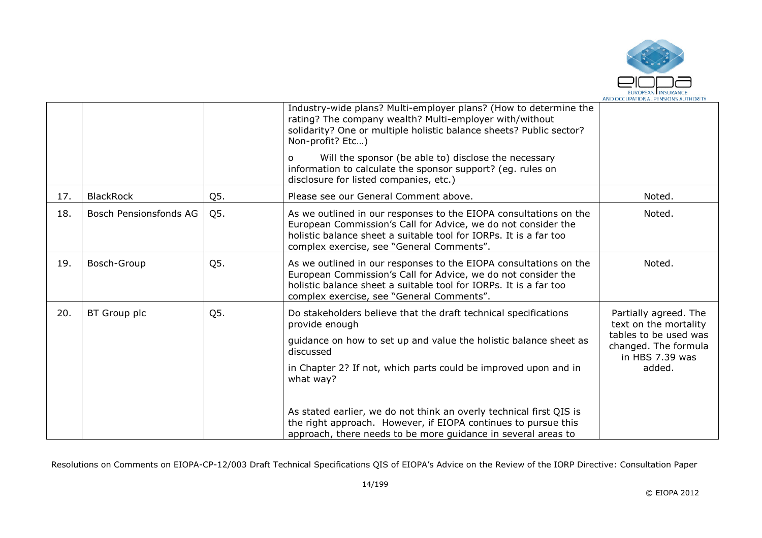|  |  |  |  |  |
|---|---|---|---|---|
|  |  |  | Industry-wide plans? Multi-employer plans? (How to determine the rating? The company wealth? Multi-employer with/without solidarity? One or multiple holistic balance sheets? Public sector? Non-profit? Etc…)<br><br>o Will the sponsor (be able to) disclose the necessary information to calculate the sponsor support? (eg. rules on disclosure for listed companies, etc.) |  |
| 17. | BlackRock | Q5. | Please see our General Comment above. | Noted. |
| 18. | Bosch Pensionsfonds AG | Q5. | As we outlined in our responses to the EIOPA consultations on the European Commission's Call for Advice, we do not consider the holistic balance sheet a suitable tool for IORPs. It is a far too complex exercise, see "General Comments". | Noted. |
| 19. | Bosch-Group | Q5. | As we outlined in our responses to the EIOPA consultations on the European Commission's Call for Advice, we do not consider the holistic balance sheet a suitable tool for IORPs. It is a far too complex exercise, see "General Comments". | Noted. |
| 20. | BT Group plc | Q5. | Do stakeholders believe that the draft technical specifications provide enough<br><br>guidance on how to set up and value the holistic balance sheet as discussed<br><br>in Chapter 2? If not, which parts could be improved upon and in what way?<br><br>As stated earlier, we do not think an overly technical first QIS is the right approach. However, if EIOPA continues to pursue this approach, there needs to be more guidance in several areas to | Partially agreed. The text on the mortality tables to be used was changed. The formula in HBS 7.39 was added. |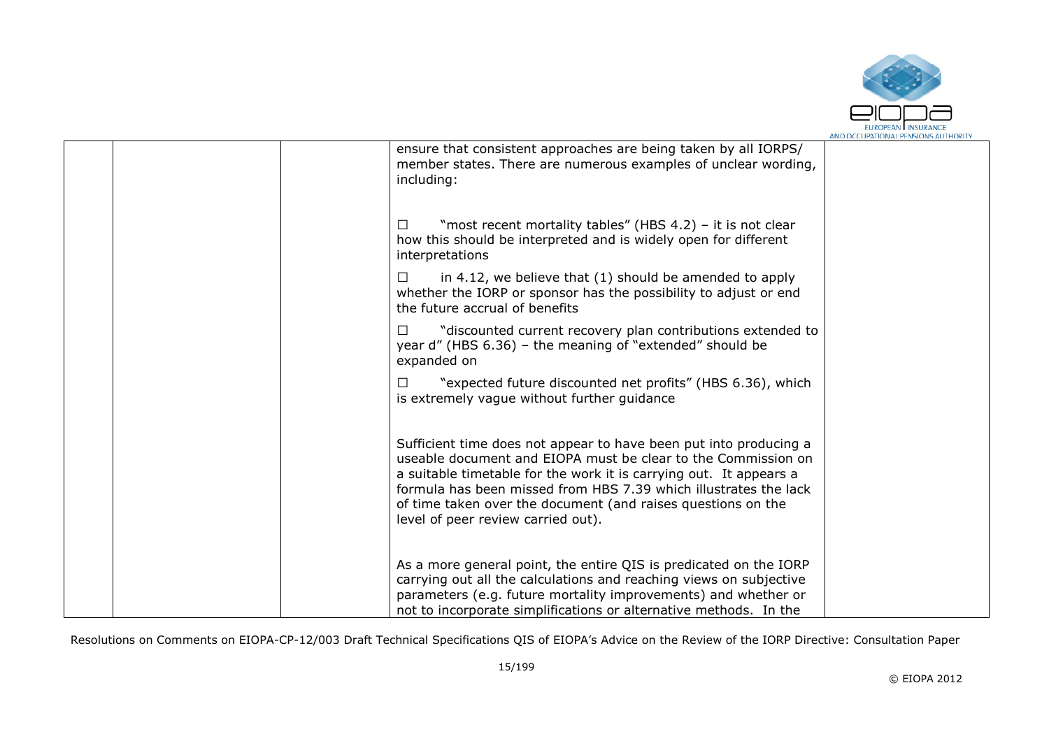| | | | | |
|---|---|---|---|---|
| | | | ensure that consistent approaches are being taken by all IORPS/ member states. There are numerous examples of unclear wording, including:<br><br>☐ "most recent mortality tables" (HBS 4.2) – it is not clear how this should be interpreted and is widely open for different interpretations<br><br>☐ in 4.12, we believe that (1) should be amended to apply whether the IORP or sponsor has the possibility to adjust or end the future accrual of benefits<br><br>☐ "discounted current recovery plan contributions extended to year d" (HBS 6.36) – the meaning of "extended" should be expanded on<br><br>☐ "expected future discounted net profits" (HBS 6.36), which is extremely vague without further guidance<br><br>Sufficient time does not appear to have been put into producing a useable document and EIOPA must be clear to the Commission on a suitable timetable for the work it is carrying out. It appears a formula has been missed from HBS 7.39 which illustrates the lack of time taken over the document (and raises questions on the level of peer review carried out).<br><br>As a more general point, the entire QIS is predicated on the IORP carrying out all the calculations and reaching views on subjective parameters (e.g. future mortality improvements) and whether or not to incorporate simplifications or alternative methods. In the | |

Resolutions on Comments on EIOPA-CP-12/003 Draft Technical Specifications QIS of EIOPA's Advice on the Review of the IORP Directive: Consultation Paper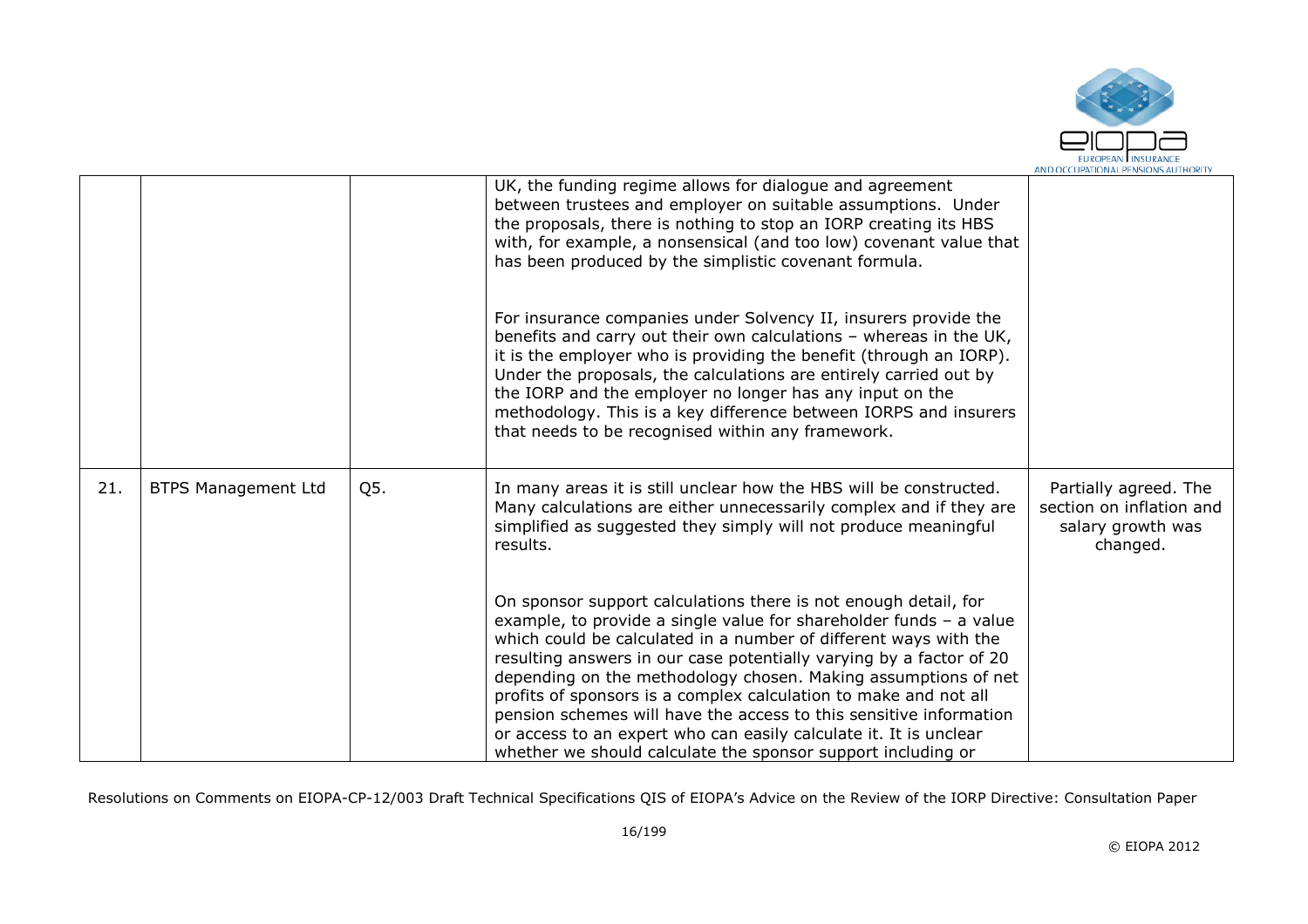|  |  |  |  |  |
|---|---|---|---|---|
|  |  |  | UK, the funding regime allows for dialogue and agreement between trustees and employer on suitable assumptions. Under the proposals, there is nothing to stop an IORP creating its HBS with, for example, a nonsensical (and too low) covenant value that has been produced by the simplistic covenant formula.<br><br>For insurance companies under Solvency II, insurers provide the benefits and carry out their own calculations – whereas in the UK, it is the employer who is providing the benefit (through an IORP). Under the proposals, the calculations are entirely carried out by the IORP and the employer no longer has any input on the methodology. This is a key difference between IORPS and insurers that needs to be recognised within any framework. |  |
| 21. | BTPS Management Ltd | Q5. | In many areas it is still unclear how the HBS will be constructed. Many calculations are either unnecessarily complex and if they are simplified as suggested they simply will not produce meaningful results.<br><br>On sponsor support calculations there is not enough detail, for example, to provide a single value for shareholder funds – a value which could be calculated in a number of different ways with the resulting answers in our case potentially varying by a factor of 20 depending on the methodology chosen. Making assumptions of net profits of sponsors is a complex calculation to make and not all pension schemes will have the access to this sensitive information or access to an expert who can easily calculate it. It is unclear whether we should calculate the sponsor support including or | Partially agreed. The section on inflation and salary growth was changed. |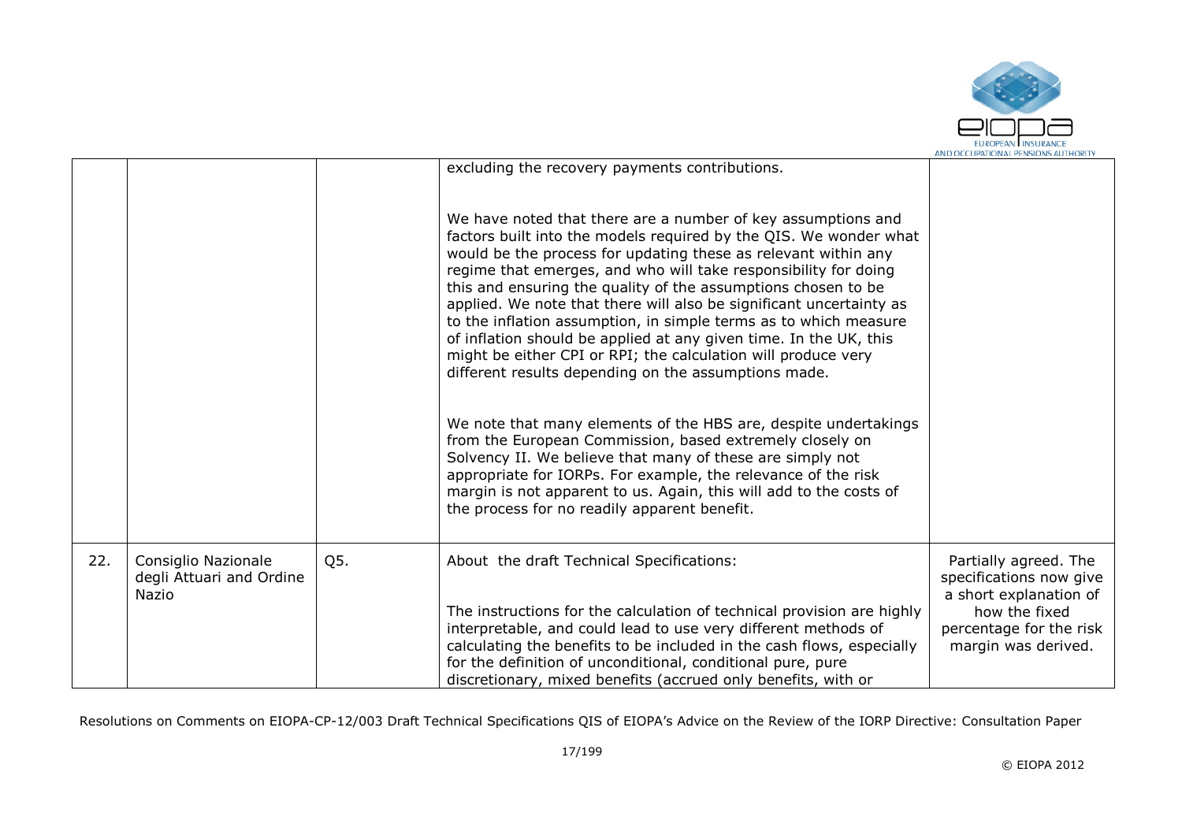| | | | | |
|---|---|---|---|---|
| | | | excluding the recovery payments contributions.<br><br>We have noted that there are a number of key assumptions and factors built into the models required by the QIS. We wonder what would be the process for updating these as relevant within any regime that emerges, and who will take responsibility for doing this and ensuring the quality of the assumptions chosen to be applied. We note that there will also be significant uncertainty as to the inflation assumption, in simple terms as to which measure of inflation should be applied at any given time. In the UK, this might be either CPI or RPI; the calculation will produce very different results depending on the assumptions made.<br><br>We note that many elements of the HBS are, despite undertakings from the European Commission, based extremely closely on Solvency II. We believe that many of these are simply not appropriate for IORPs. For example, the relevance of the risk margin is not apparent to us. Again, this will add to the costs of the process for no readily apparent benefit. | |
| 22. | Consiglio Nazionale degli Attuari and Ordine Nazio | Q5. | About the draft Technical Specifications:<br><br>The instructions for the calculation of technical provision are highly interpretable, and could lead to use very different methods of calculating the benefits to be included in the cash flows, especially for the definition of unconditional, conditional pure, pure discretionary, mixed benefits (accrued only benefits, with or | Partially agreed. The specifications now give a short explanation of how the fixed percentage for the risk margin was derived. |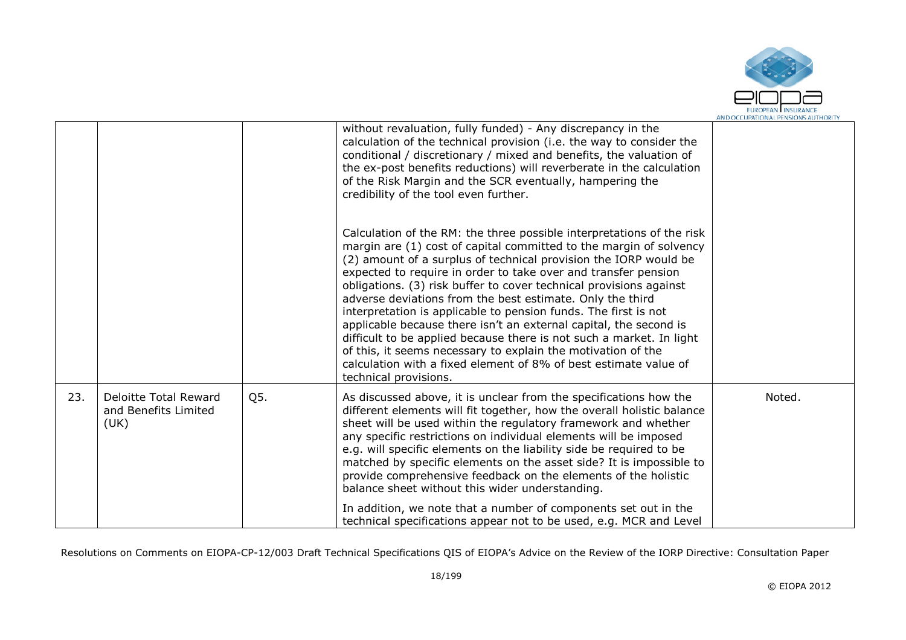|  |  |  |  |  |
|---|---|---|---|---|
|  |  |  | without revaluation, fully funded) - Any discrepancy in the calculation of the technical provision (i.e. the way to consider the conditional / discretionary / mixed and benefits, the valuation of the ex-post benefits reductions) will reverberate in the calculation of the Risk Margin and the SCR eventually, hampering the credibility of the tool even further.<br><br>Calculation of the RM: the three possible interpretations of the risk margin are (1) cost of capital committed to the margin of solvency (2) amount of a surplus of technical provision the IORP would be expected to require in order to take over and transfer pension obligations. (3) risk buffer to cover technical provisions against adverse deviations from the best estimate. Only the third interpretation is applicable to pension funds. The first is not applicable because there isn't an external capital, the second is difficult to be applied because there is not such a market. In light of this, it seems necessary to explain the motivation of the calculation with a fixed element of 8% of best estimate value of technical provisions. |  |
| 23. | Deloitte Total Reward and Benefits Limited (UK) | Q5. | As discussed above, it is unclear from the specifications how the different elements will fit together, how the overall holistic balance sheet will be used within the regulatory framework and whether any specific restrictions on individual elements will be imposed e.g. will specific elements on the liability side be required to be matched by specific elements on the asset side? It is impossible to provide comprehensive feedback on the elements of the holistic balance sheet without this wider understanding.<br><br>In addition, we note that a number of components set out in the technical specifications appear not to be used, e.g. MCR and Level | Noted. |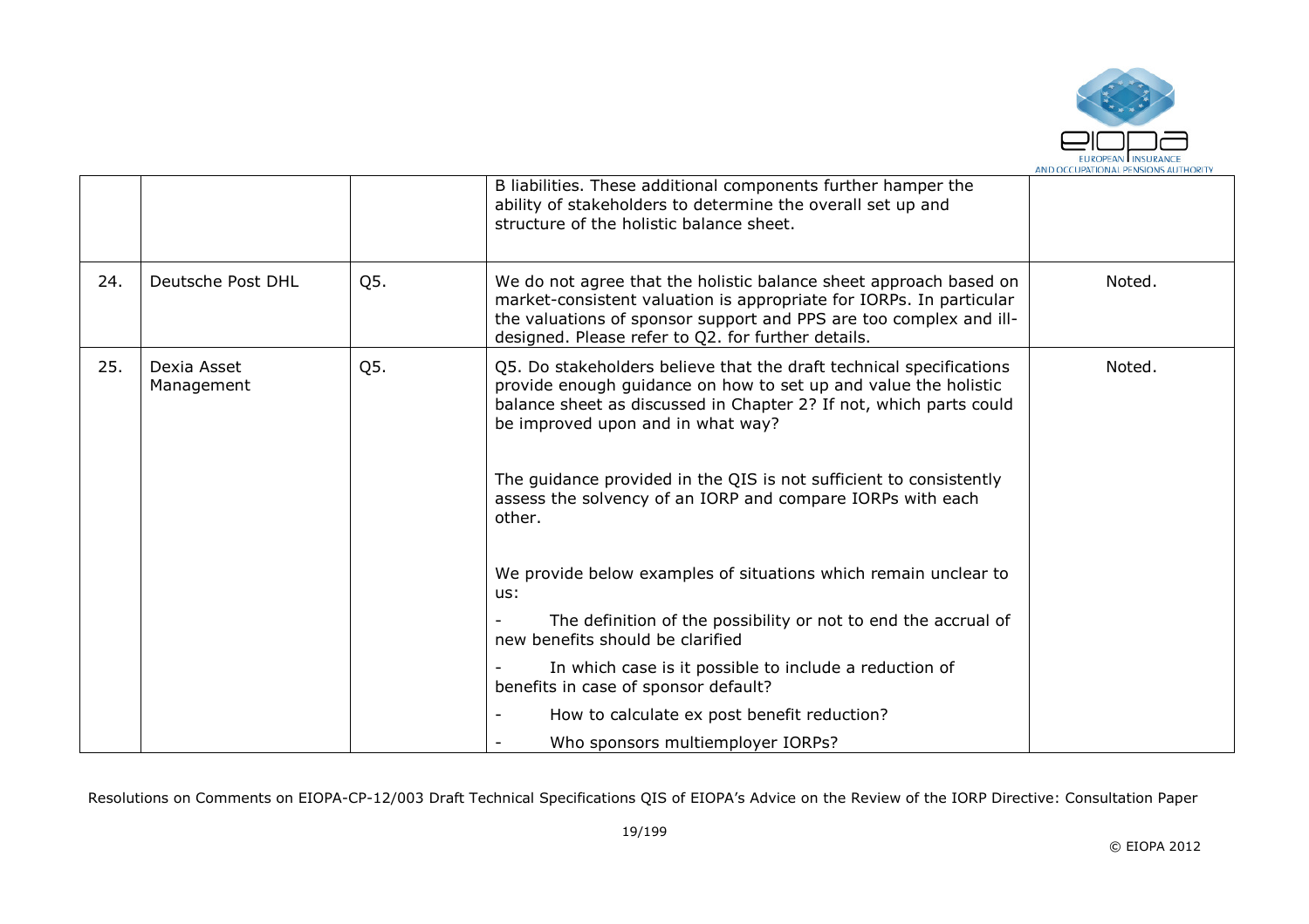| | | | | |
|---|---|---|---|---|
| | | | B liabilities. These additional components further hamper the ability of stakeholders to determine the overall set up and structure of the holistic balance sheet. | |
| 24. | Deutsche Post DHL | Q5. | We do not agree that the holistic balance sheet approach based on market-consistent valuation is appropriate for IORPs. In particular the valuations of sponsor support and PPS are too complex and ill-designed. Please refer to Q2. for further details. | Noted. |
| 25. | Dexia Asset Management | Q5. | Q5. Do stakeholders believe that the draft technical specifications provide enough guidance on how to set up and value the holistic balance sheet as discussed in Chapter 2? If not, which parts could be improved upon and in what way?<br><br>The guidance provided in the QIS is not sufficient to consistently assess the solvency of an IORP and compare IORPs with each other.<br><br>We provide below examples of situations which remain unclear to us:<br>- The definition of the possibility or not to end the accrual of new benefits should be clarified<br>- In which case is it possible to include a reduction of benefits in case of sponsor default?<br>- How to calculate ex post benefit reduction?<br>- Who sponsors multiemployer IORPs? | Noted. |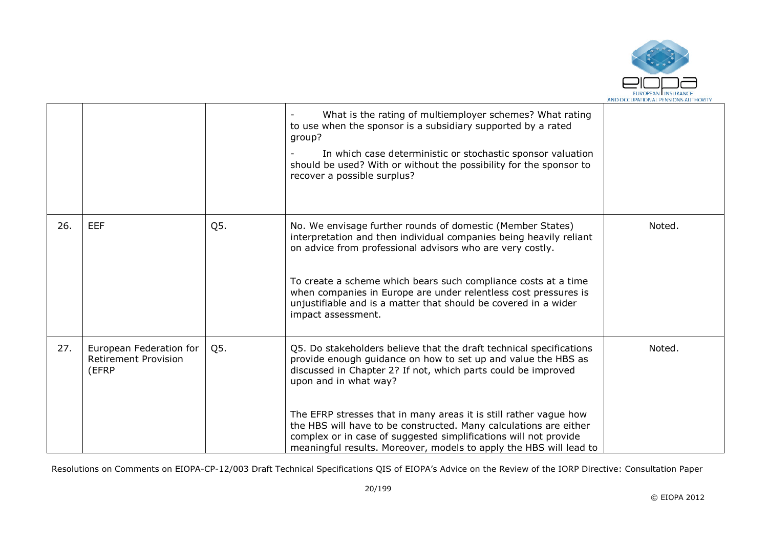| | | | | |
|---|---|---|---|---|
| | | | - What is the rating of multiemployer schemes? What rating to use when the sponsor is a subsidiary supported by a rated group?<br><br>- In which case deterministic or stochastic sponsor valuation should be used? With or without the possibility for the sponsor to recover a possible surplus? | |
| 26. | EEF | Q5. | No. We envisage further rounds of domestic (Member States) interpretation and then individual companies being heavily reliant on advice from professional advisors who are very costly.<br><br>To create a scheme which bears such compliance costs at a time when companies in Europe are under relentless cost pressures is unjustifiable and is a matter that should be covered in a wider impact assessment. | Noted. |
| 27. | European Federation for Retirement Provision (EFRP | Q5. | Q5. Do stakeholders believe that the draft technical specifications provide enough guidance on how to set up and value the HBS as discussed in Chapter 2? If not, which parts could be improved upon and in what way?<br><br>The EFRP stresses that in many areas it is still rather vague how the HBS will have to be constructed. Many calculations are either complex or in case of suggested simplifications will not provide meaningful results. Moreover, models to apply the HBS will lead to | Noted. |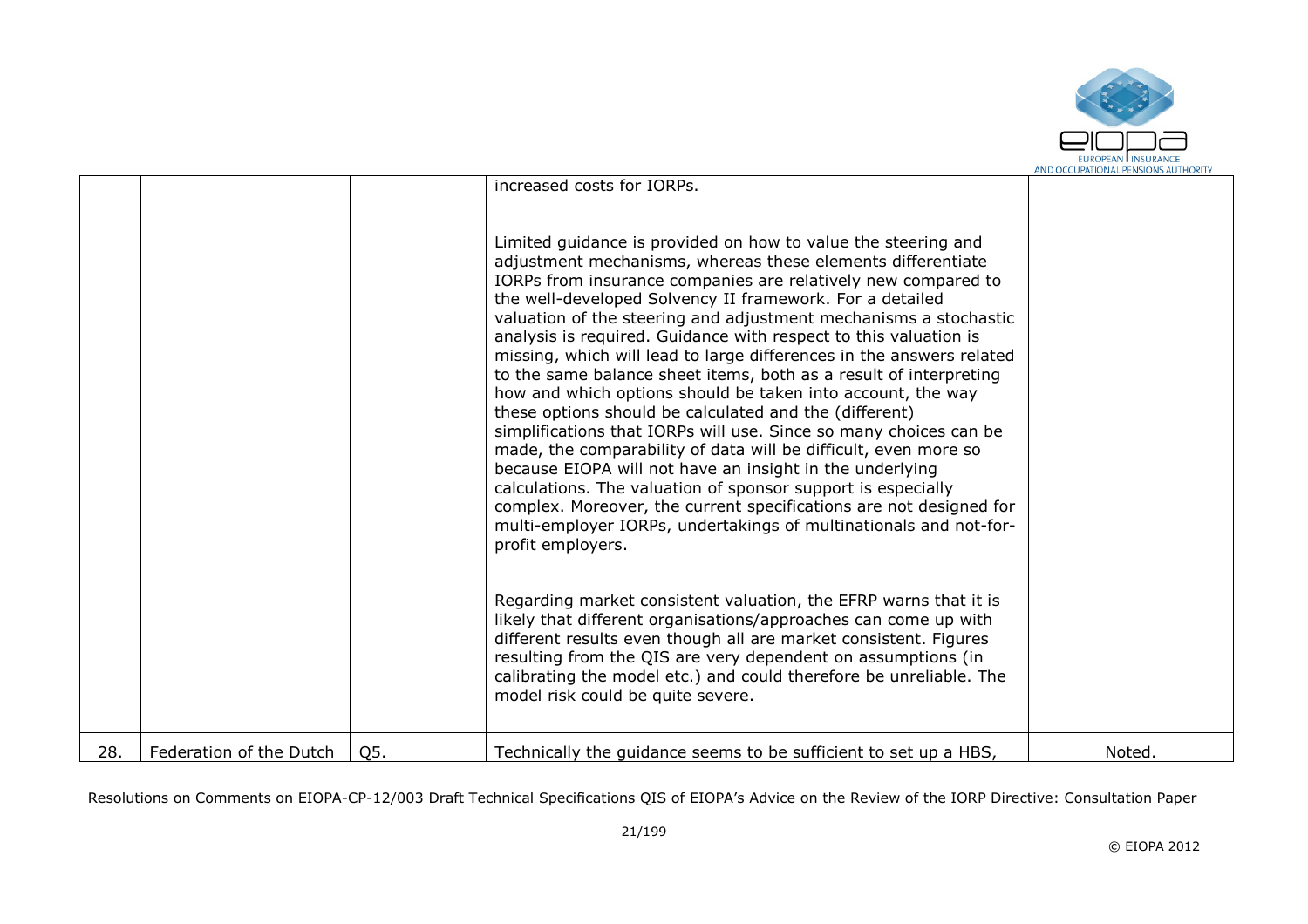| | | | | |
|---|---|---|---|---|
| | | | increased costs for IORPs.<br><br>Limited guidance is provided on how to value the steering and adjustment mechanisms, whereas these elements differentiate IORPs from insurance companies are relatively new compared to the well-developed Solvency II framework. For a detailed valuation of the steering and adjustment mechanisms a stochastic analysis is required. Guidance with respect to this valuation is missing, which will lead to large differences in the answers related to the same balance sheet items, both as a result of interpreting how and which options should be taken into account, the way these options should be calculated and the (different) simplifications that IORPs will use. Since so many choices can be made, the comparability of data will be difficult, even more so because EIOPA will not have an insight in the underlying calculations. The valuation of sponsor support is especially complex. Moreover, the current specifications are not designed for multi-employer IORPs, undertakings of multinationals and not-for-profit employers.<br><br>Regarding market consistent valuation, the EFRP warns that it is likely that different organisations/approaches can come up with different results even though all are market consistent. Figures resulting from the QIS are very dependent on assumptions (in calibrating the model etc.) and could therefore be unreliable. The model risk could be quite severe. | |
| 28. | Federation of the Dutch | Q5. | Technically the guidance seems to be sufficient to set up a HBS, | Noted. |

Resolutions on Comments on EIOPA-CP-12/003 Draft Technical Specifications QIS of EIOPA's Advice on the Review of the IORP Directive: Consultation Paper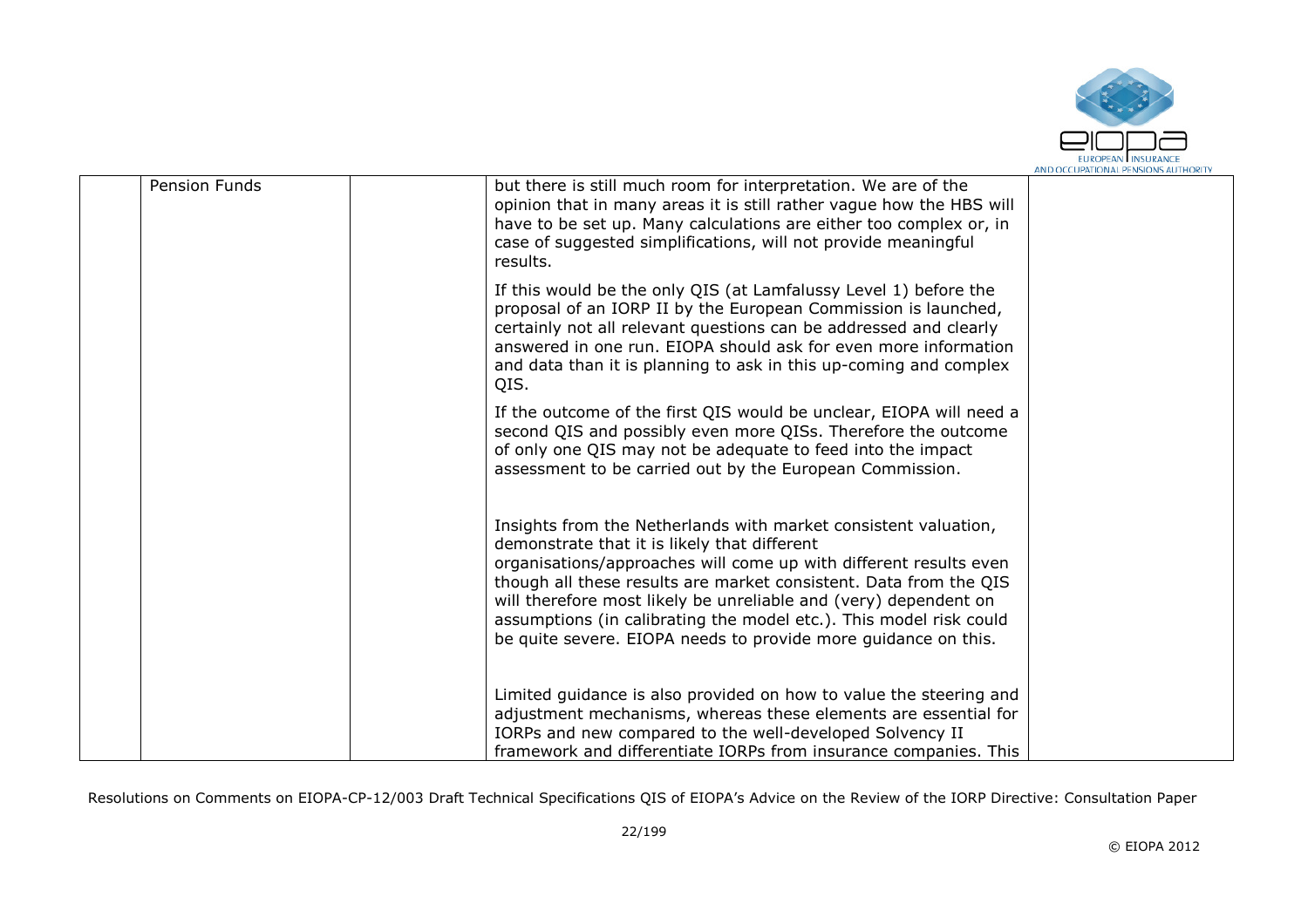| | Pension Funds | | but there is still much room for interpretation. We are of the opinion that in many areas it is still rather vague how the HBS will have to be set up. Many calculations are either too complex or, in case of suggested simplifications, will not provide meaningful results.<br><br>If this would be the only QIS (at Lamfalussy Level 1) before the proposal of an IORP II by the European Commission is launched, certainly not all relevant questions can be addressed and clearly answered in one run. EIOPA should ask for even more information and data than it is planning to ask in this up-coming and complex QIS.<br><br>If the outcome of the first QIS would be unclear, EIOPA will need a second QIS and possibly even more QISs. Therefore the outcome of only one QIS may not be adequate to feed into the impact assessment to be carried out by the European Commission.<br><br>Insights from the Netherlands with market consistent valuation, demonstrate that it is likely that different organisations/approaches will come up with different results even though all these results are market consistent. Data from the QIS will therefore most likely be unreliable and (very) dependent on assumptions (in calibrating the model etc.). This model risk could be quite severe. EIOPA needs to provide more guidance on this.<br><br>Limited guidance is also provided on how to value the steering and adjustment mechanisms, whereas these elements are essential for IORPs and new compared to the well-developed Solvency II framework and differentiate IORPs from insurance companies. This | |
|---|---|---|---|---|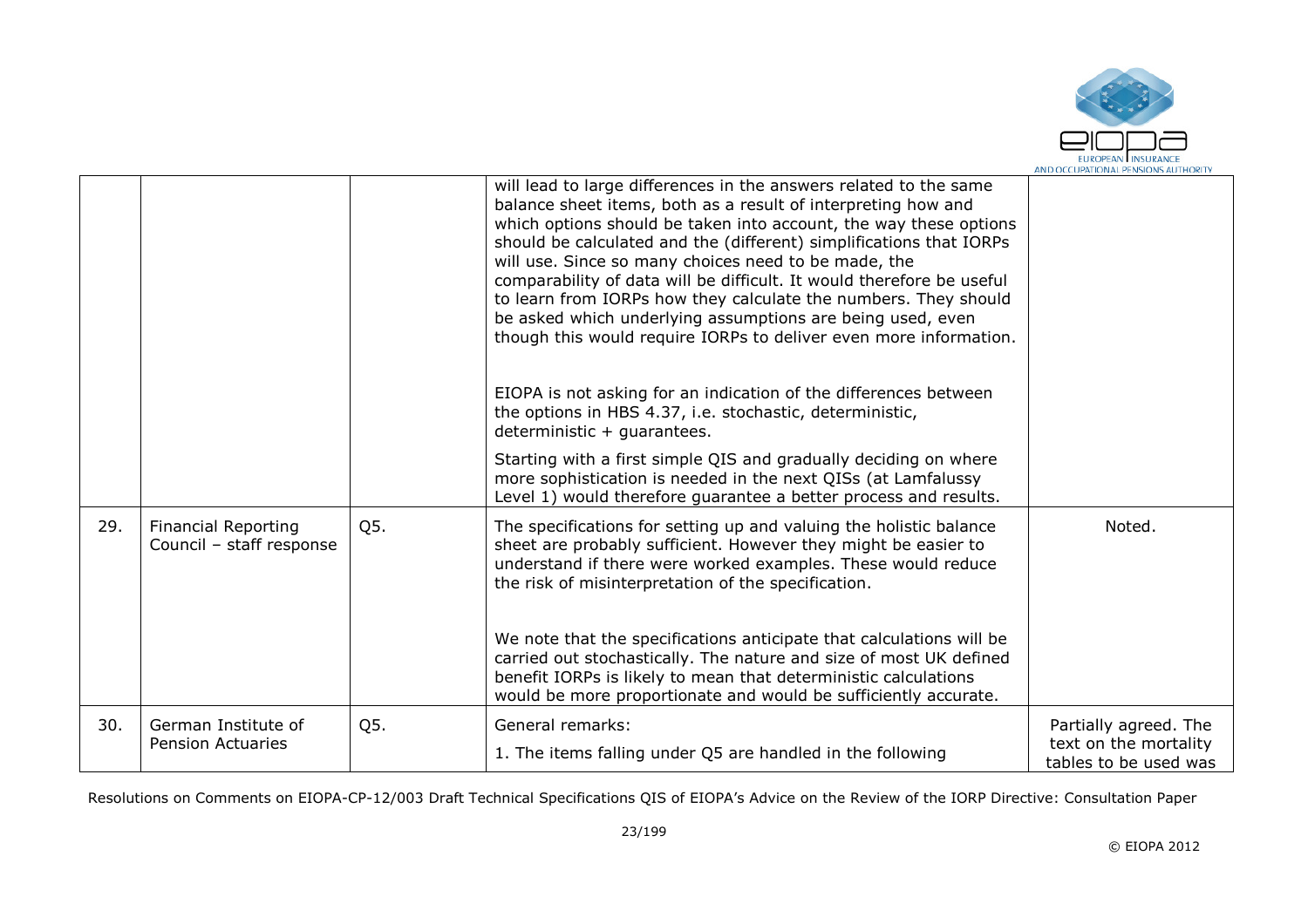|  |  |  |  |  |
|---|---|---|---|---|
|  |  |  | will lead to large differences in the answers related to the same balance sheet items, both as a result of interpreting how and which options should be taken into account, the way these options should be calculated and the (different) simplifications that IORPs will use. Since so many choices need to be made, the comparability of data will be difficult. It would therefore be useful to learn from IORPs how they calculate the numbers. They should be asked which underlying assumptions are being used, even though this would require IORPs to deliver even more information.<br><br>EIOPA is not asking for an indication of the differences between the options in HBS 4.37, i.e. stochastic, deterministic, deterministic + guarantees.<br><br>Starting with a first simple QIS and gradually deciding on where more sophistication is needed in the next QISs (at Lamfalussy Level 1) would therefore guarantee a better process and results. |  |
| 29. | Financial Reporting Council – staff response | Q5. | The specifications for setting up and valuing the holistic balance sheet are probably sufficient. However they might be easier to understand if there were worked examples. These would reduce the risk of misinterpretation of the specification.<br><br>We note that the specifications anticipate that calculations will be carried out stochastically. The nature and size of most UK defined benefit IORPs is likely to mean that deterministic calculations would be more proportionate and would be sufficiently accurate. | Noted. |
| 30. | German Institute of Pension Actuaries | Q5. | General remarks:<br><br>1. The items falling under Q5 are handled in the following | Partially agreed. The text on the mortality tables to be used was |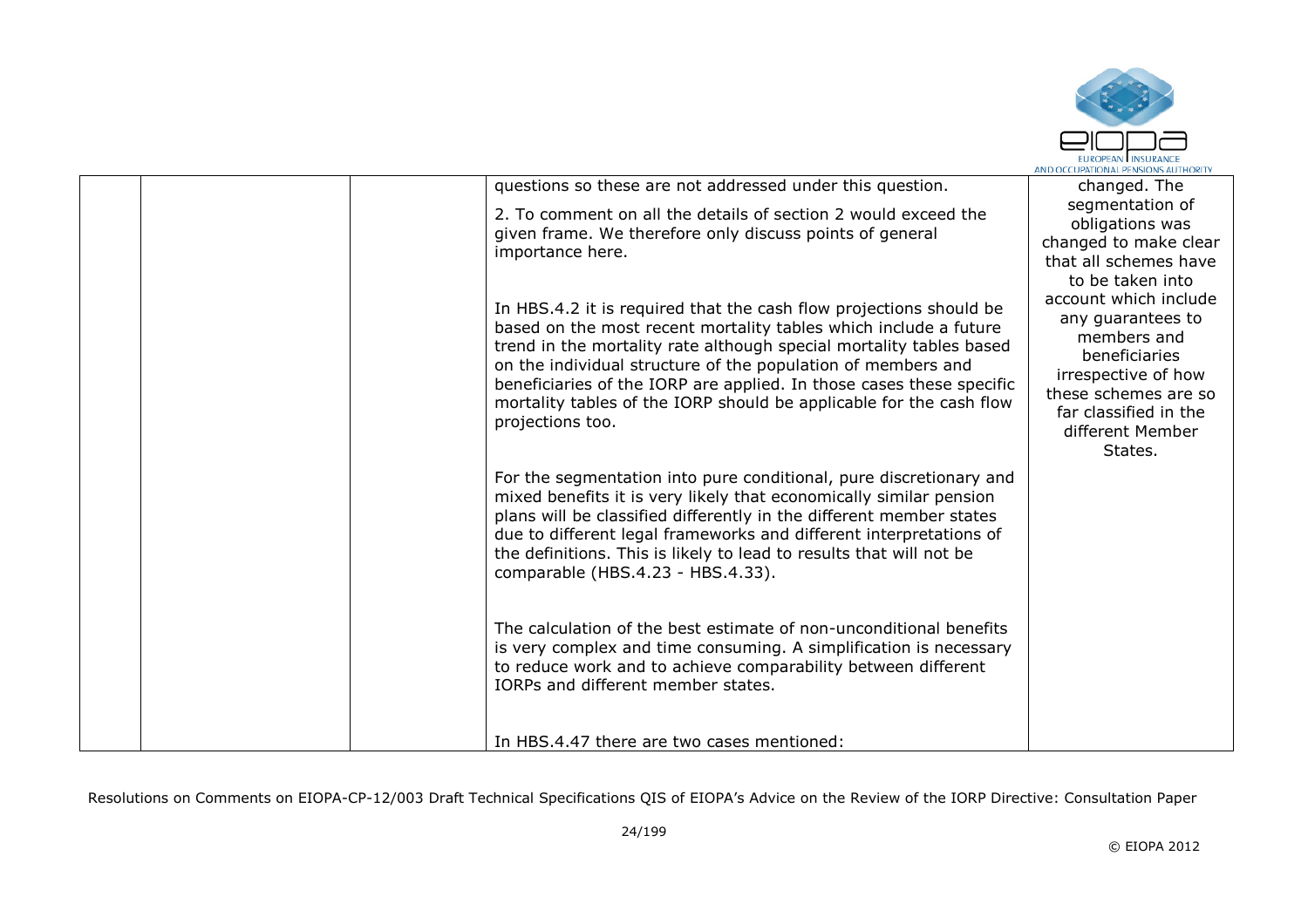| | | | questions so these are not addressed under this question.<br><br>2. To comment on all the details of section 2 would exceed the given frame. We therefore only discuss points of general importance here.<br><br>In HBS.4.2 it is required that the cash flow projections should be based on the most recent mortality tables which include a future trend in the mortality rate although special mortality tables based on the individual structure of the population of members and beneficiaries of the IORP are applied. In those cases these specific mortality tables of the IORP should be applicable for the cash flow projections too.<br><br>For the segmentation into pure conditional, pure discretionary and mixed benefits it is very likely that economically similar pension plans will be classified differently in the different member states due to different legal frameworks and different interpretations of the definitions. This is likely to lead to results that will not be comparable (HBS.4.23 - HBS.4.33).<br><br>The calculation of the best estimate of non-unconditional benefits is very complex and time consuming. A simplification is necessary to reduce work and to achieve comparability between different IORPs and different member states.<br><br>In HBS.4.47 there are two cases mentioned: | changed. The segmentation of obligations was changed to make clear that all schemes have to be taken into account which include any guarantees to members and beneficiaries irrespective of how these schemes are so far classified in the different Member States. |
|---|---|---|---|---|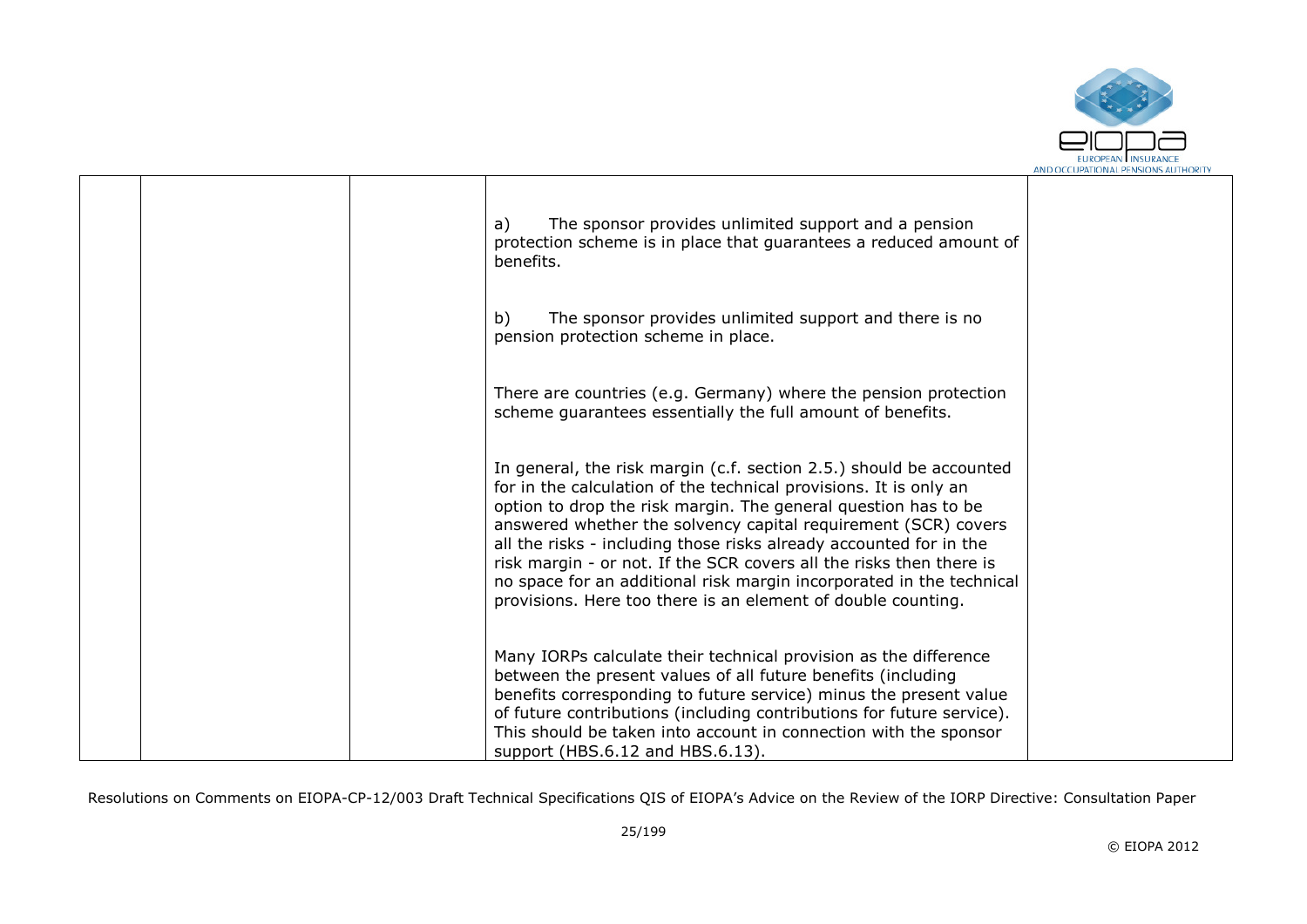|  |  |  | a) The sponsor provides unlimited support and a pension protection scheme is in place that guarantees a reduced amount of benefits.<br><br>b) The sponsor provides unlimited support and there is no pension protection scheme in place.<br><br>There are countries (e.g. Germany) where the pension protection scheme guarantees essentially the full amount of benefits.<br><br>In general, the risk margin (c.f. section 2.5.) should be accounted for in the calculation of the technical provisions. It is only an option to drop the risk margin. The general question has to be answered whether the solvency capital requirement (SCR) covers all the risks - including those risks already accounted for in the risk margin - or not. If the SCR covers all the risks then there is no space for an additional risk margin incorporated in the technical provisions. Here too there is an element of double counting.<br><br>Many IORPs calculate their technical provision as the difference between the present values of all future benefits (including benefits corresponding to future service) minus the present value of future contributions (including contributions for future service). This should be taken into account in connection with the sponsor support (HBS.6.12 and HBS.6.13). |  |
|---|---|---|---|---|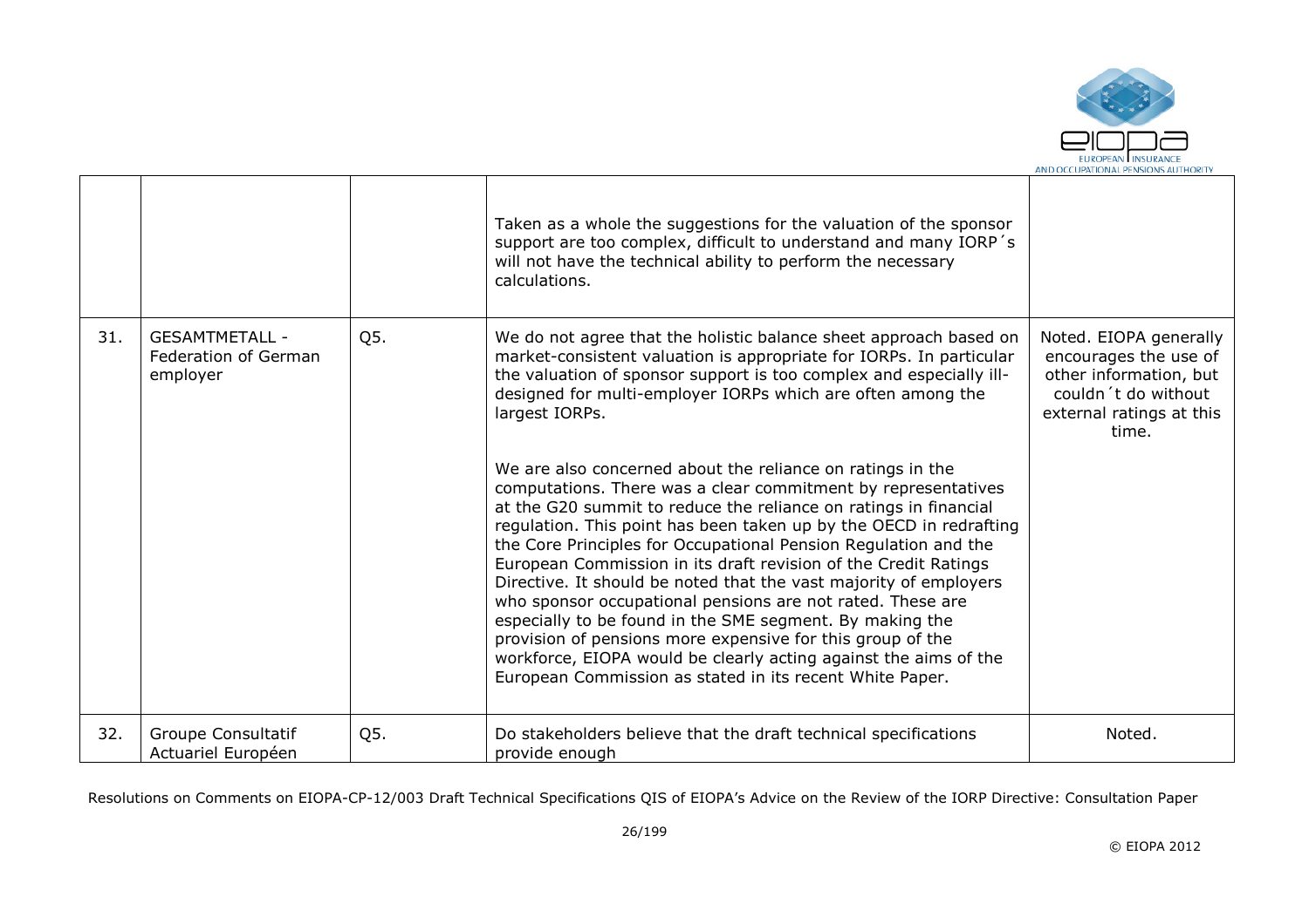|  |  |  | Taken as a whole the suggestions for the valuation of the sponsor support are too complex, difficult to understand and many IORP´s will not have the technical ability to perform the necessary calculations. |  |
|---|---|---|---|---|
| 31. | GESAMTMETALL - Federation of German employer | Q5. | We do not agree that the holistic balance sheet approach based on market-consistent valuation is appropriate for IORPs. In particular the valuation of sponsor support is too complex and especially ill-designed for multi-employer IORPs which are often among the largest IORPs.<br><br>We are also concerned about the reliance on ratings in the computations. There was a clear commitment by representatives at the G20 summit to reduce the reliance on ratings in financial regulation. This point has been taken up by the OECD in redrafting the Core Principles for Occupational Pension Regulation and the European Commission in its draft revision of the Credit Ratings Directive. It should be noted that the vast majority of employers who sponsor occupational pensions are not rated. These are especially to be found in the SME segment. By making the provision of pensions more expensive for this group of the workforce, EIOPA would be clearly acting against the aims of the European Commission as stated in its recent White Paper. | Noted. EIOPA generally encourages the use of other information, but couldn´t do without external ratings at this time. |
| 32. | Groupe Consultatif Actuariel Européen | Q5. | Do stakeholders believe that the draft technical specifications provide enough | Noted. |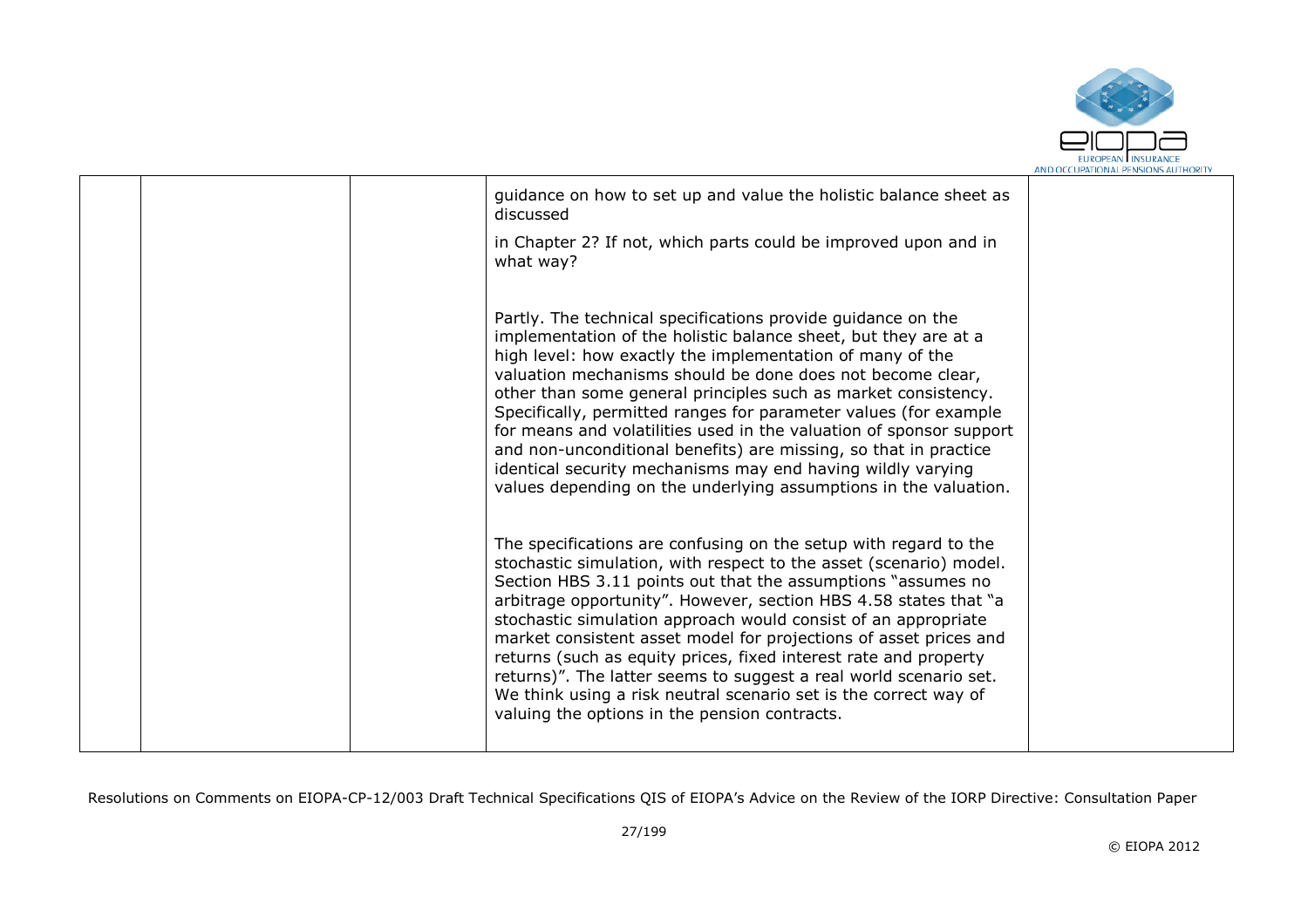| | | | guidance on how to set up and value the holistic balance sheet as discussed<br><br>in Chapter 2? If not, which parts could be improved upon and in what way?<br><br>Partly. The technical specifications provide guidance on the implementation of the holistic balance sheet, but they are at a high level: how exactly the implementation of many of the valuation mechanisms should be done does not become clear, other than some general principles such as market consistency. Specifically, permitted ranges for parameter values (for example for means and volatilities used in the valuation of sponsor support and non-unconditional benefits) are missing, so that in practice identical security mechanisms may end having wildly varying values depending on the underlying assumptions in the valuation.<br><br>The specifications are confusing on the setup with regard to the stochastic simulation, with respect to the asset (scenario) model. Section HBS 3.11 points out that the assumptions "assumes no arbitrage opportunity". However, section HBS 4.58 states that "a stochastic simulation approach would consist of an appropriate market consistent asset model for projections of asset prices and returns (such as equity prices, fixed interest rate and property returns)". The latter seems to suggest a real world scenario set. We think using a risk neutral scenario set is the correct way of valuing the options in the pension contracts. | |
|---|---|---|---|---|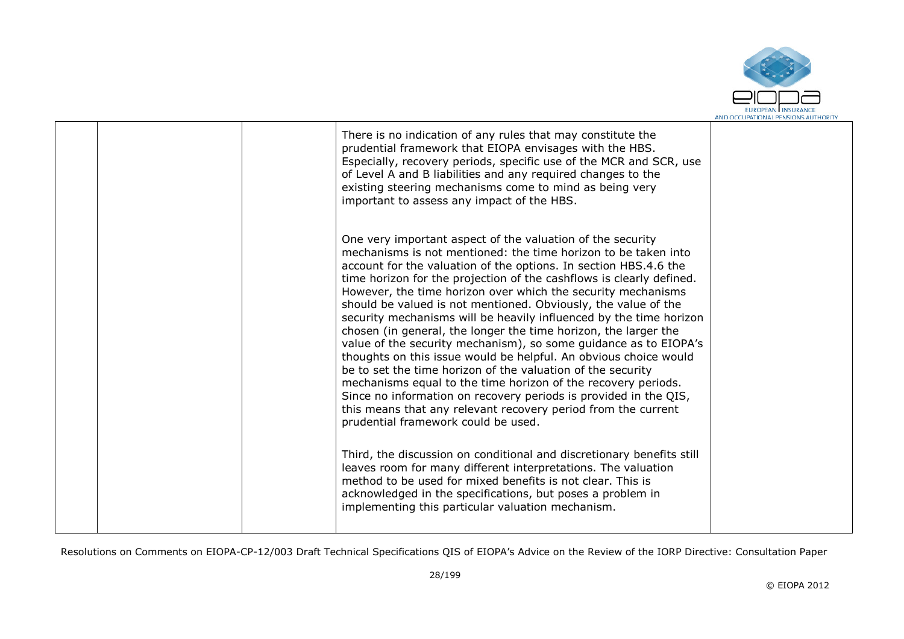| | | | | |
|---|---|---|---|---|
| | | | There is no indication of any rules that may constitute the prudential framework that EIOPA envisages with the HBS. Especially, recovery periods, specific use of the MCR and SCR, use of Level A and B liabilities and any required changes to the existing steering mechanisms come to mind as being very important to assess any impact of the HBS.<br><br>One very important aspect of the valuation of the security mechanisms is not mentioned: the time horizon to be taken into account for the valuation of the options. In section HBS.4.6 the time horizon for the projection of the cashflows is clearly defined. However, the time horizon over which the security mechanisms should be valued is not mentioned. Obviously, the value of the security mechanisms will be heavily influenced by the time horizon chosen (in general, the longer the time horizon, the larger the value of the security mechanism), so some guidance as to EIOPA's thoughts on this issue would be helpful. An obvious choice would be to set the time horizon of the valuation of the security mechanisms equal to the time horizon of the recovery periods. Since no information on recovery periods is provided in the QIS, this means that any relevant recovery period from the current prudential framework could be used.<br><br>Third, the discussion on conditional and discretionary benefits still leaves room for many different interpretations. The valuation method to be used for mixed benefits is not clear. This is acknowledged in the specifications, but poses a problem in implementing this particular valuation mechanism. | |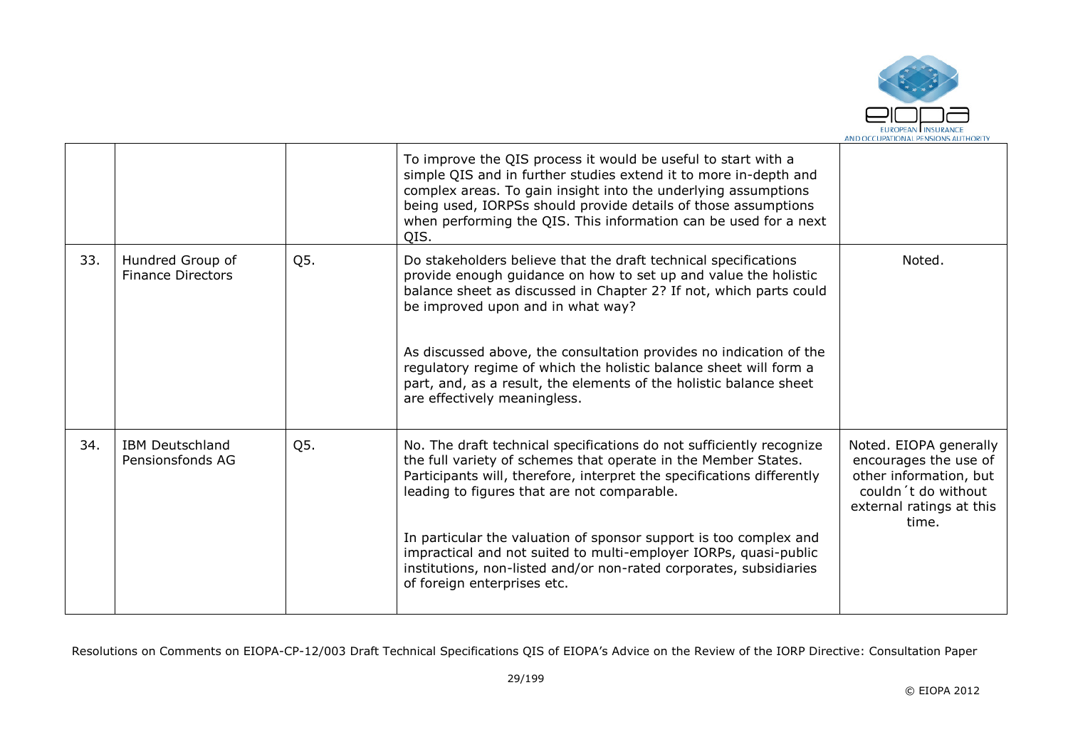|  |  |  | To improve the QIS process it would be useful to start with a simple QIS and in further studies extend it to more in-depth and complex areas. To gain insight into the underlying assumptions being used, IORPSs should provide details of those assumptions when performing the QIS. This information can be used for a next QIS. |  |
|---|---|---|---|---|
| 33. | Hundred Group of Finance Directors | Q5. | Do stakeholders believe that the draft technical specifications provide enough guidance on how to set up and value the holistic balance sheet as discussed in Chapter 2? If not, which parts could be improved upon and in what way?<br><br>As discussed above, the consultation provides no indication of the regulatory regime of which the holistic balance sheet will form a part, and, as a result, the elements of the holistic balance sheet are effectively meaningless. | Noted. |
| 34. | IBM Deutschland Pensionsfonds AG | Q5. | No. The draft technical specifications do not sufficiently recognize the full variety of schemes that operate in the Member States. Participants will, therefore, interpret the specifications differently leading to figures that are not comparable.<br><br>In particular the valuation of sponsor support is too complex and impractical and not suited to multi-employer IORPs, quasi-public institutions, non-listed and/or non-rated corporates, subsidiaries of foreign enterprises etc. | Noted. EIOPA generally encourages the use of other information, but couldn´t do without external ratings at this time. |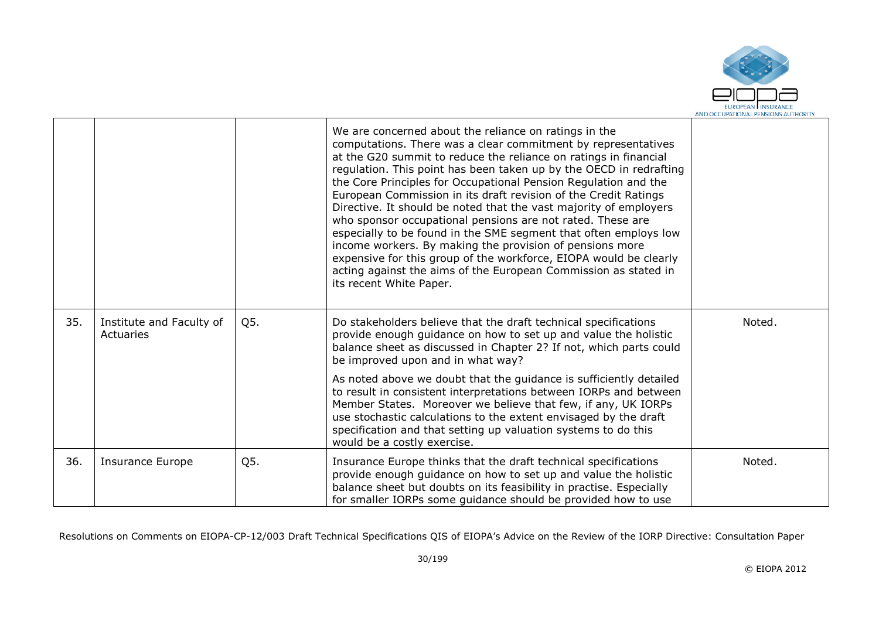|  |  |  |  |  |
|---|---|---|---|---|
|  |  |  | We are concerned about the reliance on ratings in the computations. There was a clear commitment by representatives at the G20 summit to reduce the reliance on ratings in financial regulation. This point has been taken up by the OECD in redrafting the Core Principles for Occupational Pension Regulation and the European Commission in its draft revision of the Credit Ratings Directive. It should be noted that the vast majority of employers who sponsor occupational pensions are not rated. These are especially to be found in the SME segment that often employs low income workers. By making the provision of pensions more expensive for this group of the workforce, EIOPA would be clearly acting against the aims of the European Commission as stated in its recent White Paper. |  |
| 35. | Institute and Faculty of Actuaries | Q5. | Do stakeholders believe that the draft technical specifications provide enough guidance on how to set up and value the holistic balance sheet as discussed in Chapter 2? If not, which parts could be improved upon and in what way?<br><br>As noted above we doubt that the guidance is sufficiently detailed to result in consistent interpretations between IORPs and between Member States. Moreover we believe that few, if any, UK IORPs use stochastic calculations to the extent envisaged by the draft specification and that setting up valuation systems to do this would be a costly exercise. | Noted. |
| 36. | Insurance Europe | Q5. | Insurance Europe thinks that the draft technical specifications provide enough guidance on how to set up and value the holistic balance sheet but doubts on its feasibility in practise. Especially for smaller IORPs some guidance should be provided how to use | Noted. |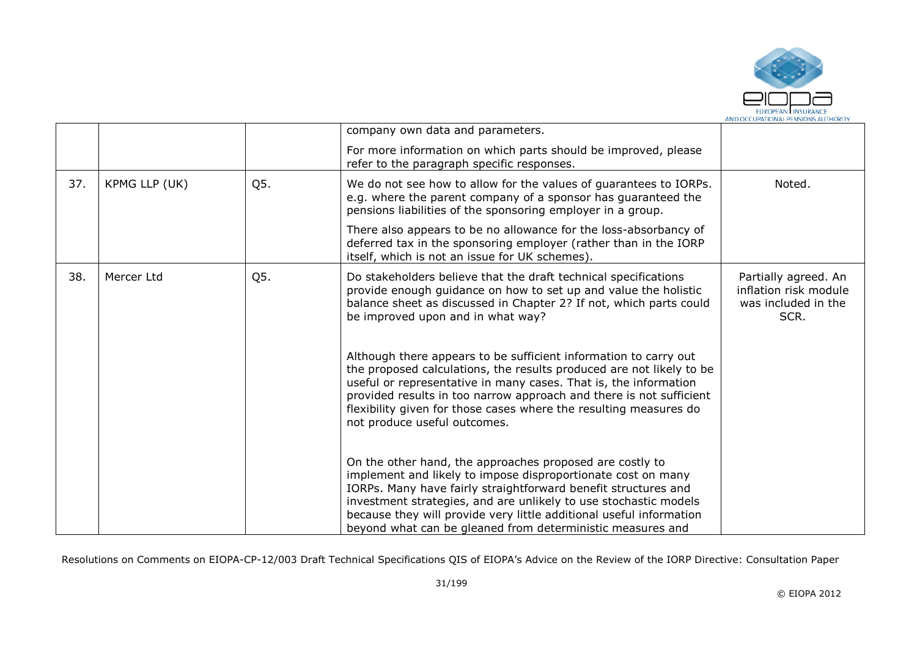|  |  |  |  |  |
|---|---|---|---|---|
|  |  |  | company own data and parameters.<br><br>For more information on which parts should be improved, please refer to the paragraph specific responses. |  |
| 37. | KPMG LLP (UK) | Q5. | We do not see how to allow for the values of guarantees to IORPs. e.g. where the parent company of a sponsor has guaranteed the pensions liabilities of the sponsoring employer in a group.<br><br>There also appears to be no allowance for the loss-absorbancy of deferred tax in the sponsoring employer (rather than in the IORP itself, which is not an issue for UK schemes). | Noted. |
| 38. | Mercer Ltd | Q5. | Do stakeholders believe that the draft technical specifications provide enough guidance on how to set up and value the holistic balance sheet as discussed in Chapter 2? If not, which parts could be improved upon and in what way?<br><br>Although there appears to be sufficient information to carry out the proposed calculations, the results produced are not likely to be useful or representative in many cases. That is, the information provided results in too narrow approach and there is not sufficient flexibility given for those cases where the resulting measures do not produce useful outcomes.<br><br>On the other hand, the approaches proposed are costly to implement and likely to impose disproportionate cost on many IORPs. Many have fairly straightforward benefit structures and investment strategies, and are unlikely to use stochastic models because they will provide very little additional useful information beyond what can be gleaned from deterministic measures and | Partially agreed. An inflation risk module was included in the SCR. |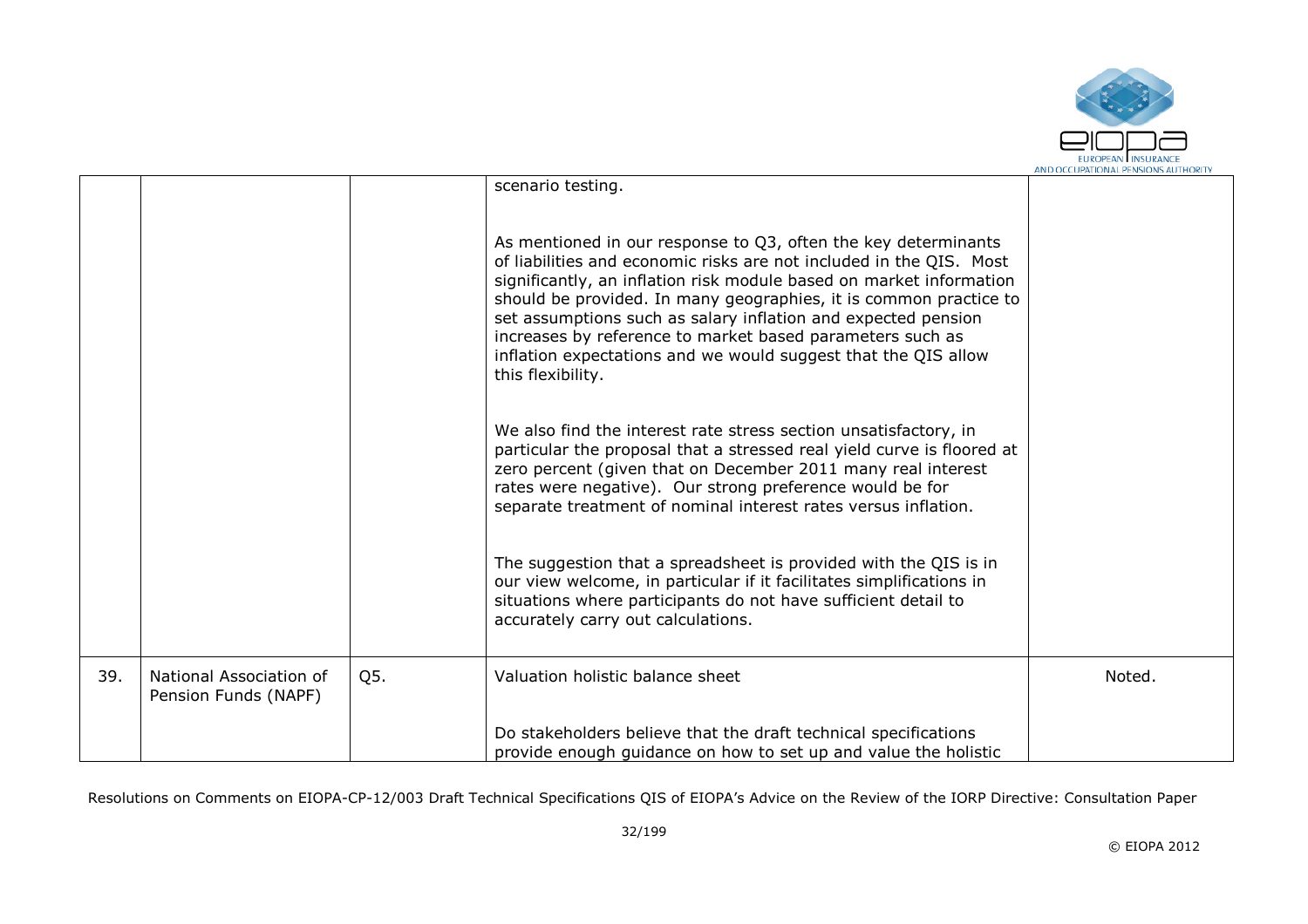| | | | | |
|---|---|---|---|---|
| | | | scenario testing.<br><br>As mentioned in our response to Q3, often the key determinants of liabilities and economic risks are not included in the QIS. Most significantly, an inflation risk module based on market information should be provided. In many geographies, it is common practice to set assumptions such as salary inflation and expected pension increases by reference to market based parameters such as inflation expectations and we would suggest that the QIS allow this flexibility.<br><br>We also find the interest rate stress section unsatisfactory, in particular the proposal that a stressed real yield curve is floored at zero percent (given that on December 2011 many real interest rates were negative). Our strong preference would be for separate treatment of nominal interest rates versus inflation.<br><br>The suggestion that a spreadsheet is provided with the QIS is in our view welcome, in particular if it facilitates simplifications in situations where participants do not have sufficient detail to accurately carry out calculations. | |
| 39. | National Association of Pension Funds (NAPF) | Q5. | Valuation holistic balance sheet<br><br>Do stakeholders believe that the draft technical specifications provide enough guidance on how to set up and value the holistic | Noted. |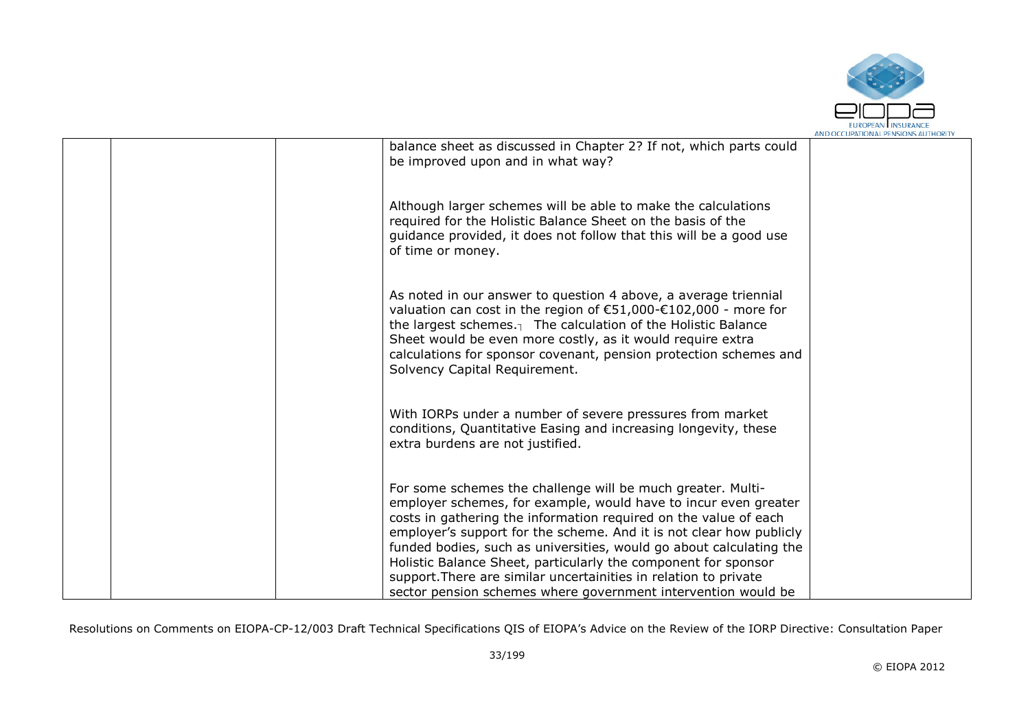| | | | | |
|---|---|---|---|---|
| | | | balance sheet as discussed in Chapter 2? If not, which parts could be improved upon and in what way?<br><br>Although larger schemes will be able to make the calculations required for the Holistic Balance Sheet on the basis of the guidance provided, it does not follow that this will be a good use of time or money.<br><br>As noted in our answer to question 4 above, a average triennial valuation can cost in the region of €51,000-€102,000 - more for the largest schemes.┐ The calculation of the Holistic Balance Sheet would be even more costly, as it would require extra calculations for sponsor covenant, pension protection schemes and Solvency Capital Requirement.<br><br>With IORPs under a number of severe pressures from market conditions, Quantitative Easing and increasing longevity, these extra burdens are not justified.<br><br>For some schemes the challenge will be much greater. Multi-employer schemes, for example, would have to incur even greater costs in gathering the information required on the value of each employer's support for the scheme. And it is not clear how publicly funded bodies, such as universities, would go about calculating the Holistic Balance Sheet, particularly the component for sponsor support.There are similar uncertainities in relation to private sector pension schemes where government intervention would be | |

Resolutions on Comments on EIOPA-CP-12/003 Draft Technical Specifications QIS of EIOPA's Advice on the Review of the IORP Directive: Consultation Paper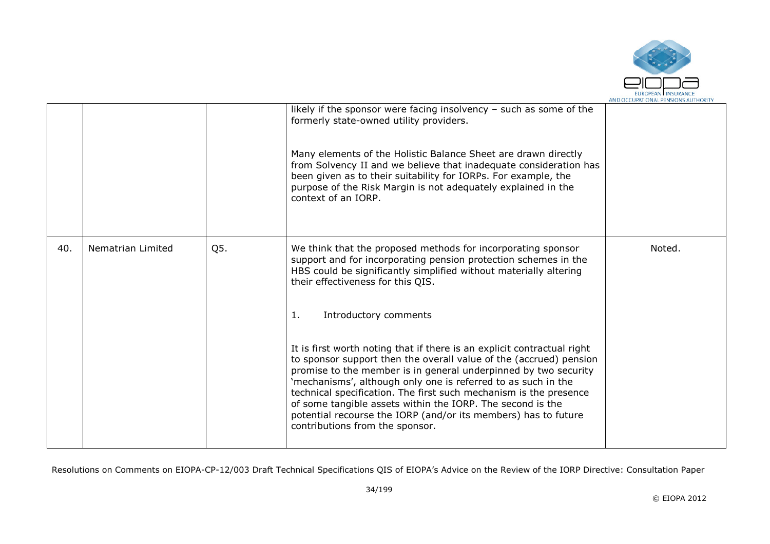|  |  |  | likely if the sponsor were facing insolvency – such as some of the formerly state-owned utility providers.<br><br>Many elements of the Holistic Balance Sheet are drawn directly from Solvency II and we believe that inadequate consideration has been given as to their suitability for IORPs. For example, the purpose of the Risk Margin is not adequately explained in the context of an IORP. |  |
|---|---|---|---|---|
| 40. | Nematrian Limited | Q5. | We think that the proposed methods for incorporating sponsor support and for incorporating pension protection schemes in the HBS could be significantly simplified without materially altering their effectiveness for this QIS.<br><br>1. Introductory comments<br><br>It is first worth noting that if there is an explicit contractual right to sponsor support then the overall value of the (accrued) pension promise to the member is in general underpinned by two security 'mechanisms', although only one is referred to as such in the technical specification. The first such mechanism is the presence of some tangible assets within the IORP. The second is the potential recourse the IORP (and/or its members) has to future contributions from the sponsor. | Noted. |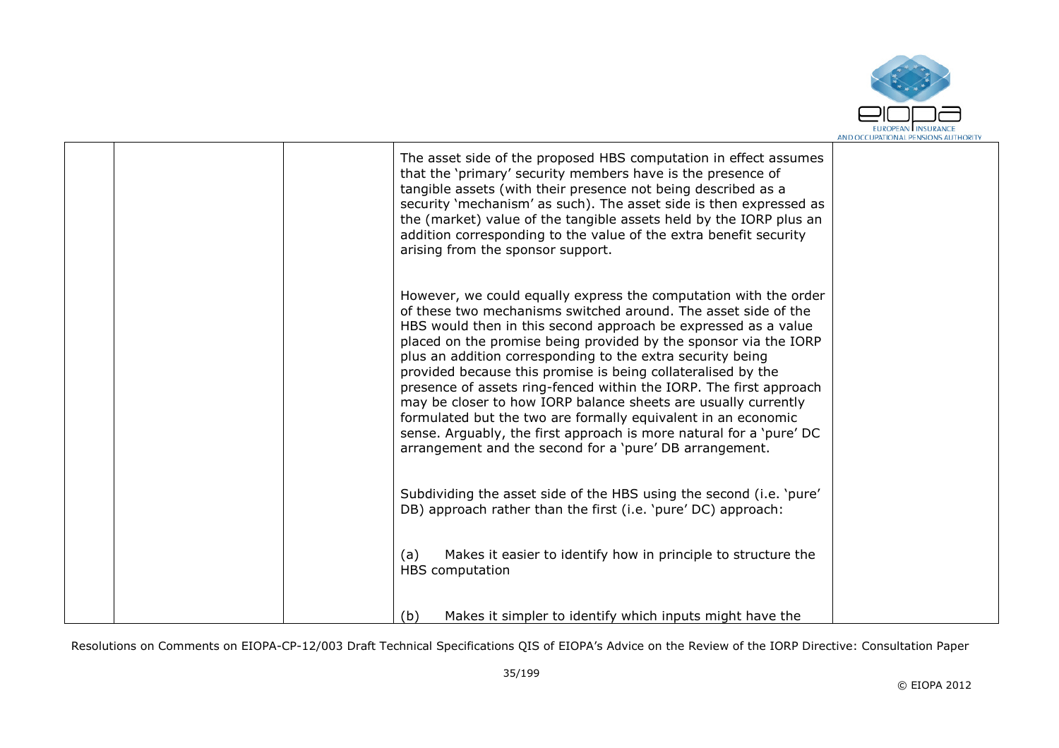|  |  |  | The asset side of the proposed HBS computation in effect assumes that the 'primary' security members have is the presence of tangible assets (with their presence not being described as a security 'mechanism' as such). The asset side is then expressed as the (market) value of the tangible assets held by the IORP plus an addition corresponding to the value of the extra benefit security arising from the sponsor support.<br><br>However, we could equally express the computation with the order of these two mechanisms switched around. The asset side of the HBS would then in this second approach be expressed as a value placed on the promise being provided by the sponsor via the IORP plus an addition corresponding to the extra security being provided because this promise is being collateralised by the presence of assets ring-fenced within the IORP. The first approach may be closer to how IORP balance sheets are usually currently formulated but the two are formally equivalent in an economic sense. Arguably, the first approach is more natural for a 'pure' DC arrangement and the second for a 'pure' DB arrangement.<br><br>Subdividing the asset side of the HBS using the second (i.e. 'pure' DB) approach rather than the first (i.e. 'pure' DC) approach:<br><br>(a) Makes it easier to identify how in principle to structure the HBS computation<br><br>(b) Makes it simpler to identify which inputs might have the |  |
|---|---|---|---|---|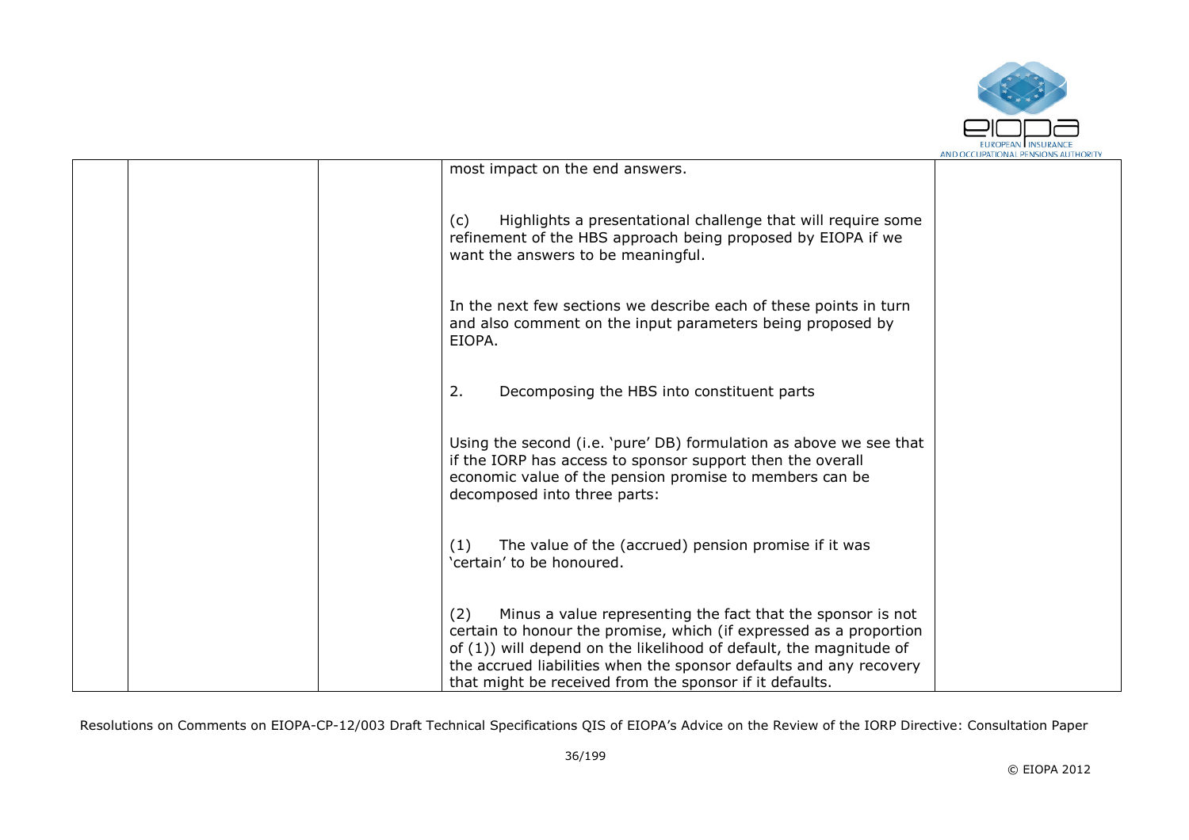| | | | most impact on the end answers.<br><br>(c) Highlights a presentational challenge that will require some refinement of the HBS approach being proposed by EIOPA if we want the answers to be meaningful.<br><br>In the next few sections we describe each of these points in turn and also comment on the input parameters being proposed by EIOPA.<br><br>2. Decomposing the HBS into constituent parts<br><br>Using the second (i.e. 'pure' DB) formulation as above we see that if the IORP has access to sponsor support then the overall economic value of the pension promise to members can be decomposed into three parts:<br><br>(1) The value of the (accrued) pension promise if it was 'certain' to be honoured.<br><br>(2) Minus a value representing the fact that the sponsor is not certain to honour the promise, which (if expressed as a proportion of (1)) will depend on the likelihood of default, the magnitude of the accrued liabilities when the sponsor defaults and any recovery that might be received from the sponsor if it defaults. | |
|---|---|---|---|---|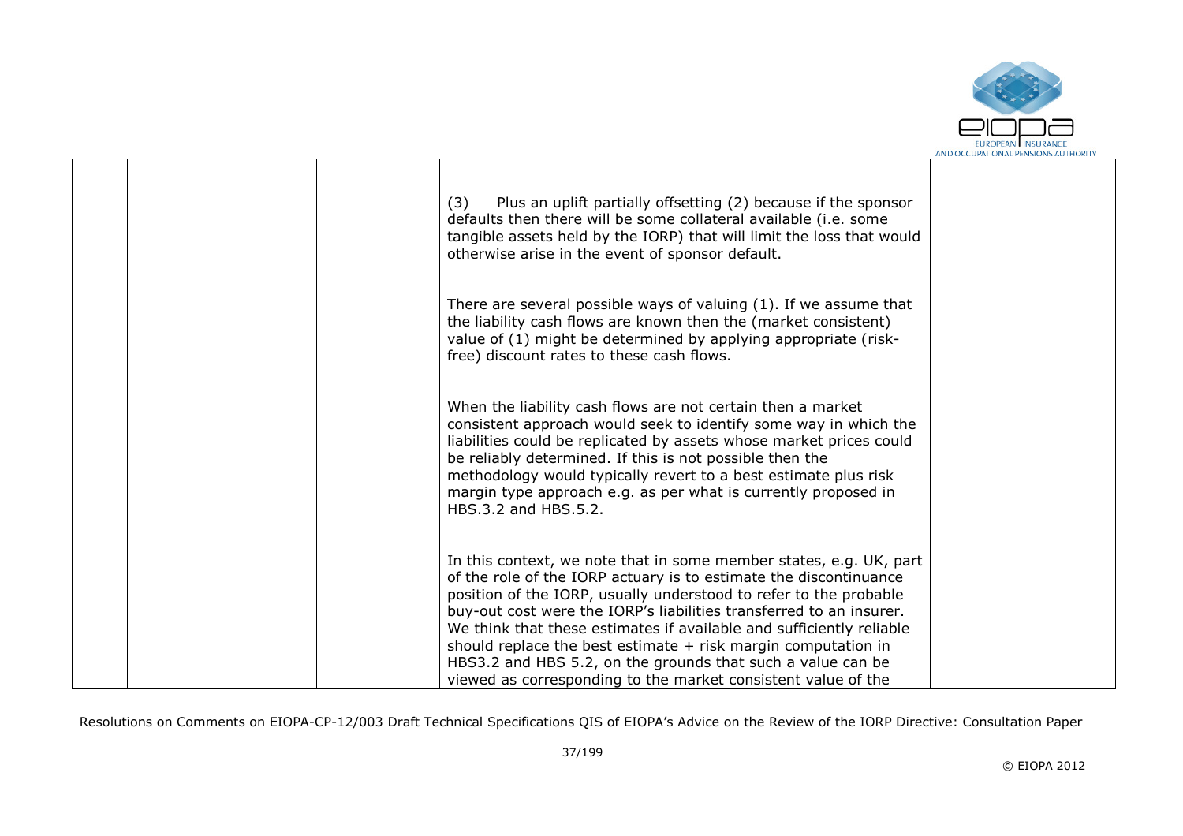| | | | | |
|---|---|---|---|---|
| | | | (3) Plus an uplift partially offsetting (2) because if the sponsor defaults then there will be some collateral available (i.e. some tangible assets held by the IORP) that will limit the loss that would otherwise arise in the event of sponsor default.<br><br>There are several possible ways of valuing (1). If we assume that the liability cash flows are known then the (market consistent) value of (1) might be determined by applying appropriate (risk-free) discount rates to these cash flows.<br><br>When the liability cash flows are not certain then a market consistent approach would seek to identify some way in which the liabilities could be replicated by assets whose market prices could be reliably determined. If this is not possible then the methodology would typically revert to a best estimate plus risk margin type approach e.g. as per what is currently proposed in HBS.3.2 and HBS.5.2.<br><br>In this context, we note that in some member states, e.g. UK, part of the role of the IORP actuary is to estimate the discontinuance position of the IORP, usually understood to refer to the probable buy-out cost were the IORP's liabilities transferred to an insurer. We think that these estimates if available and sufficiently reliable should replace the best estimate + risk margin computation in HBS3.2 and HBS 5.2, on the grounds that such a value can be viewed as corresponding to the market consistent value of the | |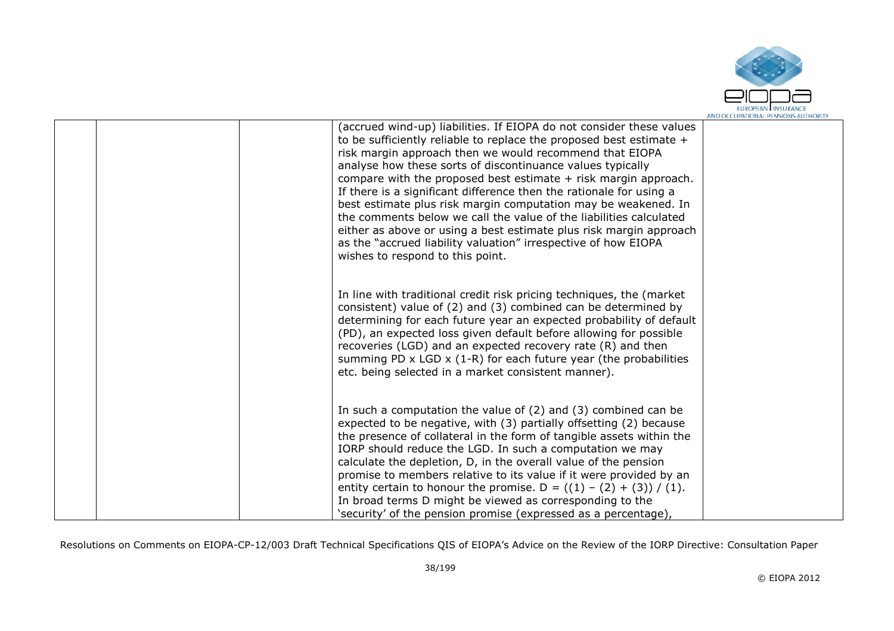| | | | | |
|---|---|---|---|---|
| | | | (accrued wind-up) liabilities. If EIOPA do not consider these values to be sufficiently reliable to replace the proposed best estimate + risk margin approach then we would recommend that EIOPA analyse how these sorts of discontinuance values typically compare with the proposed best estimate + risk margin approach. If there is a significant difference then the rationale for using a best estimate plus risk margin computation may be weakened. In the comments below we call the value of the liabilities calculated either as above or using a best estimate plus risk margin approach as the "accrued liability valuation" irrespective of how EIOPA wishes to respond to this point.<br><br>In line with traditional credit risk pricing techniques, the (market consistent) value of (2) and (3) combined can be determined by determining for each future year an expected probability of default (PD), an expected loss given default before allowing for possible recoveries (LGD) and an expected recovery rate (R) and then summing PD x LGD x (1-R) for each future year (the probabilities etc. being selected in a market consistent manner).<br><br>In such a computation the value of (2) and (3) combined can be expected to be negative, with (3) partially offsetting (2) because the presence of collateral in the form of tangible assets within the IORP should reduce the LGD. In such a computation we may calculate the depletion, D, in the overall value of the pension promise to members relative to its value if it were provided by an entity certain to honour the promise. $D = ((1) - (2) + (3)) / (1)$. In broad terms D might be viewed as corresponding to the 'security' of the pension promise (expressed as a percentage), | |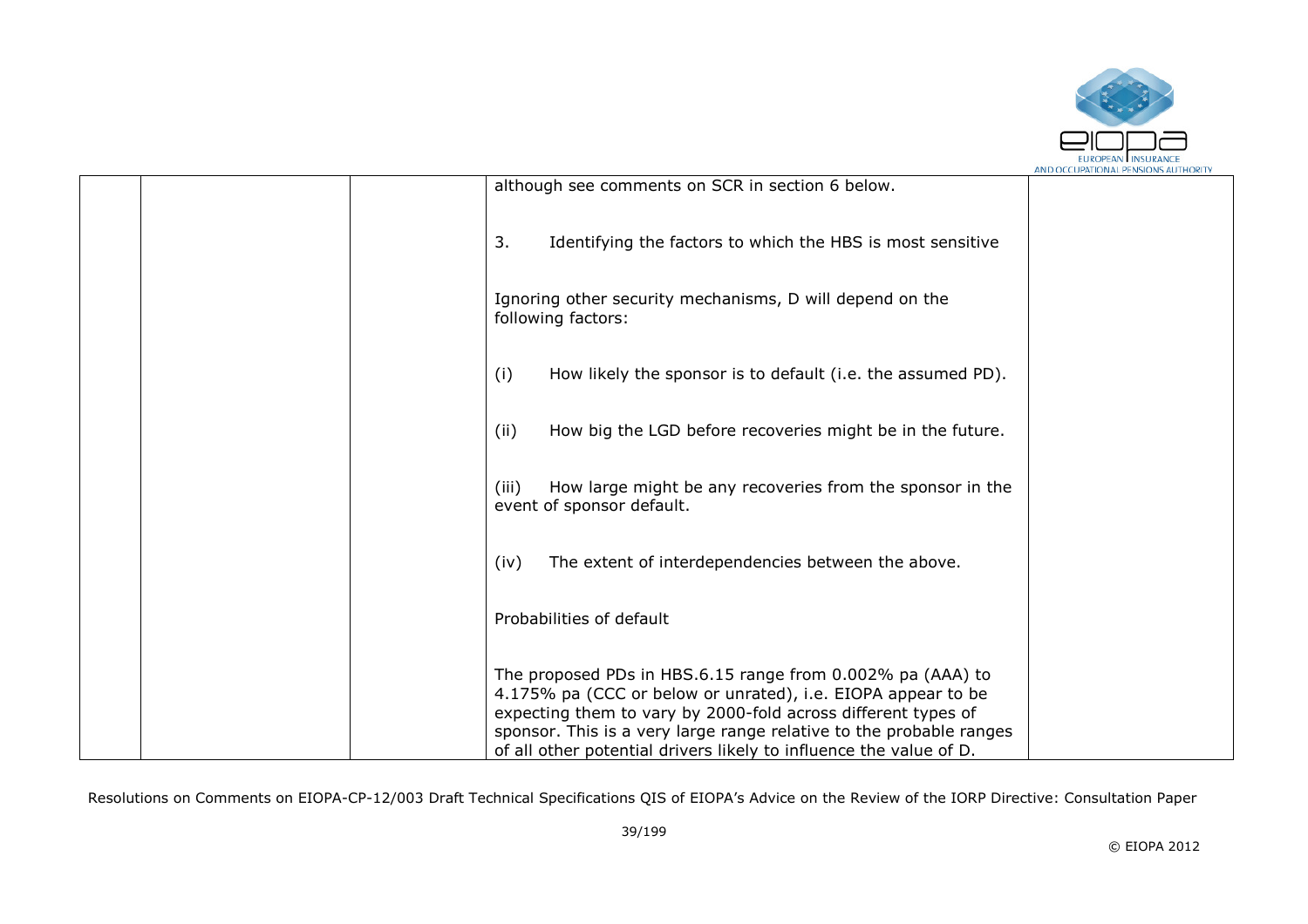| | | | although see comments on SCR in section 6 below.<br><br>3. Identifying the factors to which the HBS is most sensitive<br><br>Ignoring other security mechanisms, D will depend on the following factors:<br><br>(i) How likely the sponsor is to default (i.e. the assumed PD).<br><br>(ii) How big the LGD before recoveries might be in the future.<br><br>(iii) How large might be any recoveries from the sponsor in the event of sponsor default.<br><br>(iv) The extent of interdependencies between the above.<br><br>Probabilities of default<br><br>The proposed PDs in HBS.6.15 range from 0.002% pa (AAA) to 4.175% pa (CCC or below or unrated), i.e. EIOPA appear to be expecting them to vary by 2000-fold across different types of sponsor. This is a very large range relative to the probable ranges of all other potential drivers likely to influence the value of D. | |
|---|---|---|---|---|

Resolutions on Comments on EIOPA-CP-12/003 Draft Technical Specifications QIS of EIOPA's Advice on the Review of the IORP Directive: Consultation Paper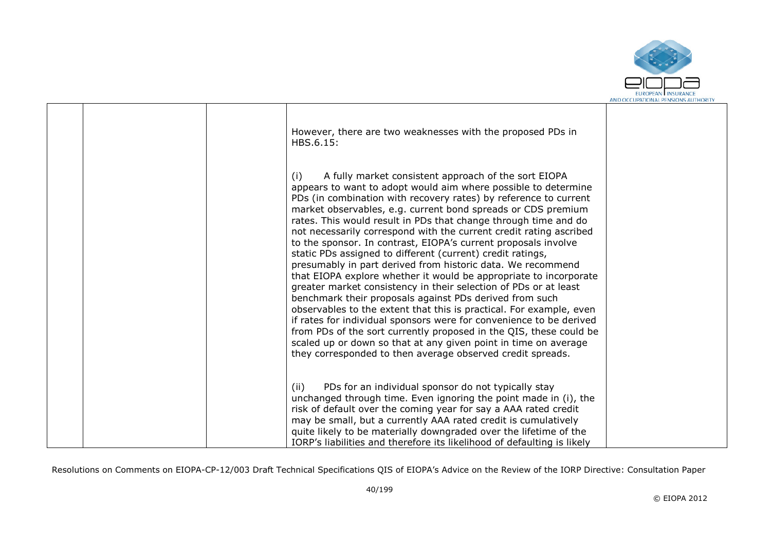| | | | | |
|---|---|---|---|---|
| | | | However, there are two weaknesses with the proposed PDs in HBS.6.15:<br><br>(i) A fully market consistent approach of the sort EIOPA appears to want to adopt would aim where possible to determine PDs (in combination with recovery rates) by reference to current market observables, e.g. current bond spreads or CDS premium rates. This would result in PDs that change through time and do not necessarily correspond with the current credit rating ascribed to the sponsor. In contrast, EIOPA's current proposals involve static PDs assigned to different (current) credit ratings, presumably in part derived from historic data. We recommend that EIOPA explore whether it would be appropriate to incorporate greater market consistency in their selection of PDs or at least benchmark their proposals against PDs derived from such observables to the extent that this is practical. For example, even if rates for individual sponsors were for convenience to be derived from PDs of the sort currently proposed in the QIS, these could be scaled up or down so that at any given point in time on average they corresponded to then average observed credit spreads.<br><br>(ii) PDs for an individual sponsor do not typically stay unchanged through time. Even ignoring the point made in (i), the risk of default over the coming year for say a AAA rated credit may be small, but a currently AAA rated credit is cumulatively quite likely to be materially downgraded over the lifetime of the IORP's liabilities and therefore its likelihood of defaulting is likely | |

Resolutions on Comments on EIOPA-CP-12/003 Draft Technical Specifications QIS of EIOPA's Advice on the Review of the IORP Directive: Consultation Paper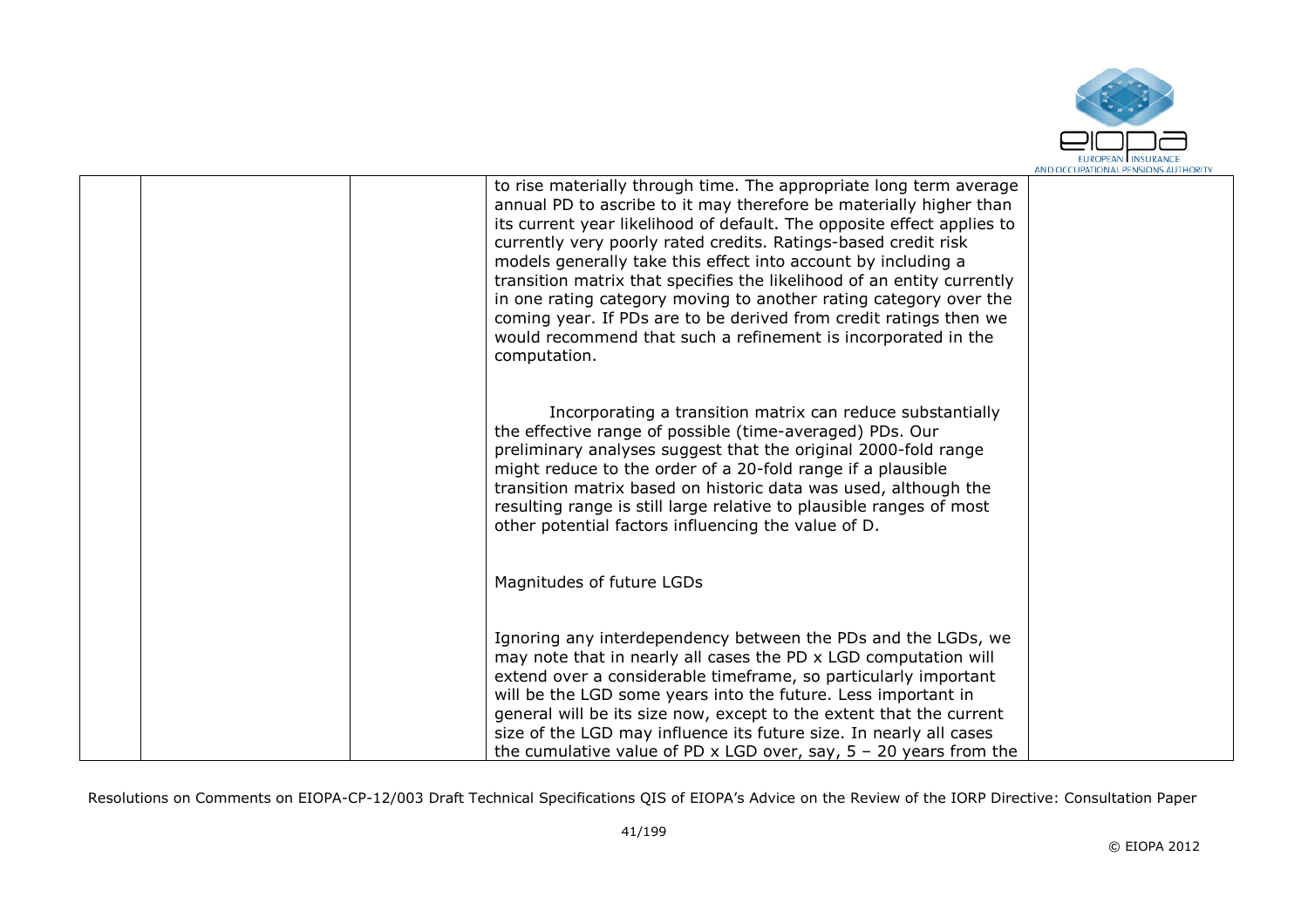| | | | to rise materially through time. The appropriate long term average annual PD to ascribe to it may therefore be materially higher than its current year likelihood of default. The opposite effect applies to currently very poorly rated credits. Ratings-based credit risk models generally take this effect into account by including a transition matrix that specifies the likelihood of an entity currently in one rating category moving to another rating category over the coming year. If PDs are to be derived from credit ratings then we would recommend that such a refinement is incorporated in the computation.<br><br>Incorporating a transition matrix can reduce substantially the effective range of possible (time-averaged) PDs. Our preliminary analyses suggest that the original 2000-fold range might reduce to the order of a 20-fold range if a plausible transition matrix based on historic data was used, although the resulting range is still large relative to plausible ranges of most other potential factors influencing the value of D.<br><br>Magnitudes of future LGDs<br><br>Ignoring any interdependency between the PDs and the LGDs, we may note that in nearly all cases the PD x LGD computation will extend over a considerable timeframe, so particularly important will be the LGD some years into the future. Less important in general will be its size now, except to the extent that the current size of the LGD may influence its future size. In nearly all cases the cumulative value of PD x LGD over, say, 5 – 20 years from the | |
|---|---|---|---|---|

Resolutions on Comments on EIOPA-CP-12/003 Draft Technical Specifications QIS of EIOPA's Advice on the Review of the IORP Directive: Consultation Paper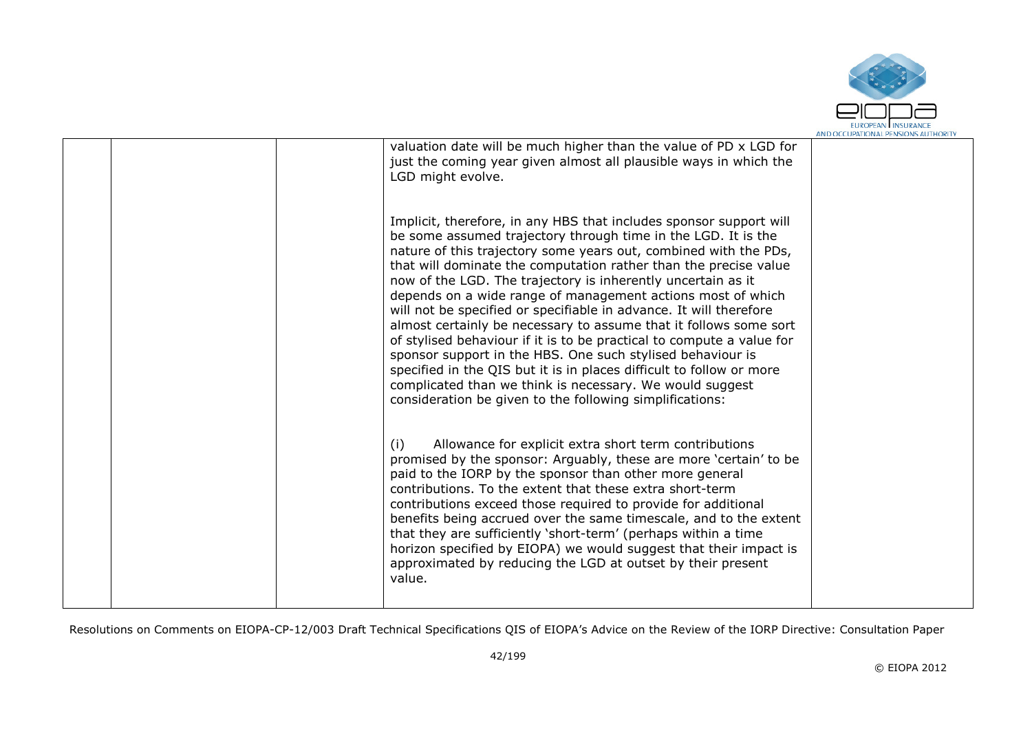| | | | | |
|---|---|---|---|---|
| | | | valuation date will be much higher than the value of PD x LGD for just the coming year given almost all plausible ways in which the LGD might evolve.<br><br>Implicit, therefore, in any HBS that includes sponsor support will be some assumed trajectory through time in the LGD. It is the nature of this trajectory some years out, combined with the PDs, that will dominate the computation rather than the precise value now of the LGD. The trajectory is inherently uncertain as it depends on a wide range of management actions most of which will not be specified or specifiable in advance. It will therefore almost certainly be necessary to assume that it follows some sort of stylised behaviour if it is to be practical to compute a value for sponsor support in the HBS. One such stylised behaviour is specified in the QIS but it is in places difficult to follow or more complicated than we think is necessary. We would suggest consideration be given to the following simplifications:<br><br>(i) Allowance for explicit extra short term contributions promised by the sponsor: Arguably, these are more 'certain' to be paid to the IORP by the sponsor than other more general contributions. To the extent that these extra short-term contributions exceed those required to provide for additional benefits being accrued over the same timescale, and to the extent that they are sufficiently 'short-term' (perhaps within a time horizon specified by EIOPA) we would suggest that their impact is approximated by reducing the LGD at outset by their present value. | |

Resolutions on Comments on EIOPA-CP-12/003 Draft Technical Specifications QIS of EIOPA's Advice on the Review of the IORP Directive: Consultation Paper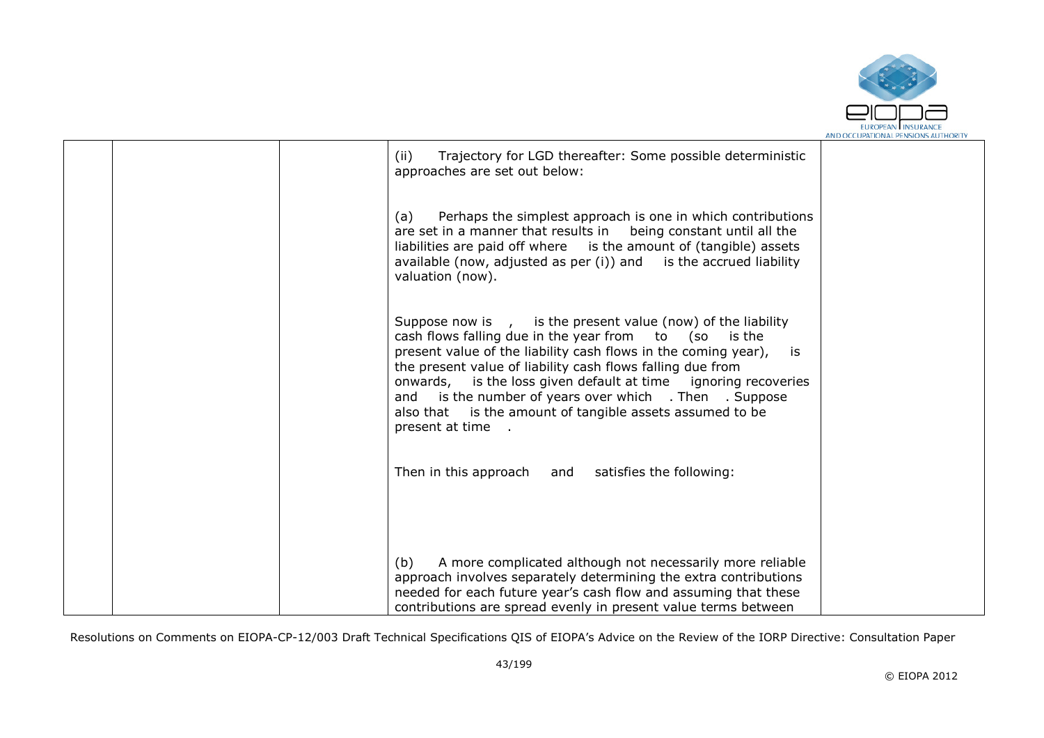| | | | (ii) Trajectory for LGD thereafter: Some possible deterministic approaches are set out below:<br><br>(a) Perhaps the simplest approach is one in which contributions are set in a manner that results in being constant until all the liabilities are paid off where is the amount of (tangible) assets available (now, adjusted as per (i)) and is the accrued liability valuation (now).<br><br>Suppose now is , is the present value (now) of the liability cash flows falling due in the year from to (so is the present value of the liability cash flows in the coming year), is the present value of liability cash flows falling due from onwards, is the loss given default at time ignoring recoveries and is the number of years over which . Then . Suppose also that is the amount of tangible assets assumed to be present at time .<br><br>Then in this approach and satisfies the following:<br><br><br><br>(b) A more complicated although not necessarily more reliable approach involves separately determining the extra contributions needed for each future year's cash flow and assuming that these contributions are spread evenly in present value terms between | |
|---|---|---|---|---|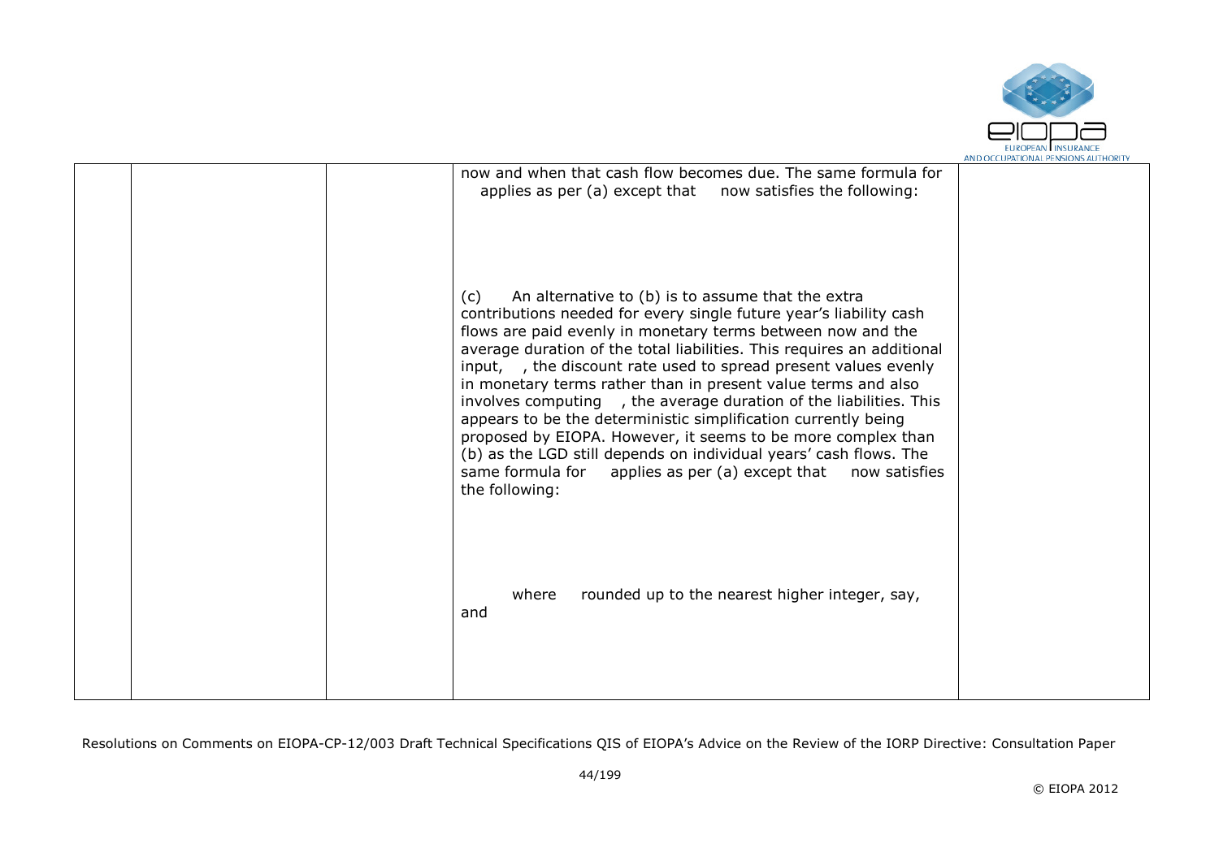|  |  |  | now and when that cash flow becomes due. The same formula for applies as per (a) except that now satisfies the following:<br><br><br><br>(c) An alternative to (b) is to assume that the extra contributions needed for every single future year's liability cash flows are paid evenly in monetary terms between now and the average duration of the total liabilities. This requires an additional input, , the discount rate used to spread present values evenly in monetary terms rather than in present value terms and also involves computing , the average duration of the liabilities. This appears to be the deterministic simplification currently being proposed by EIOPA. However, it seems to be more complex than (b) as the LGD still depends on individual years' cash flows. The same formula for applies as per (a) except that now satisfies the following:<br><br><br><br>where rounded up to the nearest higher integer, say, and |  |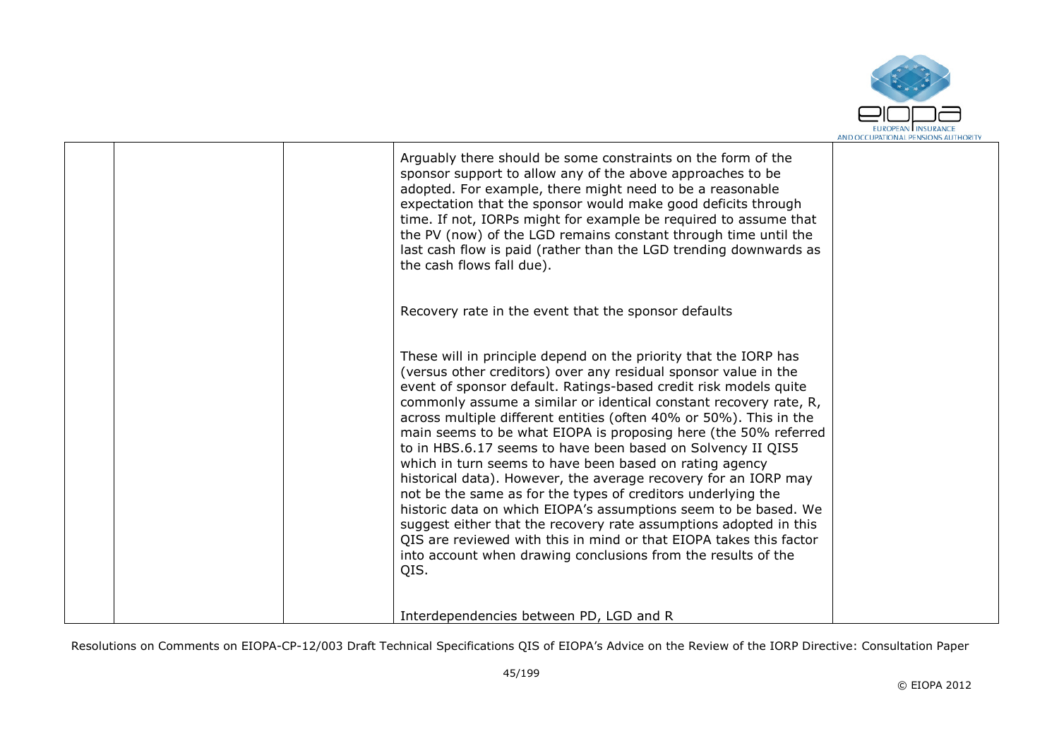|  |  |  | Arguably there should be some constraints on the form of the sponsor support to allow any of the above approaches to be adopted. For example, there might need to be a reasonable expectation that the sponsor would make good deficits through time. If not, IORPs might for example be required to assume that the PV (now) of the LGD remains constant through time until the last cash flow is paid (rather than the LGD trending downwards as the cash flows fall due).<br><br>Recovery rate in the event that the sponsor defaults<br><br>These will in principle depend on the priority that the IORP has (versus other creditors) over any residual sponsor value in the event of sponsor default. Ratings-based credit risk models quite commonly assume a similar or identical constant recovery rate, R, across multiple different entities (often 40% or 50%). This in the main seems to be what EIOPA is proposing here (the 50% referred to in HBS.6.17 seems to have been based on Solvency II QIS5 which in turn seems to have been based on rating agency historical data). However, the average recovery for an IORP may not be the same as for the types of creditors underlying the historic data on which EIOPA's assumptions seem to be based. We suggest either that the recovery rate assumptions adopted in this QIS are reviewed with this in mind or that EIOPA takes this factor into account when drawing conclusions from the results of the QIS.<br><br>Interdependencies between PD, LGD and R |  |
|---|---|---|---|---|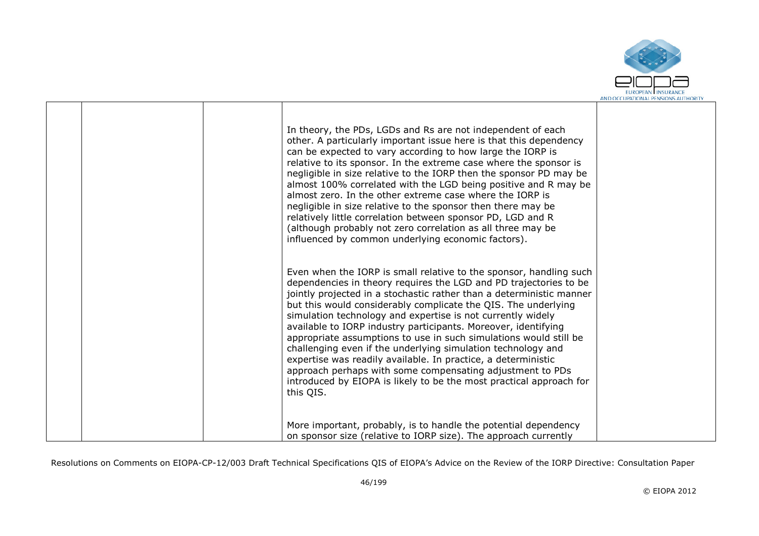| | | | | |
|---|---|---|---|---|
| | | | In theory, the PDs, LGDs and Rs are not independent of each other. A particularly important issue here is that this dependency can be expected to vary according to how large the IORP is relative to its sponsor. In the extreme case where the sponsor is negligible in size relative to the IORP then the sponsor PD may be almost 100% correlated with the LGD being positive and R may be almost zero. In the other extreme case where the IORP is negligible in size relative to the sponsor then there may be relatively little correlation between sponsor PD, LGD and R (although probably not zero correlation as all three may be influenced by common underlying economic factors).<br><br>Even when the IORP is small relative to the sponsor, handling such dependencies in theory requires the LGD and PD trajectories to be jointly projected in a stochastic rather than a deterministic manner but this would considerably complicate the QIS. The underlying simulation technology and expertise is not currently widely available to IORP industry participants. Moreover, identifying appropriate assumptions to use in such simulations would still be challenging even if the underlying simulation technology and expertise was readily available. In practice, a deterministic approach perhaps with some compensating adjustment to PDs introduced by EIOPA is likely to be the most practical approach for this QIS.<br><br>More important, probably, is to handle the potential dependency on sponsor size (relative to IORP size). The approach currently | |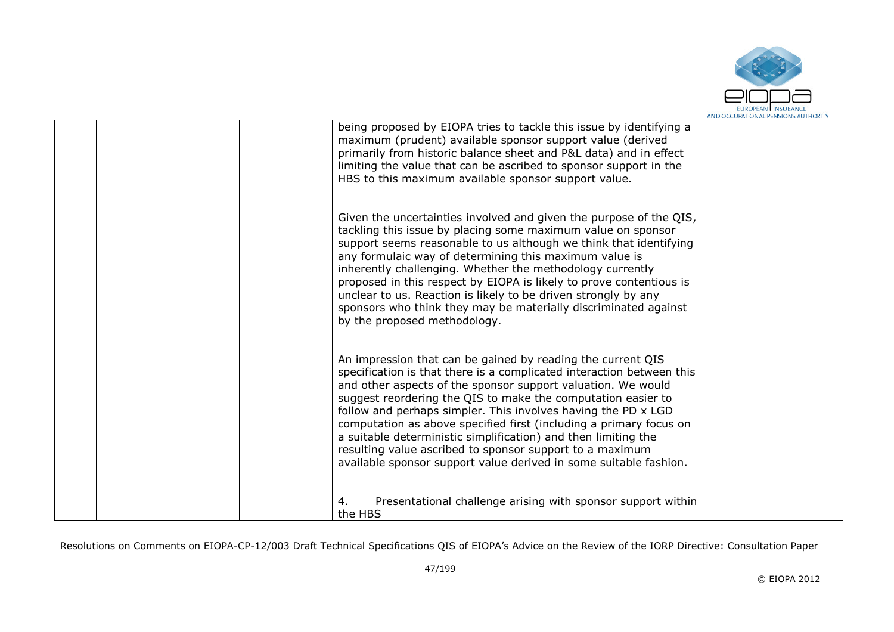| | | | | |
|---|---|---|---|---|
| | | | being proposed by EIOPA tries to tackle this issue by identifying a maximum (prudent) available sponsor support value (derived primarily from historic balance sheet and P&L data) and in effect limiting the value that can be ascribed to sponsor support in the HBS to this maximum available sponsor support value.<br><br>Given the uncertainties involved and given the purpose of the QIS, tackling this issue by placing some maximum value on sponsor support seems reasonable to us although we think that identifying any formulaic way of determining this maximum value is inherently challenging. Whether the methodology currently proposed in this respect by EIOPA is likely to prove contentious is unclear to us. Reaction is likely to be driven strongly by any sponsors who think they may be materially discriminated against by the proposed methodology.<br><br>An impression that can be gained by reading the current QIS specification is that there is a complicated interaction between this and other aspects of the sponsor support valuation. We would suggest reordering the QIS to make the computation easier to follow and perhaps simpler. This involves having the PD x LGD computation as above specified first (including a primary focus on a suitable deterministic simplification) and then limiting the resulting value ascribed to sponsor support to a maximum available sponsor support value derived in some suitable fashion.<br><br>4. Presentational challenge arising with sponsor support within the HBS | |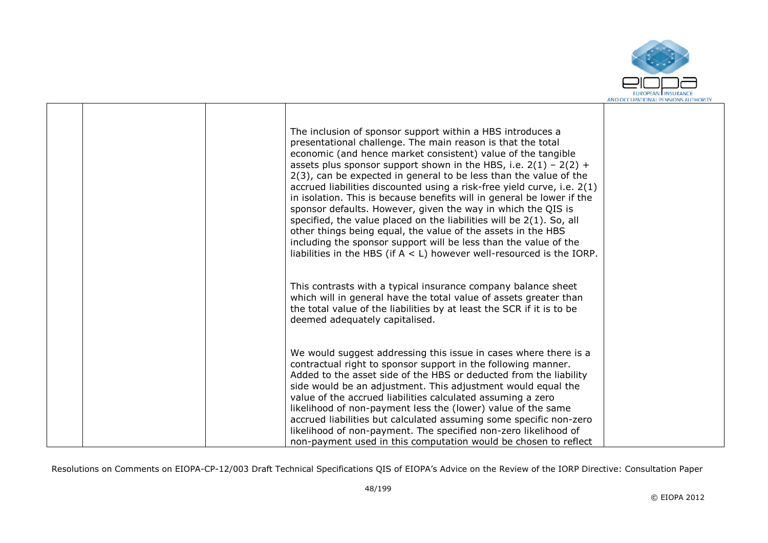| | | | | |
|---|---|---|---|---|
| | | | The inclusion of sponsor support within a HBS introduces a presentational challenge. The main reason is that the total economic (and hence market consistent) value of the tangible assets plus sponsor support shown in the HBS, i.e. 2(1) – 2(2) + 2(3), can be expected in general to be less than the value of the accrued liabilities discounted using a risk-free yield curve, i.e. 2(1) in isolation. This is because benefits will in general be lower if the sponsor defaults. However, given the way in which the QIS is specified, the value placed on the liabilities will be 2(1). So, all other things being equal, the value of the assets in the HBS including the sponsor support will be less than the value of the liabilities in the HBS (if $A < L$) however well-resourced is the IORP.<br><br>This contrasts with a typical insurance company balance sheet which will in general have the total value of assets greater than the total value of the liabilities by at least the SCR if it is to be deemed adequately capitalised.<br><br>We would suggest addressing this issue in cases where there is a contractual right to sponsor support in the following manner. Added to the asset side of the HBS or deducted from the liability side would be an adjustment. This adjustment would equal the value of the accrued liabilities calculated assuming a zero likelihood of non-payment less the (lower) value of the same accrued liabilities but calculated assuming some specific non-zero likelihood of non-payment. The specified non-zero likelihood of non-payment used in this computation would be chosen to reflect | |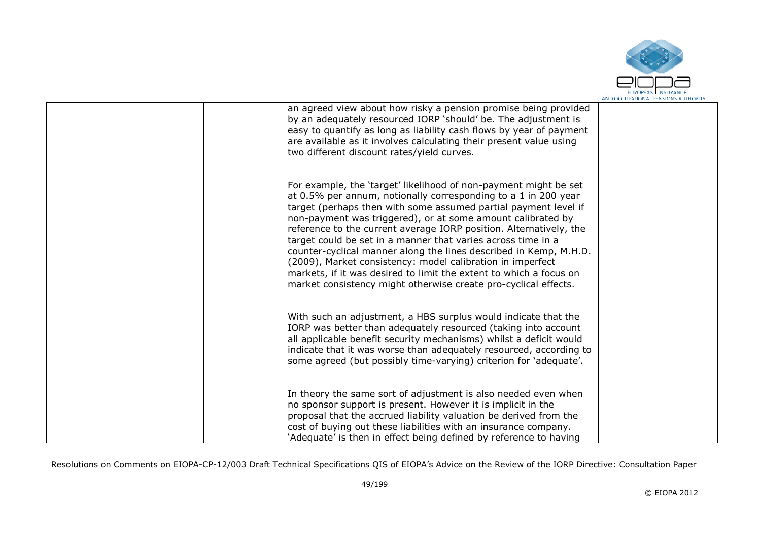| | | | | |
|---|---|---|---|---|
| | | | an agreed view about how risky a pension promise being provided by an adequately resourced IORP 'should' be. The adjustment is easy to quantify as long as liability cash flows by year of payment are available as it involves calculating their present value using two different discount rates/yield curves.<br><br>For example, the 'target' likelihood of non-payment might be set at 0.5% per annum, notionally corresponding to a 1 in 200 year target (perhaps then with some assumed partial payment level if non-payment was triggered), or at some amount calibrated by reference to the current average IORP position. Alternatively, the target could be set in a manner that varies across time in a counter-cyclical manner along the lines described in Kemp, M.H.D. (2009), Market consistency: model calibration in imperfect markets, if it was desired to limit the extent to which a focus on market consistency might otherwise create pro-cyclical effects.<br><br>With such an adjustment, a HBS surplus would indicate that the IORP was better than adequately resourced (taking into account all applicable benefit security mechanisms) whilst a deficit would indicate that it was worse than adequately resourced, according to some agreed (but possibly time-varying) criterion for 'adequate'.<br><br>In theory the same sort of adjustment is also needed even when no sponsor support is present. However it is implicit in the proposal that the accrued liability valuation be derived from the cost of buying out these liabilities with an insurance company. 'Adequate' is then in effect being defined by reference to having | |

Resolutions on Comments on EIOPA-CP-12/003 Draft Technical Specifications QIS of EIOPA's Advice on the Review of the IORP Directive: Consultation Paper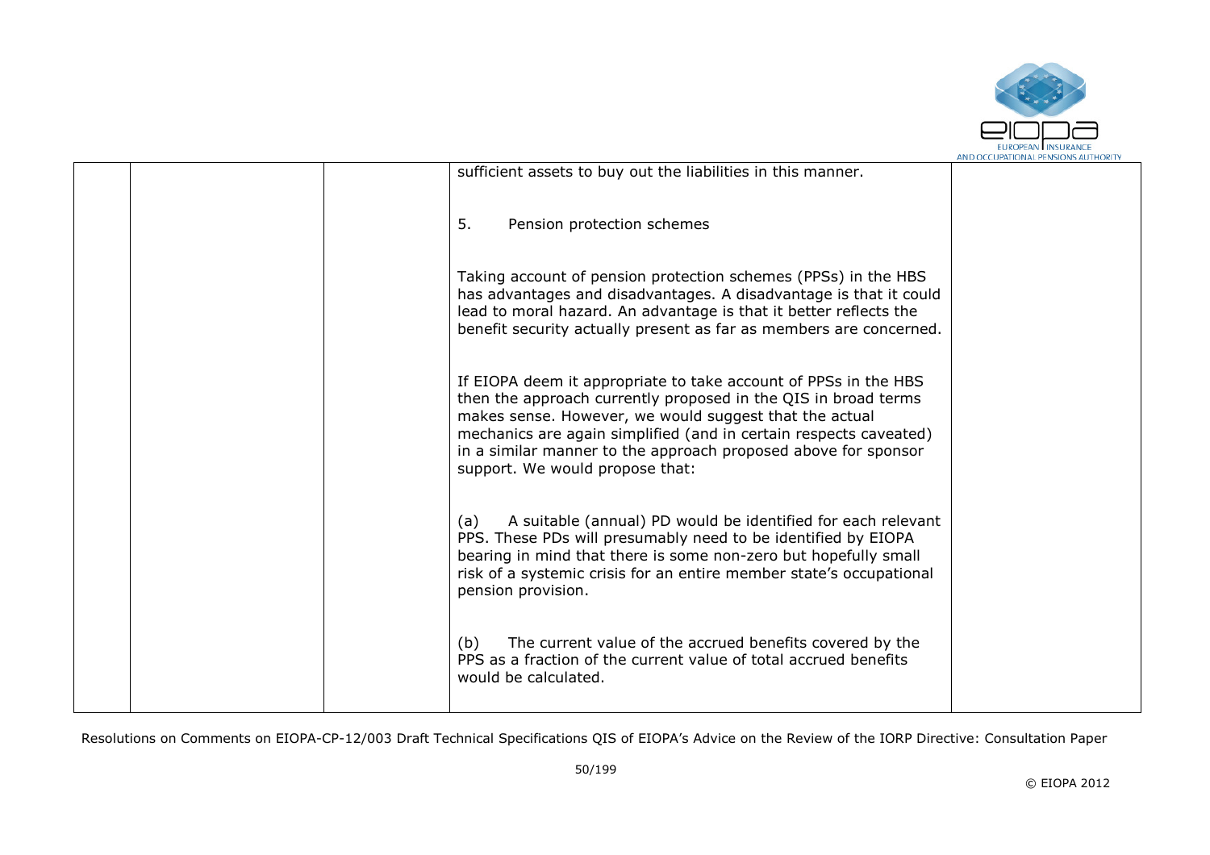| | | | | |
|---|---|---|---|---|
| | | | sufficient assets to buy out the liabilities in this manner.<br><br>5. Pension protection schemes<br><br>Taking account of pension protection schemes (PPSs) in the HBS has advantages and disadvantages. A disadvantage is that it could lead to moral hazard. An advantage is that it better reflects the benefit security actually present as far as members are concerned.<br><br>If EIOPA deem it appropriate to take account of PPSs in the HBS then the approach currently proposed in the QIS in broad terms makes sense. However, we would suggest that the actual mechanics are again simplified (and in certain respects caveated) in a similar manner to the approach proposed above for sponsor support. We would propose that:<br><br>(a) A suitable (annual) PD would be identified for each relevant PPS. These PDs will presumably need to be identified by EIOPA bearing in mind that there is some non-zero but hopefully small risk of a systemic crisis for an entire member state's occupational pension provision.<br><br>(b) The current value of the accrued benefits covered by the PPS as a fraction of the current value of total accrued benefits would be calculated. | |

Resolutions on Comments on EIOPA-CP-12/003 Draft Technical Specifications QIS of EIOPA's Advice on the Review of the IORP Directive: Consultation Paper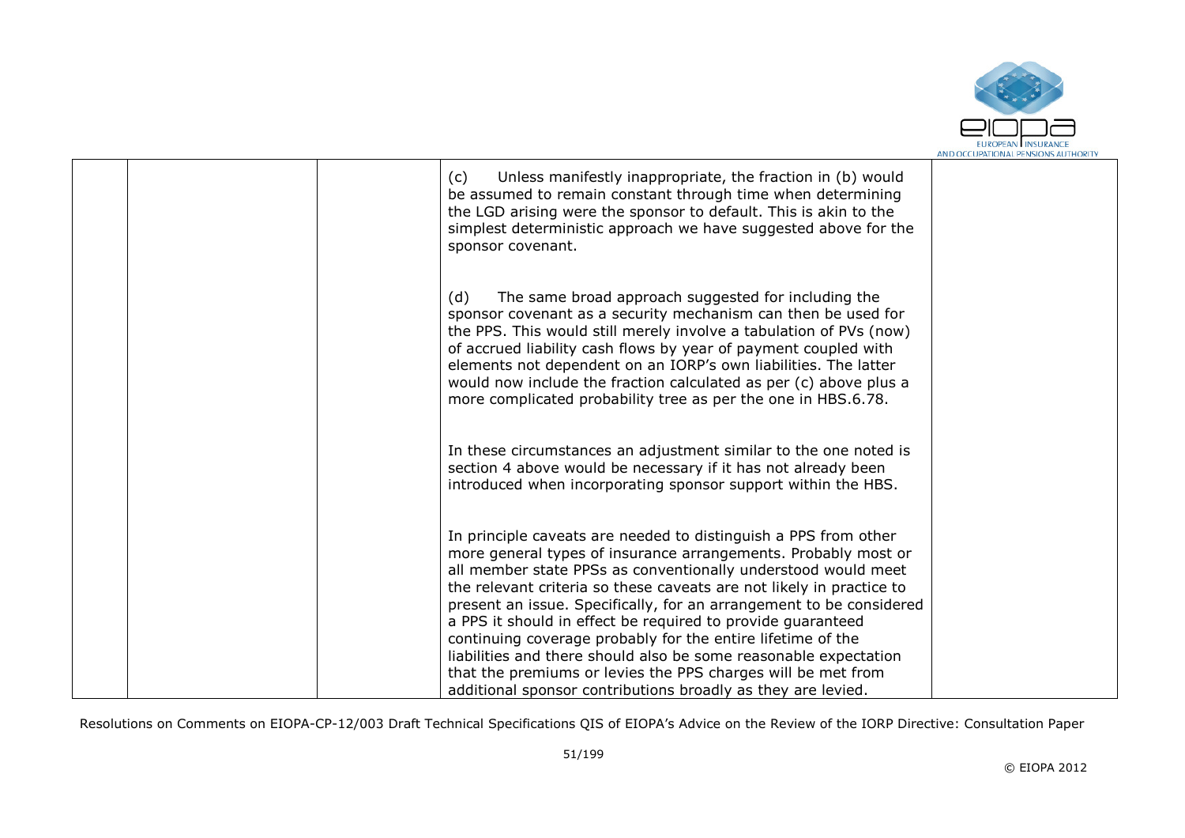| | | | | |
|---|---|---|---|---|
| | | | (c) Unless manifestly inappropriate, the fraction in (b) would be assumed to remain constant through time when determining the LGD arising were the sponsor to default. This is akin to the simplest deterministic approach we have suggested above for the sponsor covenant.<br><br>(d) The same broad approach suggested for including the sponsor covenant as a security mechanism can then be used for the PPS. This would still merely involve a tabulation of PVs (now) of accrued liability cash flows by year of payment coupled with elements not dependent on an IORP's own liabilities. The latter would now include the fraction calculated as per (c) above plus a more complicated probability tree as per the one in HBS.6.78.<br><br>In these circumstances an adjustment similar to the one noted is section 4 above would be necessary if it has not already been introduced when incorporating sponsor support within the HBS.<br><br>In principle caveats are needed to distinguish a PPS from other more general types of insurance arrangements. Probably most or all member state PPSs as conventionally understood would meet the relevant criteria so these caveats are not likely in practice to present an issue. Specifically, for an arrangement to be considered a PPS it should in effect be required to provide guaranteed continuing coverage probably for the entire lifetime of the liabilities and there should also be some reasonable expectation that the premiums or levies the PPS charges will be met from additional sponsor contributions broadly as they are levied. | |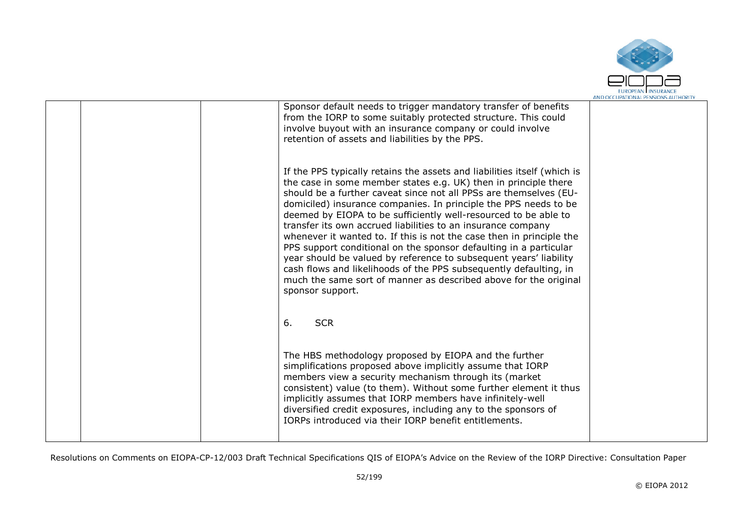| | | | | |
|---|---|---|---|---|
| | | | Sponsor default needs to trigger mandatory transfer of benefits from the IORP to some suitably protected structure. This could involve buyout with an insurance company or could involve retention of assets and liabilities by the PPS.<br><br>If the PPS typically retains the assets and liabilities itself (which is the case in some member states e.g. UK) then in principle there should be a further caveat since not all PPSs are themselves (EU-domiciled) insurance companies. In principle the PPS needs to be deemed by EIOPA to be sufficiently well-resourced to be able to transfer its own accrued liabilities to an insurance company whenever it wanted to. If this is not the case then in principle the PPS support conditional on the sponsor defaulting in a particular year should be valued by reference to subsequent years' liability cash flows and likelihoods of the PPS subsequently defaulting, in much the same sort of manner as described above for the original sponsor support.<br><br>6. SCR<br><br>The HBS methodology proposed by EIOPA and the further simplifications proposed above implicitly assume that IORP members view a security mechanism through its (market consistent) value (to them). Without some further element it thus implicitly assumes that IORP members have infinitely-well diversified credit exposures, including any to the sponsors of IORPs introduced via their IORP benefit entitlements. | |

Resolutions on Comments on EIOPA-CP-12/003 Draft Technical Specifications QIS of EIOPA's Advice on the Review of the IORP Directive: Consultation Paper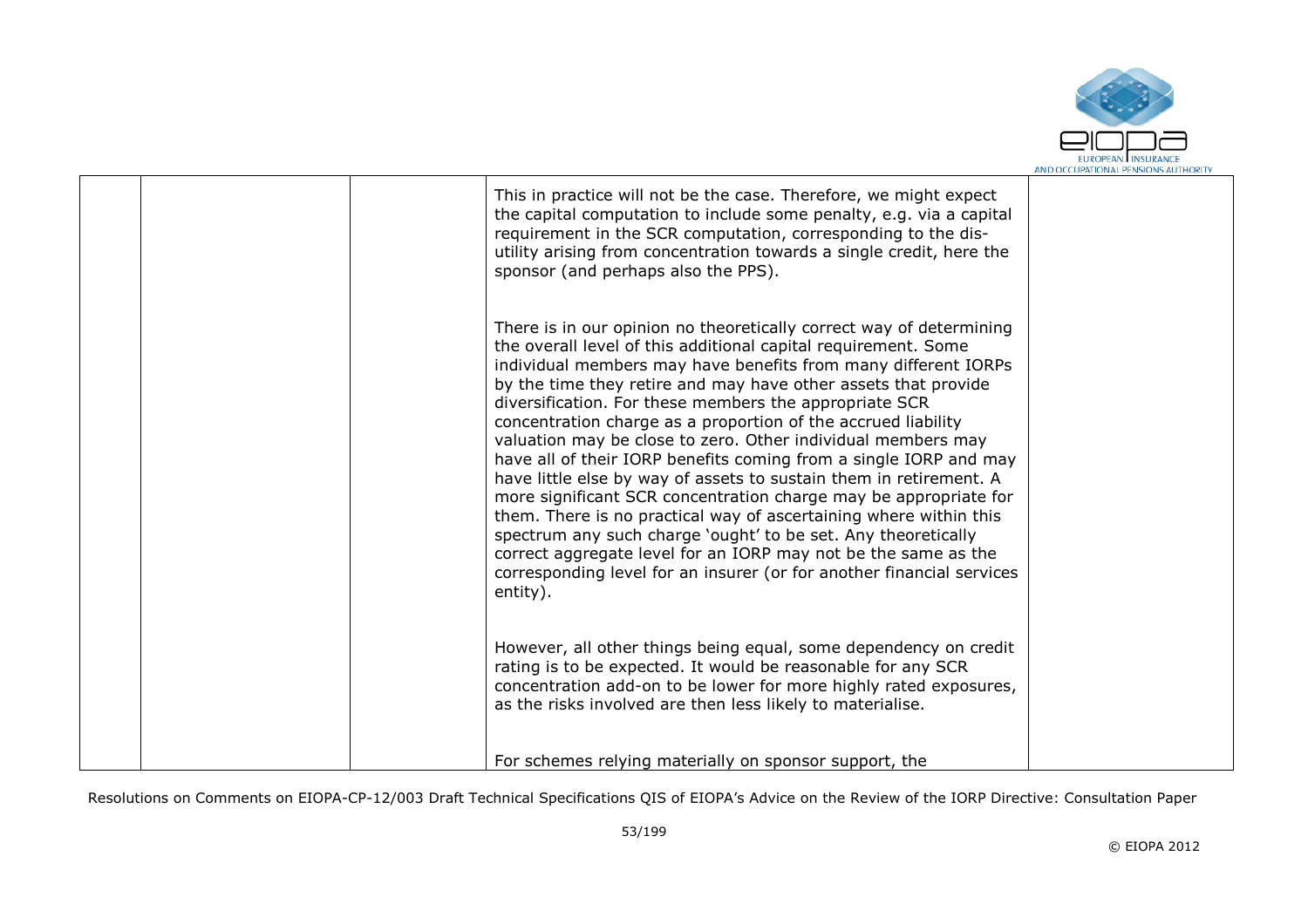| | | | | |
|---|---|---|---|---|
| | | | This in practice will not be the case. Therefore, we might expect the capital computation to include some penalty, e.g. via a capital requirement in the SCR computation, corresponding to the dis-utility arising from concentration towards a single credit, here the sponsor (and perhaps also the PPS).<br><br>There is in our opinion no theoretically correct way of determining the overall level of this additional capital requirement. Some individual members may have benefits from many different IORPs by the time they retire and may have other assets that provide diversification. For these members the appropriate SCR concentration charge as a proportion of the accrued liability valuation may be close to zero. Other individual members may have all of their IORP benefits coming from a single IORP and may have little else by way of assets to sustain them in retirement. A more significant SCR concentration charge may be appropriate for them. There is no practical way of ascertaining where within this spectrum any such charge 'ought' to be set. Any theoretically correct aggregate level for an IORP may not be the same as the corresponding level for an insurer (or for another financial services entity).<br><br>However, all other things being equal, some dependency on credit rating is to be expected. It would be reasonable for any SCR concentration add-on to be lower for more highly rated exposures, as the risks involved are then less likely to materialise.<br><br>For schemes relying materially on sponsor support, the | |

Resolutions on Comments on EIOPA-CP-12/003 Draft Technical Specifications QIS of EIOPA's Advice on the Review of the IORP Directive: Consultation Paper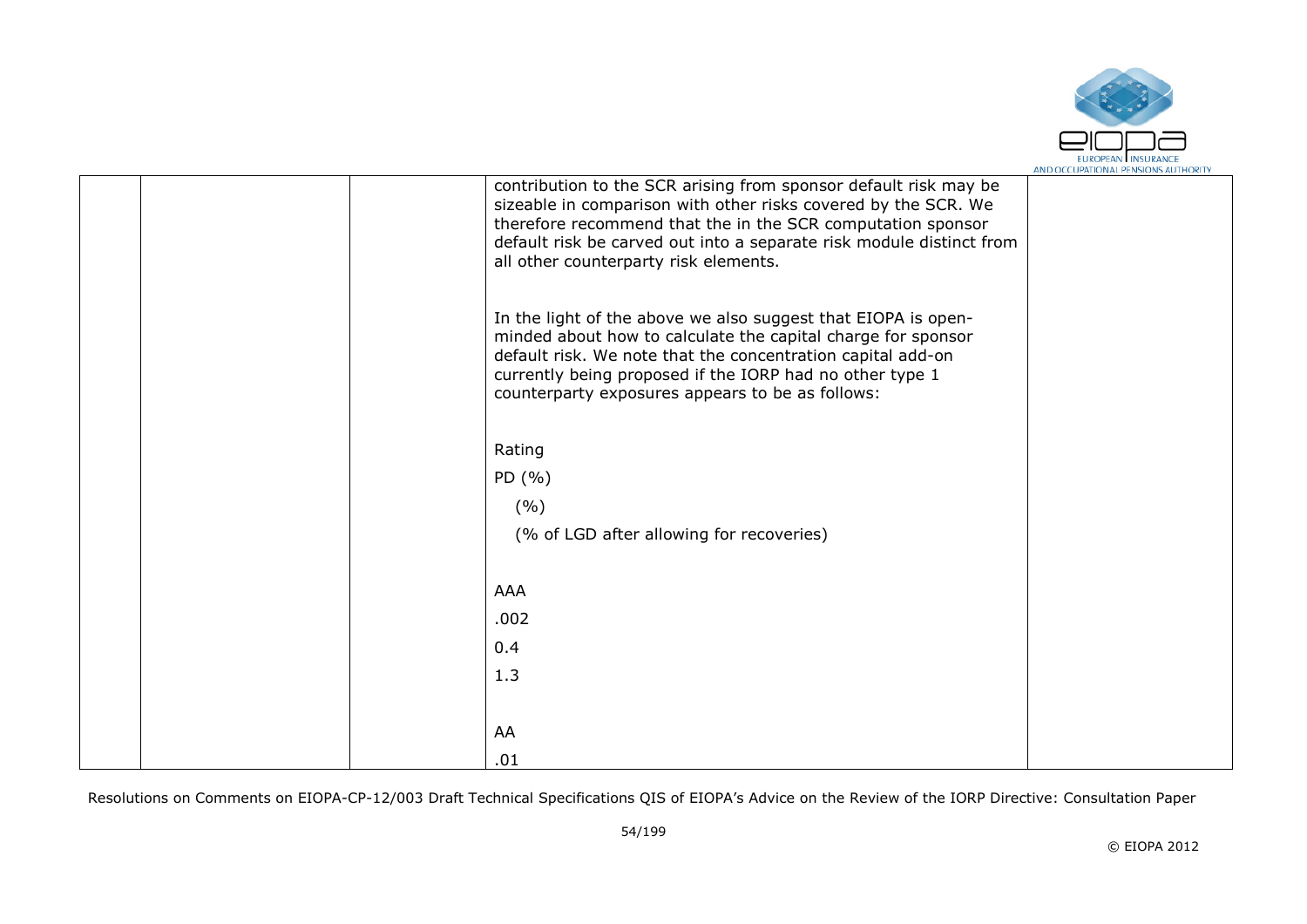| | | | contribution to the SCR arising from sponsor default risk may be sizeable in comparison with other risks covered by the SCR. We therefore recommend that the in the SCR computation sponsor default risk be carved out into a separate risk module distinct from all other counterparty risk elements.<br><br>In the light of the above we also suggest that EIOPA is open-minded about how to calculate the capital charge for sponsor default risk. We note that the concentration capital add-on currently being proposed if the IORP had no other type 1 counterparty exposures appears to be as follows:<br><br>Rating<br>PD (%)<br>(%)<br>(% of LGD after allowing for recoveries)<br><br>AAA<br>.002<br>0.4<br>1.3<br><br>AA<br>.01 | |
|---|---|---|---|---|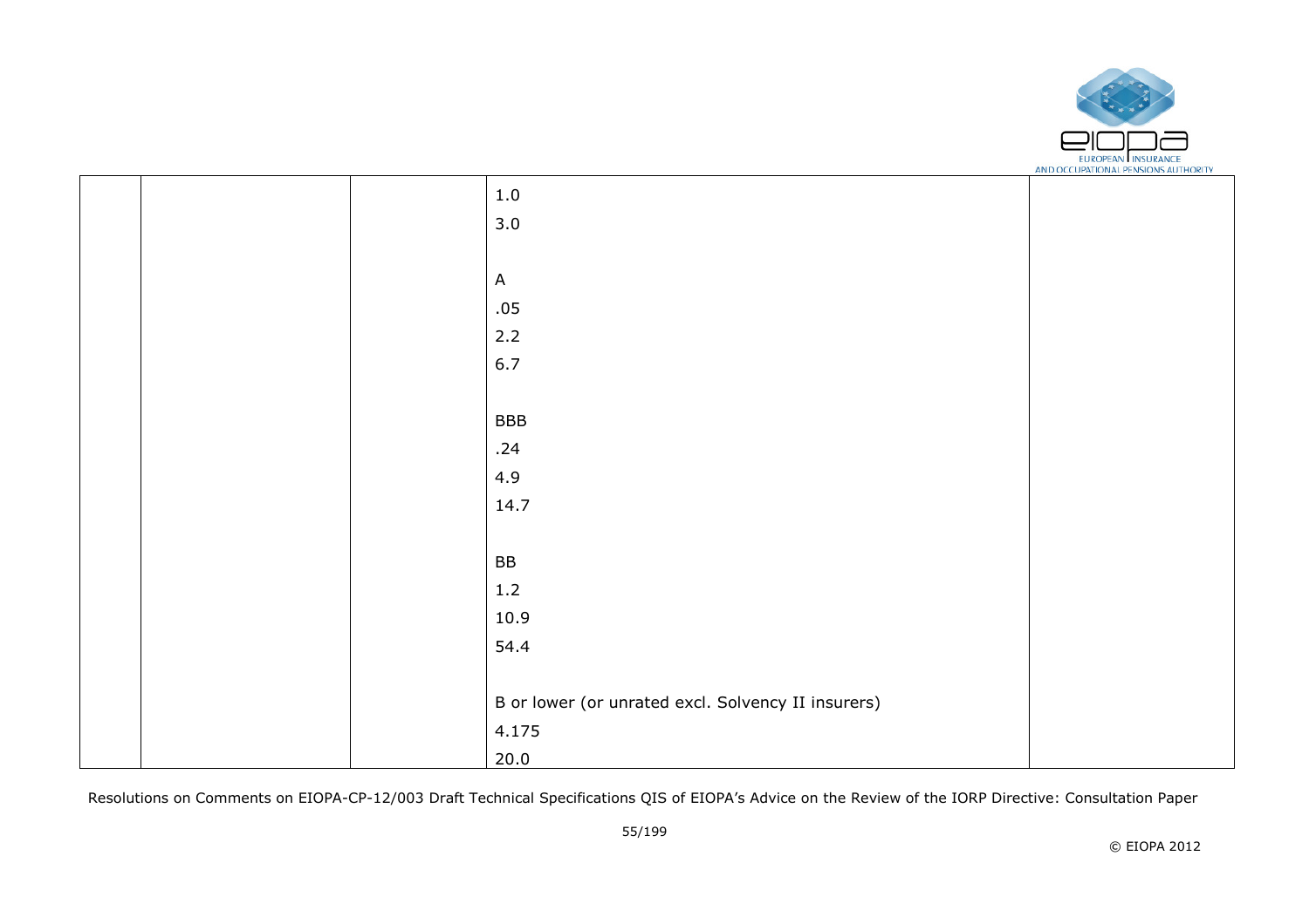|  |  |  | 1.0<br>3.0<br><br>A<br>.05<br>2.2<br>6.7<br><br>BBB<br>.24<br>4.9<br>14.7<br><br>BB<br>1.2<br>10.9<br>54.4<br><br>B or lower (or unrated excl. Solvency II insurers)<br>4.175<br>20.0 |  |
|---|---|---|---|---|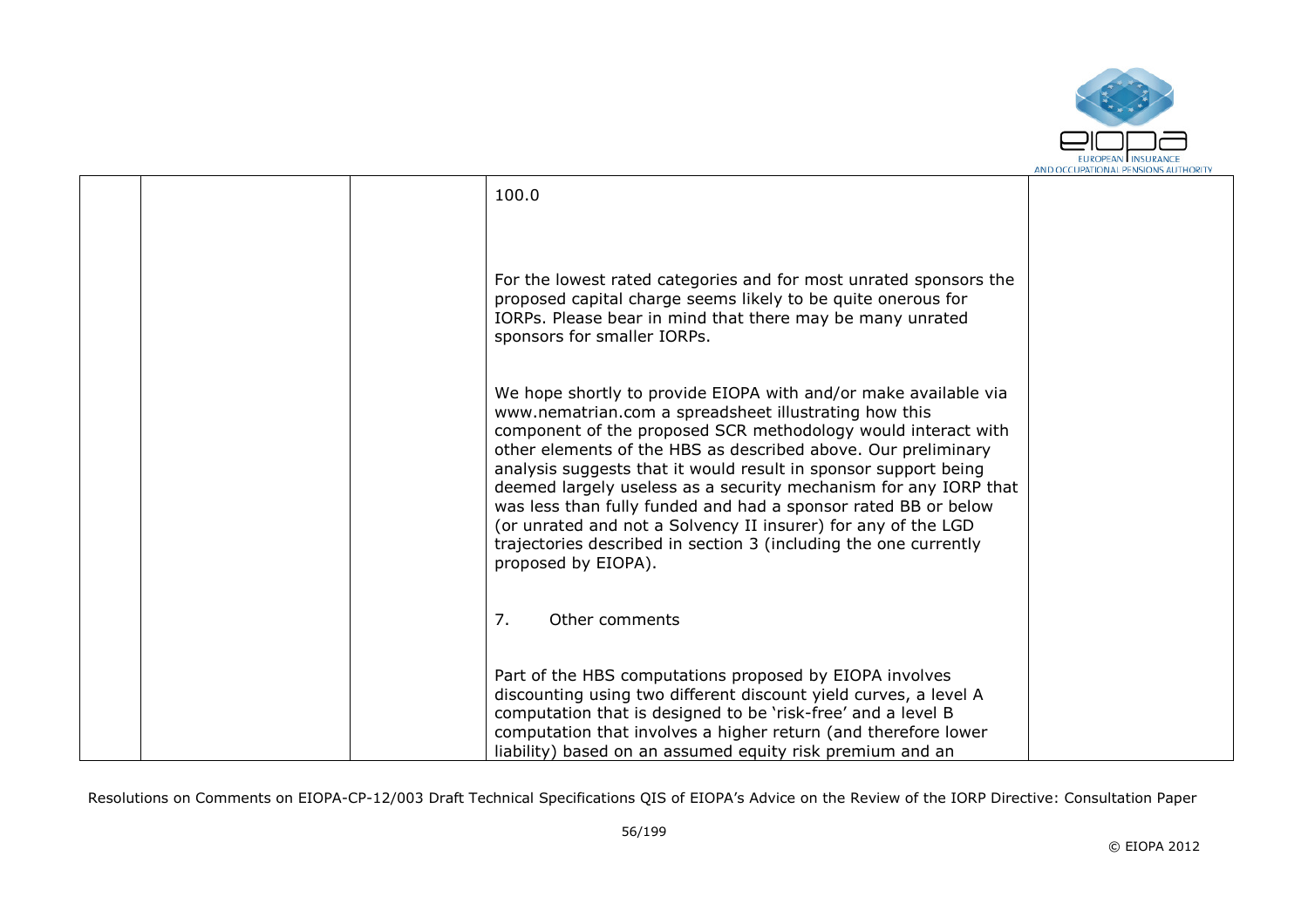| | | | | |
|---|---|---|---|---|
| | | | 100.0<br><br>For the lowest rated categories and for most unrated sponsors the proposed capital charge seems likely to be quite onerous for IORPs. Please bear in mind that there may be many unrated sponsors for smaller IORPs.<br><br>We hope shortly to provide EIOPA with and/or make available via www.nematrian.com a spreadsheet illustrating how this component of the proposed SCR methodology would interact with other elements of the HBS as described above. Our preliminary analysis suggests that it would result in sponsor support being deemed largely useless as a security mechanism for any IORP that was less than fully funded and had a sponsor rated BB or below (or unrated and not a Solvency II insurer) for any of the LGD trajectories described in section 3 (including the one currently proposed by EIOPA).<br><br>7. Other comments<br><br>Part of the HBS computations proposed by EIOPA involves discounting using two different discount yield curves, a level A computation that is designed to be 'risk-free' and a level B computation that involves a higher return (and therefore lower liability) based on an assumed equity risk premium and an | |

Resolutions on Comments on EIOPA-CP-12/003 Draft Technical Specifications QIS of EIOPA's Advice on the Review of the IORP Directive: Consultation Paper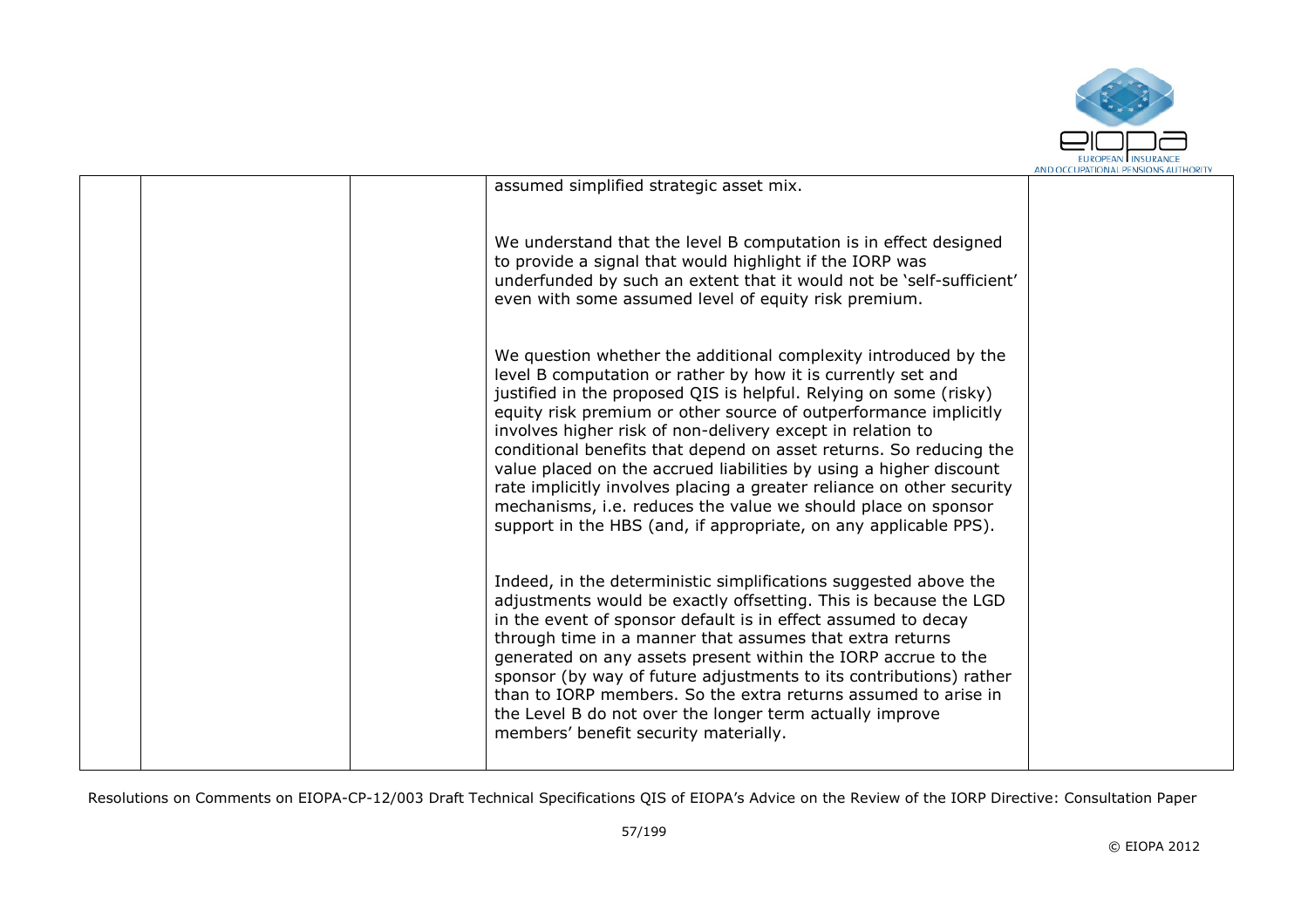| | | | | |
|---|---|---|---|---|
| | | | assumed simplified strategic asset mix.<br><br>We understand that the level B computation is in effect designed to provide a signal that would highlight if the IORP was underfunded by such an extent that it would not be 'self-sufficient' even with some assumed level of equity risk premium.<br><br>We question whether the additional complexity introduced by the level B computation or rather by how it is currently set and justified in the proposed QIS is helpful. Relying on some (risky) equity risk premium or other source of outperformance implicitly involves higher risk of non-delivery except in relation to conditional benefits that depend on asset returns. So reducing the value placed on the accrued liabilities by using a higher discount rate implicitly involves placing a greater reliance on other security mechanisms, i.e. reduces the value we should place on sponsor support in the HBS (and, if appropriate, on any applicable PPS).<br><br>Indeed, in the deterministic simplifications suggested above the adjustments would be exactly offsetting. This is because the LGD in the event of sponsor default is in effect assumed to decay through time in a manner that assumes that extra returns generated on any assets present within the IORP accrue to the sponsor (by way of future adjustments to its contributions) rather than to IORP members. So the extra returns assumed to arise in the Level B do not over the longer term actually improve members' benefit security materially. | |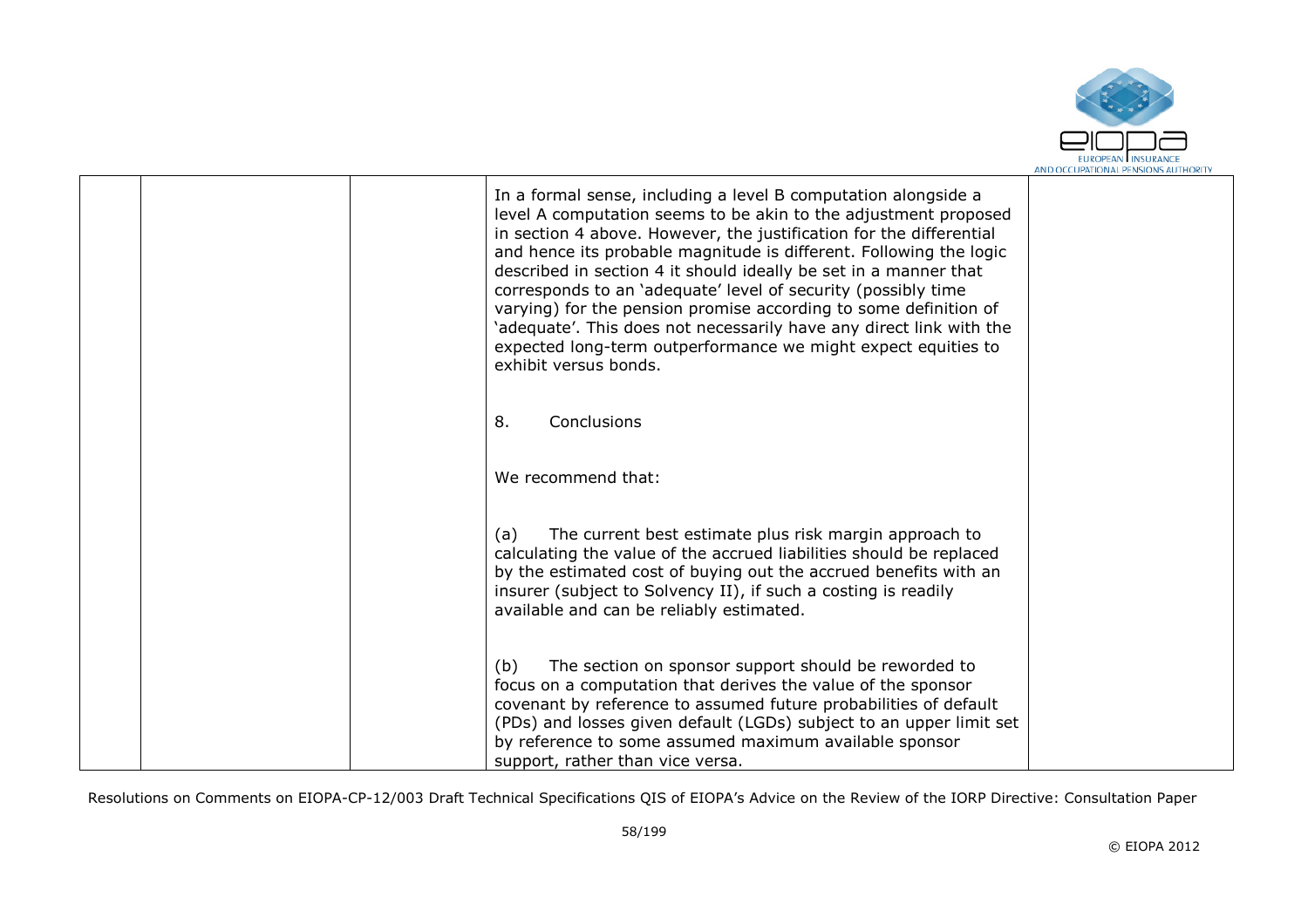|  |  |  | In a formal sense, including a level B computation alongside a level A computation seems to be akin to the adjustment proposed in section 4 above. However, the justification for the differential and hence its probable magnitude is different. Following the logic described in section 4 it should ideally be set in a manner that corresponds to an 'adequate' level of security (possibly time varying) for the pension promise according to some definition of 'adequate'. This does not necessarily have any direct link with the expected long-term outperformance we might expect equities to exhibit versus bonds.<br><br>8. Conclusions<br><br>We recommend that:<br><br>(a) The current best estimate plus risk margin approach to calculating the value of the accrued liabilities should be replaced by the estimated cost of buying out the accrued benefits with an insurer (subject to Solvency II), if such a costing is readily available and can be reliably estimated.<br><br>(b) The section on sponsor support should be reworded to focus on a computation that derives the value of the sponsor covenant by reference to assumed future probabilities of default (PDs) and losses given default (LGDs) subject to an upper limit set by reference to some assumed maximum available sponsor support, rather than vice versa. |  |
|---|---|---|---|---|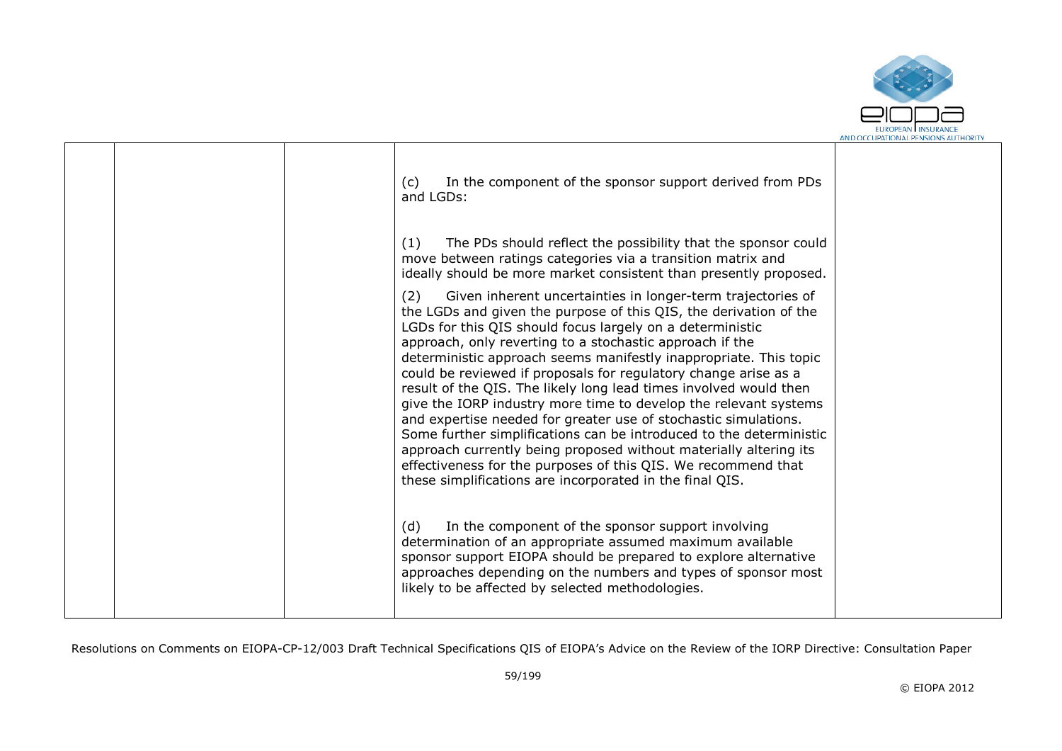| | | | | |
|---|---|---|---|---|
| | | | (c) In the component of the sponsor support derived from PDs and LGDs:<br><br>(1) The PDs should reflect the possibility that the sponsor could move between ratings categories via a transition matrix and ideally should be more market consistent than presently proposed.<br><br>(2) Given inherent uncertainties in longer-term trajectories of the LGDs and given the purpose of this QIS, the derivation of the LGDs for this QIS should focus largely on a deterministic approach, only reverting to a stochastic approach if the deterministic approach seems manifestly inappropriate. This topic could be reviewed if proposals for regulatory change arise as a result of the QIS. The likely long lead times involved would then give the IORP industry more time to develop the relevant systems and expertise needed for greater use of stochastic simulations. Some further simplifications can be introduced to the deterministic approach currently being proposed without materially altering its effectiveness for the purposes of this QIS. We recommend that these simplifications are incorporated in the final QIS.<br><br>(d) In the component of the sponsor support involving determination of an appropriate assumed maximum available sponsor support EIOPA should be prepared to explore alternative approaches depending on the numbers and types of sponsor most likely to be affected by selected methodologies. | |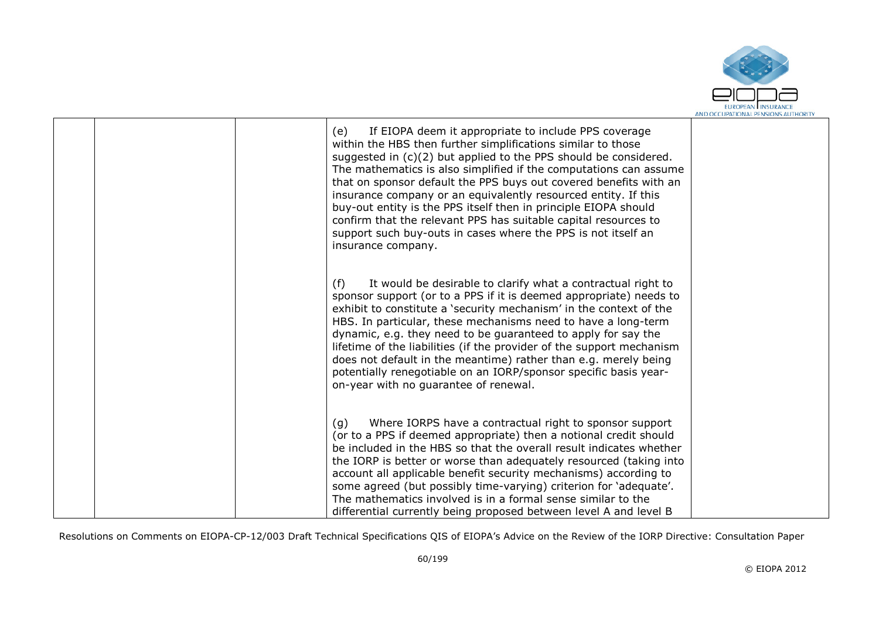| | | | | |
|---|---|---|---|---|
| | | | (e) If EIOPA deem it appropriate to include PPS coverage within the HBS then further simplifications similar to those suggested in (c)(2) but applied to the PPS should be considered. The mathematics is also simplified if the computations can assume that on sponsor default the PPS buys out covered benefits with an insurance company or an equivalently resourced entity. If this buy-out entity is the PPS itself then in principle EIOPA should confirm that the relevant PPS has suitable capital resources to support such buy-outs in cases where the PPS is not itself an insurance company.<br><br>(f) It would be desirable to clarify what a contractual right to sponsor support (or to a PPS if it is deemed appropriate) needs to exhibit to constitute a 'security mechanism' in the context of the HBS. In particular, these mechanisms need to have a long-term dynamic, e.g. they need to be guaranteed to apply for say the lifetime of the liabilities (if the provider of the support mechanism does not default in the meantime) rather than e.g. merely being potentially renegotiable on an IORP/sponsor specific basis year-on-year with no guarantee of renewal.<br><br>(g) Where IORPS have a contractual right to sponsor support (or to a PPS if deemed appropriate) then a notional credit should be included in the HBS so that the overall result indicates whether the IORP is better or worse than adequately resourced (taking into account all applicable benefit security mechanisms) according to some agreed (but possibly time-varying) criterion for 'adequate'. The mathematics involved is in a formal sense similar to the differential currently being proposed between level A and level B | |

Resolutions on Comments on EIOPA-CP-12/003 Draft Technical Specifications QIS of EIOPA's Advice on the Review of the IORP Directive: Consultation Paper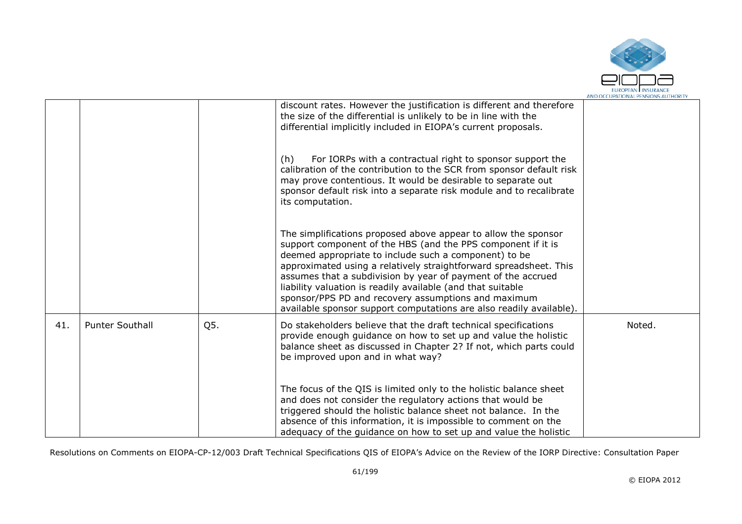| | | | | |
|---|---|---|---|---|
| | | | discount rates. However the justification is different and therefore the size of the differential is unlikely to be in line with the differential implicitly included in EIOPA's current proposals.<br><br>(h) For IORPs with a contractual right to sponsor support the calibration of the contribution to the SCR from sponsor default risk may prove contentious. It would be desirable to separate out sponsor default risk into a separate risk module and to recalibrate its computation.<br><br>The simplifications proposed above appear to allow the sponsor support component of the HBS (and the PPS component if it is deemed appropriate to include such a component) to be approximated using a relatively straightforward spreadsheet. This assumes that a subdivision by year of payment of the accrued liability valuation is readily available (and that suitable sponsor/PPS PD and recovery assumptions and maximum available sponsor support computations are also readily available). | |
| 41. | Punter Southall | Q5. | Do stakeholders believe that the draft technical specifications provide enough guidance on how to set up and value the holistic balance sheet as discussed in Chapter 2? If not, which parts could be improved upon and in what way?<br><br>The focus of the QIS is limited only to the holistic balance sheet and does not consider the regulatory actions that would be triggered should the holistic balance sheet not balance. In the absence of this information, it is impossible to comment on the adequacy of the guidance on how to set up and value the holistic | Noted. |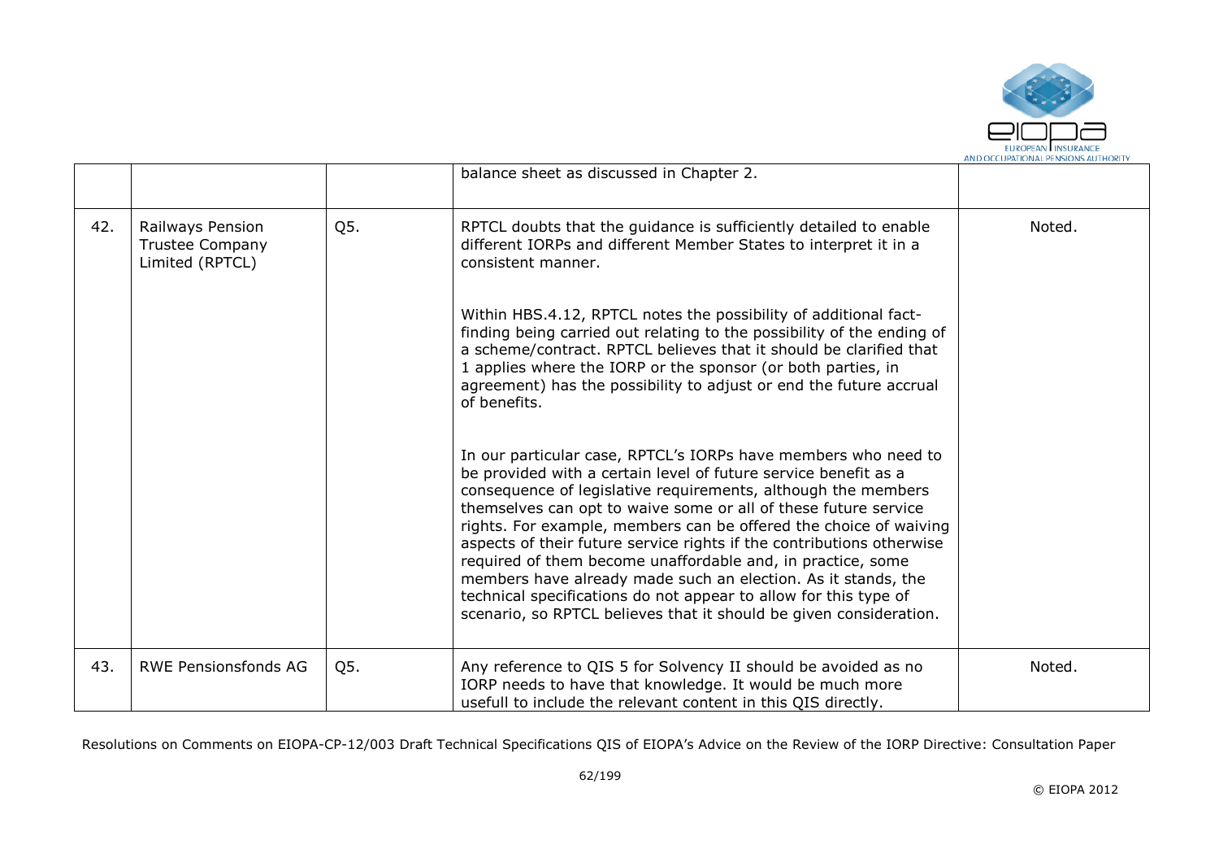|  |  |  | balance sheet as discussed in Chapter 2. |  |
|---|---|---|---|---|
| 42. | Railways Pension Trustee Company Limited (RPTCL) | Q5. | RPTCL doubts that the guidance is sufficiently detailed to enable different IORPs and different Member States to interpret it in a consistent manner.<br><br>Within HBS.4.12, RPTCL notes the possibility of additional fact-finding being carried out relating to the possibility of the ending of a scheme/contract. RPTCL believes that it should be clarified that 1 applies where the IORP or the sponsor (or both parties, in agreement) has the possibility to adjust or end the future accrual of benefits.<br><br>In our particular case, RPTCL's IORPs have members who need to be provided with a certain level of future service benefit as a consequence of legislative requirements, although the members themselves can opt to waive some or all of these future service rights. For example, members can be offered the choice of waiving aspects of their future service rights if the contributions otherwise required of them become unaffordable and, in practice, some members have already made such an election. As it stands, the technical specifications do not appear to allow for this type of scenario, so RPTCL believes that it should be given consideration. | Noted. |
| 43. | RWE Pensionsfonds AG | Q5. | Any reference to QIS 5 for Solvency II should be avoided as no IORP needs to have that knowledge. It would be much more usefull to include the relevant content in this QIS directly. | Noted. |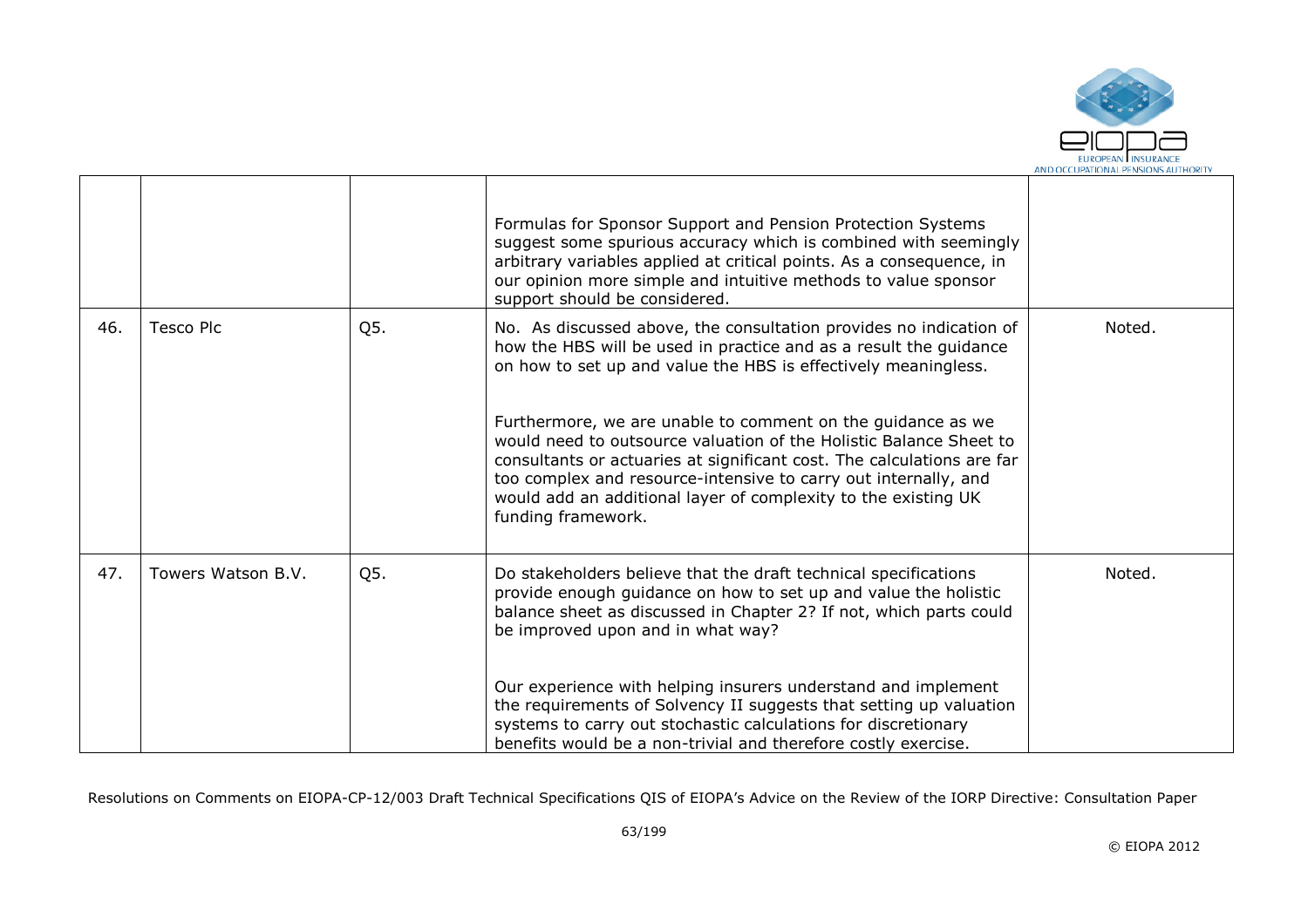| | | | | |
|---|---|---|---|---|
| | | | Formulas for Sponsor Support and Pension Protection Systems suggest some spurious accuracy which is combined with seemingly arbitrary variables applied at critical points. As a consequence, in our opinion more simple and intuitive methods to value sponsor support should be considered. | |
| 46. | Tesco Plc | Q5. | No. As discussed above, the consultation provides no indication of how the HBS will be used in practice and as a result the guidance on how to set up and value the HBS is effectively meaningless.<br><br>Furthermore, we are unable to comment on the guidance as we would need to outsource valuation of the Holistic Balance Sheet to consultants or actuaries at significant cost. The calculations are far too complex and resource-intensive to carry out internally, and would add an additional layer of complexity to the existing UK funding framework. | Noted. |
| 47. | Towers Watson B.V. | Q5. | Do stakeholders believe that the draft technical specifications provide enough guidance on how to set up and value the holistic balance sheet as discussed in Chapter 2? If not, which parts could be improved upon and in what way?<br><br>Our experience with helping insurers understand and implement the requirements of Solvency II suggests that setting up valuation systems to carry out stochastic calculations for discretionary benefits would be a non-trivial and therefore costly exercise. | Noted. |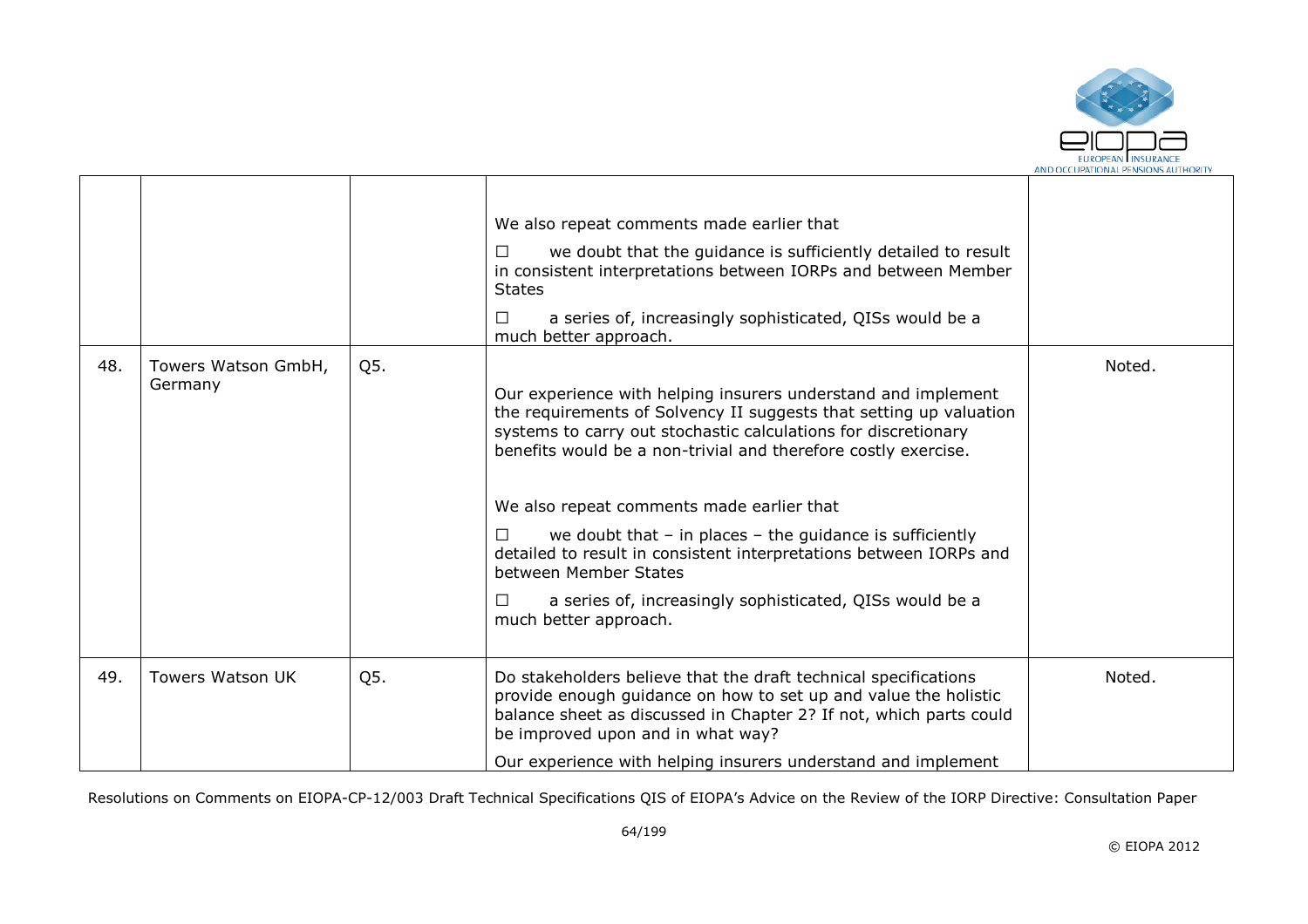|  |  |  | We also repeat comments made earlier that<br><br>☐ we doubt that the guidance is sufficiently detailed to result in consistent interpretations between IORPs and between Member States<br><br>☐ a series of, increasingly sophisticated, QISs would be a much better approach. |  |
|---|---|---|---|---|
| 48. | Towers Watson GmbH, Germany | Q5. | Our experience with helping insurers understand and implement the requirements of Solvency II suggests that setting up valuation systems to carry out stochastic calculations for discretionary benefits would be a non-trivial and therefore costly exercise.<br><br>We also repeat comments made earlier that<br><br>☐ we doubt that – in places – the guidance is sufficiently detailed to result in consistent interpretations between IORPs and between Member States<br><br>☐ a series of, increasingly sophisticated, QISs would be a much better approach. | Noted. |
| 49. | Towers Watson UK | Q5. | Do stakeholders believe that the draft technical specifications provide enough guidance on how to set up and value the holistic balance sheet as discussed in Chapter 2? If not, which parts could be improved upon and in what way?<br><br>Our experience with helping insurers understand and implement | Noted. |

Resolutions on Comments on EIOPA-CP-12/003 Draft Technical Specifications QIS of EIOPA's Advice on the Review of the IORP Directive: Consultation Paper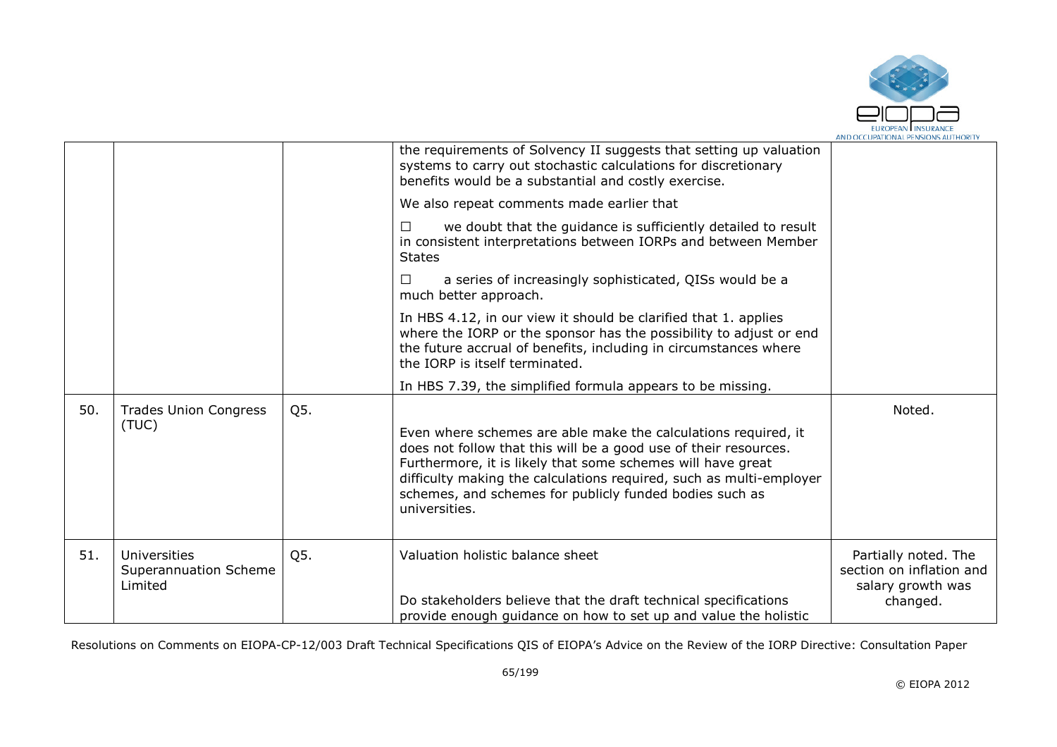|  |  |  |  |  |
|---|---|---|---|---|
|  |  |  | the requirements of Solvency II suggests that setting up valuation systems to carry out stochastic calculations for discretionary benefits would be a substantial and costly exercise.<br><br>We also repeat comments made earlier that<br><br>☐ we doubt that the guidance is sufficiently detailed to result in consistent interpretations between IORPs and between Member States<br><br>☐ a series of increasingly sophisticated, QISs would be a much better approach.<br><br>In HBS 4.12, in our view it should be clarified that 1. applies where the IORP or the sponsor has the possibility to adjust or end the future accrual of benefits, including in circumstances where the IORP is itself terminated.<br><br>In HBS 7.39, the simplified formula appears to be missing. |  |
| 50. | Trades Union Congress (TUC) | Q5. | Even where schemes are able make the calculations required, it does not follow that this will be a good use of their resources. Furthermore, it is likely that some schemes will have great difficulty making the calculations required, such as multi-employer schemes, and schemes for publicly funded bodies such as universities. | Noted. |
| 51. | Universities Superannuation Scheme Limited | Q5. | Valuation holistic balance sheet<br><br>Do stakeholders believe that the draft technical specifications provide enough guidance on how to set up and value the holistic | Partially noted. The section on inflation and salary growth was changed. |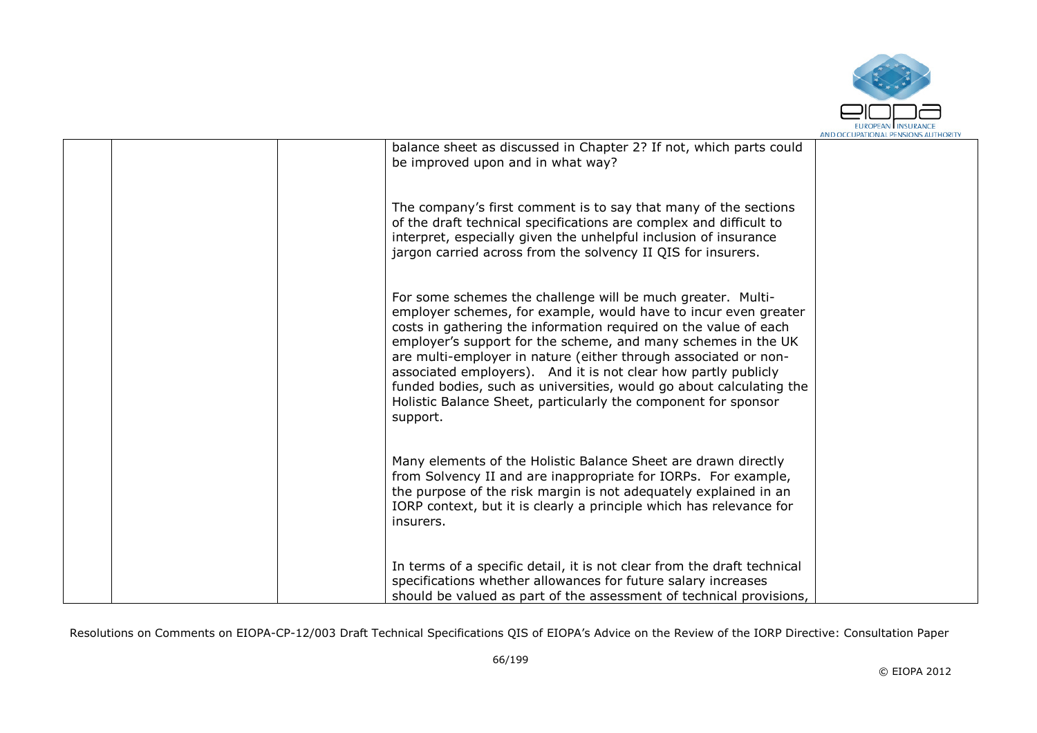| | | | | |
|---|---|---|---|---|
| | | | balance sheet as discussed in Chapter 2? If not, which parts could be improved upon and in what way?<br><br>The company's first comment is to say that many of the sections of the draft technical specifications are complex and difficult to interpret, especially given the unhelpful inclusion of insurance jargon carried across from the solvency II QIS for insurers.<br><br>For some schemes the challenge will be much greater. Multi-employer schemes, for example, would have to incur even greater costs in gathering the information required on the value of each employer's support for the scheme, and many schemes in the UK are multi-employer in nature (either through associated or non-associated employers). And it is not clear how partly publicly funded bodies, such as universities, would go about calculating the Holistic Balance Sheet, particularly the component for sponsor support.<br><br>Many elements of the Holistic Balance Sheet are drawn directly from Solvency II and are inappropriate for IORPs. For example, the purpose of the risk margin is not adequately explained in an IORP context, but it is clearly a principle which has relevance for insurers.<br><br>In terms of a specific detail, it is not clear from the draft technical specifications whether allowances for future salary increases should be valued as part of the assessment of technical provisions, | |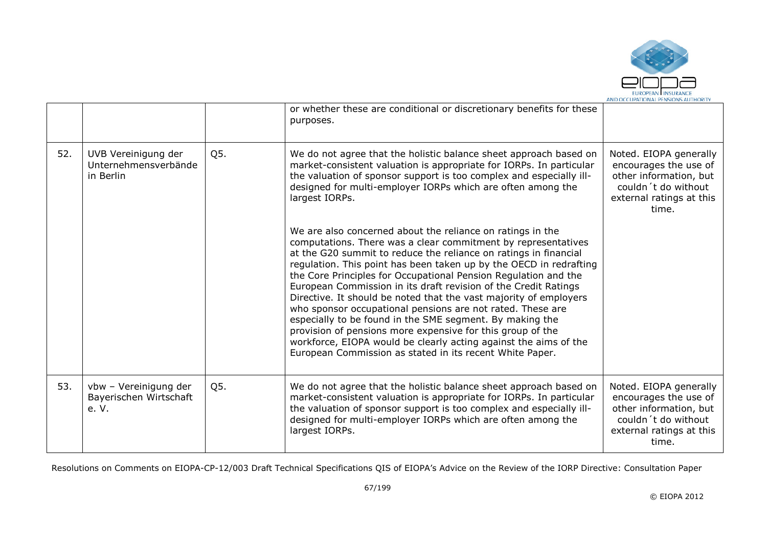|  |  |  | or whether these are conditional or discretionary benefits for these purposes. |  |
|---|---|---|---|---|
| 52. | UVB Vereinigung der Unternehmensverbände in Berlin | Q5. | We do not agree that the holistic balance sheet approach based on market-consistent valuation is appropriate for IORPs. In particular the valuation of sponsor support is too complex and especially ill-designed for multi-employer IORPs which are often among the largest IORPs.<br><br>We are also concerned about the reliance on ratings in the computations. There was a clear commitment by representatives at the G20 summit to reduce the reliance on ratings in financial regulation. This point has been taken up by the OECD in redrafting the Core Principles for Occupational Pension Regulation and the European Commission in its draft revision of the Credit Ratings Directive. It should be noted that the vast majority of employers who sponsor occupational pensions are not rated. These are especially to be found in the SME segment. By making the provision of pensions more expensive for this group of the workforce, EIOPA would be clearly acting against the aims of the European Commission as stated in its recent White Paper. | Noted. EIOPA generally encourages the use of other information, but couldn´t do without external ratings at this time. |
| 53. | vbw – Vereinigung der Bayerischen Wirtschaft e. V. | Q5. | We do not agree that the holistic balance sheet approach based on market-consistent valuation is appropriate for IORPs. In particular the valuation of sponsor support is too complex and especially ill-designed for multi-employer IORPs which are often among the largest IORPs. | Noted. EIOPA generally encourages the use of other information, but couldn´t do without external ratings at this time. |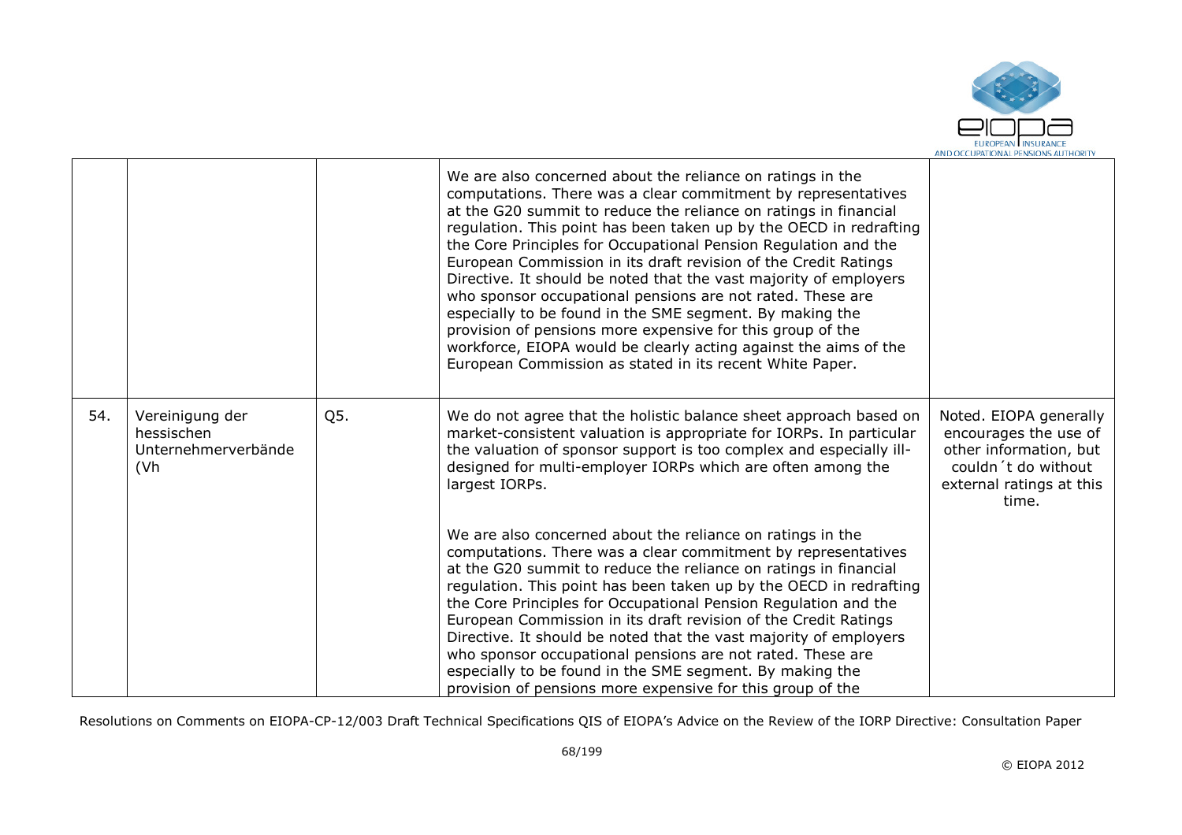| | | | | |
|---|---|---|---|---|
| | | | We are also concerned about the reliance on ratings in the computations. There was a clear commitment by representatives at the G20 summit to reduce the reliance on ratings in financial regulation. This point has been taken up by the OECD in redrafting the Core Principles for Occupational Pension Regulation and the European Commission in its draft revision of the Credit Ratings Directive. It should be noted that the vast majority of employers who sponsor occupational pensions are not rated. These are especially to be found in the SME segment. By making the provision of pensions more expensive for this group of the workforce, EIOPA would be clearly acting against the aims of the European Commission as stated in its recent White Paper. | |
| 54. | Vereinigung der hessischen Unternehmerverbände (Vh | Q5. | We do not agree that the holistic balance sheet approach based on market-consistent valuation is appropriate for IORPs. In particular the valuation of sponsor support is too complex and especially ill-designed for multi-employer IORPs which are often among the largest IORPs.<br><br>We are also concerned about the reliance on ratings in the computations. There was a clear commitment by representatives at the G20 summit to reduce the reliance on ratings in financial regulation. This point has been taken up by the OECD in redrafting the Core Principles for Occupational Pension Regulation and the European Commission in its draft revision of the Credit Ratings Directive. It should be noted that the vast majority of employers who sponsor occupational pensions are not rated. These are especially to be found in the SME segment. By making the provision of pensions more expensive for this group of the | Noted. EIOPA generally encourages the use of other information, but couldn´t do without external ratings at this time. |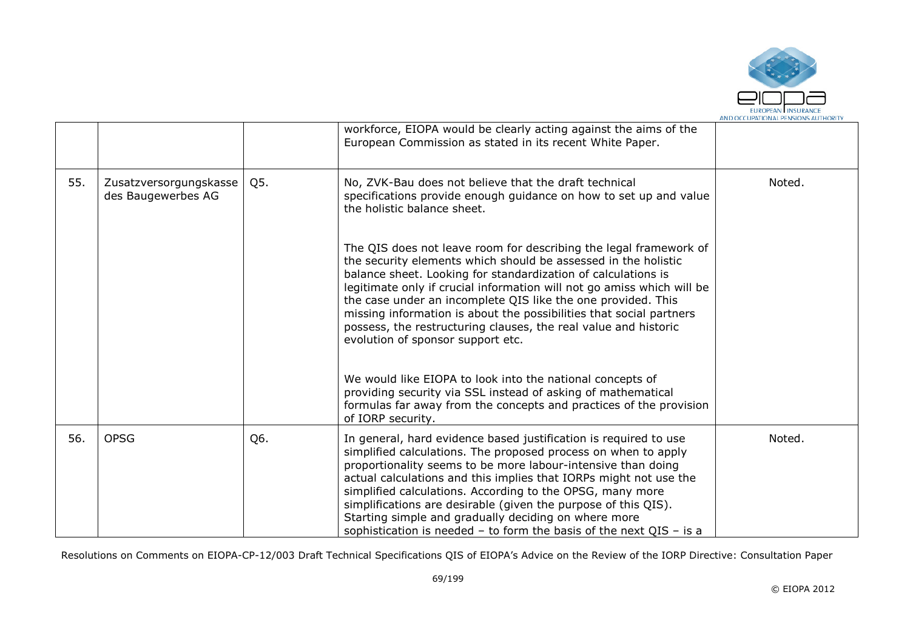| | | | | |
|---|---|---|---|---|
| | | | workforce, EIOPA would be clearly acting against the aims of the European Commission as stated in its recent White Paper. | |
| 55. | Zusatzversorgungskasse des Baugewerbes AG | Q5. | No, ZVK-Bau does not believe that the draft technical specifications provide enough guidance on how to set up and value the holistic balance sheet.<br><br>The QIS does not leave room for describing the legal framework of the security elements which should be assessed in the holistic balance sheet. Looking for standardization of calculations is legitimate only if crucial information will not go amiss which will be the case under an incomplete QIS like the one provided. This missing information is about the possibilities that social partners possess, the restructuring clauses, the real value and historic evolution of sponsor support etc.<br><br>We would like EIOPA to look into the national concepts of providing security via SSL instead of asking of mathematical formulas far away from the concepts and practices of the provision of IORP security. | Noted. |
| 56. | OPSG | Q6. | In general, hard evidence based justification is required to use simplified calculations. The proposed process on when to apply proportionality seems to be more labour-intensive than doing actual calculations and this implies that IORPs might not use the simplified calculations. According to the OPSG, many more simplifications are desirable (given the purpose of this QIS). Starting simple and gradually deciding on where more sophistication is needed – to form the basis of the next QIS – is a | Noted. |

Resolutions on Comments on EIOPA-CP-12/003 Draft Technical Specifications QIS of EIOPA's Advice on the Review of the IORP Directive: Consultation Paper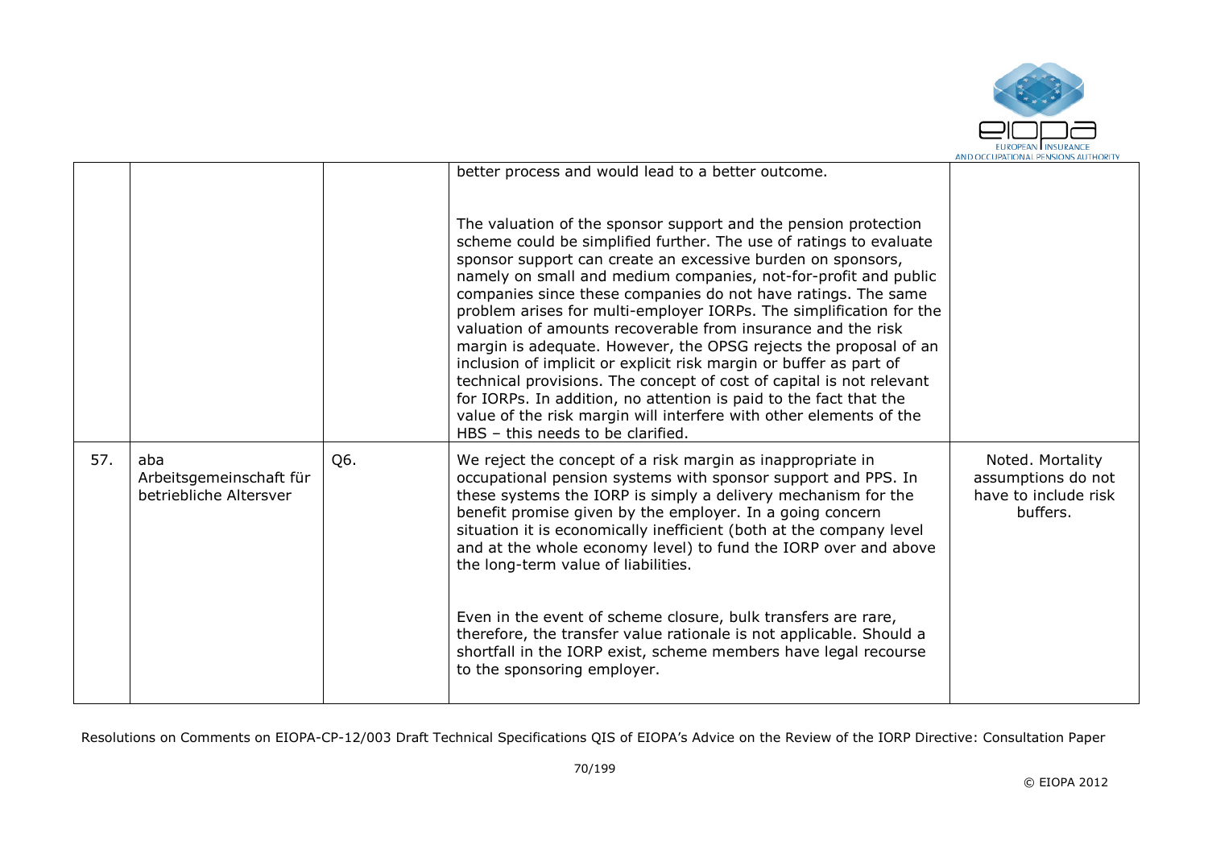|  |  |  | better process and would lead to a better outcome.<br><br>The valuation of the sponsor support and the pension protection scheme could be simplified further. The use of ratings to evaluate sponsor support can create an excessive burden on sponsors, namely on small and medium companies, not-for-profit and public companies since these companies do not have ratings. The same problem arises for multi-employer IORPs. The simplification for the valuation of amounts recoverable from insurance and the risk margin is adequate. However, the OPSG rejects the proposal of an inclusion of implicit or explicit risk margin or buffer as part of technical provisions. The concept of cost of capital is not relevant for IORPs. In addition, no attention is paid to the fact that the value of the risk margin will interfere with other elements of the HBS – this needs to be clarified. |  |
|---|---|---|---|---|
| 57. | aba Arbeitsgemeinschaft für betriebliche Altersver | Q6. | We reject the concept of a risk margin as inappropriate in occupational pension systems with sponsor support and PPS. In these systems the IORP is simply a delivery mechanism for the benefit promise given by the employer. In a going concern situation it is economically inefficient (both at the company level and at the whole economy level) to fund the IORP over and above the long-term value of liabilities.<br><br>Even in the event of scheme closure, bulk transfers are rare, therefore, the transfer value rationale is not applicable. Should a shortfall in the IORP exist, scheme members have legal recourse to the sponsoring employer. | Noted. Mortality assumptions do not have to include risk buffers. |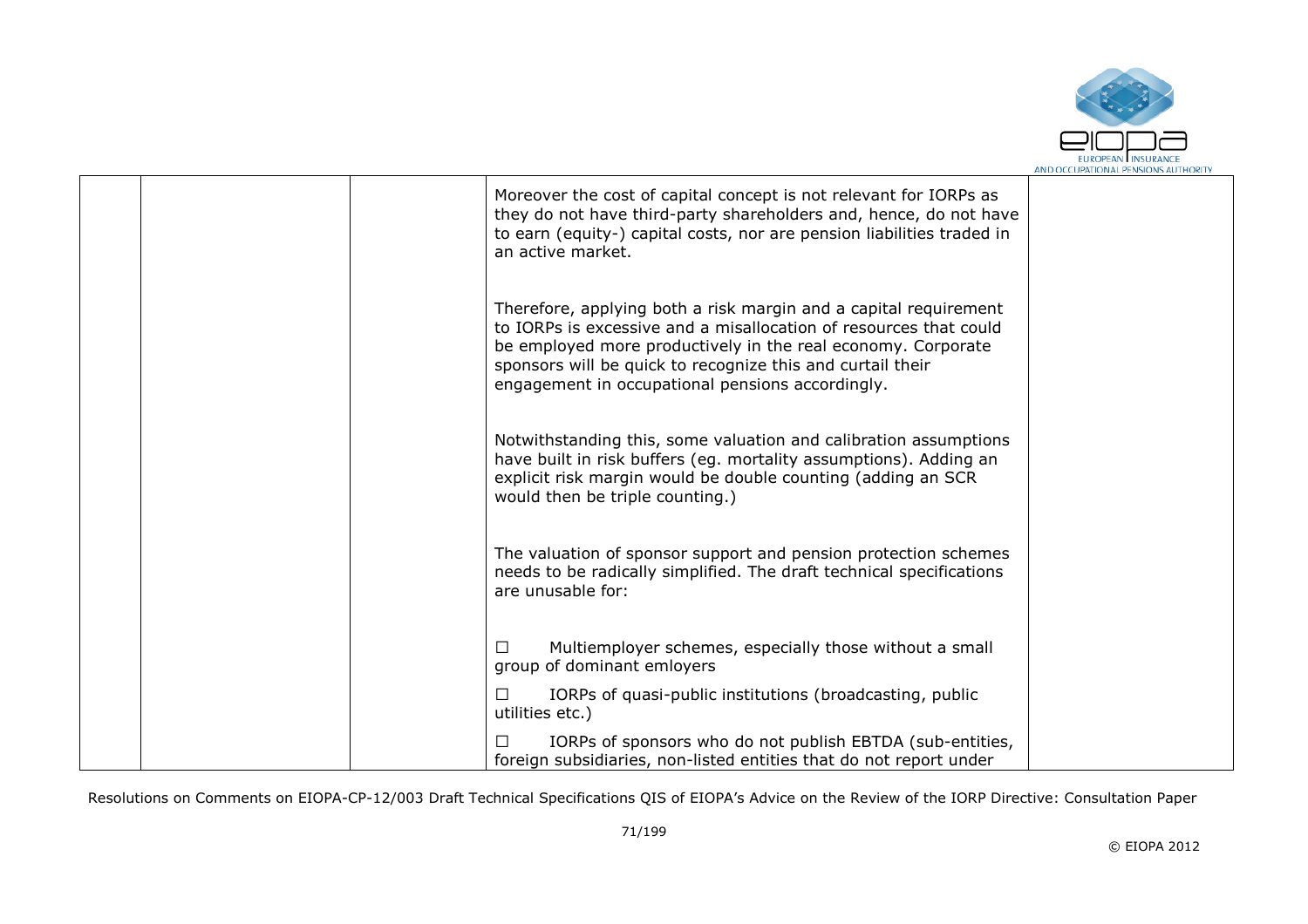|  |  |  | Moreover the cost of capital concept is not relevant for IORPs as they do not have third-party shareholders and, hence, do not have to earn (equity-) capital costs, nor are pension liabilities traded in an active market.<br><br>Therefore, applying both a risk margin and a capital requirement to IORPs is excessive and a misallocation of resources that could be employed more productively in the real economy. Corporate sponsors will be quick to recognize this and curtail their engagement in occupational pensions accordingly.<br><br>Notwithstanding this, some valuation and calibration assumptions have built in risk buffers (eg. mortality assumptions). Adding an explicit risk margin would be double counting (adding an SCR would then be triple counting.)<br><br>The valuation of sponsor support and pension protection schemes needs to be radically simplified. The draft technical specifications are unusable for:<br><br>☐ Multiemployer schemes, especially those without a small group of dominant emloyers<br>☐ IORPs of quasi-public institutions (broadcasting, public utilities etc.)<br>☐ IORPs of sponsors who do not publish EBTDA (sub-entities, foreign subsidiaries, non-listed entities that do not report under |  |
|---|---|---|---|---|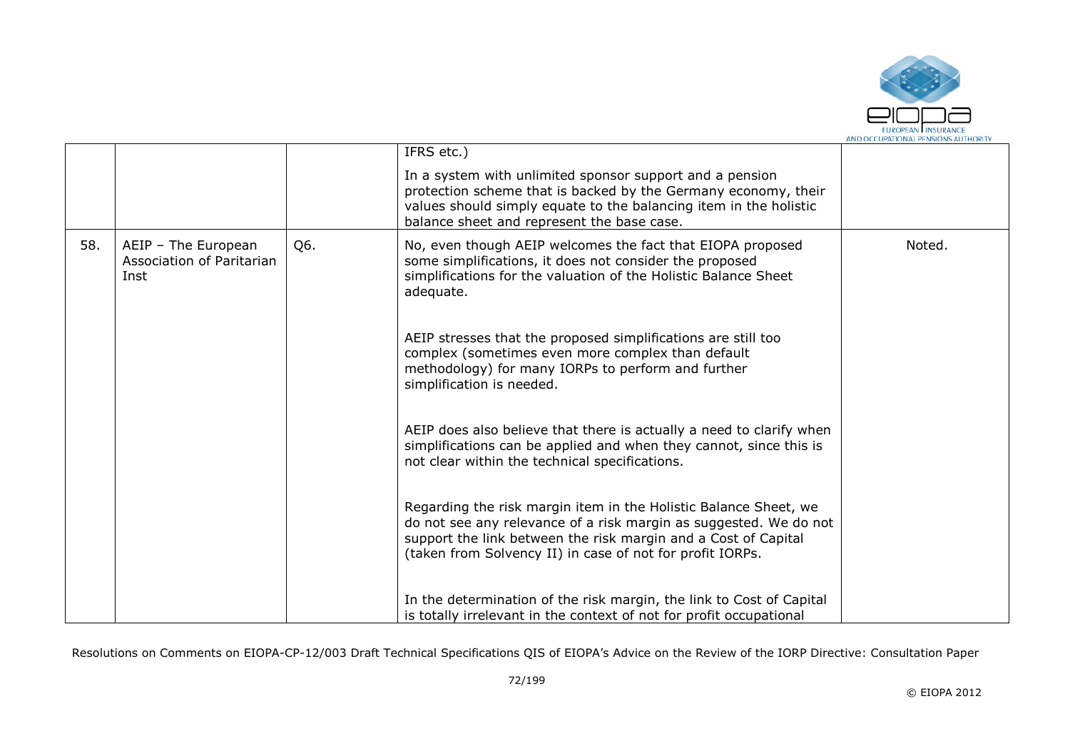|  |  |  | IFRS etc.)<br><br>In a system with unlimited sponsor support and a pension protection scheme that is backed by the Germany economy, their values should simply equate to the balancing item in the holistic balance sheet and represent the base case. |  |
|---|---|---|---|---|
| 58. | AEIP – The European Association of Paritarian Inst | Q6. | No, even though AEIP welcomes the fact that EIOPA proposed some simplifications, it does not consider the proposed simplifications for the valuation of the Holistic Balance Sheet adequate.<br><br>AEIP stresses that the proposed simplifications are still too complex (sometimes even more complex than default methodology) for many IORPs to perform and further simplification is needed.<br><br>AEIP does also believe that there is actually a need to clarify when simplifications can be applied and when they cannot, since this is not clear within the technical specifications.<br><br>Regarding the risk margin item in the Holistic Balance Sheet, we do not see any relevance of a risk margin as suggested. We do not support the link between the risk margin and a Cost of Capital (taken from Solvency II) in case of not for profit IORPs.<br><br>In the determination of the risk margin, the link to Cost of Capital is totally irrelevant in the context of not for profit occupational | Noted. |

Resolutions on Comments on EIOPA-CP-12/003 Draft Technical Specifications QIS of EIOPA's Advice on the Review of the IORP Directive: Consultation Paper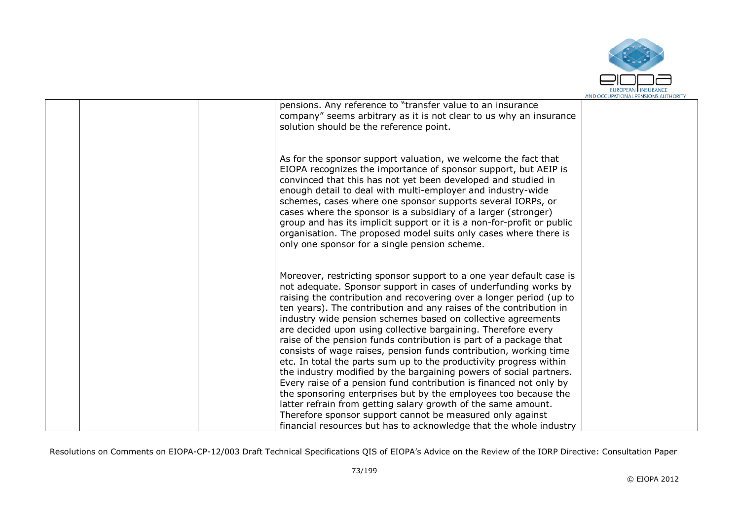| | | | | |
|---|---|---|---|---|
| | | | pensions. Any reference to "transfer value to an insurance company" seems arbitrary as it is not clear to us why an insurance solution should be the reference point.<br><br>As for the sponsor support valuation, we welcome the fact that EIOPA recognizes the importance of sponsor support, but AEIP is convinced that this has not yet been developed and studied in enough detail to deal with multi-employer and industry-wide schemes, cases where one sponsor supports several IORPs, or cases where the sponsor is a subsidiary of a larger (stronger) group and has its implicit support or it is a non-for-profit or public organisation. The proposed model suits only cases where there is only one sponsor for a single pension scheme.<br><br>Moreover, restricting sponsor support to a one year default case is not adequate. Sponsor support in cases of underfunding works by raising the contribution and recovering over a longer period (up to ten years). The contribution and any raises of the contribution in industry wide pension schemes based on collective agreements are decided upon using collective bargaining. Therefore every raise of the pension funds contribution is part of a package that consists of wage raises, pension funds contribution, working time etc. In total the parts sum up to the productivity progress within the industry modified by the bargaining powers of social partners. Every raise of a pension fund contribution is financed not only by the sponsoring enterprises but by the employees too because the latter refrain from getting salary growth of the same amount. Therefore sponsor support cannot be measured only against financial resources but has to acknowledge that the whole industry | |

Resolutions on Comments on EIOPA-CP-12/003 Draft Technical Specifications QIS of EIOPA's Advice on the Review of the IORP Directive: Consultation Paper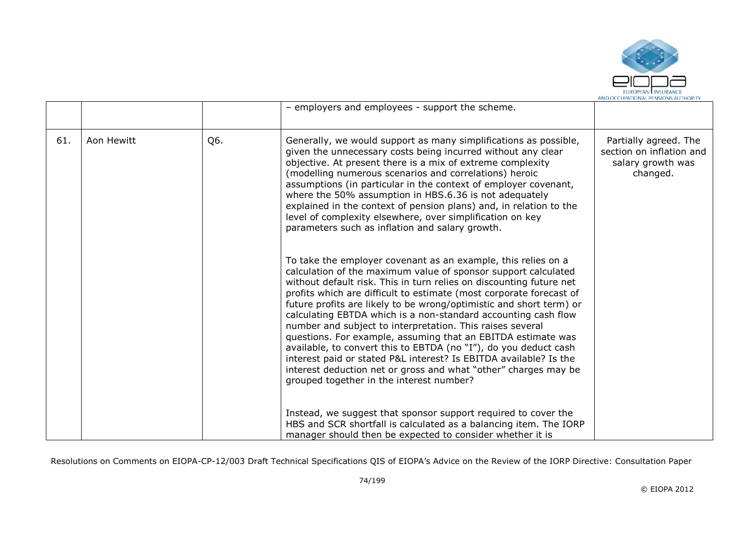|  |  |  |  |  |
|---|---|---|---|---|
|  |  |  | – employers and employees - support the scheme. |  |
| 61. | Aon Hewitt | Q6. | Generally, we would support as many simplifications as possible, given the unnecessary costs being incurred without any clear objective. At present there is a mix of extreme complexity (modelling numerous scenarios and correlations) heroic assumptions (in particular in the context of employer covenant, where the 50% assumption in HBS.6.36 is not adequately explained in the context of pension plans) and, in relation to the level of complexity elsewhere, over simplification on key parameters such as inflation and salary growth.<br><br>To take the employer covenant as an example, this relies on a calculation of the maximum value of sponsor support calculated without default risk. This in turn relies on discounting future net profits which are difficult to estimate (most corporate forecast of future profits are likely to be wrong/optimistic and short term) or calculating EBTDA which is a non-standard accounting cash flow number and subject to interpretation. This raises several questions. For example, assuming that an EBITDA estimate was available, to convert this to EBTDA (no "I"), do you deduct cash interest paid or stated P&L interest? Is EBITDA available? Is the interest deduction net or gross and what "other" charges may be grouped together in the interest number?<br><br>Instead, we suggest that sponsor support required to cover the HBS and SCR shortfall is calculated as a balancing item. The IORP manager should then be expected to consider whether it is | Partially agreed. The section on inflation and salary growth was changed. |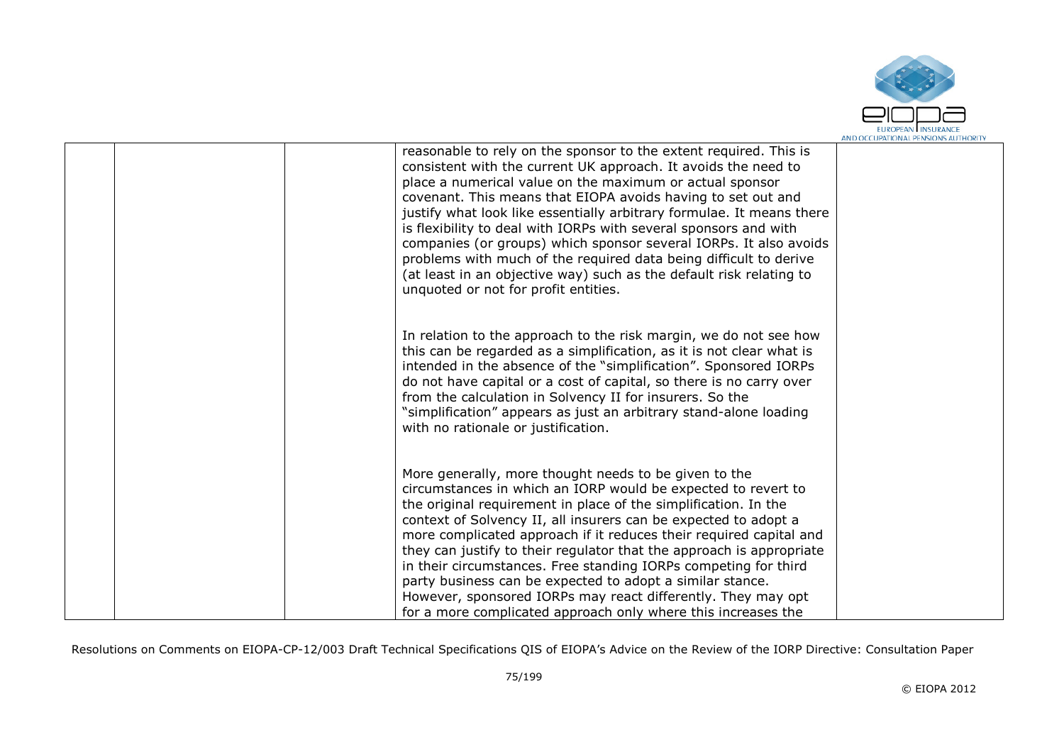| | | | | |
|---|---|---|---|---|
| | | | reasonable to rely on the sponsor to the extent required. This is consistent with the current UK approach. It avoids the need to place a numerical value on the maximum or actual sponsor covenant. This means that EIOPA avoids having to set out and justify what look like essentially arbitrary formulae. It means there is flexibility to deal with IORPs with several sponsors and with companies (or groups) which sponsor several IORPs. It also avoids problems with much of the required data being difficult to derive (at least in an objective way) such as the default risk relating to unquoted or not for profit entities.<br><br>In relation to the approach to the risk margin, we do not see how this can be regarded as a simplification, as it is not clear what is intended in the absence of the "simplification". Sponsored IORPs do not have capital or a cost of capital, so there is no carry over from the calculation in Solvency II for insurers. So the "simplification" appears as just an arbitrary stand-alone loading with no rationale or justification.<br><br>More generally, more thought needs to be given to the circumstances in which an IORP would be expected to revert to the original requirement in place of the simplification. In the context of Solvency II, all insurers can be expected to adopt a more complicated approach if it reduces their required capital and they can justify to their regulator that the approach is appropriate in their circumstances. Free standing IORPs competing for third party business can be expected to adopt a similar stance. However, sponsored IORPs may react differently. They may opt for a more complicated approach only where this increases the | |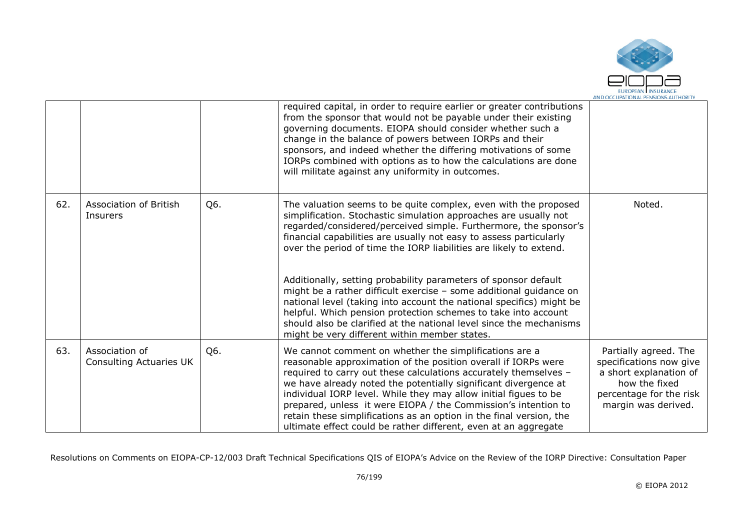|  |  |  |  |  |
|---|---|---|---|---|
|  |  |  | required capital, in order to require earlier or greater contributions from the sponsor that would not be payable under their existing governing documents. EIOPA should consider whether such a change in the balance of powers between IORPs and their sponsors, and indeed whether the differing motivations of some IORPs combined with options as to how the calculations are done will militate against any uniformity in outcomes. |  |
| 62. | Association of British Insurers | Q6. | The valuation seems to be quite complex, even with the proposed simplification. Stochastic simulation approaches are usually not regarded/considered/perceived simple. Furthermore, the sponsor's financial capabilities are usually not easy to assess particularly over the period of time the IORP liabilities are likely to extend.<br><br>Additionally, setting probability parameters of sponsor default might be a rather difficult exercise – some additional guidance on national level (taking into account the national specifics) might be helpful. Which pension protection schemes to take into account should also be clarified at the national level since the mechanisms might be very different within member states. | Noted. |
| 63. | Association of Consulting Actuaries UK | Q6. | We cannot comment on whether the simplifications are a reasonable approximation of the position overall if IORPs were required to carry out these calculations accurately themselves – we have already noted the potentially significant divergence at individual IORP level. While they may allow initial figues to be prepared, unless it were EIOPA / the Commission's intention to retain these simplifications as an option in the final version, the ultimate effect could be rather different, even at an aggregate | Partially agreed. The specifications now give a short explanation of how the fixed percentage for the risk margin was derived. |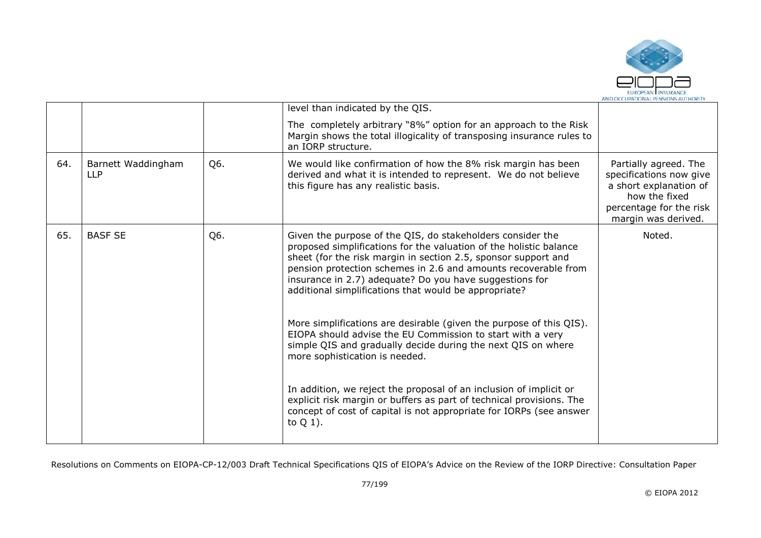| | | | | |
|---|---|---|---|---|
| | | | level than indicated by the QIS.<br><br>The completely arbitrary "8%" option for an approach to the Risk Margin shows the total illogicality of transposing insurance rules to an IORP structure. | |
| 64. | Barnett Waddingham LLP | Q6. | We would like confirmation of how the 8% risk margin has been derived and what it is intended to represent. We do not believe this figure has any realistic basis. | Partially agreed. The specifications now give a short explanation of how the fixed percentage for the risk margin was derived. |
| 65. | BASF SE | Q6. | Given the purpose of the QIS, do stakeholders consider the proposed simplifications for the valuation of the holistic balance sheet (for the risk margin in section 2.5, sponsor support and pension protection schemes in 2.6 and amounts recoverable from insurance in 2.7) adequate? Do you have suggestions for additional simplifications that would be appropriate?<br><br>More simplifications are desirable (given the purpose of this QIS). EIOPA should advise the EU Commission to start with a very simple QIS and gradually decide during the next QIS on where more sophistication is needed.<br><br>In addition, we reject the proposal of an inclusion of implicit or explicit risk margin or buffers as part of technical provisions. The concept of cost of capital is not appropriate for IORPs (see answer to Q 1). | Noted. |

Resolutions on Comments on EIOPA-CP-12/003 Draft Technical Specifications QIS of EIOPA's Advice on the Review of the IORP Directive: Consultation Paper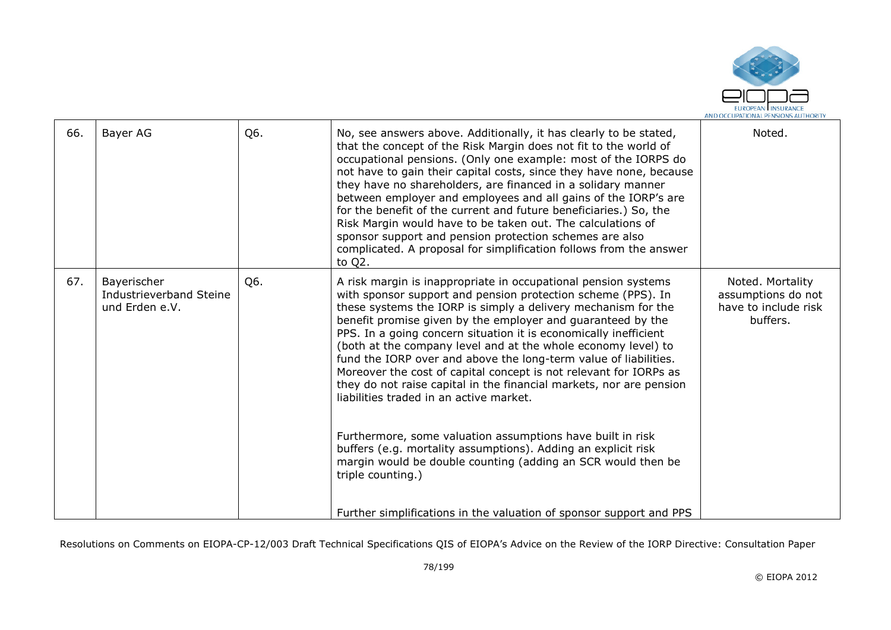| 66. | Bayer AG | Q6. | No, see answers above. Additionally, it has clearly to be stated, that the concept of the Risk Margin does not fit to the world of occupational pensions. (Only one example: most of the IORPS do not have to gain their capital costs, since they have none, because they have no shareholders, are financed in a solidary manner between employer and employees and all gains of the IORP's are for the benefit of the current and future beneficiaries.) So, the Risk Margin would have to be taken out. The calculations of sponsor support and pension protection schemes are also complicated. A proposal for simplification follows from the answer to Q2. | Noted. |
|---|---|---|---|---|
| 67. | Bayerischer Industrieverband Steine und Erden e.V. | Q6. | A risk margin is inappropriate in occupational pension systems with sponsor support and pension protection scheme (PPS). In these systems the IORP is simply a delivery mechanism for the benefit promise given by the employer and guaranteed by the PPS. In a going concern situation it is economically inefficient (both at the company level and at the whole economy level) to fund the IORP over and above the long-term value of liabilities. Moreover the cost of capital concept is not relevant for IORPs as they do not raise capital in the financial markets, nor are pension liabilities traded in an active market.<br><br>Furthermore, some valuation assumptions have built in risk buffers (e.g. mortality assumptions). Adding an explicit risk margin would be double counting (adding an SCR would then be triple counting.)<br><br>Further simplifications in the valuation of sponsor support and PPS | Noted. Mortality assumptions do not have to include risk buffers. |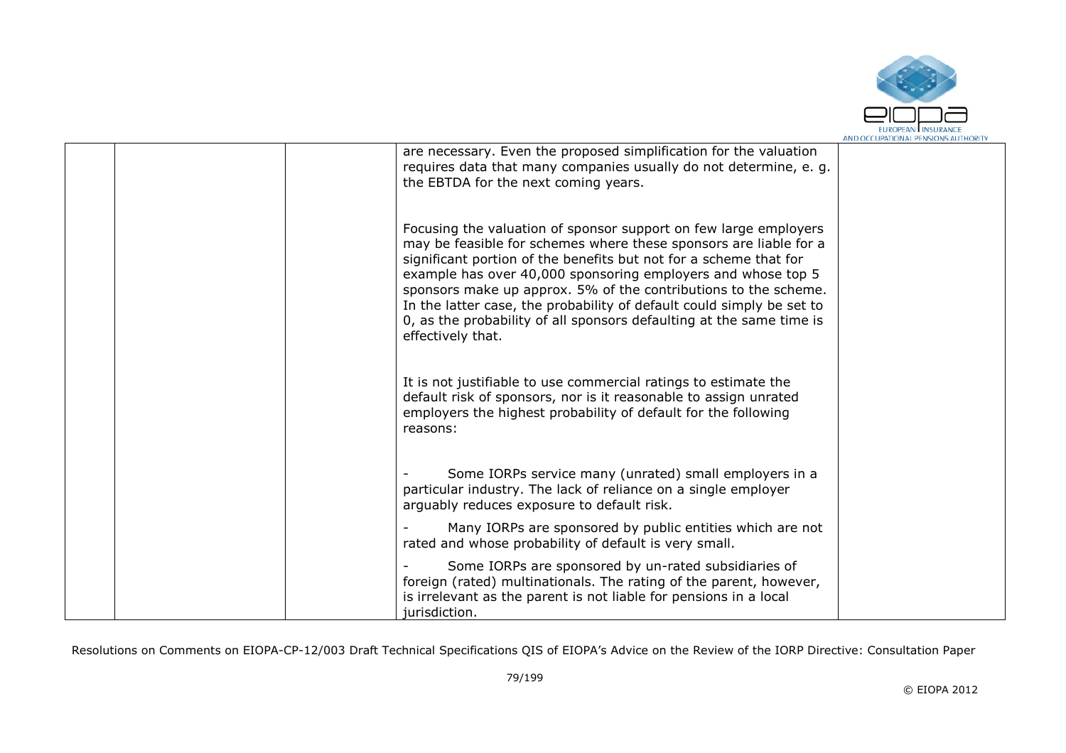|  |  |  | are necessary. Even the proposed simplification for the valuation requires data that many companies usually do not determine, e. g. the EBTDA for the next coming years.<br><br>Focusing the valuation of sponsor support on few large employers may be feasible for schemes where these sponsors are liable for a significant portion of the benefits but not for a scheme that for example has over 40,000 sponsoring employers and whose top 5 sponsors make up approx. 5% of the contributions to the scheme. In the latter case, the probability of default could simply be set to 0, as the probability of all sponsors defaulting at the same time is effectively that.<br><br>It is not justifiable to use commercial ratings to estimate the default risk of sponsors, nor is it reasonable to assign unrated employers the highest probability of default for the following reasons:<br><br>- Some IORPs service many (unrated) small employers in a particular industry. The lack of reliance on a single employer arguably reduces exposure to default risk.<br>- Many IORPs are sponsored by public entities which are not rated and whose probability of default is very small.<br>- Some IORPs are sponsored by un-rated subsidiaries of foreign (rated) multinationals. The rating of the parent, however, is irrelevant as the parent is not liable for pensions in a local jurisdiction. |  |
|---|---|---|---|---|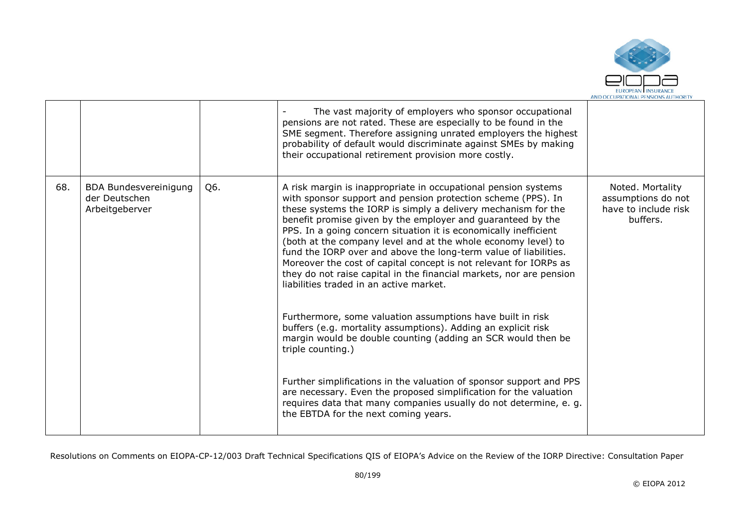| | | | | |
|---|---|---|---|---|
| | | | - The vast majority of employers who sponsor occupational pensions are not rated. These are especially to be found in the SME segment. Therefore assigning unrated employers the highest probability of default would discriminate against SMEs by making their occupational retirement provision more costly. | |
| 68. | BDA Bundesvereinigung der Deutschen Arbeitgeberver | Q6. | A risk margin is inappropriate in occupational pension systems with sponsor support and pension protection scheme (PPS). In these systems the IORP is simply a delivery mechanism for the benefit promise given by the employer and guaranteed by the PPS. In a going concern situation it is economically inefficient (both at the company level and at the whole economy level) to fund the IORP over and above the long-term value of liabilities. Moreover the cost of capital concept is not relevant for IORPs as they do not raise capital in the financial markets, nor are pension liabilities traded in an active market.<br><br>Furthermore, some valuation assumptions have built in risk buffers (e.g. mortality assumptions). Adding an explicit risk margin would be double counting (adding an SCR would then be triple counting.)<br><br>Further simplifications in the valuation of sponsor support and PPS are necessary. Even the proposed simplification for the valuation requires data that many companies usually do not determine, e. g. the EBTDA for the next coming years. | Noted. Mortality assumptions do not have to include risk buffers. |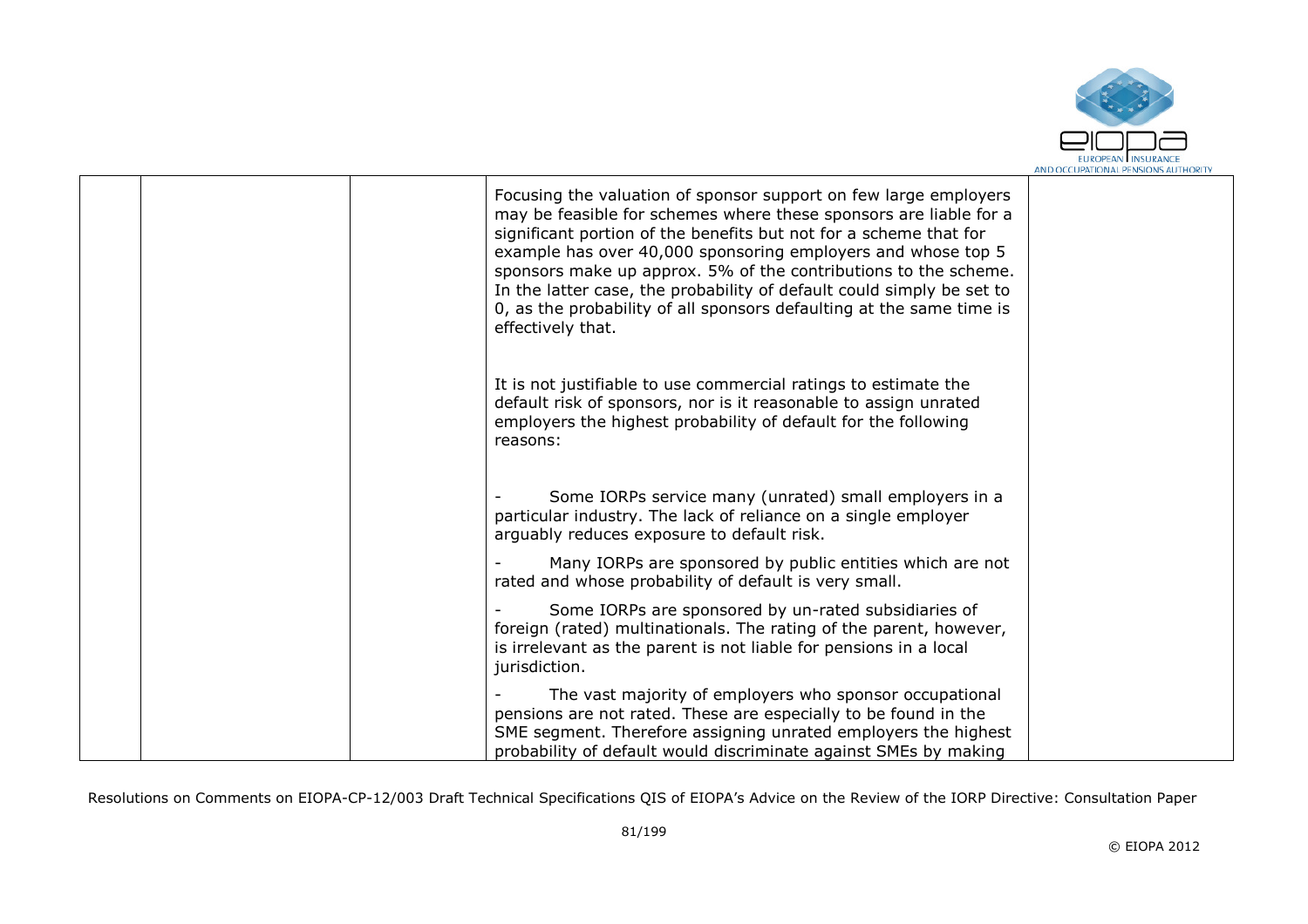|  |  |  | Focusing the valuation of sponsor support on few large employers may be feasible for schemes where these sponsors are liable for a significant portion of the benefits but not for a scheme that for example has over 40,000 sponsoring employers and whose top 5 sponsors make up approx. 5% of the contributions to the scheme. In the latter case, the probability of default could simply be set to 0, as the probability of all sponsors defaulting at the same time is effectively that.<br><br>It is not justifiable to use commercial ratings to estimate the default risk of sponsors, nor is it reasonable to assign unrated employers the highest probability of default for the following reasons:<br><br>- Some IORPs service many (unrated) small employers in a particular industry. The lack of reliance on a single employer arguably reduces exposure to default risk.<br>- Many IORPs are sponsored by public entities which are not rated and whose probability of default is very small.<br>- Some IORPs are sponsored by un-rated subsidiaries of foreign (rated) multinationals. The rating of the parent, however, is irrelevant as the parent is not liable for pensions in a local jurisdiction.<br>- The vast majority of employers who sponsor occupational pensions are not rated. These are especially to be found in the SME segment. Therefore assigning unrated employers the highest probability of default would discriminate against SMEs by making |  |
|---|---|---|---|---|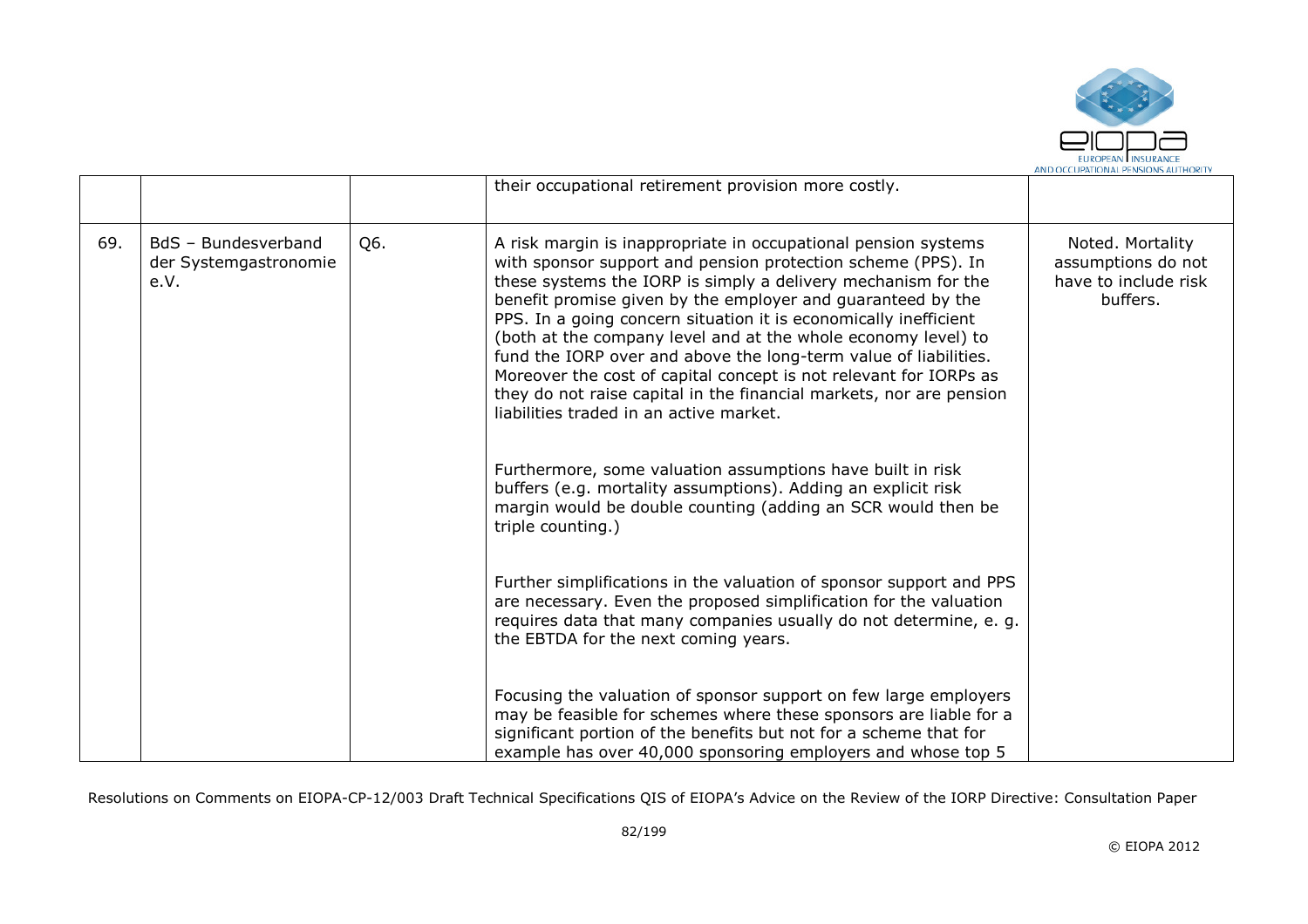|  |  |  | their occupational retirement provision more costly. |  |
|---|---|---|---|---|
| 69. | BdS – Bundesverband der Systemgastronomie e.V. | Q6. | A risk margin is inappropriate in occupational pension systems with sponsor support and pension protection scheme (PPS). In these systems the IORP is simply a delivery mechanism for the benefit promise given by the employer and guaranteed by the PPS. In a going concern situation it is economically inefficient (both at the company level and at the whole economy level) to fund the IORP over and above the long-term value of liabilities. Moreover the cost of capital concept is not relevant for IORPs as they do not raise capital in the financial markets, nor are pension liabilities traded in an active market.<br><br>Furthermore, some valuation assumptions have built in risk buffers (e.g. mortality assumptions). Adding an explicit risk margin would be double counting (adding an SCR would then be triple counting.)<br><br>Further simplifications in the valuation of sponsor support and PPS are necessary. Even the proposed simplification for the valuation requires data that many companies usually do not determine, e. g. the EBTDA for the next coming years.<br><br>Focusing the valuation of sponsor support on few large employers may be feasible for schemes where these sponsors are liable for a significant portion of the benefits but not for a scheme that for example has over 40,000 sponsoring employers and whose top 5 | Noted. Mortality assumptions do not have to include risk buffers. |

Resolutions on Comments on EIOPA-CP-12/003 Draft Technical Specifications QIS of EIOPA's Advice on the Review of the IORP Directive: Consultation Paper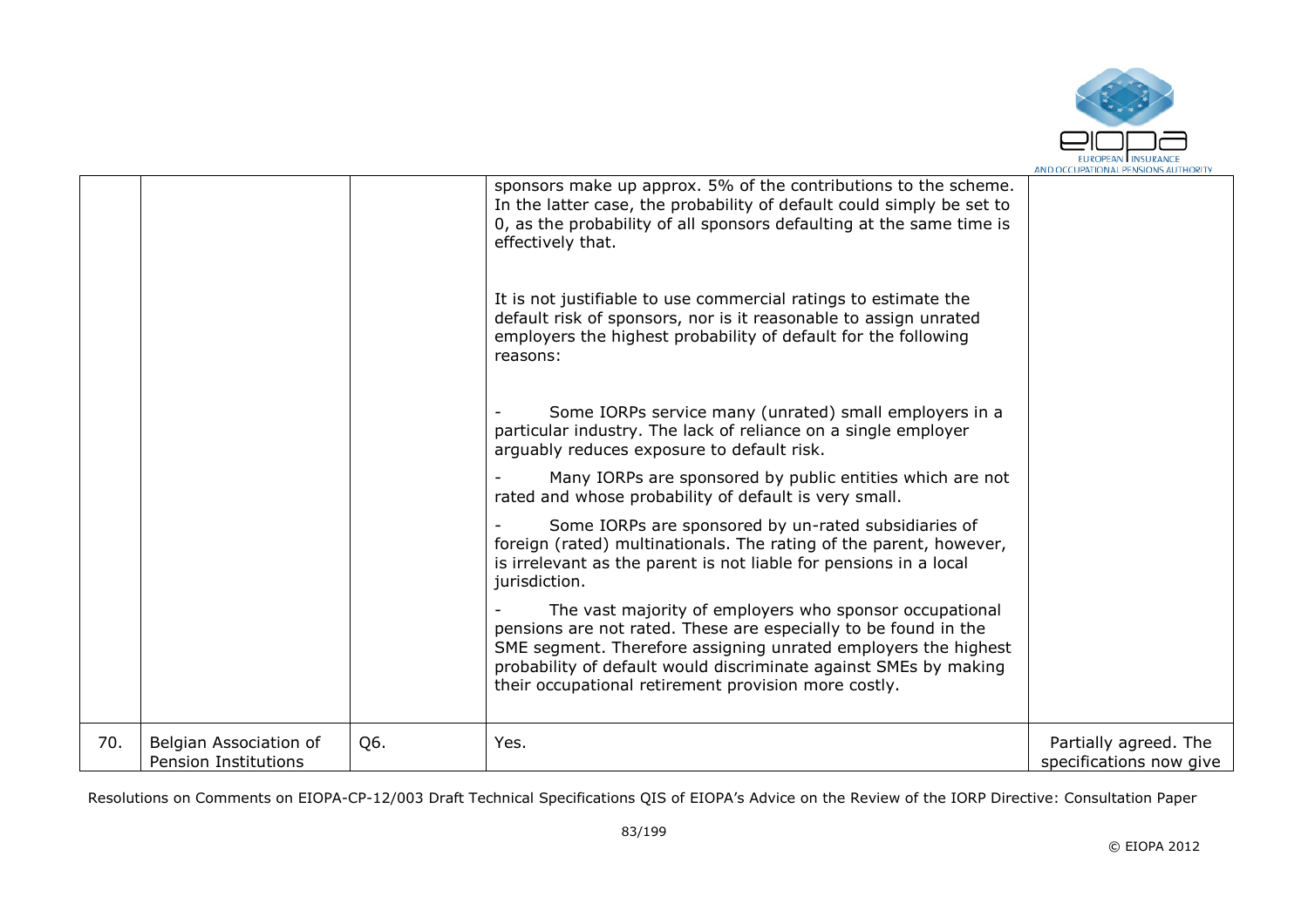| | | | | |
|---|---|---|---|---|
| | | | sponsors make up approx. 5% of the contributions to the scheme. In the latter case, the probability of default could simply be set to 0, as the probability of all sponsors defaulting at the same time is effectively that.<br><br>It is not justifiable to use commercial ratings to estimate the default risk of sponsors, nor is it reasonable to assign unrated employers the highest probability of default for the following reasons:<br><br>- Some IORPs service many (unrated) small employers in a particular industry. The lack of reliance on a single employer arguably reduces exposure to default risk.<br>- Many IORPs are sponsored by public entities which are not rated and whose probability of default is very small.<br>- Some IORPs are sponsored by un-rated subsidiaries of foreign (rated) multinationals. The rating of the parent, however, is irrelevant as the parent is not liable for pensions in a local jurisdiction.<br>- The vast majority of employers who sponsor occupational pensions are not rated. These are especially to be found in the SME segment. Therefore assigning unrated employers the highest probability of default would discriminate against SMEs by making their occupational retirement provision more costly. | |
| 70. | Belgian Association of Pension Institutions | Q6. | Yes. | Partially agreed. The specifications now give |

Resolutions on Comments on EIOPA-CP-12/003 Draft Technical Specifications QIS of EIOPA's Advice on the Review of the IORP Directive: Consultation Paper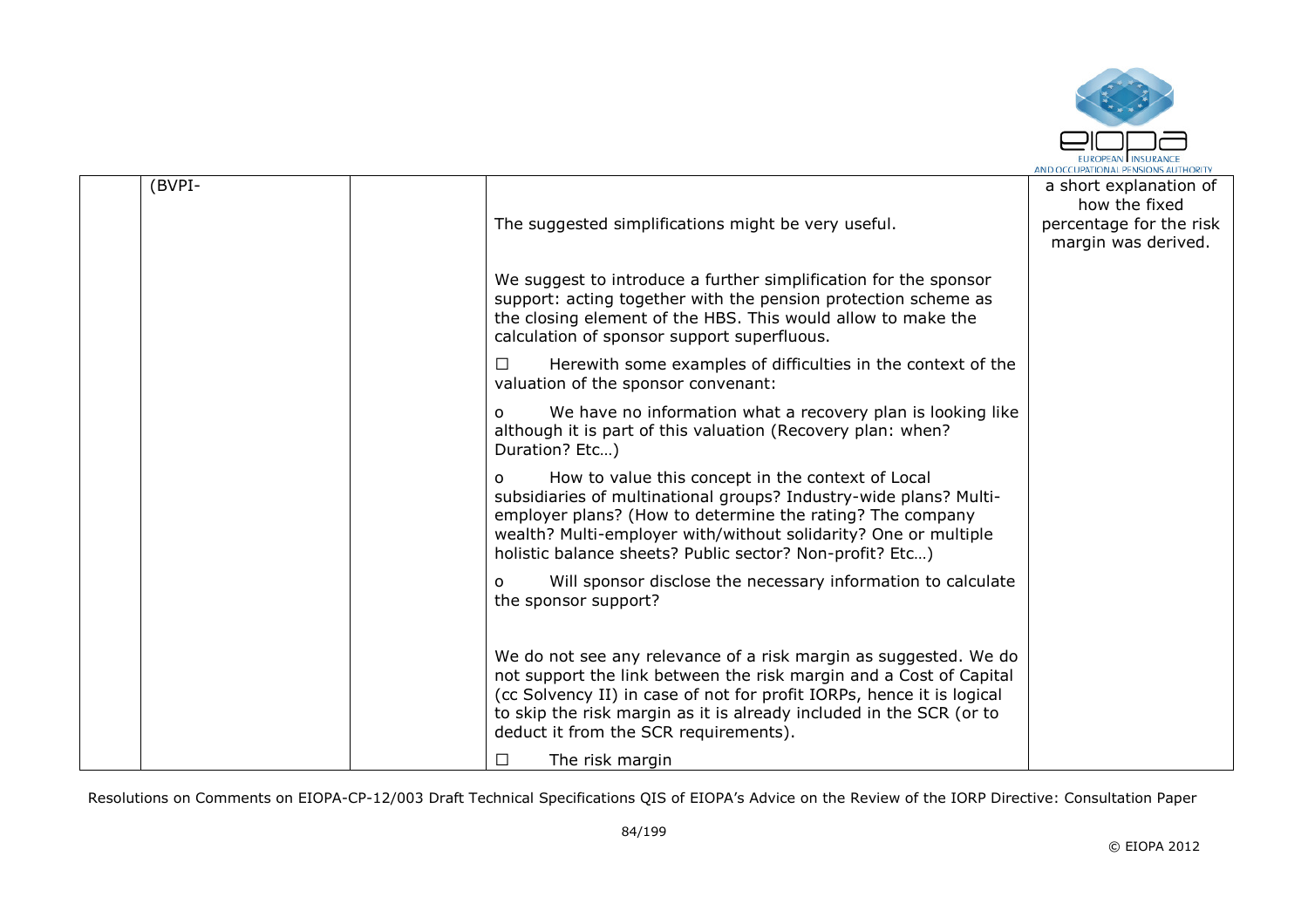|  | (BVPI- |  | The suggested simplifications might be very useful.<br><br>We suggest to introduce a further simplification for the sponsor support: acting together with the pension protection scheme as the closing element of the HBS. This would allow to make the calculation of sponsor support superfluous.<br><br>☐ Herewith some examples of difficulties in the context of the valuation of the sponsor convenant:<br><br>o We have no information what a recovery plan is looking like although it is part of this valuation (Recovery plan: when? Duration? Etc…)<br><br>o How to value this concept in the context of Local subsidiaries of multinational groups? Industry-wide plans? Multi-employer plans? (How to determine the rating? The company wealth? Multi-employer with/without solidarity? One or multiple holistic balance sheets? Public sector? Non-profit? Etc…)<br><br>o Will sponsor disclose the necessary information to calculate the sponsor support?<br><br>We do not see any relevance of a risk margin as suggested. We do not support the link between the risk margin and a Cost of Capital (cc Solvency II) in case of not for profit IORPs, hence it is logical to skip the risk margin as it is already included in the SCR (or to deduct it from the SCR requirements).<br><br>☐ The risk margin | a short explanation of how the fixed percentage for the risk margin was derived. |
|---|---|---|---|---|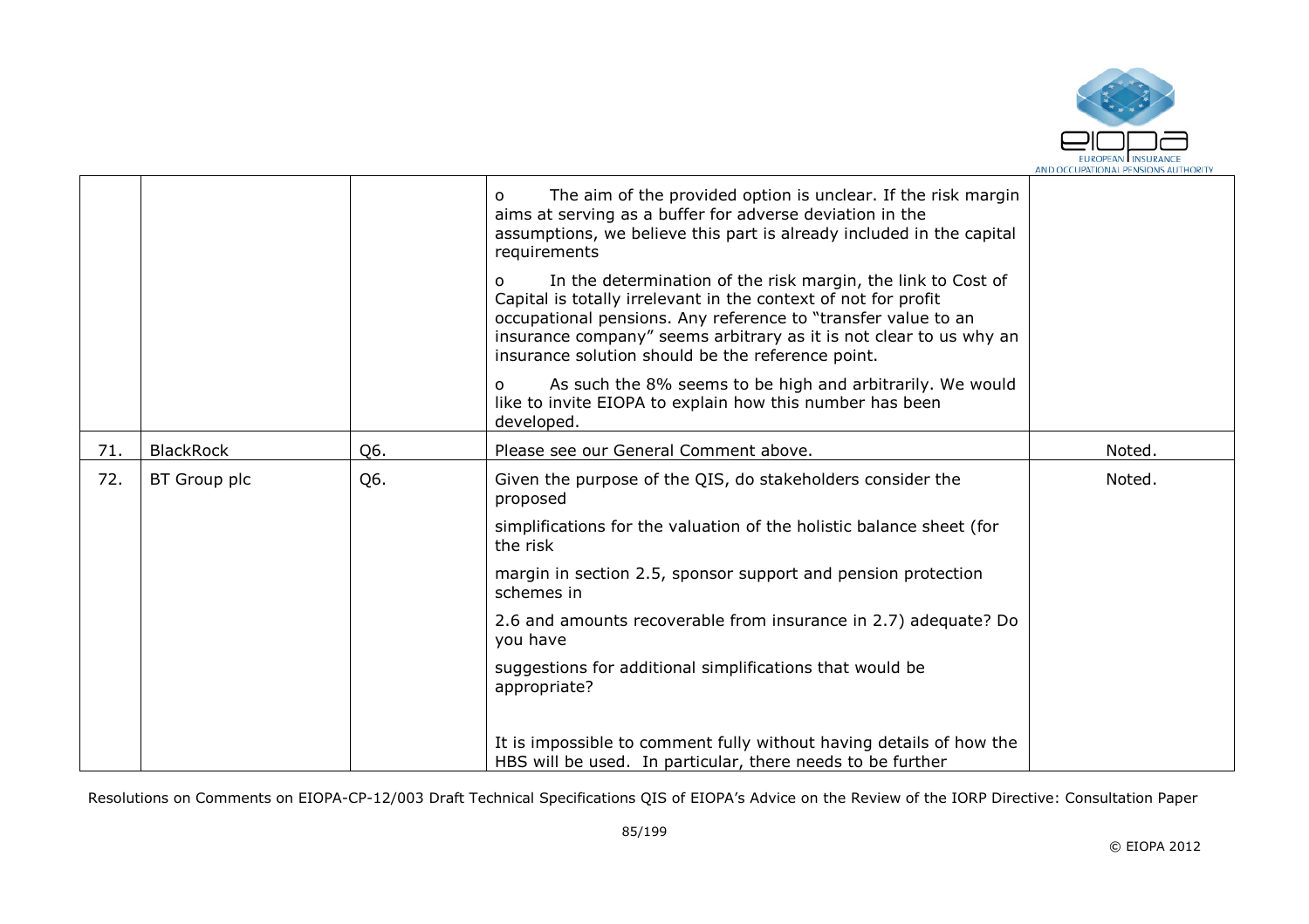|  |  |  |  |  |
|---|---|---|---|---|
|  |  |  | o The aim of the provided option is unclear. If the risk margin aims at serving as a buffer for adverse deviation in the assumptions, we believe this part is already included in the capital requirements<br><br>o In the determination of the risk margin, the link to Cost of Capital is totally irrelevant in the context of not for profit occupational pensions. Any reference to "transfer value to an insurance company" seems arbitrary as it is not clear to us why an insurance solution should be the reference point.<br><br>o As such the 8% seems to be high and arbitrarily. We would like to invite EIOPA to explain how this number has been developed. |  |
| 71. | BlackRock | Q6. | Please see our General Comment above. | Noted. |
| 72. | BT Group plc | Q6. | Given the purpose of the QIS, do stakeholders consider the proposed<br><br>simplifications for the valuation of the holistic balance sheet (for the risk<br><br>margin in section 2.5, sponsor support and pension protection schemes in<br><br>2.6 and amounts recoverable from insurance in 2.7) adequate? Do you have<br><br>suggestions for additional simplifications that would be appropriate?<br><br>It is impossible to comment fully without having details of how the HBS will be used. In particular, there needs to be further | Noted. |

Resolutions on Comments on EIOPA-CP-12/003 Draft Technical Specifications QIS of EIOPA's Advice on the Review of the IORP Directive: Consultation Paper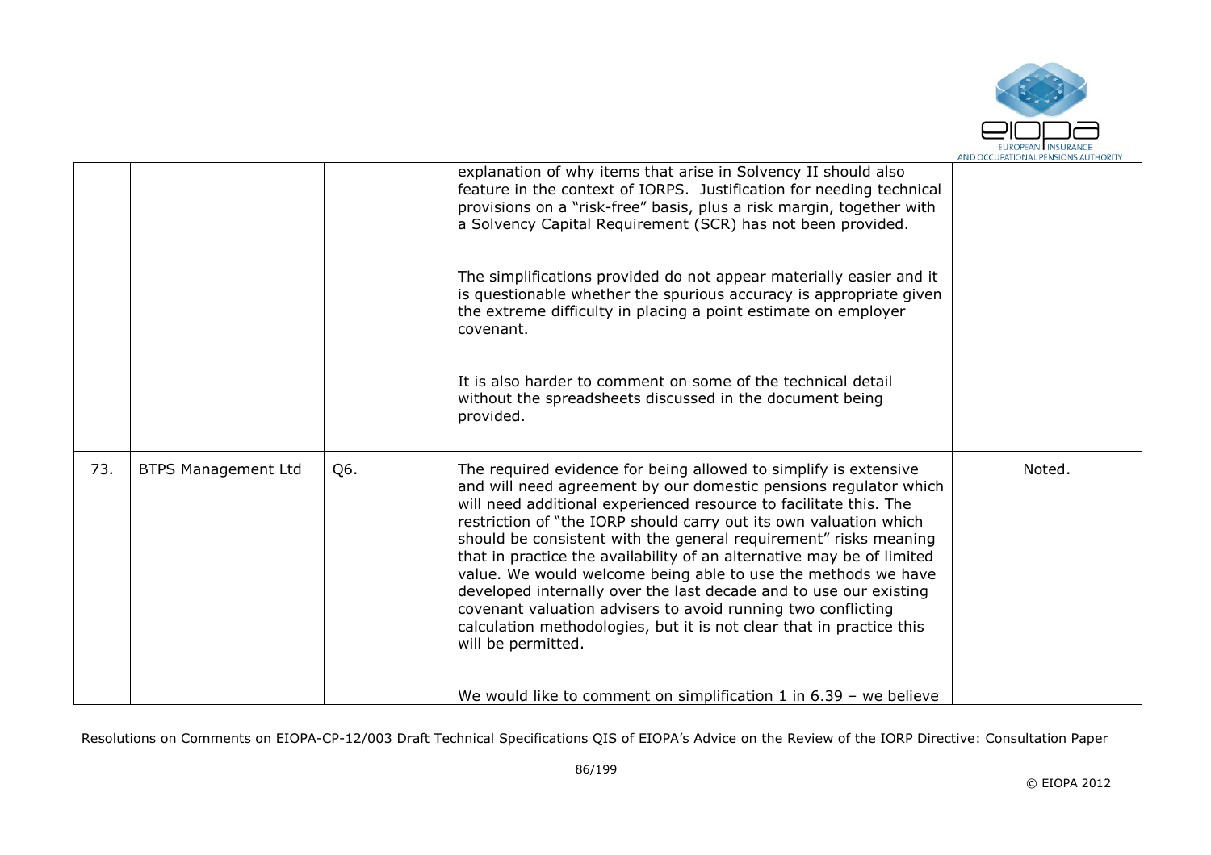| | | | | |
|---|---|---|---|---|
| | | | explanation of why items that arise in Solvency II should also feature in the context of IORPS. Justification for needing technical provisions on a "risk-free" basis, plus a risk margin, together with a Solvency Capital Requirement (SCR) has not been provided.<br><br>The simplifications provided do not appear materially easier and it is questionable whether the spurious accuracy is appropriate given the extreme difficulty in placing a point estimate on employer covenant.<br><br>It is also harder to comment on some of the technical detail without the spreadsheets discussed in the document being provided. | |
| 73. | BTPS Management Ltd | Q6. | The required evidence for being allowed to simplify is extensive and will need agreement by our domestic pensions regulator which will need additional experienced resource to facilitate this. The restriction of "the IORP should carry out its own valuation which should be consistent with the general requirement" risks meaning that in practice the availability of an alternative may be of limited value. We would welcome being able to use the methods we have developed internally over the last decade and to use our existing covenant valuation advisers to avoid running two conflicting calculation methodologies, but it is not clear that in practice this will be permitted.<br><br>We would like to comment on simplification 1 in 6.39 – we believe | Noted. |

Resolutions on Comments on EIOPA-CP-12/003 Draft Technical Specifications QIS of EIOPA's Advice on the Review of the IORP Directive: Consultation Paper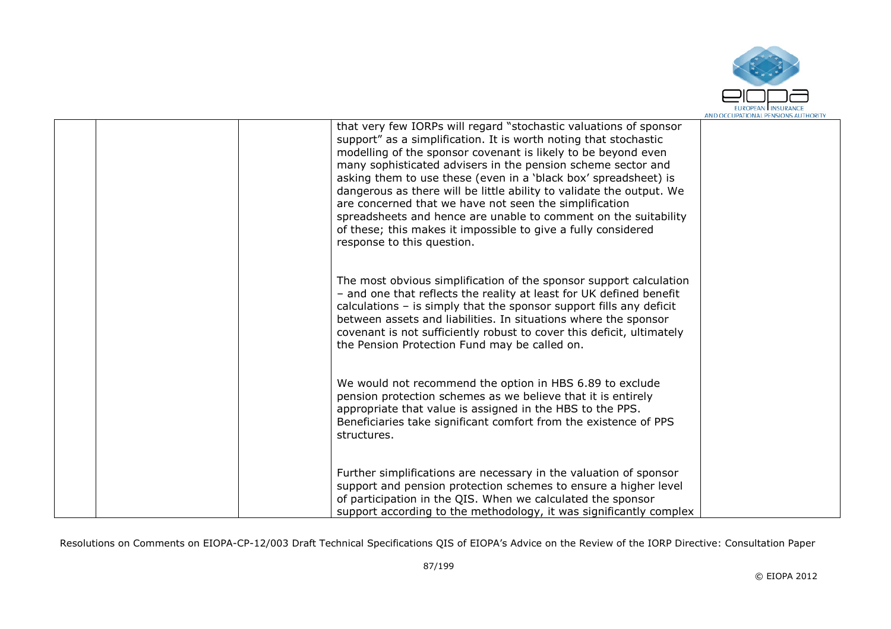| | | | | |
|---|---|---|---|---|
| | | | that very few IORPs will regard "stochastic valuations of sponsor support" as a simplification. It is worth noting that stochastic modelling of the sponsor covenant is likely to be beyond even many sophisticated advisers in the pension scheme sector and asking them to use these (even in a 'black box' spreadsheet) is dangerous as there will be little ability to validate the output. We are concerned that we have not seen the simplification spreadsheets and hence are unable to comment on the suitability of these; this makes it impossible to give a fully considered response to this question.<br><br>The most obvious simplification of the sponsor support calculation – and one that reflects the reality at least for UK defined benefit calculations – is simply that the sponsor support fills any deficit between assets and liabilities. In situations where the sponsor covenant is not sufficiently robust to cover this deficit, ultimately the Pension Protection Fund may be called on.<br><br>We would not recommend the option in HBS 6.89 to exclude pension protection schemes as we believe that it is entirely appropriate that value is assigned in the HBS to the PPS. Beneficiaries take significant comfort from the existence of PPS structures.<br><br>Further simplifications are necessary in the valuation of sponsor support and pension protection schemes to ensure a higher level of participation in the QIS. When we calculated the sponsor support according to the methodology, it was significantly complex | |

Resolutions on Comments on EIOPA-CP-12/003 Draft Technical Specifications QIS of EIOPA's Advice on the Review of the IORP Directive: Consultation Paper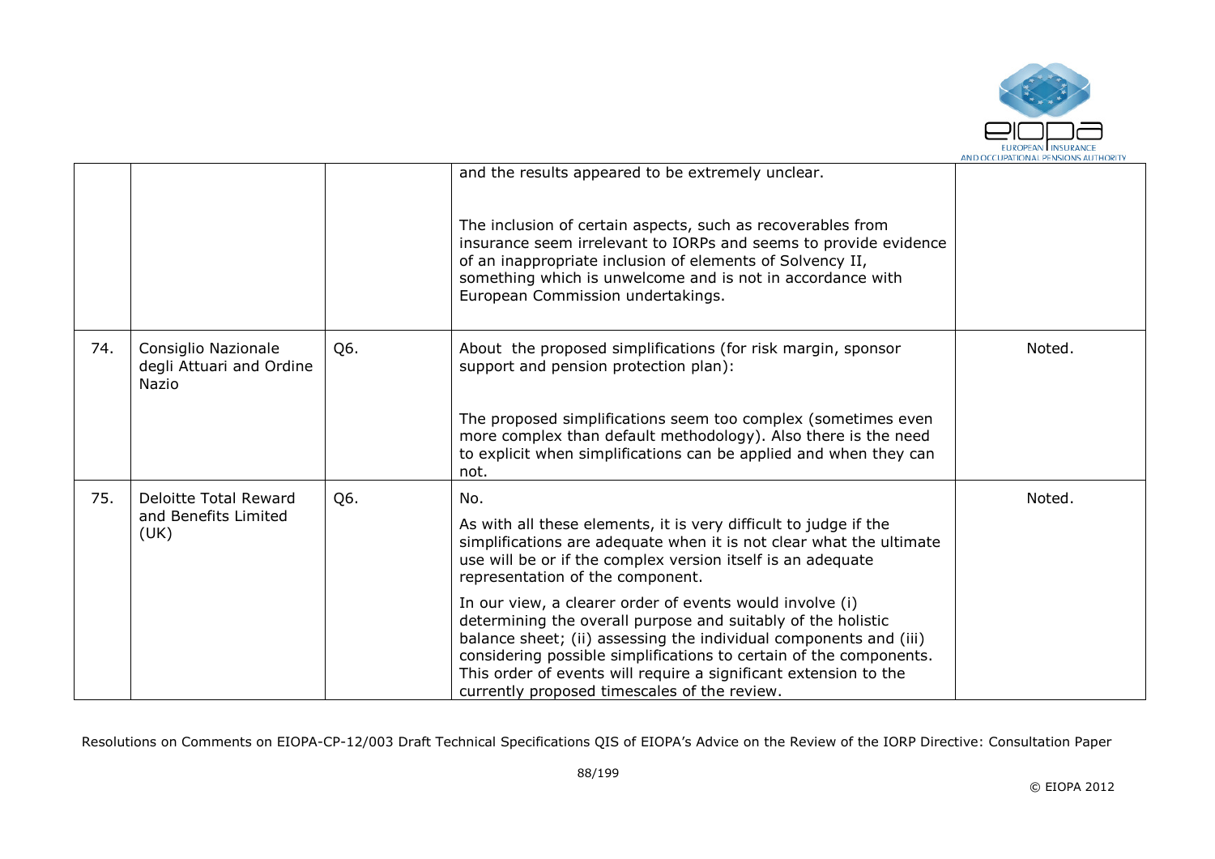|  |  |  | and the results appeared to be extremely unclear.<br><br>The inclusion of certain aspects, such as recoverables from insurance seem irrelevant to IORPs and seems to provide evidence of an inappropriate inclusion of elements of Solvency II, something which is unwelcome and is not in accordance with European Commission undertakings. |  |
|---|---|---|---|---|
| 74. | Consiglio Nazionale degli Attuari and Ordine Nazio | Q6. | About the proposed simplifications (for risk margin, sponsor support and pension protection plan):<br><br>The proposed simplifications seem too complex (sometimes even more complex than default methodology). Also there is the need to explicit when simplifications can be applied and when they can not. | Noted. |
| 75. | Deloitte Total Reward and Benefits Limited (UK) | Q6. | No.<br><br>As with all these elements, it is very difficult to judge if the simplifications are adequate when it is not clear what the ultimate use will be or if the complex version itself is an adequate representation of the component.<br><br>In our view, a clearer order of events would involve (i) determining the overall purpose and suitably of the holistic balance sheet; (ii) assessing the individual components and (iii) considering possible simplifications to certain of the components. This order of events will require a significant extension to the currently proposed timescales of the review. | Noted. |

Resolutions on Comments on EIOPA-CP-12/003 Draft Technical Specifications QIS of EIOPA's Advice on the Review of the IORP Directive: Consultation Paper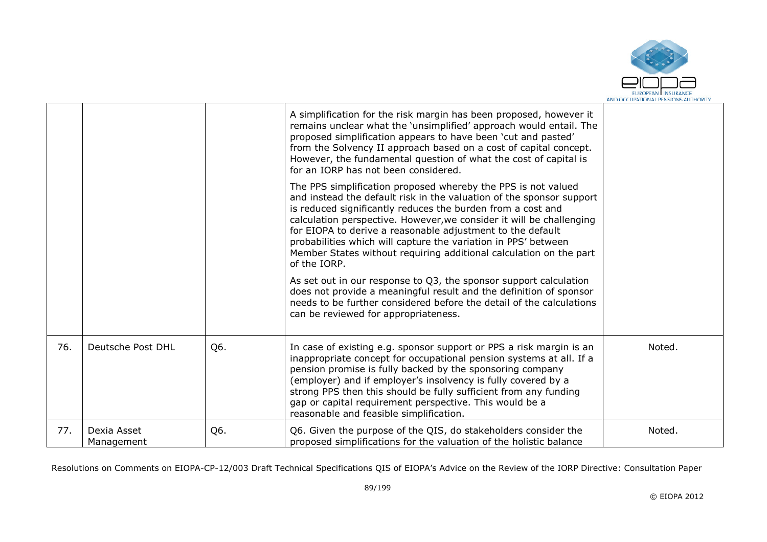|  |  |  |  |  |
|---|---|---|---|---|
|  |  |  | A simplification for the risk margin has been proposed, however it remains unclear what the 'unsimplified' approach would entail. The proposed simplification appears to have been 'cut and pasted' from the Solvency II approach based on a cost of capital concept. However, the fundamental question of what the cost of capital is for an IORP has not been considered.<br><br>The PPS simplification proposed whereby the PPS is not valued and instead the default risk in the valuation of the sponsor support is reduced significantly reduces the burden from a cost and calculation perspective. However,we consider it will be challenging for EIOPA to derive a reasonable adjustment to the default probabilities which will capture the variation in PPS' between Member States without requiring additional calculation on the part of the IORP.<br><br>As set out in our response to Q3, the sponsor support calculation does not provide a meaningful result and the definition of sponsor needs to be further considered before the detail of the calculations can be reviewed for appropriateness. |  |
| 76. | Deutsche Post DHL | Q6. | In case of existing e.g. sponsor support or PPS a risk margin is an inappropriate concept for occupational pension systems at all. If a pension promise is fully backed by the sponsoring company (employer) and if employer's insolvency is fully covered by a strong PPS then this should be fully sufficient from any funding gap or capital requirement perspective. This would be a reasonable and feasible simplification. | Noted. |
| 77. | Dexia Asset Management | Q6. | Q6. Given the purpose of the QIS, do stakeholders consider the proposed simplifications for the valuation of the holistic balance | Noted. |

Resolutions on Comments on EIOPA-CP-12/003 Draft Technical Specifications QIS of EIOPA's Advice on the Review of the IORP Directive: Consultation Paper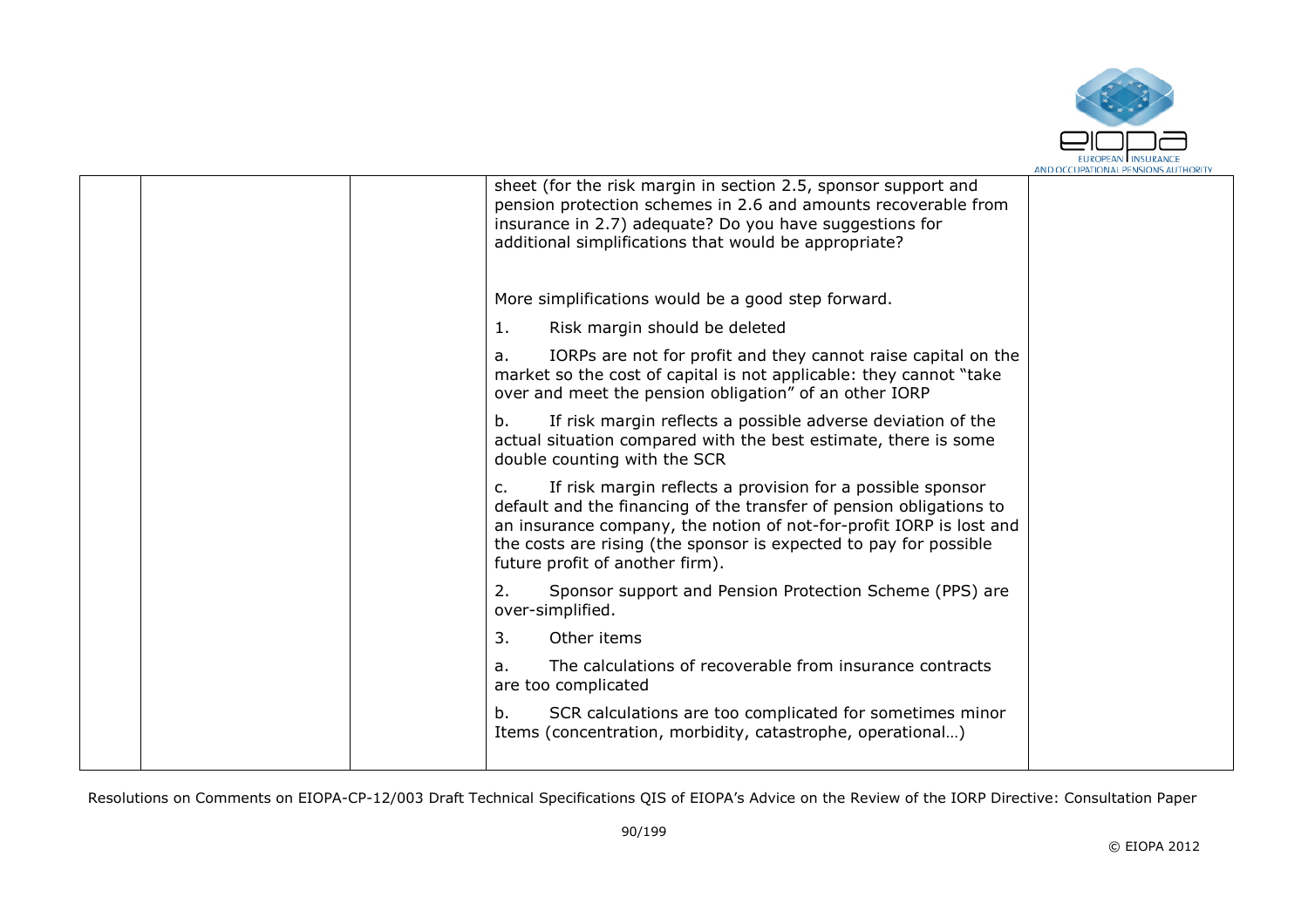| | | | | |
|---|---|---|---|---|
| | | | sheet (for the risk margin in section 2.5, sponsor support and pension protection schemes in 2.6 and amounts recoverable from insurance in 2.7) adequate? Do you have suggestions for additional simplifications that would be appropriate?<br><br>More simplifications would be a good step forward.<br><br>1. Risk margin should be deleted<br><br>a. IORPs are not for profit and they cannot raise capital on the market so the cost of capital is not applicable: they cannot "take over and meet the pension obligation" of an other IORP<br><br>b. If risk margin reflects a possible adverse deviation of the actual situation compared with the best estimate, there is some double counting with the SCR<br><br>c. If risk margin reflects a provision for a possible sponsor default and the financing of the transfer of pension obligations to an insurance company, the notion of not-for-profit IORP is lost and the costs are rising (the sponsor is expected to pay for possible future profit of another firm).<br><br>2. Sponsor support and Pension Protection Scheme (PPS) are over-simplified.<br><br>3. Other items<br><br>a. The calculations of recoverable from insurance contracts are too complicated<br><br>b. SCR calculations are too complicated for sometimes minor Items (concentration, morbidity, catastrophe, operational…) | |

Resolutions on Comments on EIOPA-CP-12/003 Draft Technical Specifications QIS of EIOPA's Advice on the Review of the IORP Directive: Consultation Paper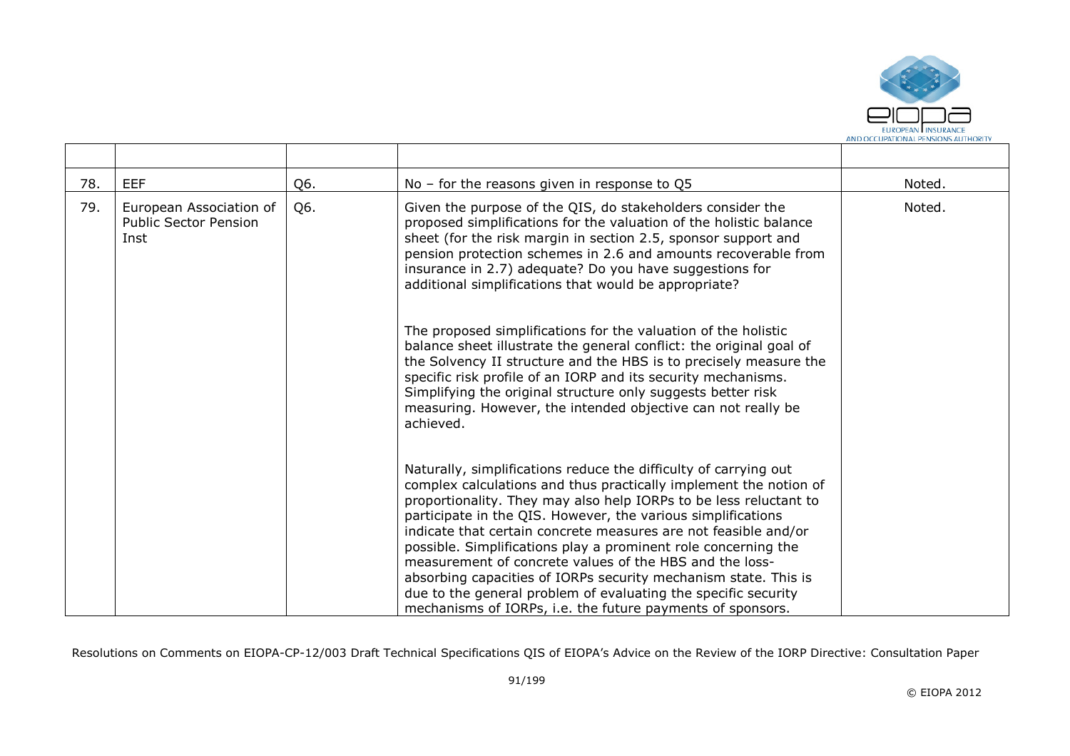| | | | | |
|---|---|---|---|---|
| 78. | EEF | Q6. | No – for the reasons given in response to Q5 | Noted. |
| 79. | European Association of Public Sector Pension Inst | Q6. | Given the purpose of the QIS, do stakeholders consider the proposed simplifications for the valuation of the holistic balance sheet (for the risk margin in section 2.5, sponsor support and pension protection schemes in 2.6 and amounts recoverable from insurance in 2.7) adequate? Do you have suggestions for additional simplifications that would be appropriate?<br><br>The proposed simplifications for the valuation of the holistic balance sheet illustrate the general conflict: the original goal of the Solvency II structure and the HBS is to precisely measure the specific risk profile of an IORP and its security mechanisms. Simplifying the original structure only suggests better risk measuring. However, the intended objective can not really be achieved.<br><br>Naturally, simplifications reduce the difficulty of carrying out complex calculations and thus practically implement the notion of proportionality. They may also help IORPs to be less reluctant to participate in the QIS. However, the various simplifications indicate that certain concrete measures are not feasible and/or possible. Simplifications play a prominent role concerning the measurement of concrete values of the HBS and the loss-absorbing capacities of IORPs security mechanism state. This is due to the general problem of evaluating the specific security mechanisms of IORPs, i.e. the future payments of sponsors. | Noted. |

Resolutions on Comments on EIOPA-CP-12/003 Draft Technical Specifications QIS of EIOPA's Advice on the Review of the IORP Directive: Consultation Paper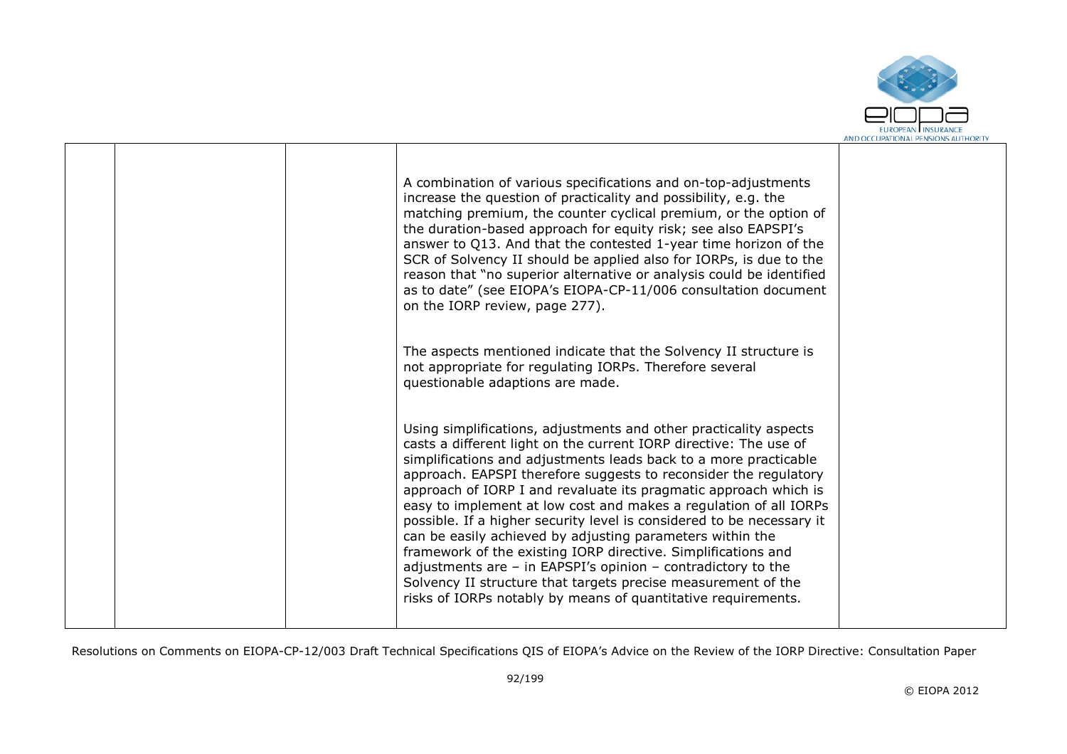| | | | | |
|---|---|---|---|---|
| | | | A combination of various specifications and on-top-adjustments increase the question of practicality and possibility, e.g. the matching premium, the counter cyclical premium, or the option of the duration-based approach for equity risk; see also EAPSPI's answer to Q13. And that the contested 1-year time horizon of the SCR of Solvency II should be applied also for IORPs, is due to the reason that "no superior alternative or analysis could be identified as to date" (see EIOPA's EIOPA-CP-11/006 consultation document on the IORP review, page 277).<br><br>The aspects mentioned indicate that the Solvency II structure is not appropriate for regulating IORPs. Therefore several questionable adaptions are made.<br><br>Using simplifications, adjustments and other practicality aspects casts a different light on the current IORP directive: The use of simplifications and adjustments leads back to a more practicable approach. EAPSPI therefore suggests to reconsider the regulatory approach of IORP I and revaluate its pragmatic approach which is easy to implement at low cost and makes a regulation of all IORPs possible. If a higher security level is considered to be necessary it can be easily achieved by adjusting parameters within the framework of the existing IORP directive. Simplifications and adjustments are – in EAPSPI's opinion – contradictory to the Solvency II structure that targets precise measurement of the risks of IORPs notably by means of quantitative requirements. | |

Resolutions on Comments on EIOPA-CP-12/003 Draft Technical Specifications QIS of EIOPA's Advice on the Review of the IORP Directive: Consultation Paper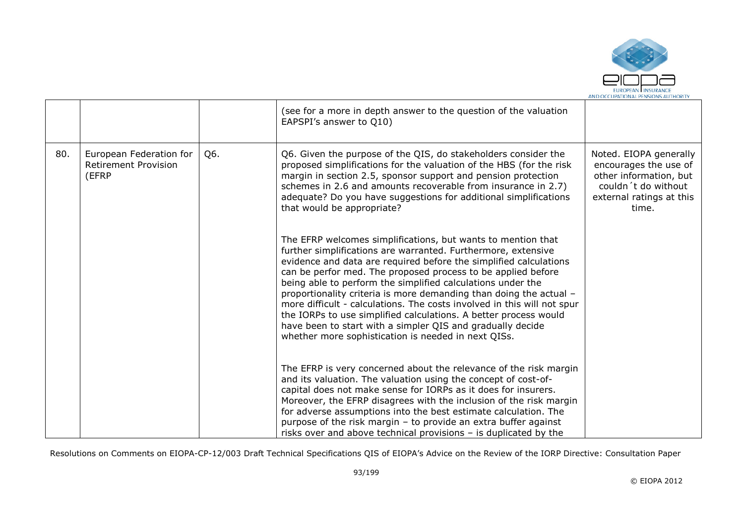|  |  |  | (see for a more in depth answer to the question of the valuation EAPSPI's answer to Q10) |  |
|---|---|---|---|---|
| 80. | European Federation for Retirement Provision (EFRP | Q6. | Q6. Given the purpose of the QIS, do stakeholders consider the proposed simplifications for the valuation of the HBS (for the risk margin in section 2.5, sponsor support and pension protection schemes in 2.6 and amounts recoverable from insurance in 2.7) adequate? Do you have suggestions for additional simplifications that would be appropriate?<br><br>The EFRP welcomes simplifications, but wants to mention that further simplifications are warranted. Furthermore, extensive evidence and data are required before the simplified calculations can be perfor med. The proposed process to be applied before being able to perform the simplified calculations under the proportionality criteria is more demanding than doing the actual – more difficult - calculations. The costs involved in this will not spur the IORPs to use simplified calculations. A better process would have been to start with a simpler QIS and gradually decide whether more sophistication is needed in next QISs.<br><br>The EFRP is very concerned about the relevance of the risk margin and its valuation. The valuation using the concept of cost-of-capital does not make sense for IORPs as it does for insurers. Moreover, the EFRP disagrees with the inclusion of the risk margin for adverse assumptions into the best estimate calculation. The purpose of the risk margin – to provide an extra buffer against risks over and above technical provisions – is duplicated by the | Noted. EIOPA generally encourages the use of other information, but couldn´t do without external ratings at this time. |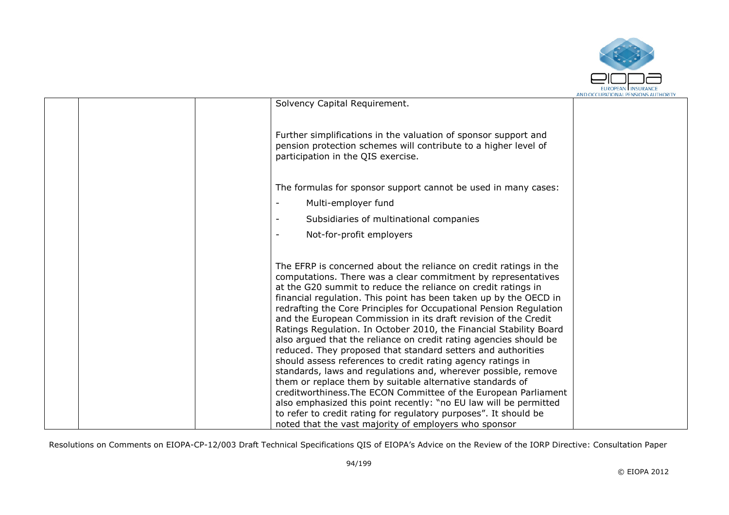| | | | | |
|---|---|---|---|---|
| | | | Solvency Capital Requirement.<br><br>Further simplifications in the valuation of sponsor support and pension protection schemes will contribute to a higher level of participation in the QIS exercise.<br><br>The formulas for sponsor support cannot be used in many cases:<br>- Multi-employer fund<br>- Subsidiaries of multinational companies<br>- Not-for-profit employers<br><br>The EFRP is concerned about the reliance on credit ratings in the computations. There was a clear commitment by representatives at the G20 summit to reduce the reliance on credit ratings in financial regulation. This point has been taken up by the OECD in redrafting the Core Principles for Occupational Pension Regulation and the European Commission in its draft revision of the Credit Ratings Regulation. In October 2010, the Financial Stability Board also argued that the reliance on credit rating agencies should be reduced. They proposed that standard setters and authorities should assess references to credit rating agency ratings in standards, laws and regulations and, wherever possible, remove them or replace them by suitable alternative standards of creditworthiness.The ECON Committee of the European Parliament also emphasized this point recently: "no EU law will be permitted to refer to credit rating for regulatory purposes". It should be noted that the vast majority of employers who sponsor | |

Resolutions on Comments on EIOPA-CP-12/003 Draft Technical Specifications QIS of EIOPA's Advice on the Review of the IORP Directive: Consultation Paper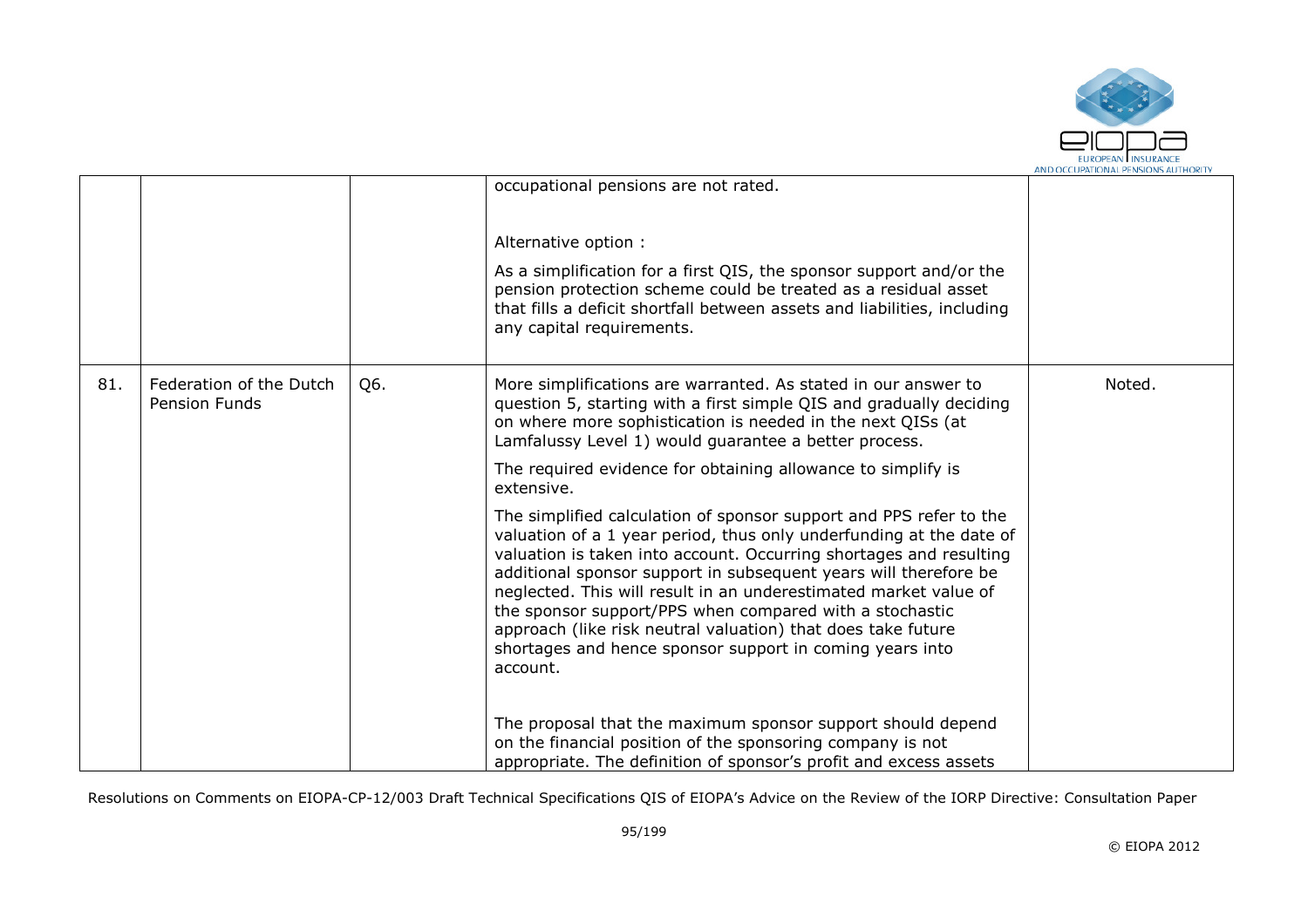|  |  |  | occupational pensions are not rated.<br><br>Alternative option :<br><br>As a simplification for a first QIS, the sponsor support and/or the pension protection scheme could be treated as a residual asset that fills a deficit shortfall between assets and liabilities, including any capital requirements. |  |
|---|---|---|---|---|
| 81. | Federation of the Dutch Pension Funds | Q6. | More simplifications are warranted. As stated in our answer to question 5, starting with a first simple QIS and gradually deciding on where more sophistication is needed in the next QISs (at Lamfalussy Level 1) would guarantee a better process.<br><br>The required evidence for obtaining allowance to simplify is extensive.<br><br>The simplified calculation of sponsor support and PPS refer to the valuation of a 1 year period, thus only underfunding at the date of valuation is taken into account. Occurring shortages and resulting additional sponsor support in subsequent years will therefore be neglected. This will result in an underestimated market value of the sponsor support/PPS when compared with a stochastic approach (like risk neutral valuation) that does take future shortages and hence sponsor support in coming years into account.<br><br>The proposal that the maximum sponsor support should depend on the financial position of the sponsoring company is not appropriate. The definition of sponsor's profit and excess assets | Noted. |

Resolutions on Comments on EIOPA-CP-12/003 Draft Technical Specifications QIS of EIOPA's Advice on the Review of the IORP Directive: Consultation Paper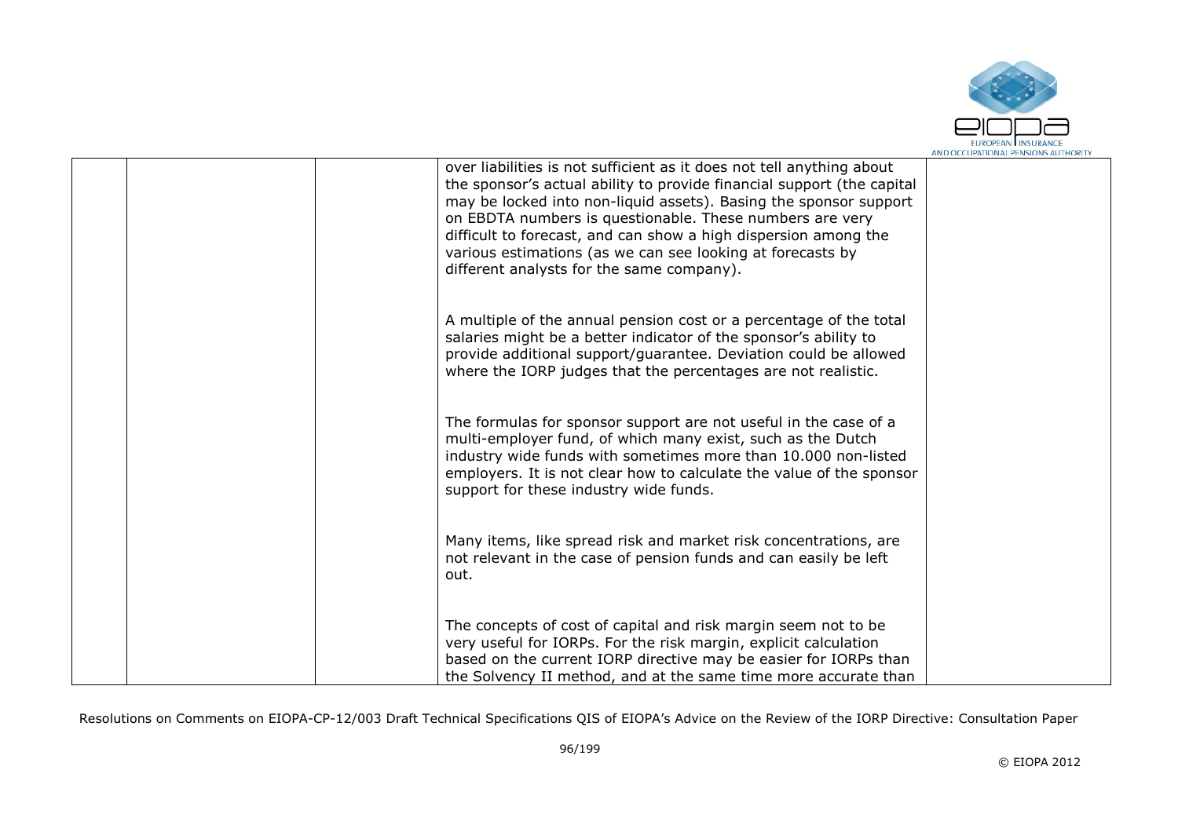|  |  |  | over liabilities is not sufficient as it does not tell anything about the sponsor's actual ability to provide financial support (the capital may be locked into non-liquid assets). Basing the sponsor support on EBDTA numbers is questionable. These numbers are very difficult to forecast, and can show a high dispersion among the various estimations (as we can see looking at forecasts by different analysts for the same company).<br><br>A multiple of the annual pension cost or a percentage of the total salaries might be a better indicator of the sponsor's ability to provide additional support/guarantee. Deviation could be allowed where the IORP judges that the percentages are not realistic.<br><br>The formulas for sponsor support are not useful in the case of a multi-employer fund, of which many exist, such as the Dutch industry wide funds with sometimes more than 10.000 non-listed employers. It is not clear how to calculate the value of the sponsor support for these industry wide funds.<br><br>Many items, like spread risk and market risk concentrations, are not relevant in the case of pension funds and can easily be left out.<br><br>The concepts of cost of capital and risk margin seem not to be very useful for IORPs. For the risk margin, explicit calculation based on the current IORP directive may be easier for IORPs than the Solvency II method, and at the same time more accurate than |  |
|---|---|---|---|---|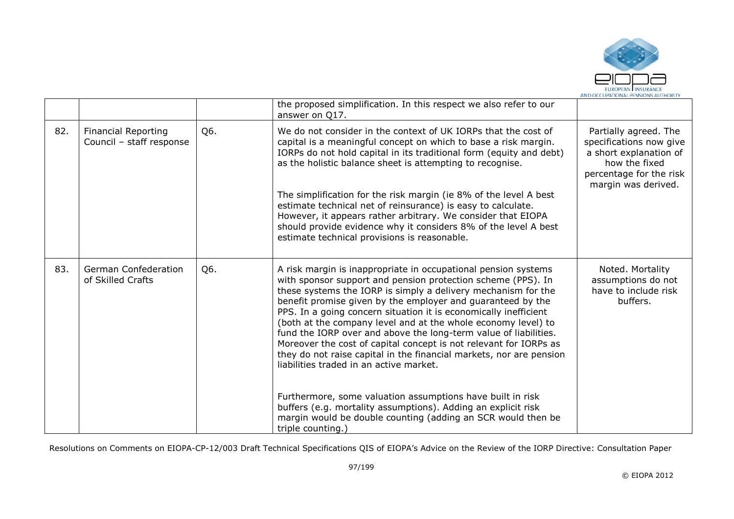|  |  |  |  |  |
|---|---|---|---|---|
|  |  |  | the proposed simplification. In this respect we also refer to our answer on Q17. |  |
| 82. | Financial Reporting Council – staff response | Q6. | We do not consider in the context of UK IORPs that the cost of capital is a meaningful concept on which to base a risk margin. IORPs do not hold capital in its traditional form (equity and debt) as the holistic balance sheet is attempting to recognise.<br><br>The simplification for the risk margin (ie 8% of the level A best estimate technical net of reinsurance) is easy to calculate. However, it appears rather arbitrary. We consider that EIOPA should provide evidence why it considers 8% of the level A best estimate technical provisions is reasonable. | Partially agreed. The specifications now give a short explanation of how the fixed percentage for the risk margin was derived. |
| 83. | German Confederation of Skilled Crafts | Q6. | A risk margin is inappropriate in occupational pension systems with sponsor support and pension protection scheme (PPS). In these systems the IORP is simply a delivery mechanism for the benefit promise given by the employer and guaranteed by the PPS. In a going concern situation it is economically inefficient (both at the company level and at the whole economy level) to fund the IORP over and above the long-term value of liabilities. Moreover the cost of capital concept is not relevant for IORPs as they do not raise capital in the financial markets, nor are pension liabilities traded in an active market.<br><br>Furthermore, some valuation assumptions have built in risk buffers (e.g. mortality assumptions). Adding an explicit risk margin would be double counting (adding an SCR would then be triple counting.) | Noted. Mortality assumptions do not have to include risk buffers. |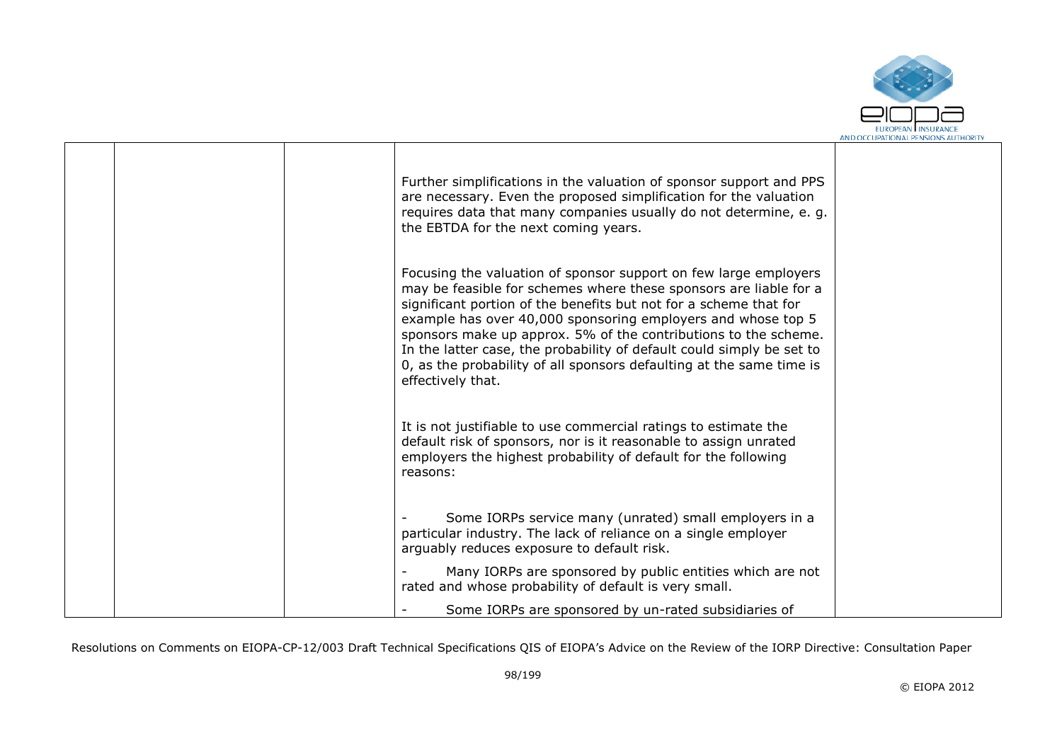| | | | | |
|---|---|---|---|---|
| | | | Further simplifications in the valuation of sponsor support and PPS are necessary. Even the proposed simplification for the valuation requires data that many companies usually do not determine, e. g. the EBTDA for the next coming years.<br><br>Focusing the valuation of sponsor support on few large employers may be feasible for schemes where these sponsors are liable for a significant portion of the benefits but not for a scheme that for example has over 40,000 sponsoring employers and whose top 5 sponsors make up approx. 5% of the contributions to the scheme. In the latter case, the probability of default could simply be set to 0, as the probability of all sponsors defaulting at the same time is effectively that.<br><br>It is not justifiable to use commercial ratings to estimate the default risk of sponsors, nor is it reasonable to assign unrated employers the highest probability of default for the following reasons:<br><br>- Some IORPs service many (unrated) small employers in a particular industry. The lack of reliance on a single employer arguably reduces exposure to default risk.<br>- Many IORPs are sponsored by public entities which are not rated and whose probability of default is very small.<br>- Some IORPs are sponsored by un-rated subsidiaries of | |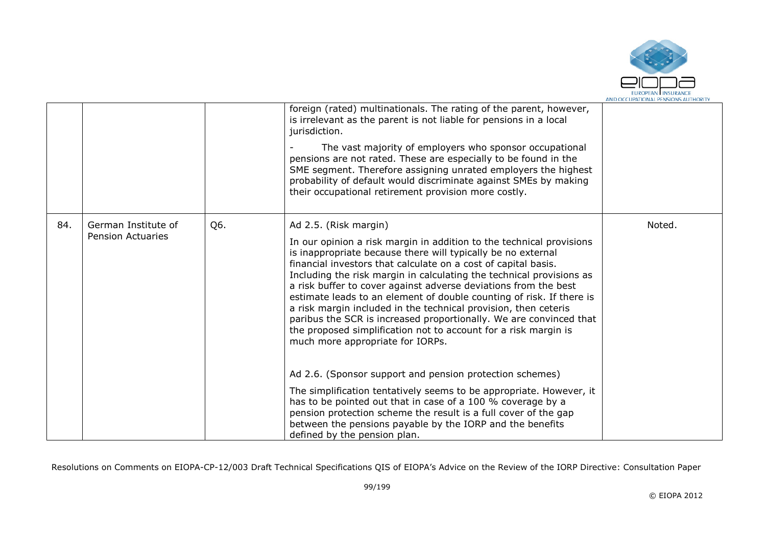|  |  |  |  |  |
|---|---|---|---|---|
|  |  |  | foreign (rated) multinationals. The rating of the parent, however, is irrelevant as the parent is not liable for pensions in a local jurisdiction.<br><br>- The vast majority of employers who sponsor occupational pensions are not rated. These are especially to be found in the SME segment. Therefore assigning unrated employers the highest probability of default would discriminate against SMEs by making their occupational retirement provision more costly. |  |
| 84. | German Institute of Pension Actuaries | Q6. | Ad 2.5. (Risk margin)<br><br>In our opinion a risk margin in addition to the technical provisions is inappropriate because there will typically be no external financial investors that calculate on a cost of capital basis. Including the risk margin in calculating the technical provisions as a risk buffer to cover against adverse deviations from the best estimate leads to an element of double counting of risk. If there is a risk margin included in the technical provision, then ceteris paribus the SCR is increased proportionally. We are convinced that the proposed simplification not to account for a risk margin is much more appropriate for IORPs.<br><br>Ad 2.6. (Sponsor support and pension protection schemes)<br><br>The simplification tentatively seems to be appropriate. However, it has to be pointed out that in case of a 100 % coverage by a pension protection scheme the result is a full cover of the gap between the pensions payable by the IORP and the benefits defined by the pension plan. | Noted. |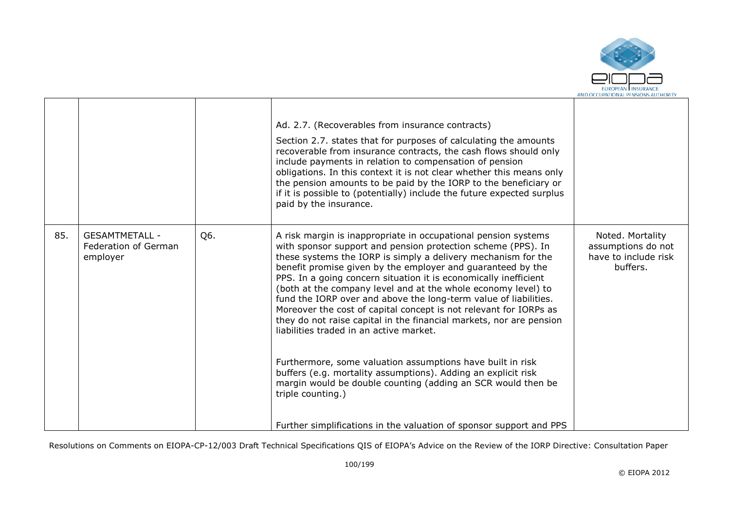| | | | | |
|---|---|---|---|---|
| | | | Ad. 2.7. (Recoverables from insurance contracts)<br><br>Section 2.7. states that for purposes of calculating the amounts recoverable from insurance contracts, the cash flows should only include payments in relation to compensation of pension obligations. In this context it is not clear whether this means only the pension amounts to be paid by the IORP to the beneficiary or if it is possible to (potentially) include the future expected surplus paid by the insurance. | |
| 85. | GESAMTMETALL - Federation of German employer | Q6. | A risk margin is inappropriate in occupational pension systems with sponsor support and pension protection scheme (PPS). In these systems the IORP is simply a delivery mechanism for the benefit promise given by the employer and guaranteed by the PPS. In a going concern situation it is economically inefficient (both at the company level and at the whole economy level) to fund the IORP over and above the long-term value of liabilities. Moreover the cost of capital concept is not relevant for IORPs as they do not raise capital in the financial markets, nor are pension liabilities traded in an active market.<br><br>Furthermore, some valuation assumptions have built in risk buffers (e.g. mortality assumptions). Adding an explicit risk margin would be double counting (adding an SCR would then be triple counting.)<br><br>Further simplifications in the valuation of sponsor support and PPS | Noted. Mortality assumptions do not have to include risk buffers. |

Resolutions on Comments on EIOPA-CP-12/003 Draft Technical Specifications QIS of EIOPA's Advice on the Review of the IORP Directive: Consultation Paper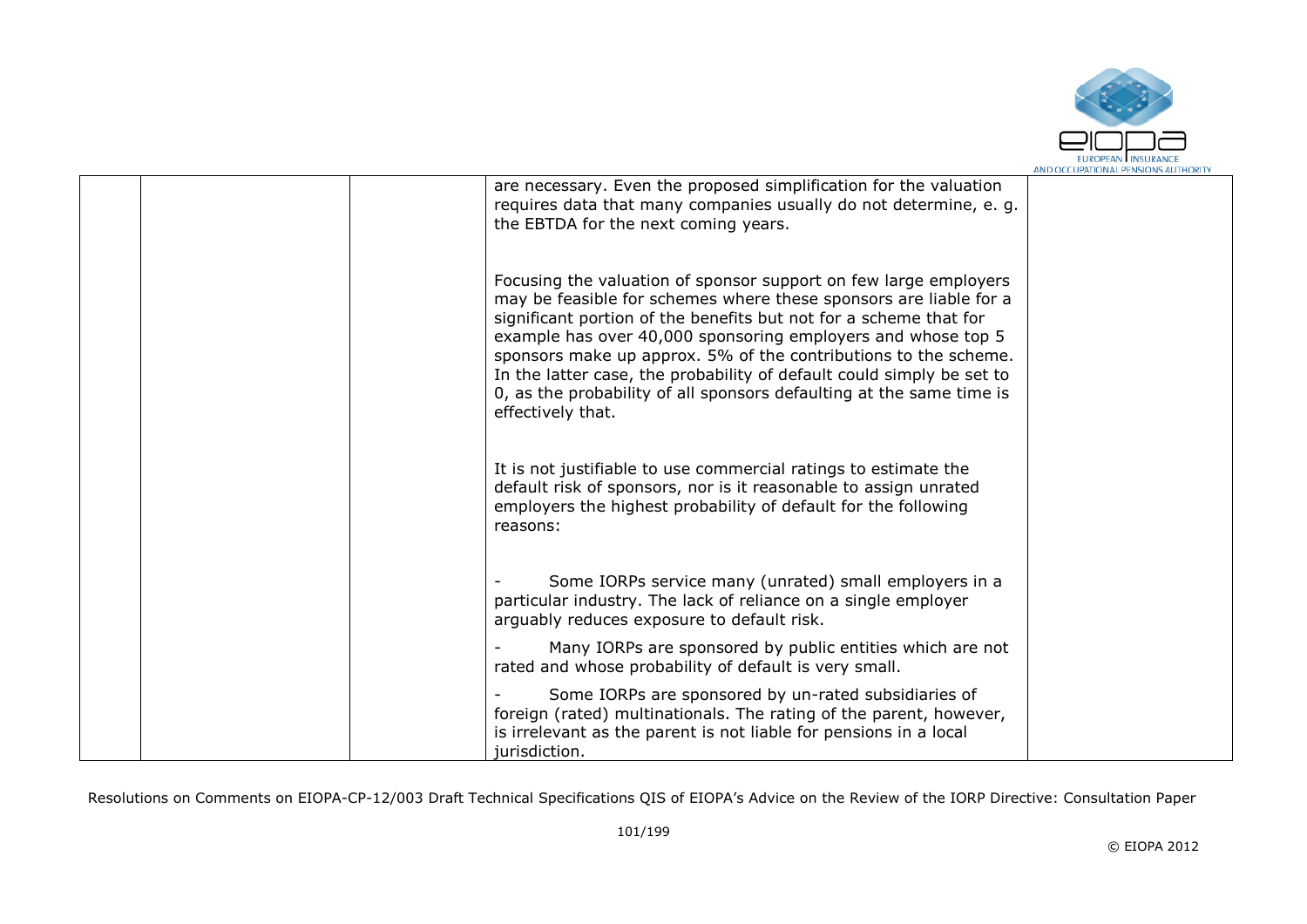|  |  |  | are necessary. Even the proposed simplification for the valuation requires data that many companies usually do not determine, e. g. the EBTDA for the next coming years.<br><br>Focusing the valuation of sponsor support on few large employers may be feasible for schemes where these sponsors are liable for a significant portion of the benefits but not for a scheme that for example has over 40,000 sponsoring employers and whose top 5 sponsors make up approx. 5% of the contributions to the scheme. In the latter case, the probability of default could simply be set to 0, as the probability of all sponsors defaulting at the same time is effectively that.<br><br>It is not justifiable to use commercial ratings to estimate the default risk of sponsors, nor is it reasonable to assign unrated employers the highest probability of default for the following reasons:<br><br>- Some IORPs service many (unrated) small employers in a particular industry. The lack of reliance on a single employer arguably reduces exposure to default risk.<br>- Many IORPs are sponsored by public entities which are not rated and whose probability of default is very small.<br>- Some IORPs are sponsored by un-rated subsidiaries of foreign (rated) multinationals. The rating of the parent, however, is irrelevant as the parent is not liable for pensions in a local jurisdiction. |  |
|---|---|---|---|---|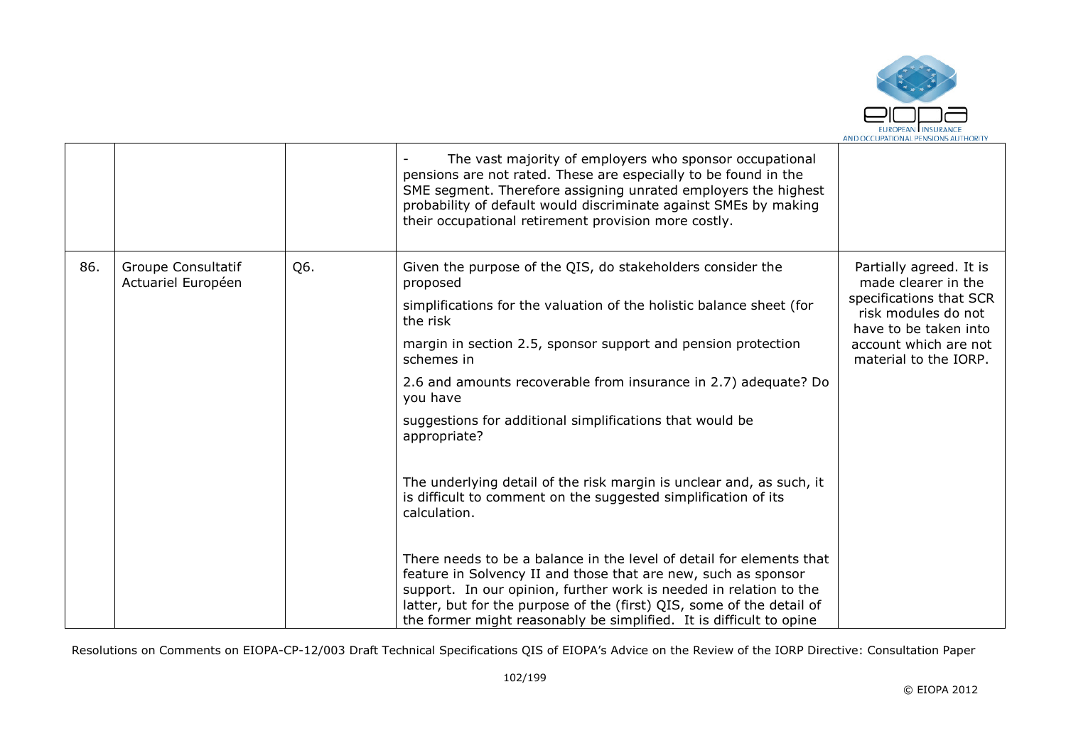|  |  |  |  |  |
|---|---|---|---|---|
|  |  |  | - The vast majority of employers who sponsor occupational pensions are not rated. These are especially to be found in the SME segment. Therefore assigning unrated employers the highest probability of default would discriminate against SMEs by making their occupational retirement provision more costly. |  |
| 86. | Groupe Consultatif Actuariel Européen | Q6. | Given the purpose of the QIS, do stakeholders consider the proposed<br><br>simplifications for the valuation of the holistic balance sheet (for the risk<br><br>margin in section 2.5, sponsor support and pension protection schemes in<br><br>2.6 and amounts recoverable from insurance in 2.7) adequate? Do you have<br><br>suggestions for additional simplifications that would be appropriate?<br><br>The underlying detail of the risk margin is unclear and, as such, it is difficult to comment on the suggested simplification of its calculation.<br><br>There needs to be a balance in the level of detail for elements that feature in Solvency II and those that are new, such as sponsor support. In our opinion, further work is needed in relation to the latter, but for the purpose of the (first) QIS, some of the detail of the former might reasonably be simplified. It is difficult to opine | Partially agreed. It is made clearer in the specifications that SCR risk modules do not have to be taken into account which are not material to the IORP. |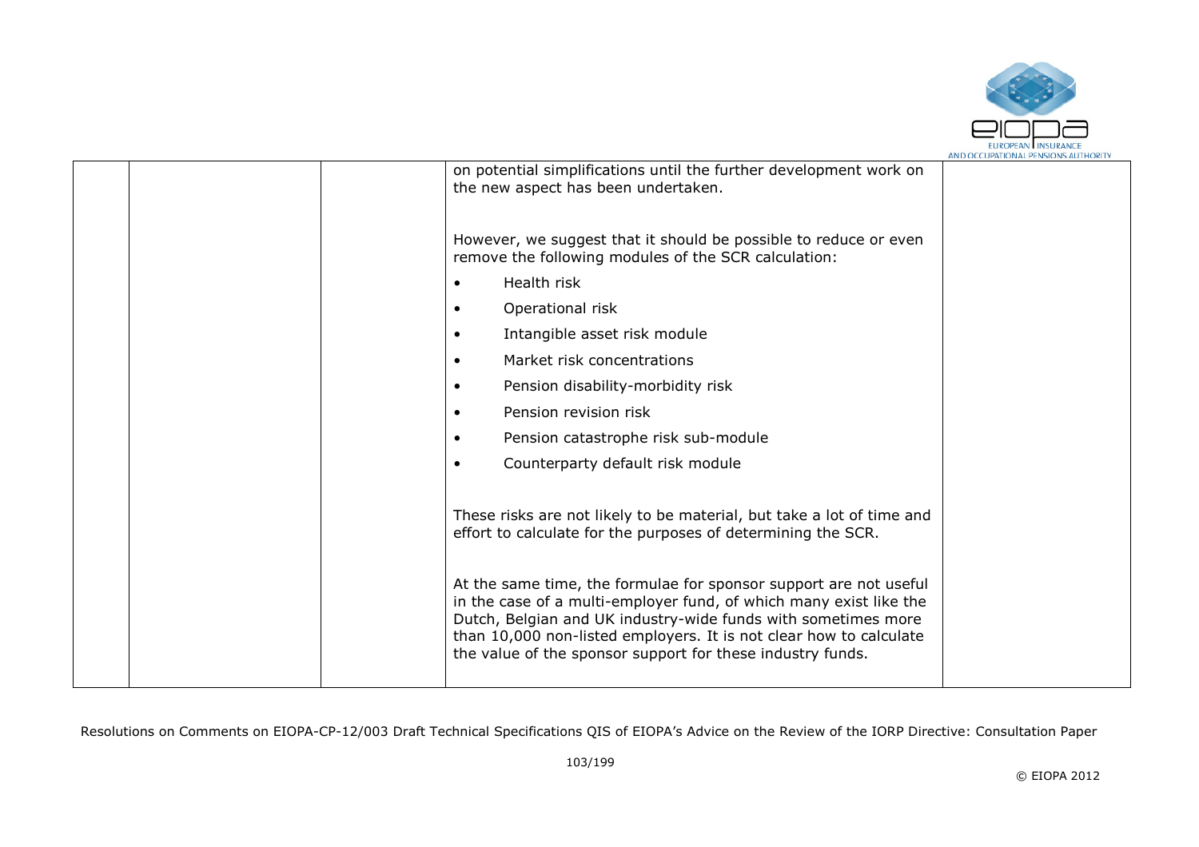| | | | | |
|---|---|---|---|---|
| | | | on potential simplifications until the further development work on the new aspect has been undertaken.<br><br>However, we suggest that it should be possible to reduce or even remove the following modules of the SCR calculation:<br><br>• Health risk<br>• Operational risk<br>• Intangible asset risk module<br>• Market risk concentrations<br>• Pension disability-morbidity risk<br>• Pension revision risk<br>• Pension catastrophe risk sub-module<br>• Counterparty default risk module<br><br>These risks are not likely to be material, but take a lot of time and effort to calculate for the purposes of determining the SCR.<br><br>At the same time, the formulae for sponsor support are not useful in the case of a multi-employer fund, of which many exist like the Dutch, Belgian and UK industry-wide funds with sometimes more than 10,000 non-listed employers. It is not clear how to calculate the value of the sponsor support for these industry funds. | |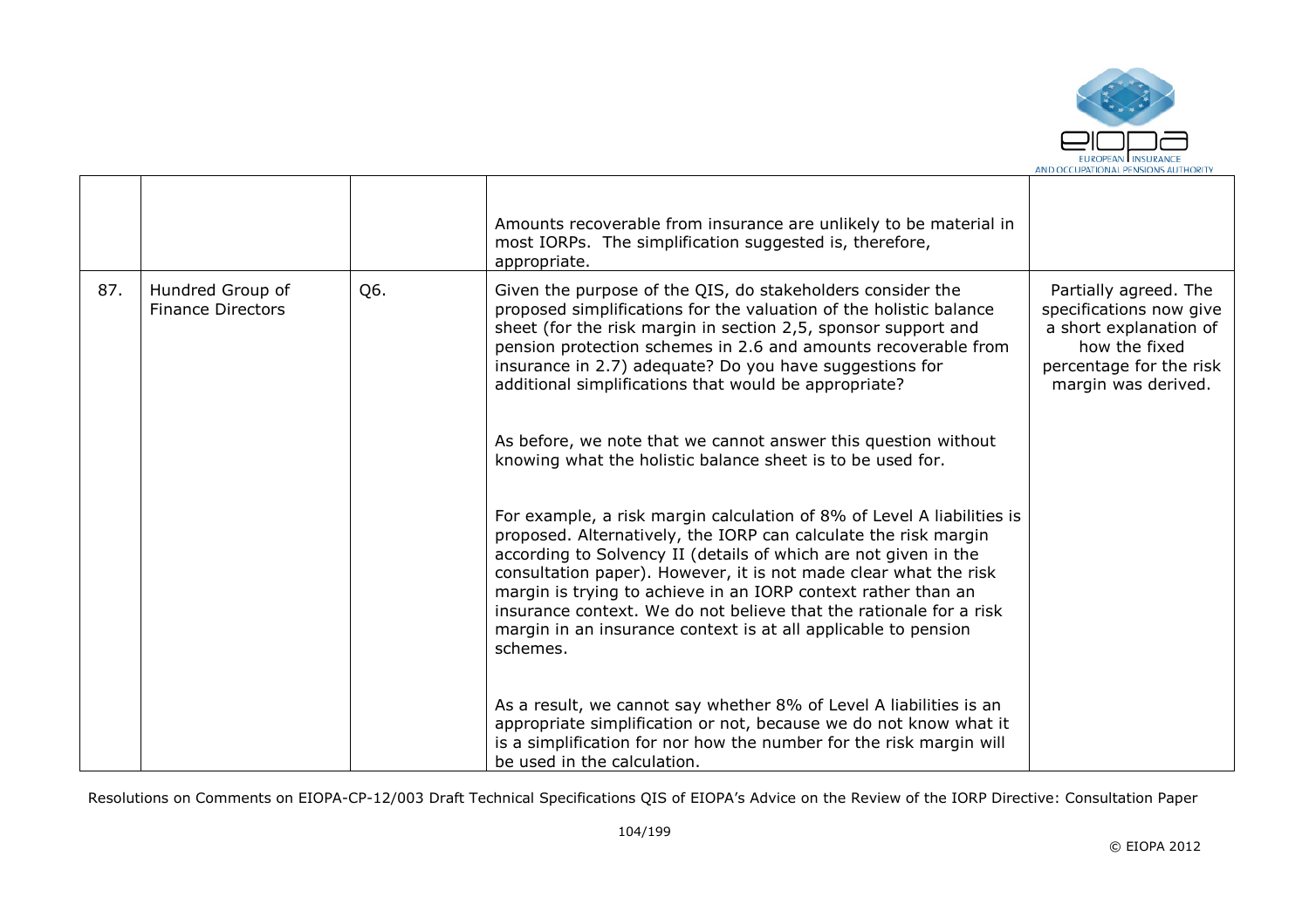| | | | | |
|---|---|---|---|---|
| | | | Amounts recoverable from insurance are unlikely to be material in most IORPs. The simplification suggested is, therefore, appropriate. | |
| 87. | Hundred Group of Finance Directors | Q6. | Given the purpose of the QIS, do stakeholders consider the proposed simplifications for the valuation of the holistic balance sheet (for the risk margin in section 2,5, sponsor support and pension protection schemes in 2.6 and amounts recoverable from insurance in 2.7) adequate? Do you have suggestions for additional simplifications that would be appropriate?<br><br>As before, we note that we cannot answer this question without knowing what the holistic balance sheet is to be used for.<br><br>For example, a risk margin calculation of 8% of Level A liabilities is proposed. Alternatively, the IORP can calculate the risk margin according to Solvency II (details of which are not given in the consultation paper). However, it is not made clear what the risk margin is trying to achieve in an IORP context rather than an insurance context. We do not believe that the rationale for a risk margin in an insurance context is at all applicable to pension schemes.<br><br>As a result, we cannot say whether 8% of Level A liabilities is an appropriate simplification or not, because we do not know what it is a simplification for nor how the number for the risk margin will be used in the calculation. | Partially agreed. The specifications now give a short explanation of how the fixed percentage for the risk margin was derived. |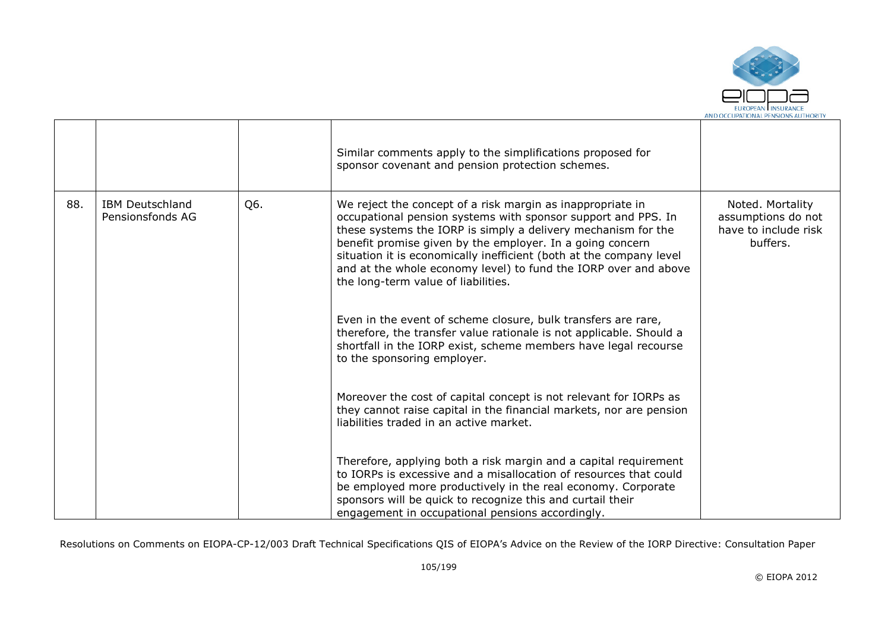| | | | | |
|---|---|---|---|---|
| | | | Similar comments apply to the simplifications proposed for sponsor covenant and pension protection schemes. | |
| 88. | IBM Deutschland Pensionsfonds AG | Q6. | We reject the concept of a risk margin as inappropriate in occupational pension systems with sponsor support and PPS. In these systems the IORP is simply a delivery mechanism for the benefit promise given by the employer. In a going concern situation it is economically inefficient (both at the company level and at the whole economy level) to fund the IORP over and above the long-term value of liabilities.<br><br>Even in the event of scheme closure, bulk transfers are rare, therefore, the transfer value rationale is not applicable. Should a shortfall in the IORP exist, scheme members have legal recourse to the sponsoring employer.<br><br>Moreover the cost of capital concept is not relevant for IORPs as they cannot raise capital in the financial markets, nor are pension liabilities traded in an active market.<br><br>Therefore, applying both a risk margin and a capital requirement to IORPs is excessive and a misallocation of resources that could be employed more productively in the real economy. Corporate sponsors will be quick to recognize this and curtail their engagement in occupational pensions accordingly. | Noted. Mortality assumptions do not have to include risk buffers. |

Resolutions on Comments on EIOPA-CP-12/003 Draft Technical Specifications QIS of EIOPA's Advice on the Review of the IORP Directive: Consultation Paper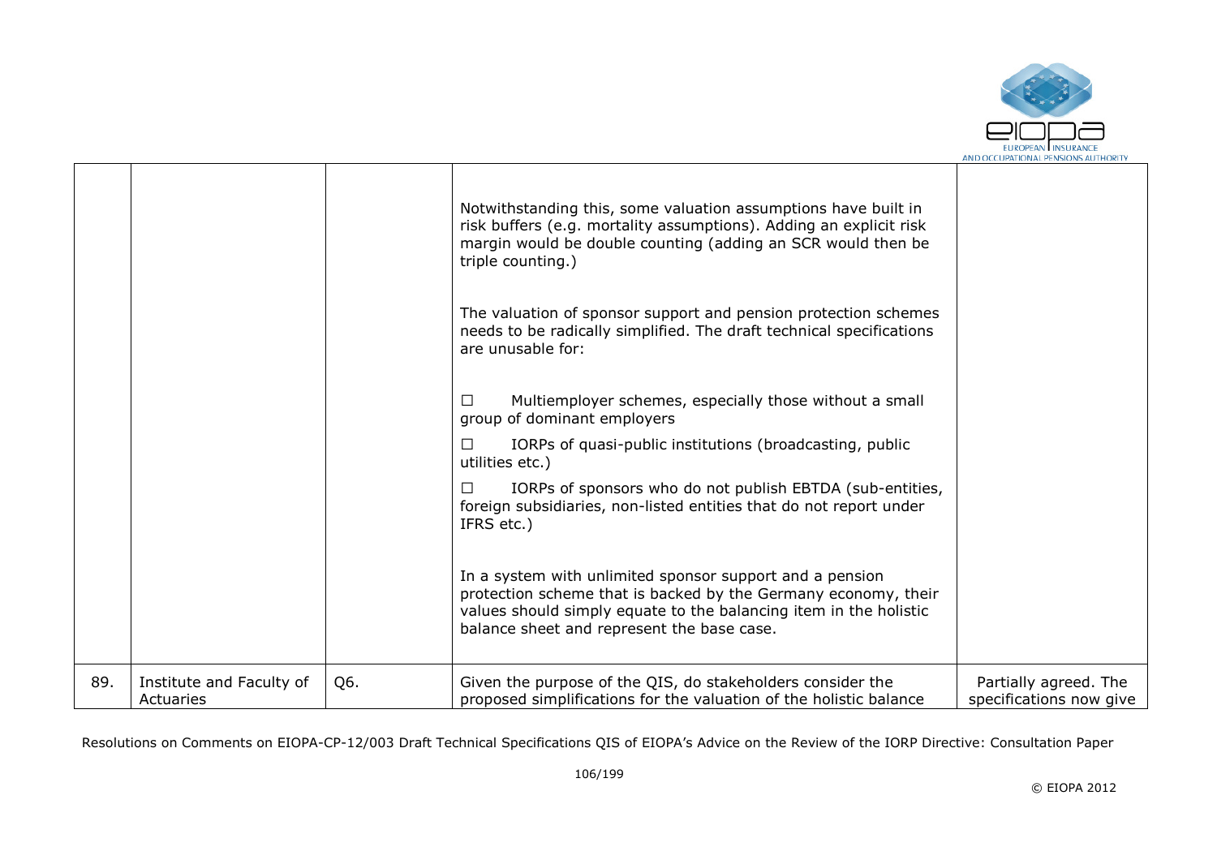| | | | | |
|---|---|---|---|---|
| | | | Notwithstanding this, some valuation assumptions have built in risk buffers (e.g. mortality assumptions). Adding an explicit risk margin would be double counting (adding an SCR would then be triple counting.)<br><br>The valuation of sponsor support and pension protection schemes needs to be radically simplified. The draft technical specifications are unusable for:<br><br>☐ Multiemployer schemes, especially those without a small group of dominant employers<br>☐ IORPs of quasi-public institutions (broadcasting, public utilities etc.)<br>☐ IORPs of sponsors who do not publish EBTDA (sub-entities, foreign subsidiaries, non-listed entities that do not report under IFRS etc.)<br><br>In a system with unlimited sponsor support and a pension protection scheme that is backed by the Germany economy, their values should simply equate to the balancing item in the holistic balance sheet and represent the base case. | |
| 89. | Institute and Faculty of Actuaries | Q6. | Given the purpose of the QIS, do stakeholders consider the proposed simplifications for the valuation of the holistic balance | Partially agreed. The specifications now give |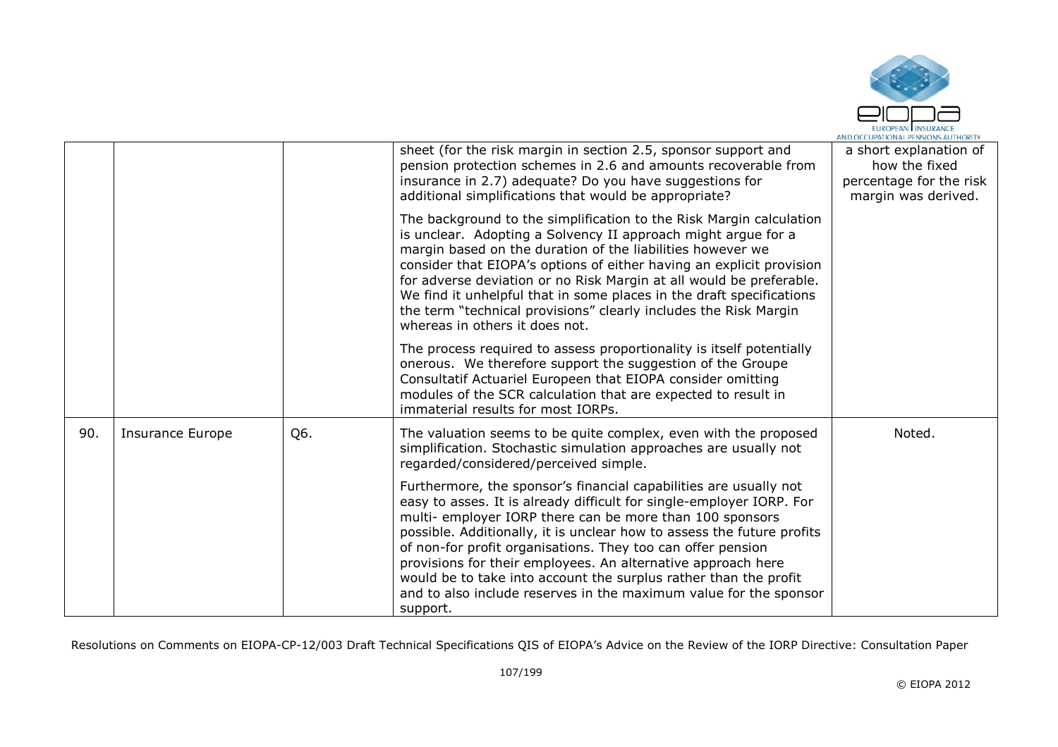| | | | | |
|---|---|---|---|---|
| | | | sheet (for the risk margin in section 2.5, sponsor support and pension protection schemes in 2.6 and amounts recoverable from insurance in 2.7) adequate? Do you have suggestions for additional simplifications that would be appropriate?<br><br>The background to the simplification to the Risk Margin calculation is unclear. Adopting a Solvency II approach might argue for a margin based on the duration of the liabilities however we consider that EIOPA's options of either having an explicit provision for adverse deviation or no Risk Margin at all would be preferable. We find it unhelpful that in some places in the draft specifications the term "technical provisions" clearly includes the Risk Margin whereas in others it does not.<br><br>The process required to assess proportionality is itself potentially onerous. We therefore support the suggestion of the Groupe Consultatif Actuariel Europeen that EIOPA consider omitting modules of the SCR calculation that are expected to result in immaterial results for most IORPs. | a short explanation of how the fixed percentage for the risk margin was derived. |
| 90. | Insurance Europe | Q6. | The valuation seems to be quite complex, even with the proposed simplification. Stochastic simulation approaches are usually not regarded/considered/perceived simple.<br><br>Furthermore, the sponsor's financial capabilities are usually not easy to asses. It is already difficult for single-employer IORP. For multi- employer IORP there can be more than 100 sponsors possible. Additionally, it is unclear how to assess the future profits of non-for profit organisations. They too can offer pension provisions for their employees. An alternative approach here would be to take into account the surplus rather than the profit and to also include reserves in the maximum value for the sponsor support. | Noted. |

Resolutions on Comments on EIOPA-CP-12/003 Draft Technical Specifications QIS of EIOPA's Advice on the Review of the IORP Directive: Consultation Paper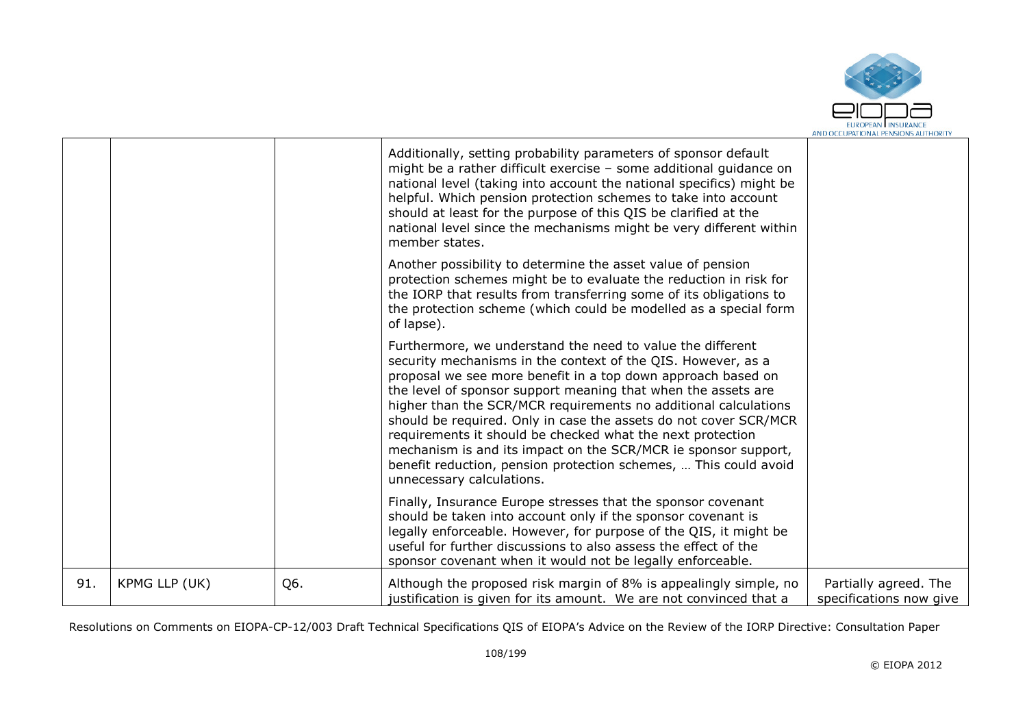| | | | | |
|---|---|---|---|---|
| | | | Additionally, setting probability parameters of sponsor default might be a rather difficult exercise – some additional guidance on national level (taking into account the national specifics) might be helpful. Which pension protection schemes to take into account should at least for the purpose of this QIS be clarified at the national level since the mechanisms might be very different within member states.<br><br>Another possibility to determine the asset value of pension protection schemes might be to evaluate the reduction in risk for the IORP that results from transferring some of its obligations to the protection scheme (which could be modelled as a special form of lapse).<br><br>Furthermore, we understand the need to value the different security mechanisms in the context of the QIS. However, as a proposal we see more benefit in a top down approach based on the level of sponsor support meaning that when the assets are higher than the SCR/MCR requirements no additional calculations should be required. Only in case the assets do not cover SCR/MCR requirements it should be checked what the next protection mechanism is and its impact on the SCR/MCR ie sponsor support, benefit reduction, pension protection schemes, … This could avoid unnecessary calculations.<br><br>Finally, Insurance Europe stresses that the sponsor covenant should be taken into account only if the sponsor covenant is legally enforceable. However, for purpose of the QIS, it might be useful for further discussions to also assess the effect of the sponsor covenant when it would not be legally enforceable. | |
| 91. | KPMG LLP (UK) | Q6. | Although the proposed risk margin of 8% is appealingly simple, no justification is given for its amount. We are not convinced that a | Partially agreed. The specifications now give |

Resolutions on Comments on EIOPA-CP-12/003 Draft Technical Specifications QIS of EIOPA's Advice on the Review of the IORP Directive: Consultation Paper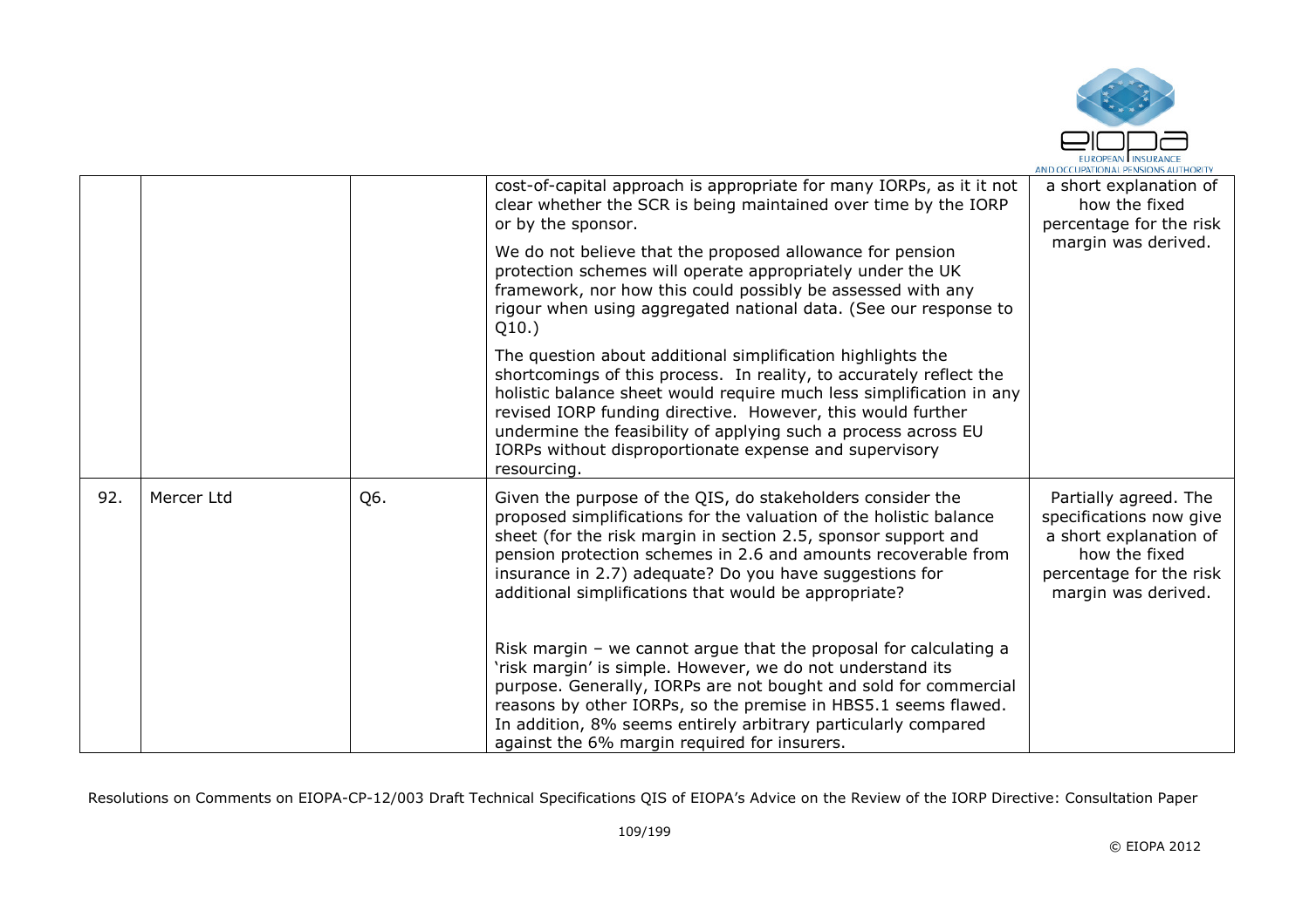| | | | | |
|---|---|---|---|---|
| | | | cost-of-capital approach is appropriate for many IORPs, as it it not clear whether the SCR is being maintained over time by the IORP or by the sponsor.<br><br>We do not believe that the proposed allowance for pension protection schemes will operate appropriately under the UK framework, nor how this could possibly be assessed with any rigour when using aggregated national data. (See our response to Q10.)<br><br>The question about additional simplification highlights the shortcomings of this process. In reality, to accurately reflect the holistic balance sheet would require much less simplification in any revised IORP funding directive. However, this would further undermine the feasibility of applying such a process across EU IORPs without disproportionate expense and supervisory resourcing. | a short explanation of how the fixed percentage for the risk margin was derived. |
| 92. | Mercer Ltd | Q6. | Given the purpose of the QIS, do stakeholders consider the proposed simplifications for the valuation of the holistic balance sheet (for the risk margin in section 2.5, sponsor support and pension protection schemes in 2.6 and amounts recoverable from insurance in 2.7) adequate? Do you have suggestions for additional simplifications that would be appropriate?<br><br>Risk margin – we cannot argue that the proposal for calculating a 'risk margin' is simple. However, we do not understand its purpose. Generally, IORPs are not bought and sold for commercial reasons by other IORPs, so the premise in HBS5.1 seems flawed. In addition, 8% seems entirely arbitrary particularly compared against the 6% margin required for insurers. | Partially agreed. The specifications now give a short explanation of how the fixed percentage for the risk margin was derived. |

Resolutions on Comments on EIOPA-CP-12/003 Draft Technical Specifications QIS of EIOPA's Advice on the Review of the IORP Directive: Consultation Paper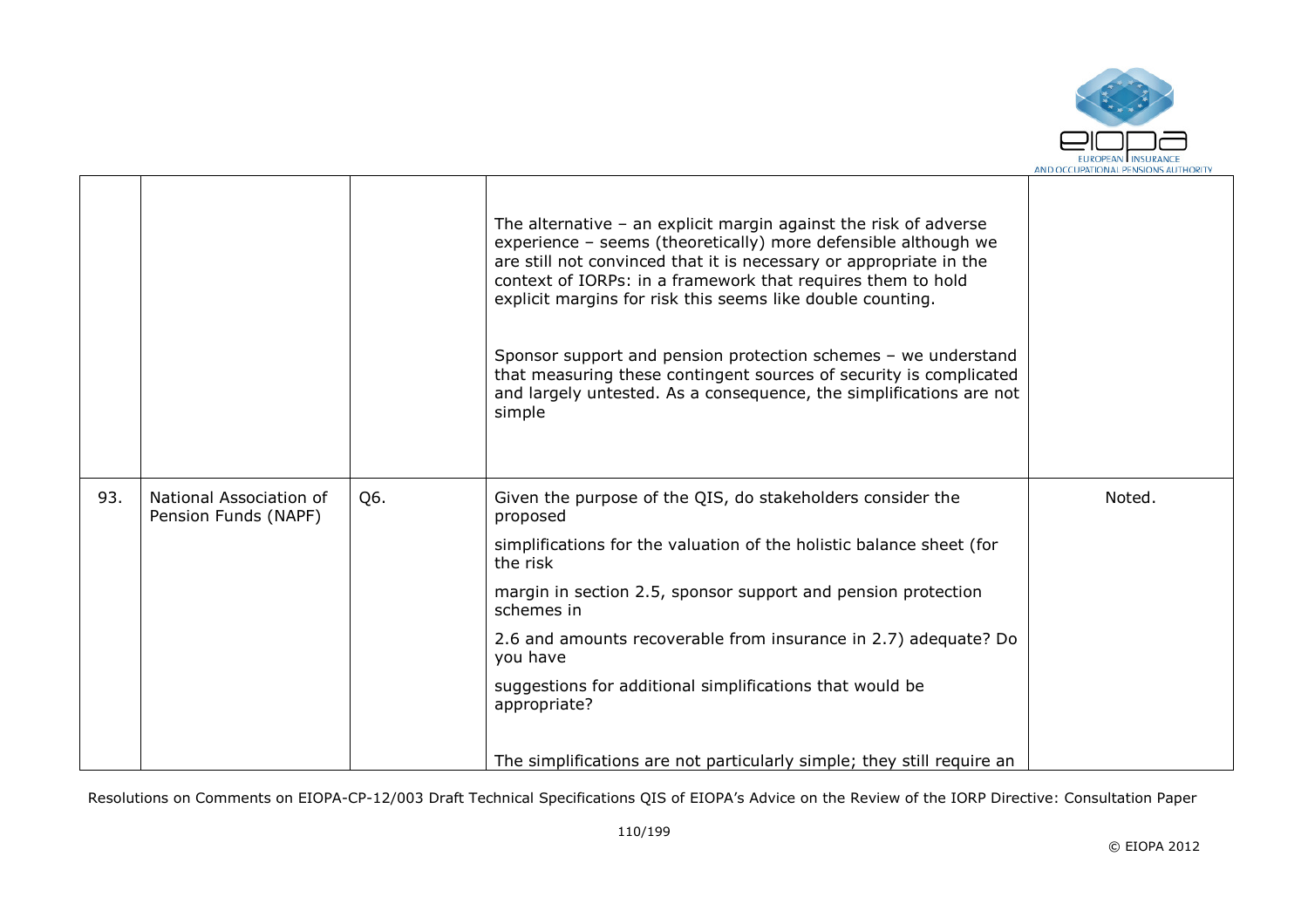|  |  |  |  |  |
|---|---|---|---|---|
|  |  |  | The alternative – an explicit margin against the risk of adverse experience – seems (theoretically) more defensible although we are still not convinced that it is necessary or appropriate in the context of IORPs: in a framework that requires them to hold explicit margins for risk this seems like double counting.<br><br>Sponsor support and pension protection schemes – we understand that measuring these contingent sources of security is complicated and largely untested. As a consequence, the simplifications are not simple |  |
| 93. | National Association of Pension Funds (NAPF) | Q6. | Given the purpose of the QIS, do stakeholders consider the proposed<br><br>simplifications for the valuation of the holistic balance sheet (for the risk<br><br>margin in section 2.5, sponsor support and pension protection schemes in<br><br>2.6 and amounts recoverable from insurance in 2.7) adequate? Do you have<br><br>suggestions for additional simplifications that would be appropriate?<br><br>The simplifications are not particularly simple; they still require an | Noted. |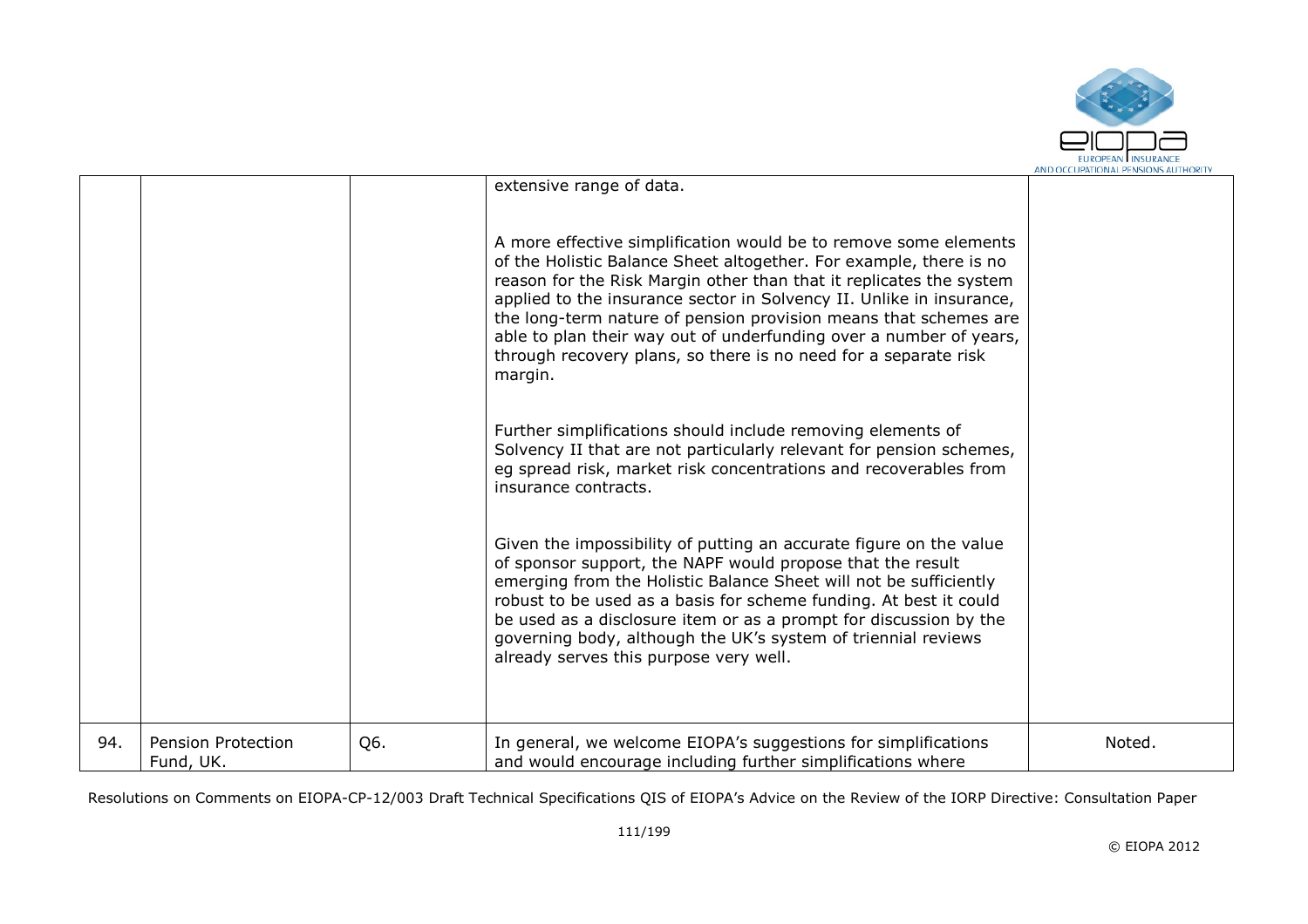|  |  |  | extensive range of data.<br><br>A more effective simplification would be to remove some elements of the Holistic Balance Sheet altogether. For example, there is no reason for the Risk Margin other than that it replicates the system applied to the insurance sector in Solvency II. Unlike in insurance, the long-term nature of pension provision means that schemes are able to plan their way out of underfunding over a number of years, through recovery plans, so there is no need for a separate risk margin.<br><br>Further simplifications should include removing elements of Solvency II that are not particularly relevant for pension schemes, eg spread risk, market risk concentrations and recoverables from insurance contracts.<br><br>Given the impossibility of putting an accurate figure on the value of sponsor support, the NAPF would propose that the result emerging from the Holistic Balance Sheet will not be sufficiently robust to be used as a basis for scheme funding. At best it could be used as a disclosure item or as a prompt for discussion by the governing body, although the UK's system of triennial reviews already serves this purpose very well. |  |
|---|---|---|---|---|
| 94. | Pension Protection Fund, UK. | Q6. | In general, we welcome EIOPA's suggestions for simplifications and would encourage including further simplifications where | Noted. |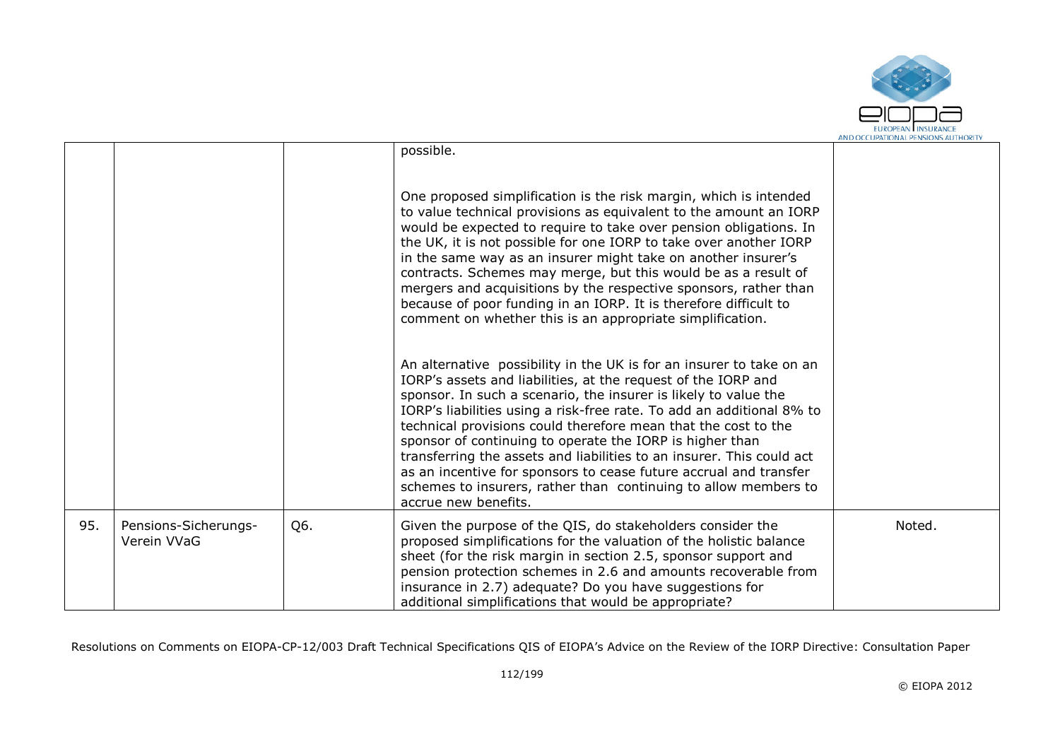|  |  |  | possible.<br><br>One proposed simplification is the risk margin, which is intended to value technical provisions as equivalent to the amount an IORP would be expected to require to take over pension obligations. In the UK, it is not possible for one IORP to take over another IORP in the same way as an insurer might take on another insurer's contracts. Schemes may merge, but this would be as a result of mergers and acquisitions by the respective sponsors, rather than because of poor funding in an IORP. It is therefore difficult to comment on whether this is an appropriate simplification.<br><br>An alternative possibility in the UK is for an insurer to take on an IORP's assets and liabilities, at the request of the IORP and sponsor. In such a scenario, the insurer is likely to value the IORP's liabilities using a risk-free rate. To add an additional 8% to technical provisions could therefore mean that the cost to the sponsor of continuing to operate the IORP is higher than transferring the assets and liabilities to an insurer. This could act as an incentive for sponsors to cease future accrual and transfer schemes to insurers, rather than continuing to allow members to accrue new benefits. |  |
|---|---|---|---|---|
| 95. | Pensions-Sicherungs-Verein VVaG | Q6. | Given the purpose of the QIS, do stakeholders consider the proposed simplifications for the valuation of the holistic balance sheet (for the risk margin in section 2.5, sponsor support and pension protection schemes in 2.6 and amounts recoverable from insurance in 2.7) adequate? Do you have suggestions for additional simplifications that would be appropriate? | Noted. |

Resolutions on Comments on EIOPA-CP-12/003 Draft Technical Specifications QIS of EIOPA's Advice on the Review of the IORP Directive: Consultation Paper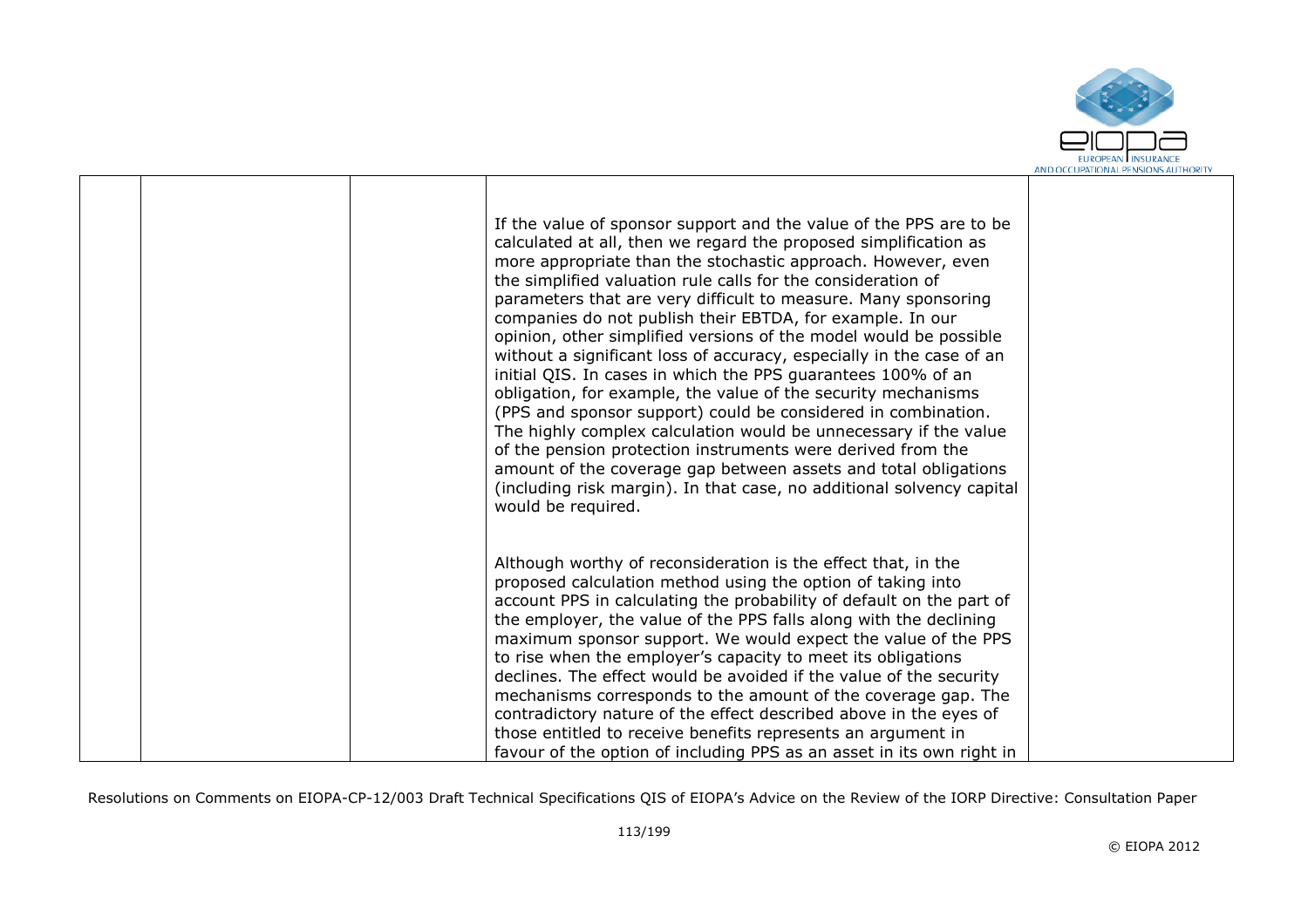|  |  |  |  |  |
|---|---|---|---|---|
|  |  |  | If the value of sponsor support and the value of the PPS are to be calculated at all, then we regard the proposed simplification as more appropriate than the stochastic approach. However, even the simplified valuation rule calls for the consideration of parameters that are very difficult to measure. Many sponsoring companies do not publish their EBTDA, for example. In our opinion, other simplified versions of the model would be possible without a significant loss of accuracy, especially in the case of an initial QIS. In cases in which the PPS guarantees 100% of an obligation, for example, the value of the security mechanisms (PPS and sponsor support) could be considered in combination. The highly complex calculation would be unnecessary if the value of the pension protection instruments were derived from the amount of the coverage gap between assets and total obligations (including risk margin). In that case, no additional solvency capital would be required.<br><br>Although worthy of reconsideration is the effect that, in the proposed calculation method using the option of taking into account PPS in calculating the probability of default on the part of the employer, the value of the PPS falls along with the declining maximum sponsor support. We would expect the value of the PPS to rise when the employer's capacity to meet its obligations declines. The effect would be avoided if the value of the security mechanisms corresponds to the amount of the coverage gap. The contradictory nature of the effect described above in the eyes of those entitled to receive benefits represents an argument in favour of the option of including PPS as an asset in its own right in |  |

Resolutions on Comments on EIOPA-CP-12/003 Draft Technical Specifications QIS of EIOPA's Advice on the Review of the IORP Directive: Consultation Paper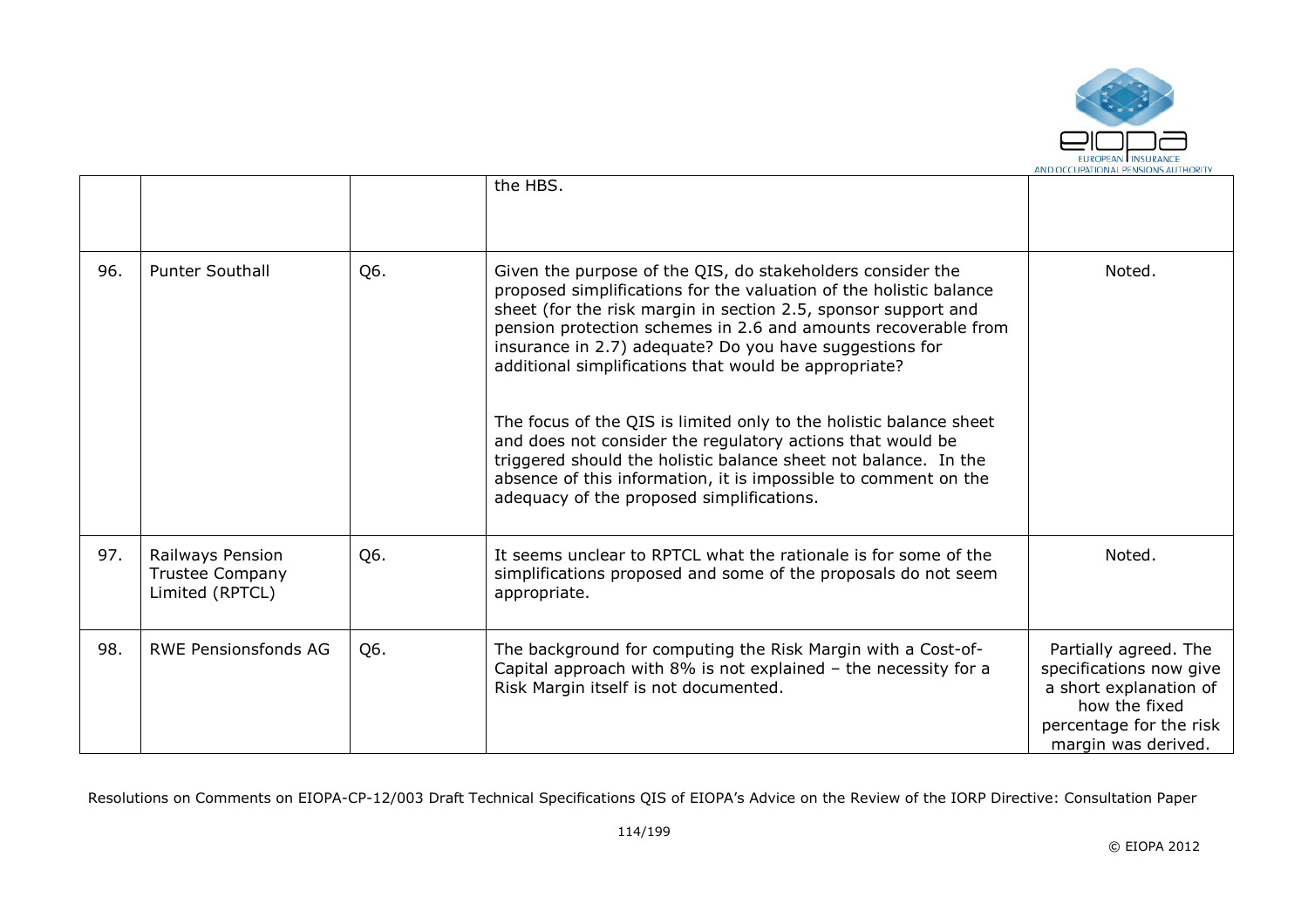| | | | | |
|---|---|---|---|---|
| | | | the HBS. | |
| 96. | Punter Southall | Q6. | Given the purpose of the QIS, do stakeholders consider the proposed simplifications for the valuation of the holistic balance sheet (for the risk margin in section 2.5, sponsor support and pension protection schemes in 2.6 and amounts recoverable from insurance in 2.7) adequate? Do you have suggestions for additional simplifications that would be appropriate?<br><br>The focus of the QIS is limited only to the holistic balance sheet and does not consider the regulatory actions that would be triggered should the holistic balance sheet not balance. In the absence of this information, it is impossible to comment on the adequacy of the proposed simplifications. | Noted. |
| 97. | Railways Pension Trustee Company Limited (RPTCL) | Q6. | It seems unclear to RPTCL what the rationale is for some of the simplifications proposed and some of the proposals do not seem appropriate. | Noted. |
| 98. | RWE Pensionsfonds AG | Q6. | The background for computing the Risk Margin with a Cost-of-Capital approach with 8% is not explained – the necessity for a Risk Margin itself is not documented. | Partially agreed. The specifications now give a short explanation of how the fixed percentage for the risk margin was derived. |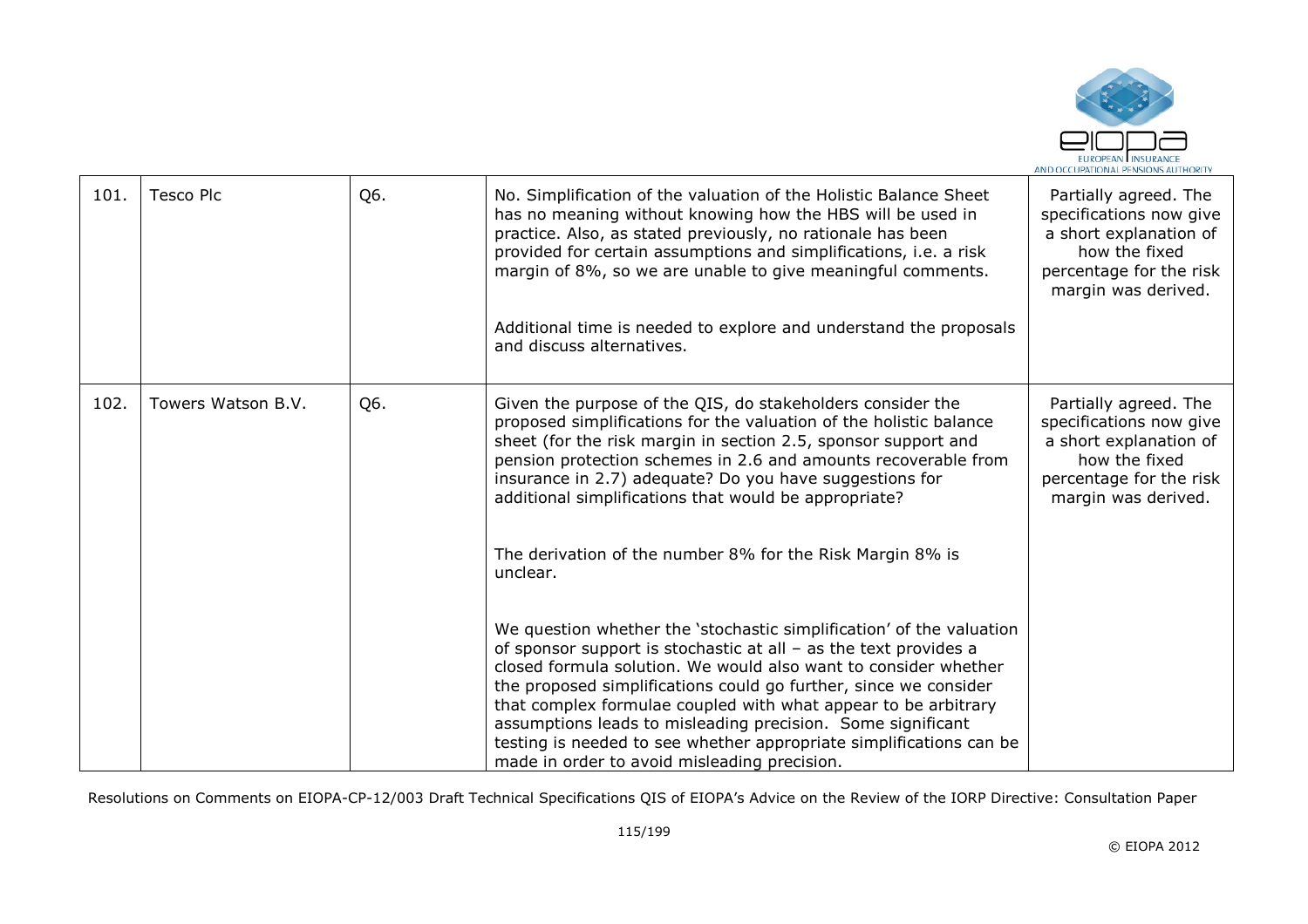| 101. | Tesco Plc | Q6. | No. Simplification of the valuation of the Holistic Balance Sheet has no meaning without knowing how the HBS will be used in practice. Also, as stated previously, no rationale has been provided for certain assumptions and simplifications, i.e. a risk margin of 8%, so we are unable to give meaningful comments.<br><br>Additional time is needed to explore and understand the proposals and discuss alternatives. | Partially agreed. The specifications now give a short explanation of how the fixed percentage for the risk margin was derived. |
|---|---|---|---|---|
| 102. | Towers Watson B.V. | Q6. | Given the purpose of the QIS, do stakeholders consider the proposed simplifications for the valuation of the holistic balance sheet (for the risk margin in section 2.5, sponsor support and pension protection schemes in 2.6 and amounts recoverable from insurance in 2.7) adequate? Do you have suggestions for additional simplifications that would be appropriate?<br><br>The derivation of the number 8% for the Risk Margin 8% is unclear.<br><br>We question whether the 'stochastic simplification' of the valuation of sponsor support is stochastic at all – as the text provides a closed formula solution. We would also want to consider whether the proposed simplifications could go further, since we consider that complex formulae coupled with what appear to be arbitrary assumptions leads to misleading precision. Some significant testing is needed to see whether appropriate simplifications can be made in order to avoid misleading precision. | Partially agreed. The specifications now give a short explanation of how the fixed percentage for the risk margin was derived. |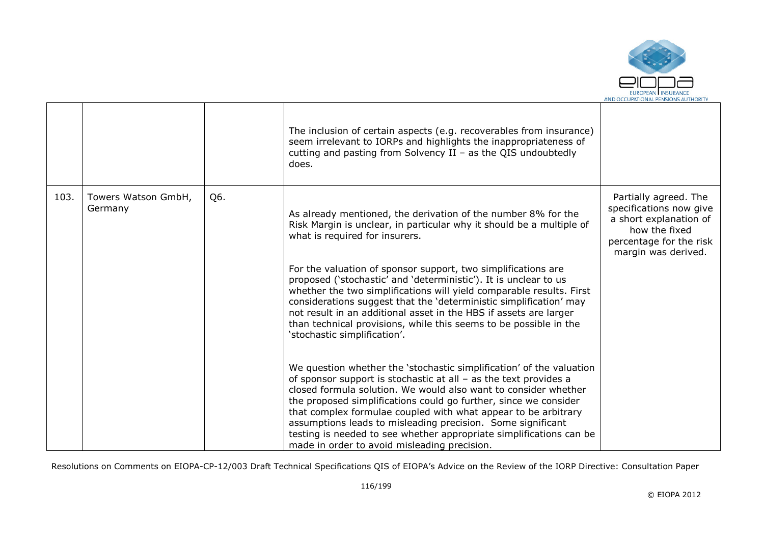| | | | | |
|---|---|---|---|---|
| | | | The inclusion of certain aspects (e.g. recoverables from insurance) seem irrelevant to IORPs and highlights the inappropriateness of cutting and pasting from Solvency II – as the QIS undoubtedly does. | |
| 103. | Towers Watson GmbH, Germany | Q6. | As already mentioned, the derivation of the number 8% for the Risk Margin is unclear, in particular why it should be a multiple of what is required for insurers.<br><br>For the valuation of sponsor support, two simplifications are proposed ('stochastic' and 'deterministic'). It is unclear to us whether the two simplifications will yield comparable results. First considerations suggest that the 'deterministic simplification' may not result in an additional asset in the HBS if assets are larger than technical provisions, while this seems to be possible in the 'stochastic simplification'.<br><br>We question whether the 'stochastic simplification' of the valuation of sponsor support is stochastic at all – as the text provides a closed formula solution. We would also want to consider whether the proposed simplifications could go further, since we consider that complex formulae coupled with what appear to be arbitrary assumptions leads to misleading precision. Some significant testing is needed to see whether appropriate simplifications can be made in order to avoid misleading precision. | Partially agreed. The specifications now give a short explanation of how the fixed percentage for the risk margin was derived. |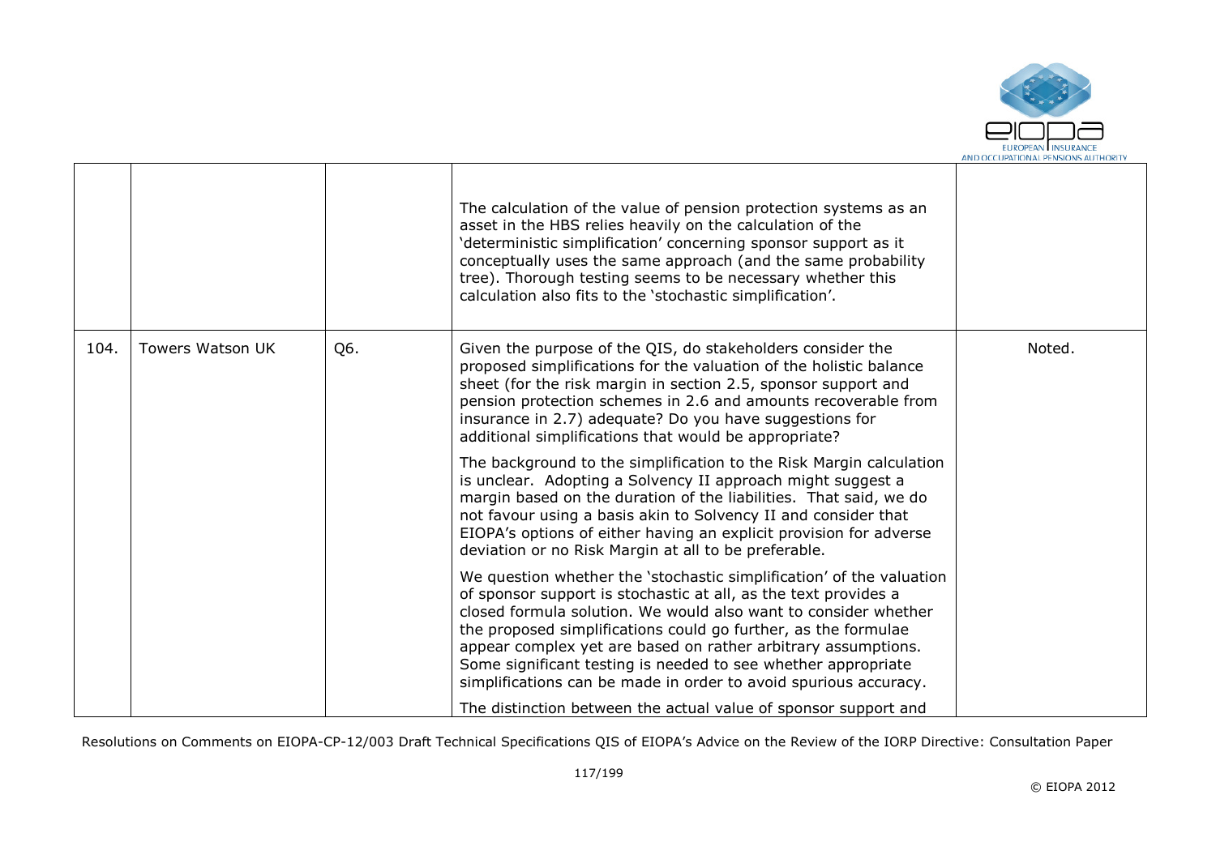| | | | | |
|---|---|---|---|---|
| | | | The calculation of the value of pension protection systems as an asset in the HBS relies heavily on the calculation of the 'deterministic simplification' concerning sponsor support as it conceptually uses the same approach (and the same probability tree). Thorough testing seems to be necessary whether this calculation also fits to the 'stochastic simplification'. | |
| 104. | Towers Watson UK | Q6. | Given the purpose of the QIS, do stakeholders consider the proposed simplifications for the valuation of the holistic balance sheet (for the risk margin in section 2.5, sponsor support and pension protection schemes in 2.6 and amounts recoverable from insurance in 2.7) adequate? Do you have suggestions for additional simplifications that would be appropriate?<br><br>The background to the simplification to the Risk Margin calculation is unclear. Adopting a Solvency II approach might suggest a margin based on the duration of the liabilities. That said, we do not favour using a basis akin to Solvency II and consider that EIOPA's options of either having an explicit provision for adverse deviation or no Risk Margin at all to be preferable.<br><br>We question whether the 'stochastic simplification' of the valuation of sponsor support is stochastic at all, as the text provides a closed formula solution. We would also want to consider whether the proposed simplifications could go further, as the formulae appear complex yet are based on rather arbitrary assumptions. Some significant testing is needed to see whether appropriate simplifications can be made in order to avoid spurious accuracy.<br><br>The distinction between the actual value of sponsor support and | Noted. |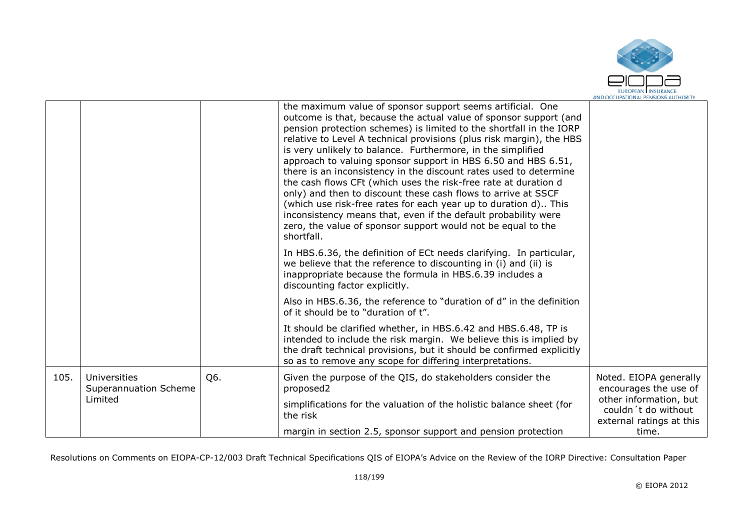| | | | | |
|---|---|---|---|---|
| | | | the maximum value of sponsor support seems artificial. One outcome is that, because the actual value of sponsor support (and pension protection schemes) is limited to the shortfall in the IORP relative to Level A technical provisions (plus risk margin), the HBS is very unlikely to balance. Furthermore, in the simplified approach to valuing sponsor support in HBS 6.50 and HBS 6.51, there is an inconsistency in the discount rates used to determine the cash flows CFt (which uses the risk-free rate at duration d only) and then to discount these cash flows to arrive at SSCF (which use risk-free rates for each year up to duration d).. This inconsistency means that, even if the default probability were zero, the value of sponsor support would not be equal to the shortfall.<br><br>In HBS.6.36, the definition of ECt needs clarifying. In particular, we believe that the reference to discounting in (i) and (ii) is inappropriate because the formula in HBS.6.39 includes a discounting factor explicitly.<br><br>Also in HBS.6.36, the reference to "duration of d" in the definition of it should be to "duration of t".<br><br>It should be clarified whether, in HBS.6.42 and HBS.6.48, TP is intended to include the risk margin. We believe this is implied by the draft technical provisions, but it should be confirmed explicitly so as to remove any scope for differing interpretations. | |
| 105. | Universities Superannuation Scheme Limited | Q6. | Given the purpose of the QIS, do stakeholders consider the proposed2<br><br>simplifications for the valuation of the holistic balance sheet (for the risk<br><br>margin in section 2.5, sponsor support and pension protection | Noted. EIOPA generally encourages the use of other information, but couldn´t do without external ratings at this time. |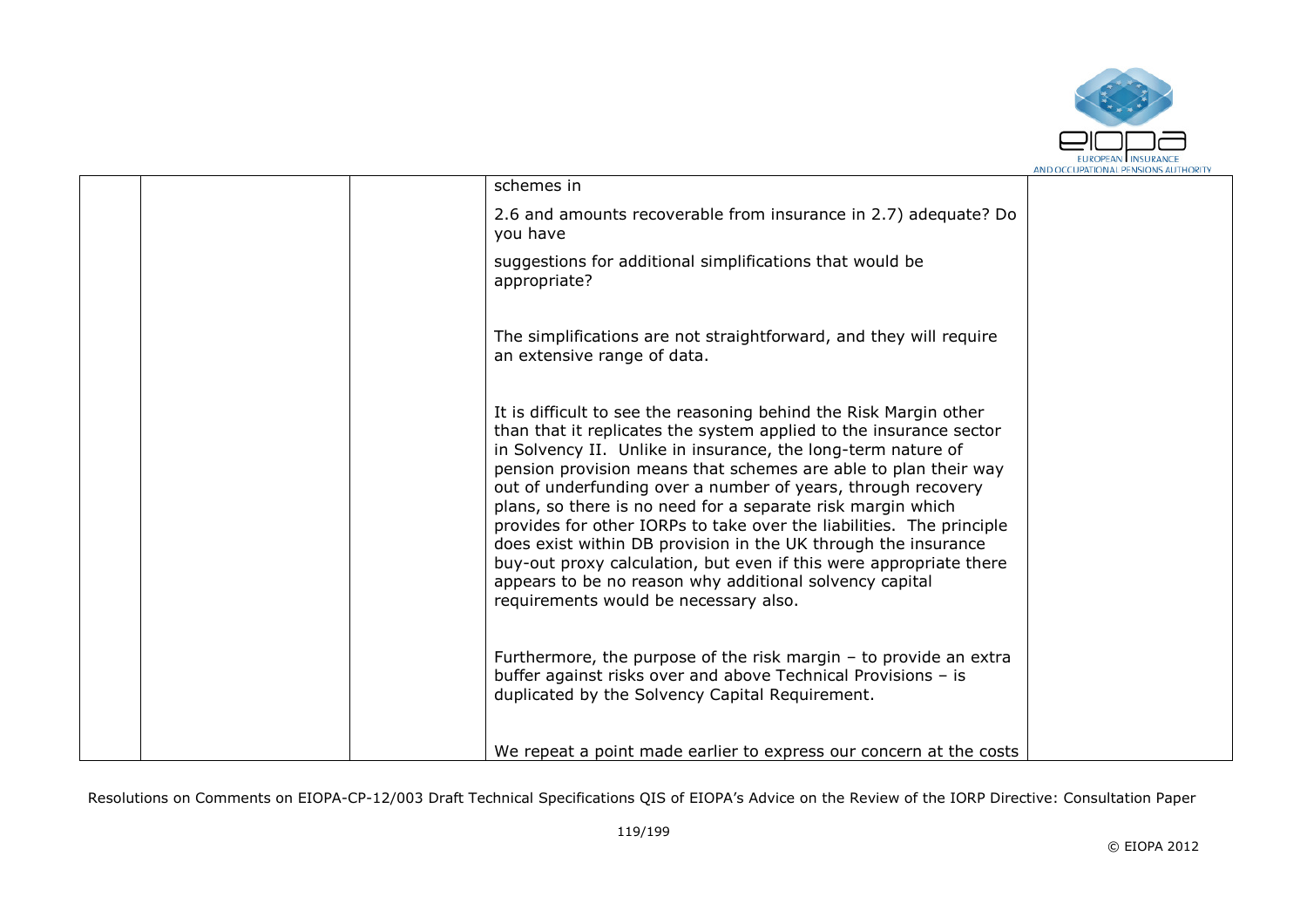| | | | | |
|---|---|---|---|---|
| | | | schemes in<br><br>2.6 and amounts recoverable from insurance in 2.7) adequate? Do you have<br><br>suggestions for additional simplifications that would be appropriate?<br><br>The simplifications are not straightforward, and they will require an extensive range of data.<br><br>It is difficult to see the reasoning behind the Risk Margin other than that it replicates the system applied to the insurance sector in Solvency II. Unlike in insurance, the long-term nature of pension provision means that schemes are able to plan their way out of underfunding over a number of years, through recovery plans, so there is no need for a separate risk margin which provides for other IORPs to take over the liabilities. The principle does exist within DB provision in the UK through the insurance buy-out proxy calculation, but even if this were appropriate there appears to be no reason why additional solvency capital requirements would be necessary also.<br><br>Furthermore, the purpose of the risk margin – to provide an extra buffer against risks over and above Technical Provisions – is duplicated by the Solvency Capital Requirement.<br><br>We repeat a point made earlier to express our concern at the costs | |

Resolutions on Comments on EIOPA-CP-12/003 Draft Technical Specifications QIS of EIOPA's Advice on the Review of the IORP Directive: Consultation Paper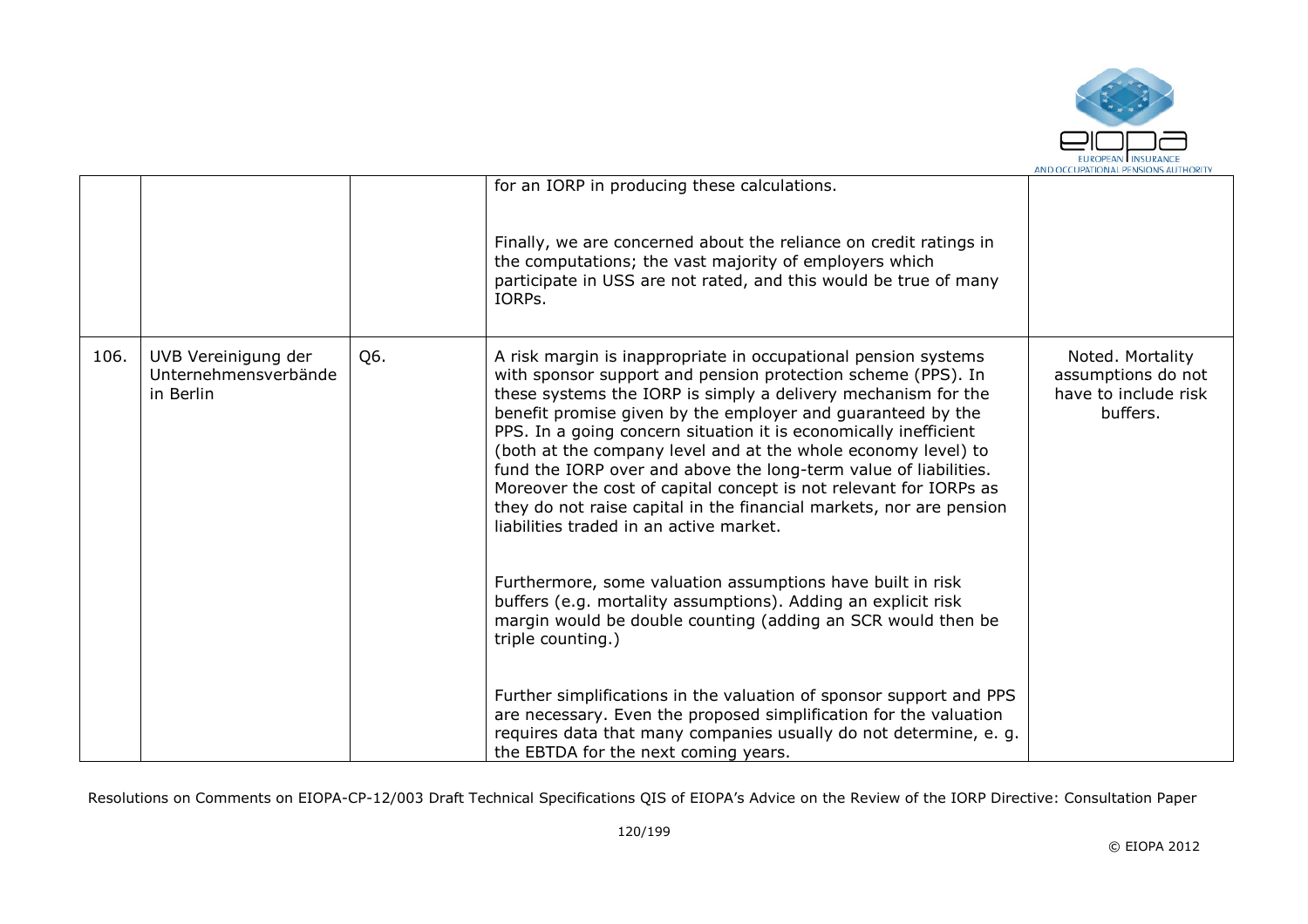|  |  |  | for an IORP in producing these calculations.<br><br>Finally, we are concerned about the reliance on credit ratings in the computations; the vast majority of employers which participate in USS are not rated, and this would be true of many IORPs. |  |
|---|---|---|---|---|
| 106. | UVB Vereinigung der Unternehmensverbände in Berlin | Q6. | A risk margin is inappropriate in occupational pension systems with sponsor support and pension protection scheme (PPS). In these systems the IORP is simply a delivery mechanism for the benefit promise given by the employer and guaranteed by the PPS. In a going concern situation it is economically inefficient (both at the company level and at the whole economy level) to fund the IORP over and above the long-term value of liabilities. Moreover the cost of capital concept is not relevant for IORPs as they do not raise capital in the financial markets, nor are pension liabilities traded in an active market.<br><br>Furthermore, some valuation assumptions have built in risk buffers (e.g. mortality assumptions). Adding an explicit risk margin would be double counting (adding an SCR would then be triple counting.)<br><br>Further simplifications in the valuation of sponsor support and PPS are necessary. Even the proposed simplification for the valuation requires data that many companies usually do not determine, e. g. the EBTDA for the next coming years. | Noted. Mortality assumptions do not have to include risk buffers. |

Resolutions on Comments on EIOPA-CP-12/003 Draft Technical Specifications QIS of EIOPA's Advice on the Review of the IORP Directive: Consultation Paper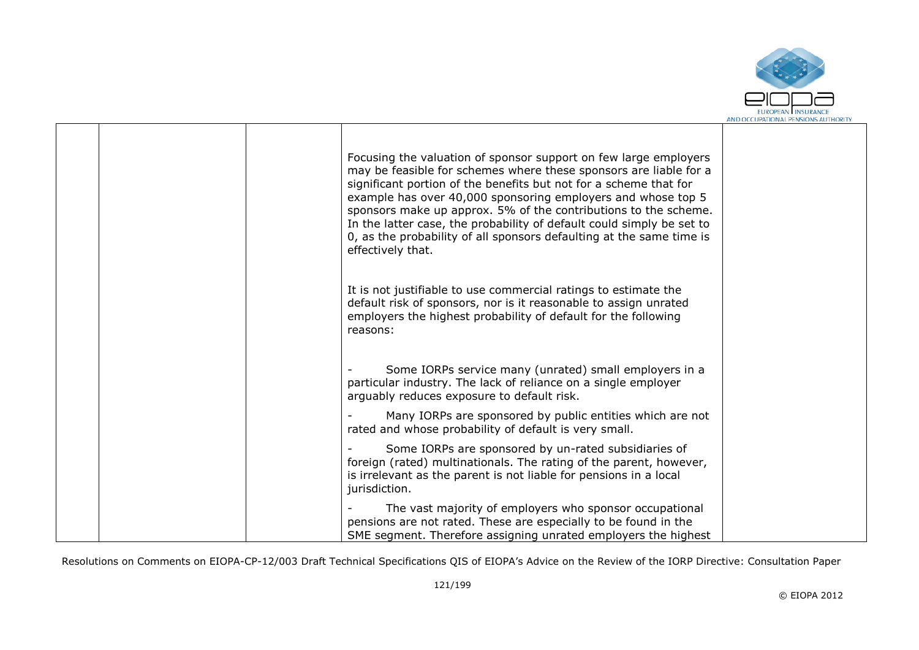|  |  |  | Focusing the valuation of sponsor support on few large employers may be feasible for schemes where these sponsors are liable for a significant portion of the benefits but not for a scheme that for example has over 40,000 sponsoring employers and whose top 5 sponsors make up approx. 5% of the contributions to the scheme. In the latter case, the probability of default could simply be set to 0, as the probability of all sponsors defaulting at the same time is effectively that.<br><br>It is not justifiable to use commercial ratings to estimate the default risk of sponsors, nor is it reasonable to assign unrated employers the highest probability of default for the following reasons:<br><br>- Some IORPs service many (unrated) small employers in a particular industry. The lack of reliance on a single employer arguably reduces exposure to default risk.<br>- Many IORPs are sponsored by public entities which are not rated and whose probability of default is very small.<br>- Some IORPs are sponsored by un-rated subsidiaries of foreign (rated) multinationals. The rating of the parent, however, is irrelevant as the parent is not liable for pensions in a local jurisdiction.<br>- The vast majority of employers who sponsor occupational pensions are not rated. These are especially to be found in the SME segment. Therefore assigning unrated employers the highest |  |
|---|---|---|---|---|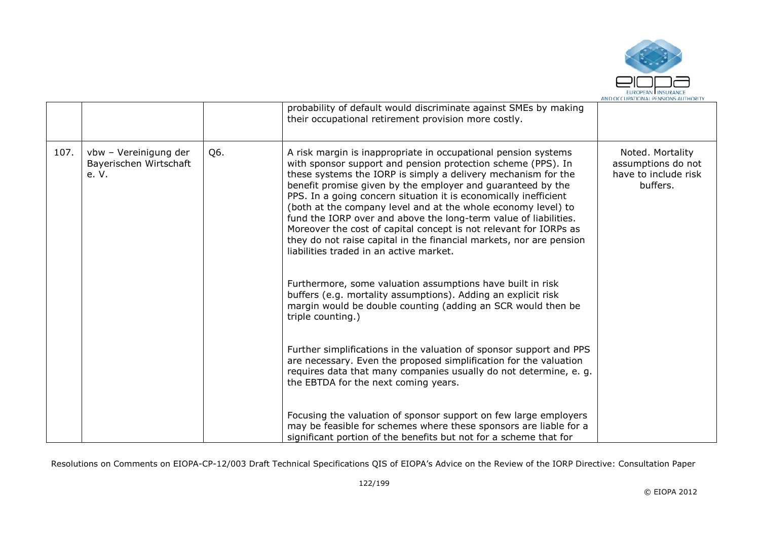|  |  |  | probability of default would discriminate against SMEs by making their occupational retirement provision more costly. |  |
|---|---|---|---|---|
| 107. | vbw – Vereinigung der Bayerischen Wirtschaft e. V. | Q6. | A risk margin is inappropriate in occupational pension systems with sponsor support and pension protection scheme (PPS). In these systems the IORP is simply a delivery mechanism for the benefit promise given by the employer and guaranteed by the PPS. In a going concern situation it is economically inefficient (both at the company level and at the whole economy level) to fund the IORP over and above the long-term value of liabilities. Moreover the cost of capital concept is not relevant for IORPs as they do not raise capital in the financial markets, nor are pension liabilities traded in an active market.<br><br>Furthermore, some valuation assumptions have built in risk buffers (e.g. mortality assumptions). Adding an explicit risk margin would be double counting (adding an SCR would then be triple counting.)<br><br>Further simplifications in the valuation of sponsor support and PPS are necessary. Even the proposed simplification for the valuation requires data that many companies usually do not determine, e. g. the EBTDA for the next coming years.<br><br>Focusing the valuation of sponsor support on few large employers may be feasible for schemes where these sponsors are liable for a significant portion of the benefits but not for a scheme that for | Noted. Mortality assumptions do not have to include risk buffers. |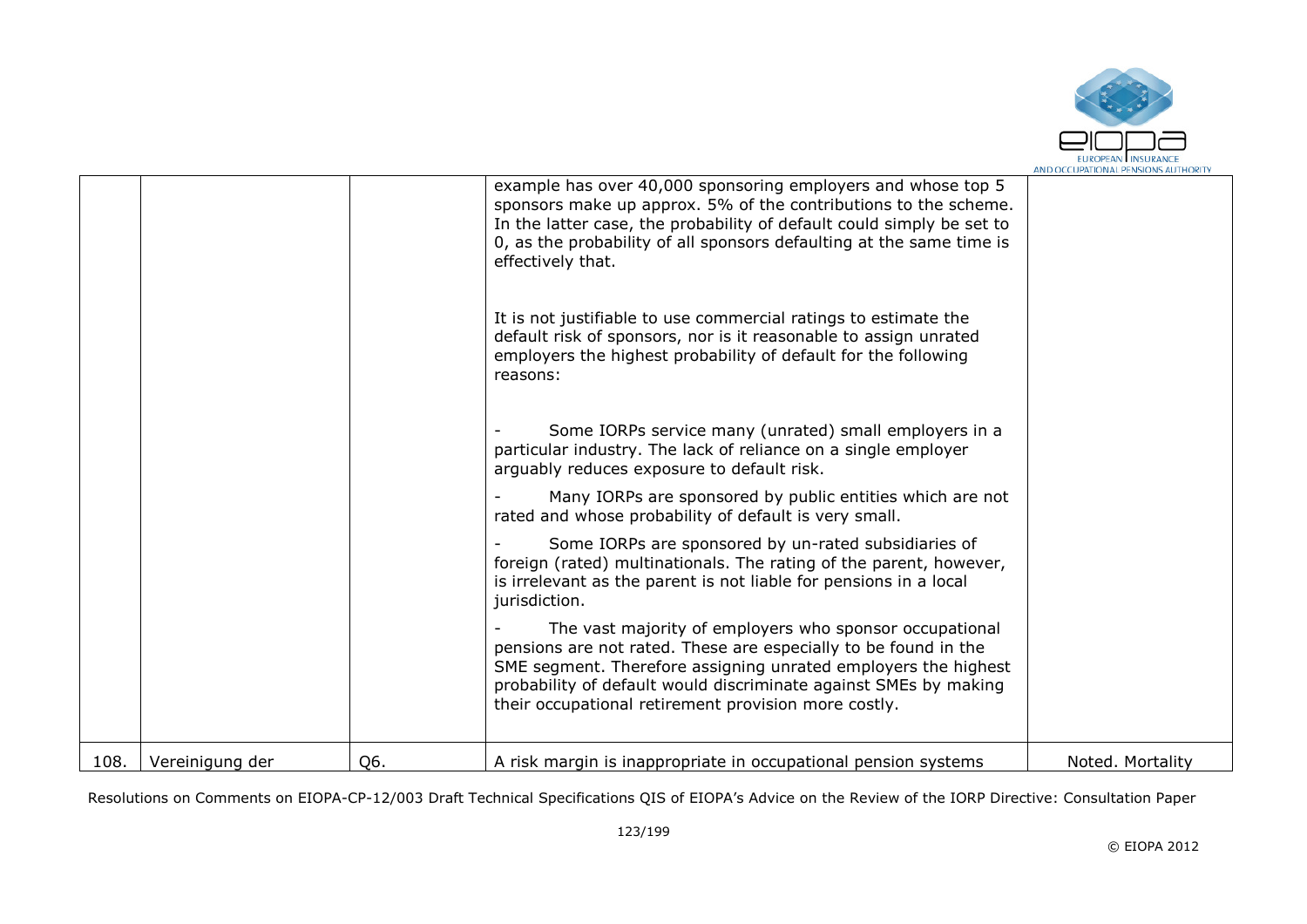|  |  |  |  |  |
|---|---|---|---|---|
|  |  |  | example has over 40,000 sponsoring employers and whose top 5 sponsors make up approx. 5% of the contributions to the scheme. In the latter case, the probability of default could simply be set to 0, as the probability of all sponsors defaulting at the same time is effectively that.<br><br>It is not justifiable to use commercial ratings to estimate the default risk of sponsors, nor is it reasonable to assign unrated employers the highest probability of default for the following reasons:<br><br>- Some IORPs service many (unrated) small employers in a particular industry. The lack of reliance on a single employer arguably reduces exposure to default risk.<br>- Many IORPs are sponsored by public entities which are not rated and whose probability of default is very small.<br>- Some IORPs are sponsored by un-rated subsidiaries of foreign (rated) multinationals. The rating of the parent, however, is irrelevant as the parent is not liable for pensions in a local jurisdiction.<br>- The vast majority of employers who sponsor occupational pensions are not rated. These are especially to be found in the SME segment. Therefore assigning unrated employers the highest probability of default would discriminate against SMEs by making their occupational retirement provision more costly. |  |
| 108. | Vereinigung der | Q6. | A risk margin is inappropriate in occupational pension systems | Noted. Mortality |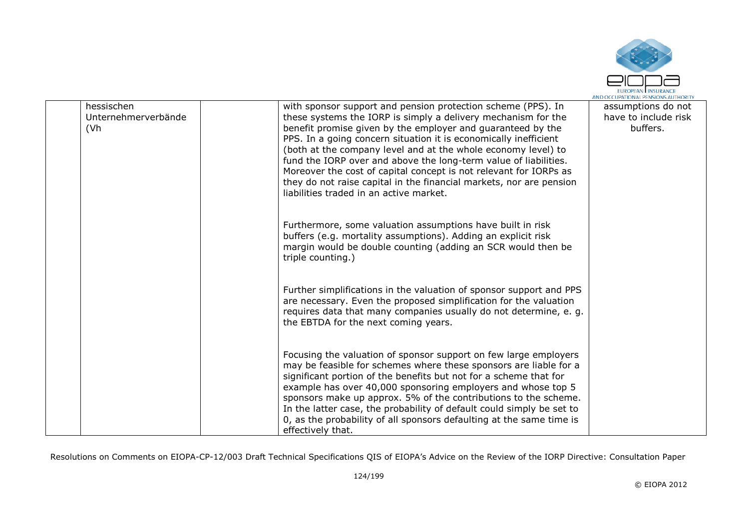|  | hessischen Unternehmerverbände (Vh |  | with sponsor support and pension protection scheme (PPS). In these systems the IORP is simply a delivery mechanism for the benefit promise given by the employer and guaranteed by the PPS. In a going concern situation it is economically inefficient (both at the company level and at the whole economy level) to fund the IORP over and above the long-term value of liabilities. Moreover the cost of capital concept is not relevant for IORPs as they do not raise capital in the financial markets, nor are pension liabilities traded in an active market.<br><br>Furthermore, some valuation assumptions have built in risk buffers (e.g. mortality assumptions). Adding an explicit risk margin would be double counting (adding an SCR would then be triple counting.)<br><br>Further simplifications in the valuation of sponsor support and PPS are necessary. Even the proposed simplification for the valuation requires data that many companies usually do not determine, e. g. the EBTDA for the next coming years.<br><br>Focusing the valuation of sponsor support on few large employers may be feasible for schemes where these sponsors are liable for a significant portion of the benefits but not for a scheme that for example has over 40,000 sponsoring employers and whose top 5 sponsors make up approx. 5% of the contributions to the scheme. In the latter case, the probability of default could simply be set to 0, as the probability of all sponsors defaulting at the same time is effectively that. | assumptions do not have to include risk buffers. |
|---|---|---|---|---|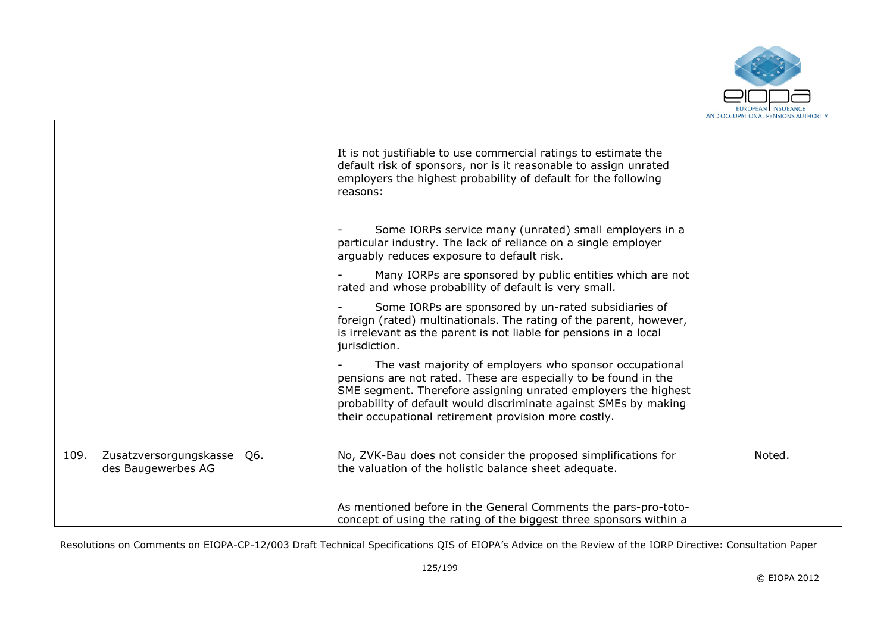|  |  |  |  |  |
|---|---|---|---|---|
|  |  |  | It is not justifiable to use commercial ratings to estimate the default risk of sponsors, nor is it reasonable to assign unrated employers the highest probability of default for the following reasons:<br><br>- Some IORPs service many (unrated) small employers in a particular industry. The lack of reliance on a single employer arguably reduces exposure to default risk.<br>- Many IORPs are sponsored by public entities which are not rated and whose probability of default is very small.<br>- Some IORPs are sponsored by un-rated subsidiaries of foreign (rated) multinationals. The rating of the parent, however, is irrelevant as the parent is not liable for pensions in a local jurisdiction.<br>- The vast majority of employers who sponsor occupational pensions are not rated. These are especially to be found in the SME segment. Therefore assigning unrated employers the highest probability of default would discriminate against SMEs by making their occupational retirement provision more costly. |  |
| 109. | Zusatzversorgungskasse des Baugewerbes AG | Q6. | No, ZVK-Bau does not consider the proposed simplifications for the valuation of the holistic balance sheet adequate.<br><br>As mentioned before in the General Comments the pars-pro-toto-concept of using the rating of the biggest three sponsors within a | Noted. |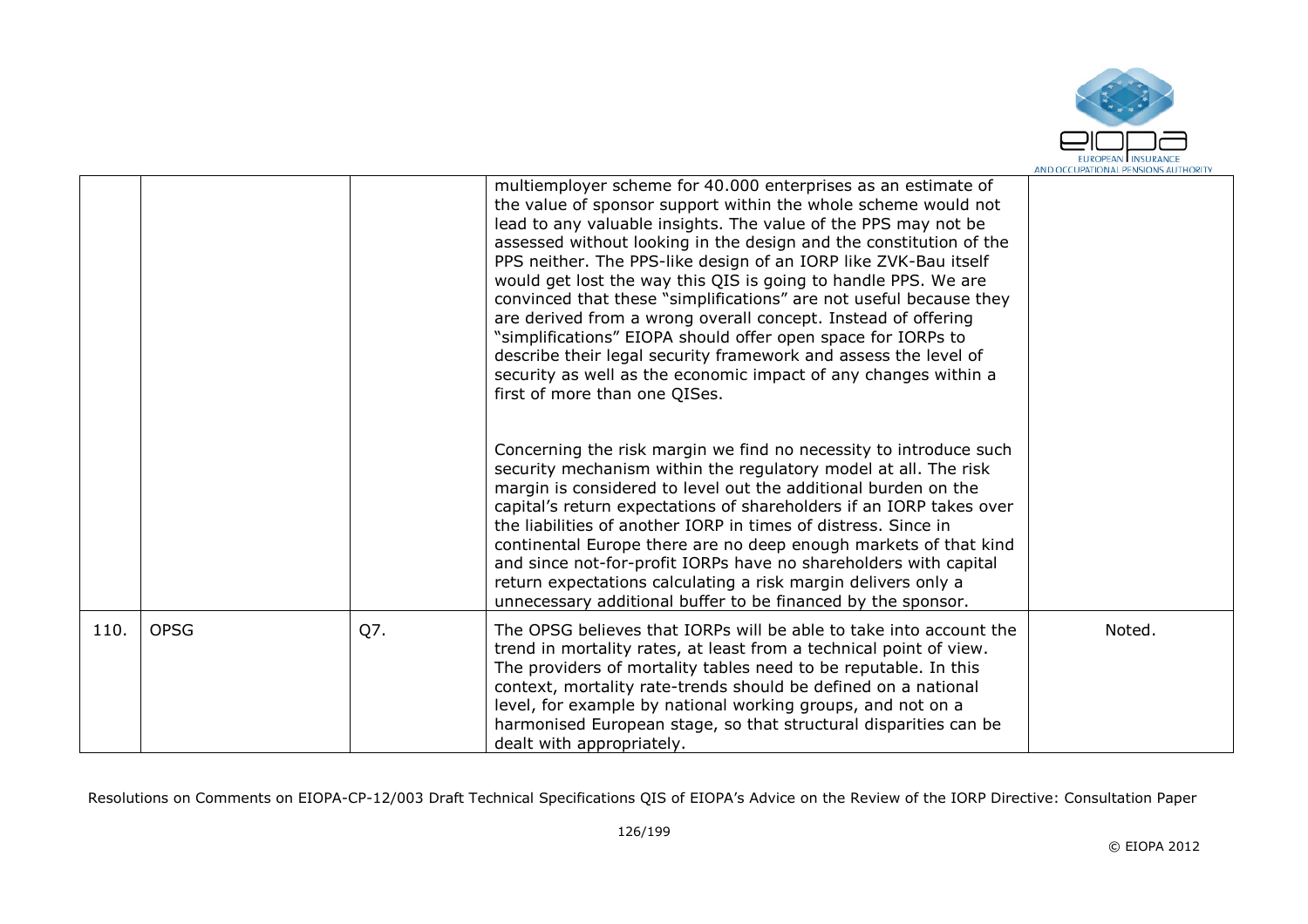|  |  |  |  |  |
|---|---|---|---|---|
|  |  |  | multiemployer scheme for 40.000 enterprises as an estimate of the value of sponsor support within the whole scheme would not lead to any valuable insights. The value of the PPS may not be assessed without looking in the design and the constitution of the PPS neither. The PPS-like design of an IORP like ZVK-Bau itself would get lost the way this QIS is going to handle PPS. We are convinced that these "simplifications" are not useful because they are derived from a wrong overall concept. Instead of offering "simplifications" EIOPA should offer open space for IORPs to describe their legal security framework and assess the level of security as well as the economic impact of any changes within a first of more than one QISes.<br><br>Concerning the risk margin we find no necessity to introduce such security mechanism within the regulatory model at all. The risk margin is considered to level out the additional burden on the capital's return expectations of shareholders if an IORP takes over the liabilities of another IORP in times of distress. Since in continental Europe there are no deep enough markets of that kind and since not-for-profit IORPs have no shareholders with capital return expectations calculating a risk margin delivers only a unnecessary additional buffer to be financed by the sponsor. |  |
| 110. | OPSG | Q7. | The OPSG believes that IORPs will be able to take into account the trend in mortality rates, at least from a technical point of view. The providers of mortality tables need to be reputable. In this context, mortality rate-trends should be defined on a national level, for example by national working groups, and not on a harmonised European stage, so that structural disparities can be dealt with appropriately. | Noted. |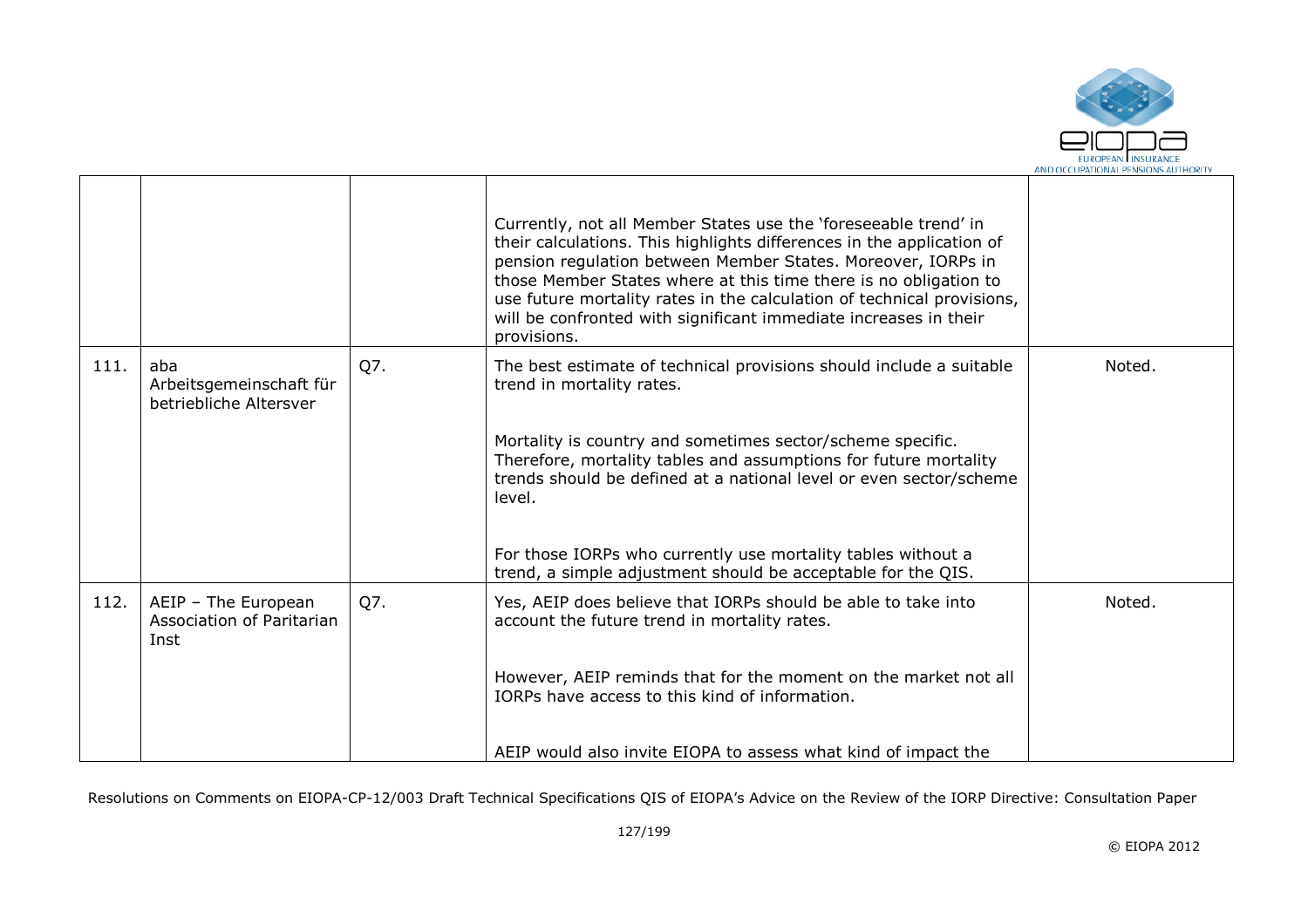| | | | | |
|---|---|---|---|---|
| | | | Currently, not all Member States use the 'foreseeable trend' in their calculations. This highlights differences in the application of pension regulation between Member States. Moreover, IORPs in those Member States where at this time there is no obligation to use future mortality rates in the calculation of technical provisions, will be confronted with significant immediate increases in their provisions. | |
| 111. | aba Arbeitsgemeinschaft für betriebliche Altersver | Q7. | The best estimate of technical provisions should include a suitable trend in mortality rates.<br><br>Mortality is country and sometimes sector/scheme specific. Therefore, mortality tables and assumptions for future mortality trends should be defined at a national level or even sector/scheme level.<br><br>For those IORPs who currently use mortality tables without a trend, a simple adjustment should be acceptable for the QIS. | Noted. |
| 112. | AEIP – The European Association of Paritarian Inst | Q7. | Yes, AEIP does believe that IORPs should be able to take into account the future trend in mortality rates.<br><br>However, AEIP reminds that for the moment on the market not all IORPs have access to this kind of information.<br><br>AEIP would also invite EIOPA to assess what kind of impact the | Noted. |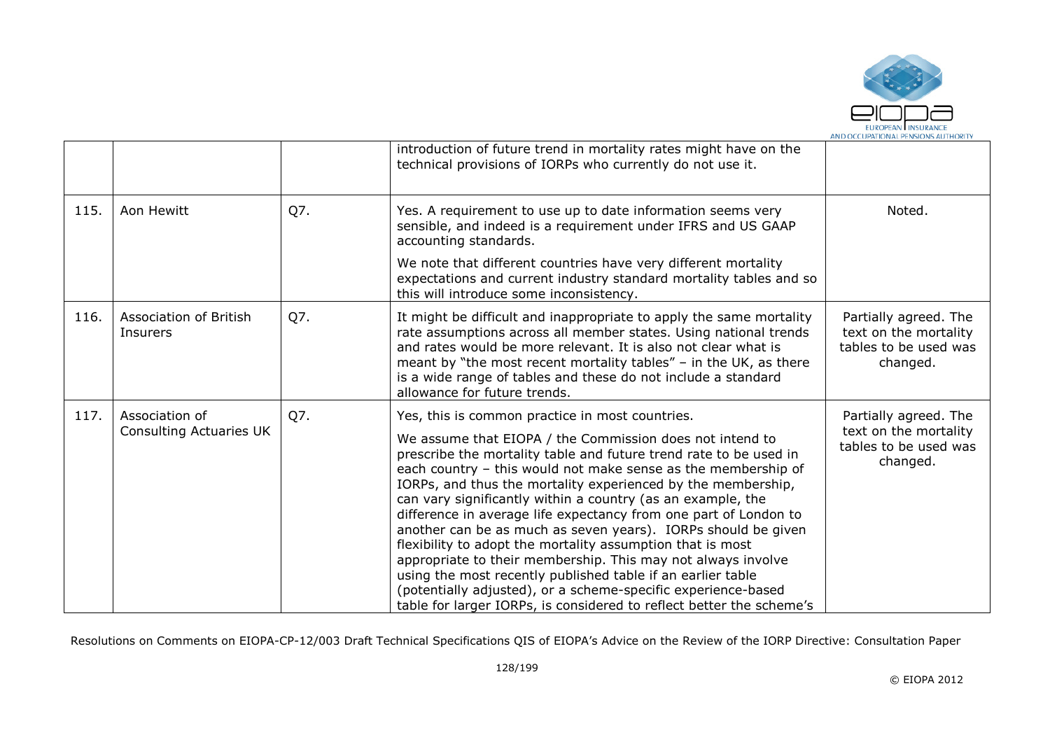| | | | | |
|---|---|---|---|---|
| | | | introduction of future trend in mortality rates might have on the technical provisions of IORPs who currently do not use it. | |
| 115. | Aon Hewitt | Q7. | Yes. A requirement to use up to date information seems very sensible, and indeed is a requirement under IFRS and US GAAP accounting standards.<br><br>We note that different countries have very different mortality expectations and current industry standard mortality tables and so this will introduce some inconsistency. | Noted. |
| 116. | Association of British Insurers | Q7. | It might be difficult and inappropriate to apply the same mortality rate assumptions across all member states. Using national trends and rates would be more relevant. It is also not clear what is meant by "the most recent mortality tables" – in the UK, as there is a wide range of tables and these do not include a standard allowance for future trends. | Partially agreed. The text on the mortality tables to be used was changed. |
| 117. | Association of Consulting Actuaries UK | Q7. | Yes, this is common practice in most countries.<br><br>We assume that EIOPA / the Commission does not intend to prescribe the mortality table and future trend rate to be used in each country – this would not make sense as the membership of IORPs, and thus the mortality experienced by the membership, can vary significantly within a country (as an example, the difference in average life expectancy from one part of London to another can be as much as seven years). IORPs should be given flexibility to adopt the mortality assumption that is most appropriate to their membership. This may not always involve using the most recently published table if an earlier table (potentially adjusted), or a scheme-specific experience-based table for larger IORPs, is considered to reflect better the scheme's | Partially agreed. The text on the mortality tables to be used was changed. |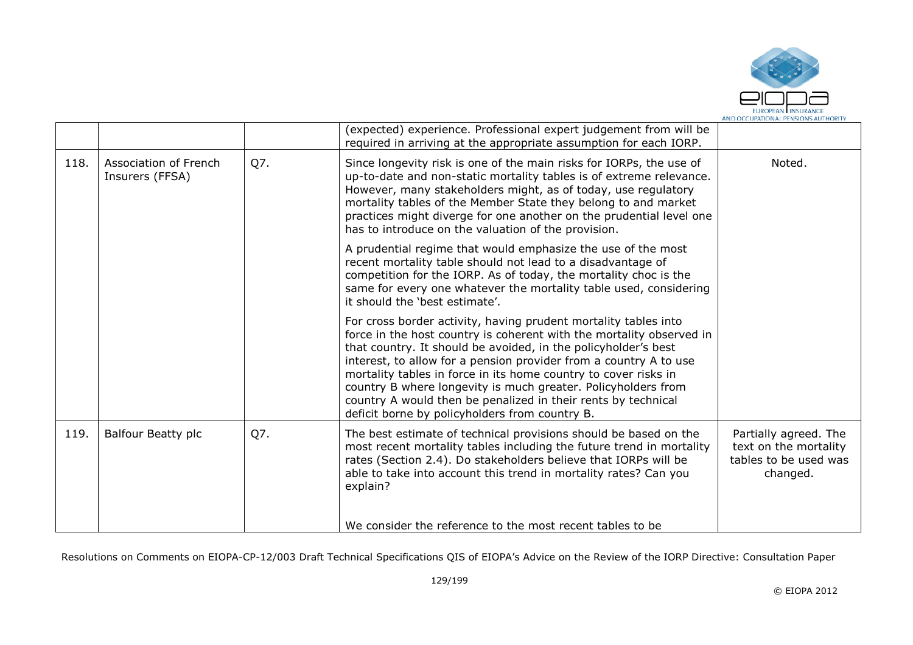|  |  |  |  |  |
| --- | --- | --- | --- | --- |
|  |  |  | (expected) experience. Professional expert judgement from will be required in arriving at the appropriate assumption for each IORP. |  |
| 118. | Association of French Insurers (FFSA) | Q7. | Since longevity risk is one of the main risks for IORPs, the use of up-to-date and non-static mortality tables is of extreme relevance. However, many stakeholders might, as of today, use regulatory mortality tables of the Member State they belong to and market practices might diverge for one another on the prudential level one has to introduce on the valuation of the provision.<br><br>A prudential regime that would emphasize the use of the most recent mortality table should not lead to a disadvantage of competition for the IORP. As of today, the mortality choc is the same for every one whatever the mortality table used, considering it should the 'best estimate'.<br><br>For cross border activity, having prudent mortality tables into force in the host country is coherent with the mortality observed in that country. It should be avoided, in the policyholder's best interest, to allow for a pension provider from a country A to use mortality tables in force in its home country to cover risks in country B where longevity is much greater. Policyholders from country A would then be penalized in their rents by technical deficit borne by policyholders from country B. | Noted. |
| 119. | Balfour Beatty plc | Q7. | The best estimate of technical provisions should be based on the most recent mortality tables including the future trend in mortality rates (Section 2.4). Do stakeholders believe that IORPs will be able to take into account this trend in mortality rates? Can you explain?<br><br>We consider the reference to the most recent tables to be | Partially agreed. The text on the mortality tables to be used was changed. |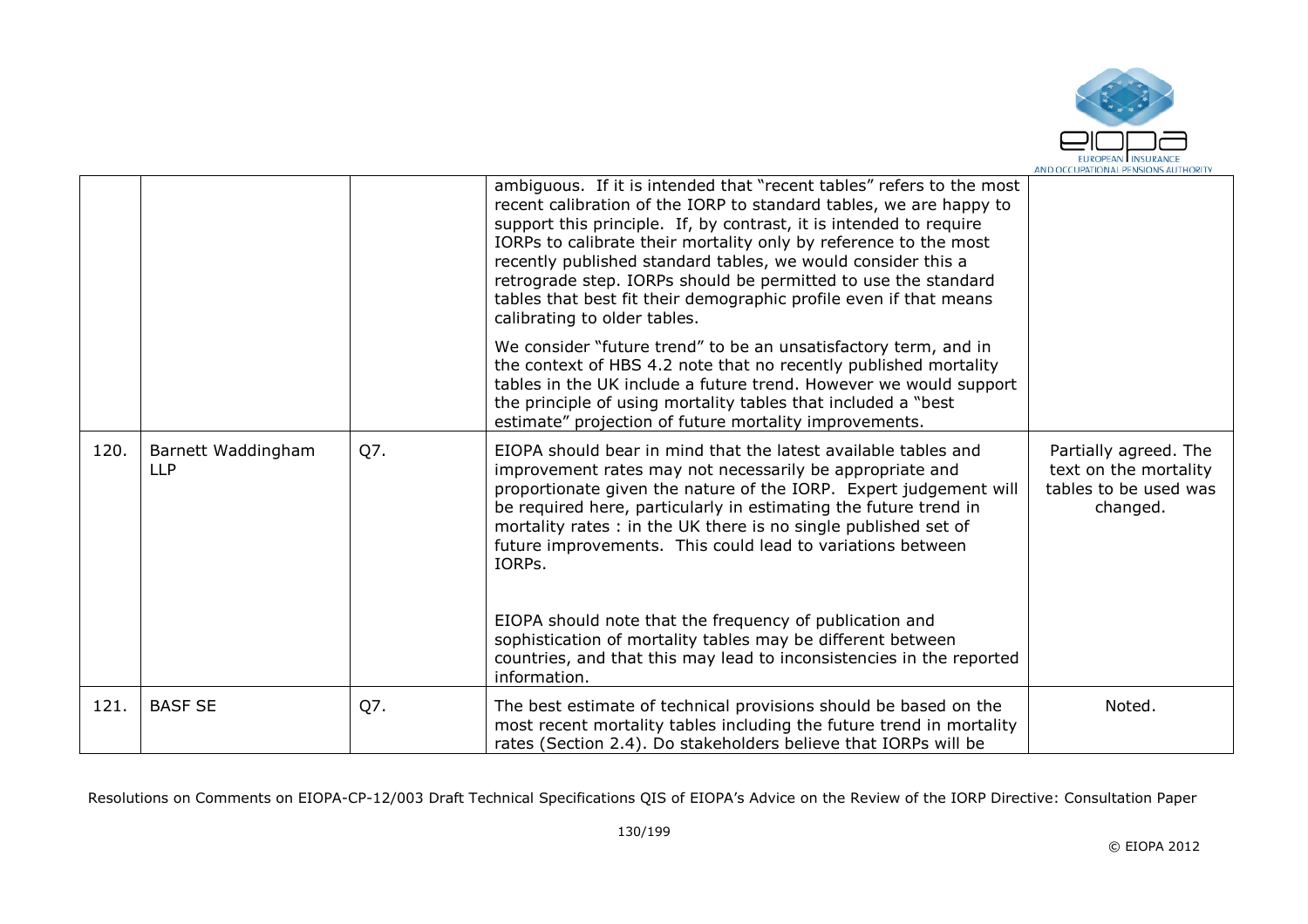| | | | | |
|---|---|---|---|---|
| | | | ambiguous. If it is intended that "recent tables" refers to the most recent calibration of the IORP to standard tables, we are happy to support this principle. If, by contrast, it is intended to require IORPs to calibrate their mortality only by reference to the most recently published standard tables, we would consider this a retrograde step. IORPs should be permitted to use the standard tables that best fit their demographic profile even if that means calibrating to older tables.<br><br>We consider "future trend" to be an unsatisfactory term, and in the context of HBS 4.2 note that no recently published mortality tables in the UK include a future trend. However we would support the principle of using mortality tables that included a "best estimate" projection of future mortality improvements. | |
| 120. | Barnett Waddingham LLP | Q7. | EIOPA should bear in mind that the latest available tables and improvement rates may not necessarily be appropriate and proportionate given the nature of the IORP. Expert judgement will be required here, particularly in estimating the future trend in mortality rates : in the UK there is no single published set of future improvements. This could lead to variations between IORPs.<br><br>EIOPA should note that the frequency of publication and sophistication of mortality tables may be different between countries, and that this may lead to inconsistencies in the reported information. | Partially agreed. The text on the mortality tables to be used was changed. |
| 121. | BASF SE | Q7. | The best estimate of technical provisions should be based on the most recent mortality tables including the future trend in mortality rates (Section 2.4). Do stakeholders believe that IORPs will be | Noted. |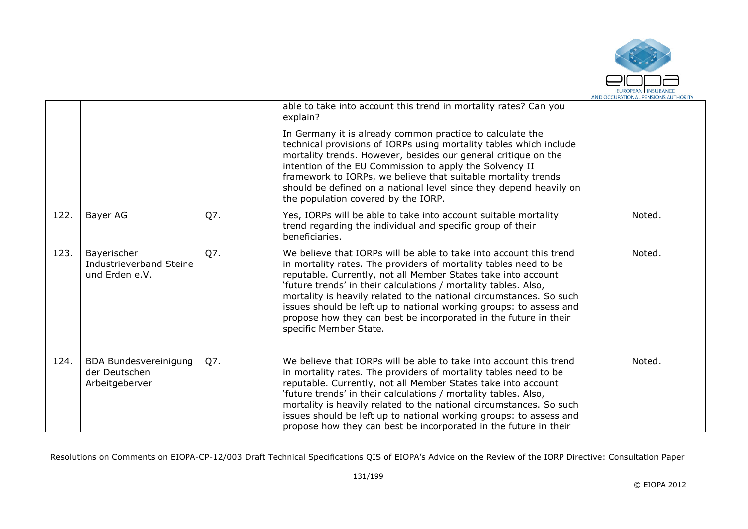|  |  |  |  |  |
|---|---|---|---|---|
|  |  |  | able to take into account this trend in mortality rates? Can you explain?<br><br>In Germany it is already common practice to calculate the technical provisions of IORPs using mortality tables which include mortality trends. However, besides our general critique on the intention of the EU Commission to apply the Solvency II framework to IORPs, we believe that suitable mortality trends should be defined on a national level since they depend heavily on the population covered by the IORP. |  |
| 122. | Bayer AG | Q7. | Yes, IORPs will be able to take into account suitable mortality trend regarding the individual and specific group of their beneficiaries. | Noted. |
| 123. | Bayerischer Industrieverband Steine und Erden e.V. | Q7. | We believe that IORPs will be able to take into account this trend in mortality rates. The providers of mortality tables need to be reputable. Currently, not all Member States take into account 'future trends' in their calculations / mortality tables. Also, mortality is heavily related to the national circumstances. So such issues should be left up to national working groups: to assess and propose how they can best be incorporated in the future in their specific Member State. | Noted. |
| 124. | BDA Bundesvereinigung der Deutschen Arbeitgeberver | Q7. | We believe that IORPs will be able to take into account this trend in mortality rates. The providers of mortality tables need to be reputable. Currently, not all Member States take into account 'future trends' in their calculations / mortality tables. Also, mortality is heavily related to the national circumstances. So such issues should be left up to national working groups: to assess and propose how they can best be incorporated in the future in their | Noted. |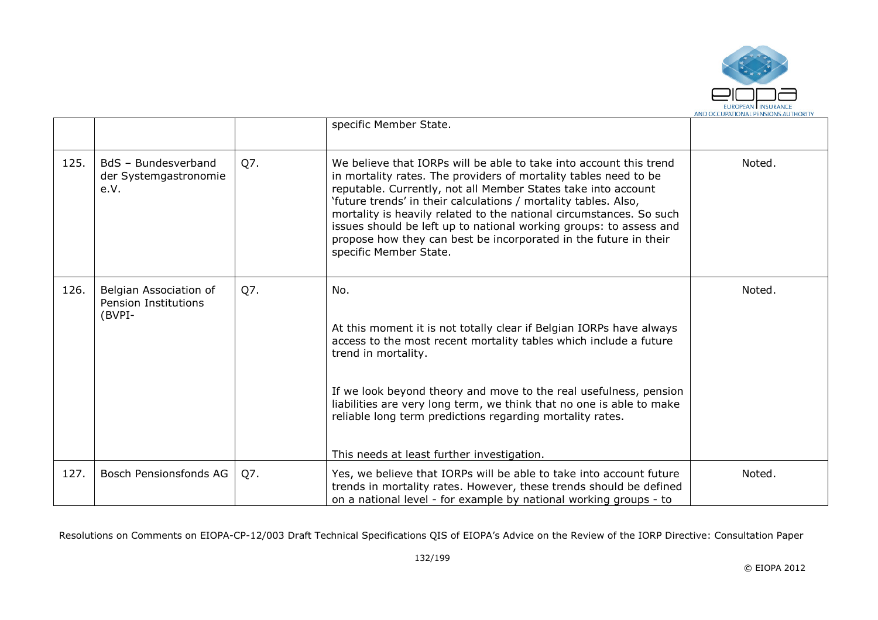|  |  |  | specific Member State. |  |
|---|---|---|---|---|
| 125. | BdS – Bundesverband der Systemgastronomie e.V. | Q7. | We believe that IORPs will be able to take into account this trend in mortality rates. The providers of mortality tables need to be reputable. Currently, not all Member States take into account 'future trends' in their calculations / mortality tables. Also, mortality is heavily related to the national circumstances. So such issues should be left up to national working groups: to assess and propose how they can best be incorporated in the future in their specific Member State. | Noted. |
| 126. | Belgian Association of Pension Institutions (BVPI- | Q7. | No.<br><br>At this moment it is not totally clear if Belgian IORPs have always access to the most recent mortality tables which include a future trend in mortality.<br><br>If we look beyond theory and move to the real usefulness, pension liabilities are very long term, we think that no one is able to make reliable long term predictions regarding mortality rates.<br><br>This needs at least further investigation. | Noted. |
| 127. | Bosch Pensionsfonds AG | Q7. | Yes, we believe that IORPs will be able to take into account future trends in mortality rates. However, these trends should be defined on a national level - for example by national working groups - to | Noted. |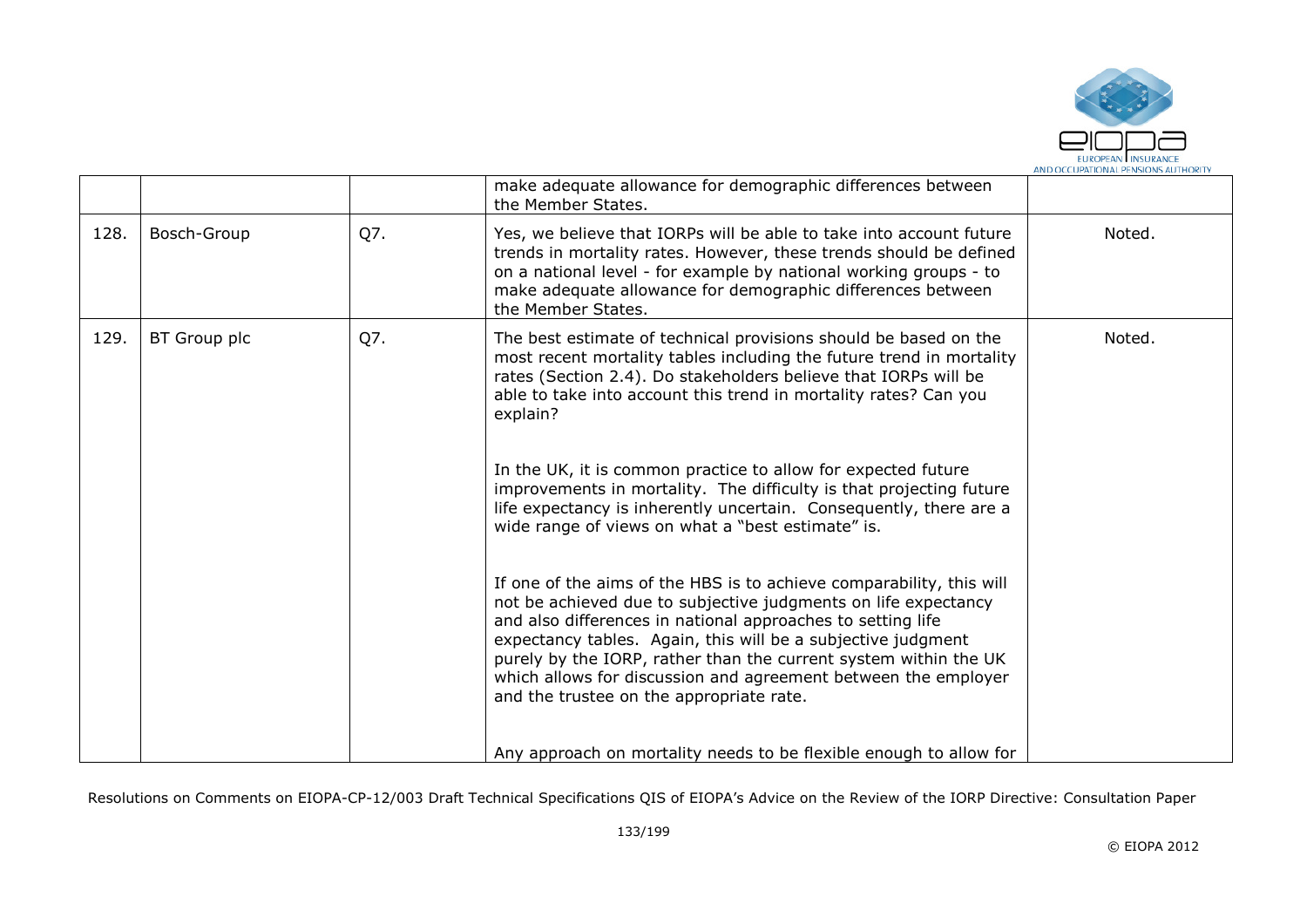|  |  |  | make adequate allowance for demographic differences between the Member States. |  |
|---|---|---|---|---|
| 128. | Bosch-Group | Q7. | Yes, we believe that IORPs will be able to take into account future trends in mortality rates. However, these trends should be defined on a national level - for example by national working groups - to make adequate allowance for demographic differences between the Member States. | Noted. |
| 129. | BT Group plc | Q7. | The best estimate of technical provisions should be based on the most recent mortality tables including the future trend in mortality rates (Section 2.4). Do stakeholders believe that IORPs will be able to take into account this trend in mortality rates? Can you explain?<br><br>In the UK, it is common practice to allow for expected future improvements in mortality. The difficulty is that projecting future life expectancy is inherently uncertain. Consequently, there are a wide range of views on what a "best estimate" is.<br><br>If one of the aims of the HBS is to achieve comparability, this will not be achieved due to subjective judgments on life expectancy and also differences in national approaches to setting life expectancy tables. Again, this will be a subjective judgment purely by the IORP, rather than the current system within the UK which allows for discussion and agreement between the employer and the trustee on the appropriate rate.<br><br>Any approach on mortality needs to be flexible enough to allow for | Noted. |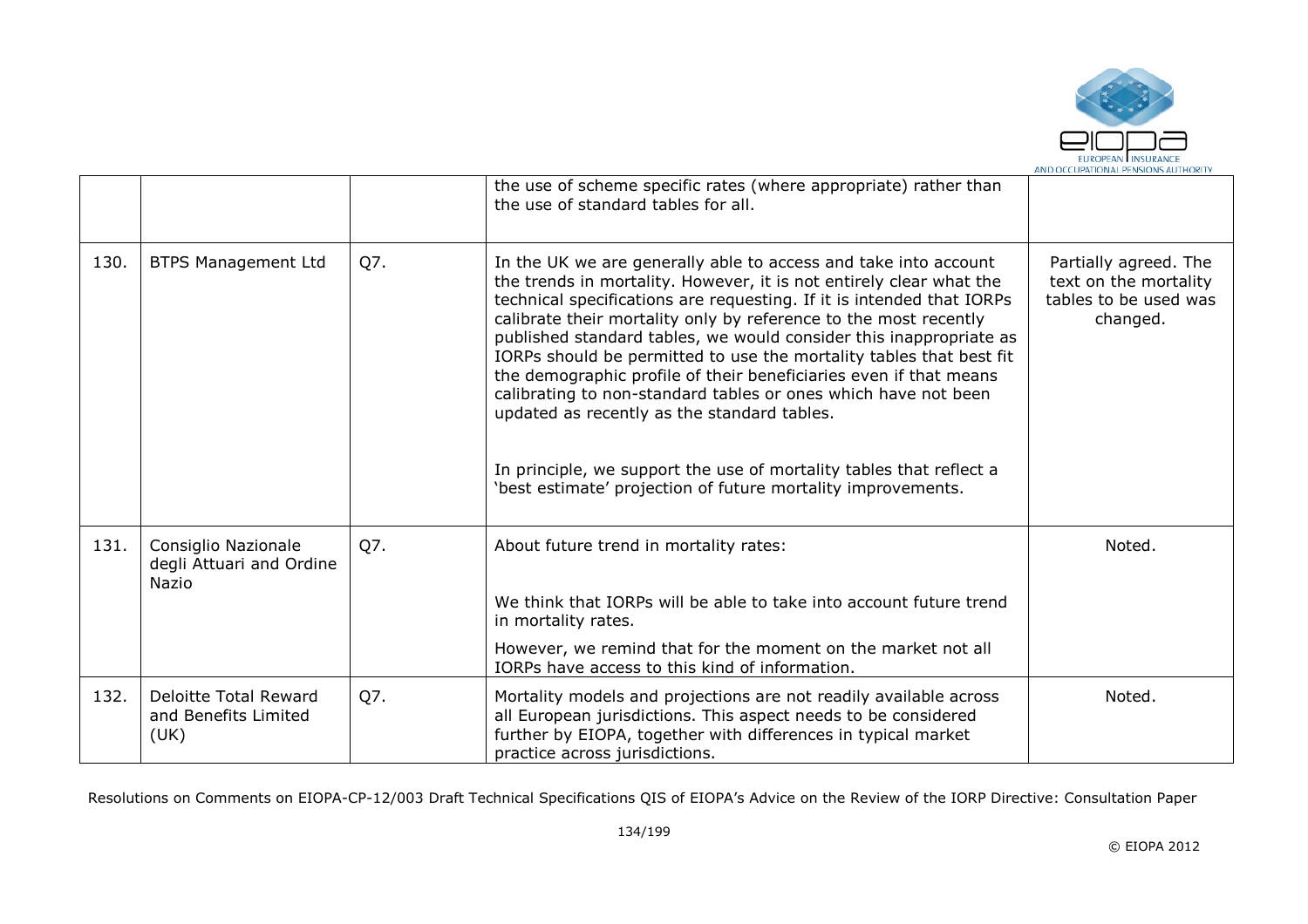|  |  |  | the use of scheme specific rates (where appropriate) rather than the use of standard tables for all. |  |
|---|---|---|---|---|
| 130. | BTPS Management Ltd | Q7. | In the UK we are generally able to access and take into account the trends in mortality. However, it is not entirely clear what the technical specifications are requesting. If it is intended that IORPs calibrate their mortality only by reference to the most recently published standard tables, we would consider this inappropriate as IORPs should be permitted to use the mortality tables that best fit the demographic profile of their beneficiaries even if that means calibrating to non-standard tables or ones which have not been updated as recently as the standard tables.<br><br>In principle, we support the use of mortality tables that reflect a 'best estimate' projection of future mortality improvements. | Partially agreed. The text on the mortality tables to be used was changed. |
| 131. | Consiglio Nazionale degli Attuari and Ordine Nazio | Q7. | About future trend in mortality rates:<br><br>We think that IORPs will be able to take into account future trend in mortality rates.<br><br>However, we remind that for the moment on the market not all IORPs have access to this kind of information. | Noted. |
| 132. | Deloitte Total Reward and Benefits Limited (UK) | Q7. | Mortality models and projections are not readily available across all European jurisdictions. This aspect needs to be considered further by EIOPA, together with differences in typical market practice across jurisdictions. | Noted. |

Resolutions on Comments on EIOPA-CP-12/003 Draft Technical Specifications QIS of EIOPA's Advice on the Review of the IORP Directive: Consultation Paper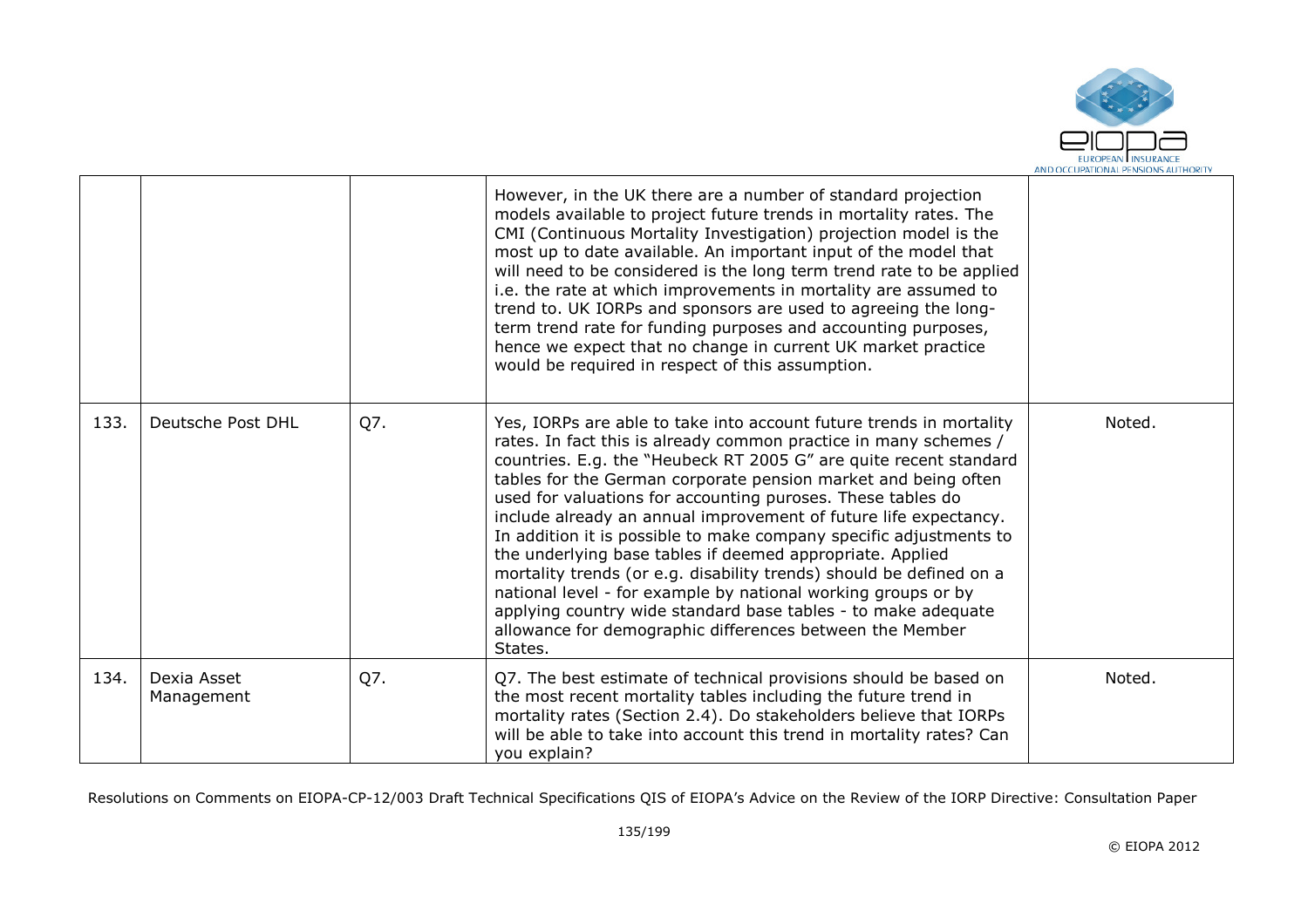|  |  |  | However, in the UK there are a number of standard projection models available to project future trends in mortality rates. The CMI (Continuous Mortality Investigation) projection model is the most up to date available. An important input of the model that will need to be considered is the long term trend rate to be applied i.e. the rate at which improvements in mortality are assumed to trend to. UK IORPs and sponsors are used to agreeing the long-term trend rate for funding purposes and accounting purposes, hence we expect that no change in current UK market practice would be required in respect of this assumption. |  |
|---|---|---|---|---|
| 133. | Deutsche Post DHL | Q7. | Yes, IORPs are able to take into account future trends in mortality rates. In fact this is already common practice in many schemes / countries. E.g. the "Heubeck RT 2005 G" are quite recent standard tables for the German corporate pension market and being often used for valuations for accounting puroses. These tables do include already an annual improvement of future life expectancy. In addition it is possible to make company specific adjustments to the underlying base tables if deemed appropriate. Applied mortality trends (or e.g. disability trends) should be defined on a national level - for example by national working groups or by applying country wide standard base tables - to make adequate allowance for demographic differences between the Member States. | Noted. |
| 134. | Dexia Asset Management | Q7. | Q7. The best estimate of technical provisions should be based on the most recent mortality tables including the future trend in mortality rates (Section 2.4). Do stakeholders believe that IORPs will be able to take into account this trend in mortality rates? Can you explain? | Noted. |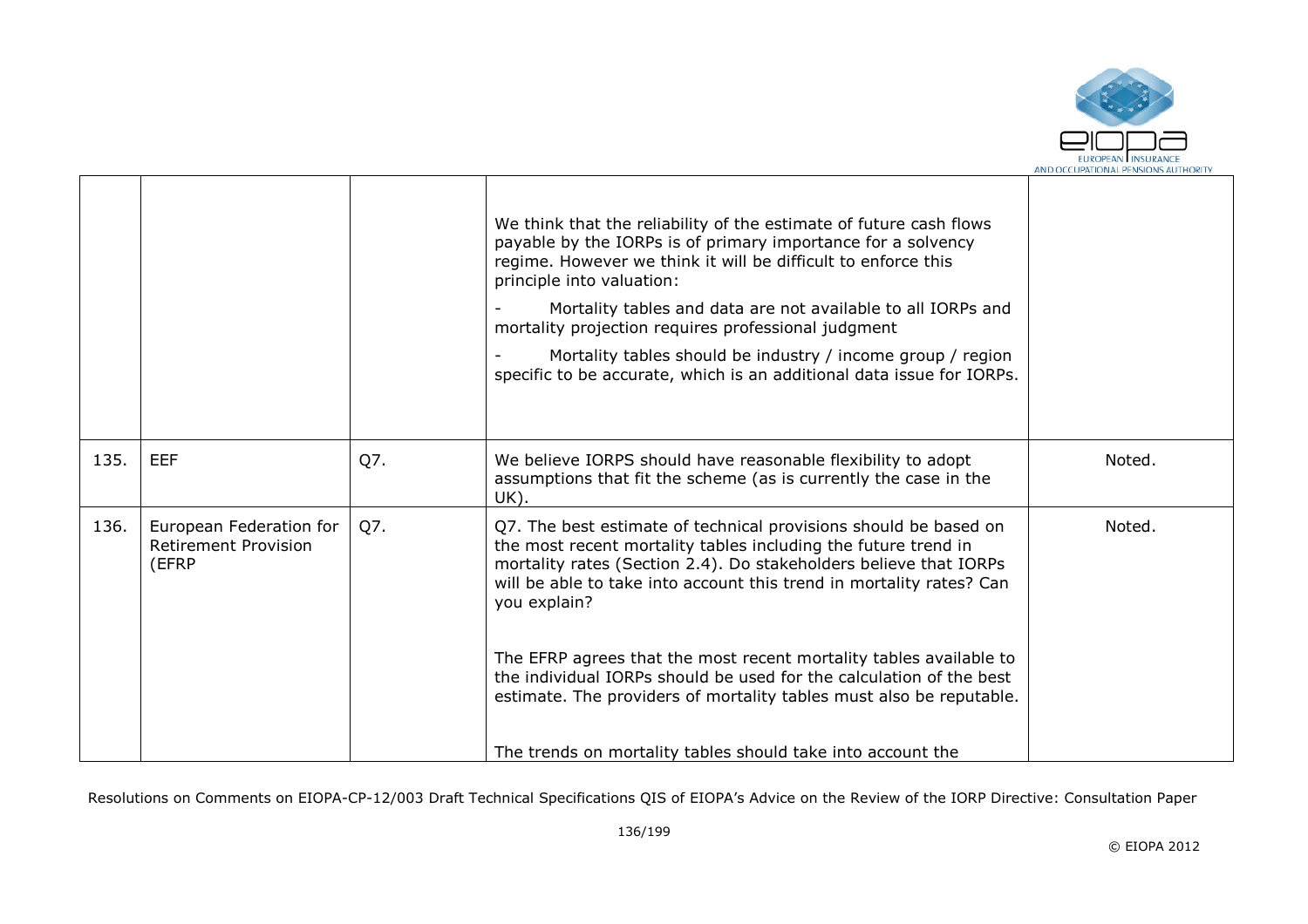| | | | | |
|---|---|---|---|---|
| | | | We think that the reliability of the estimate of future cash flows payable by the IORPs is of primary importance for a solvency regime. However we think it will be difficult to enforce this principle into valuation:<br><br>- Mortality tables and data are not available to all IORPs and mortality projection requires professional judgment<br><br>- Mortality tables should be industry / income group / region specific to be accurate, which is an additional data issue for IORPs. | |
| 135. | EEF | Q7. | We believe IORPS should have reasonable flexibility to adopt assumptions that fit the scheme (as is currently the case in the UK). | Noted. |
| 136. | European Federation for Retirement Provision (EFRP | Q7. | Q7. The best estimate of technical provisions should be based on the most recent mortality tables including the future trend in mortality rates (Section 2.4). Do stakeholders believe that IORPs will be able to take into account this trend in mortality rates? Can you explain?<br><br>The EFRP agrees that the most recent mortality tables available to the individual IORPs should be used for the calculation of the best estimate. The providers of mortality tables must also be reputable.<br><br>The trends on mortality tables should take into account the | Noted. |

Resolutions on Comments on EIOPA-CP-12/003 Draft Technical Specifications QIS of EIOPA's Advice on the Review of the IORP Directive: Consultation Paper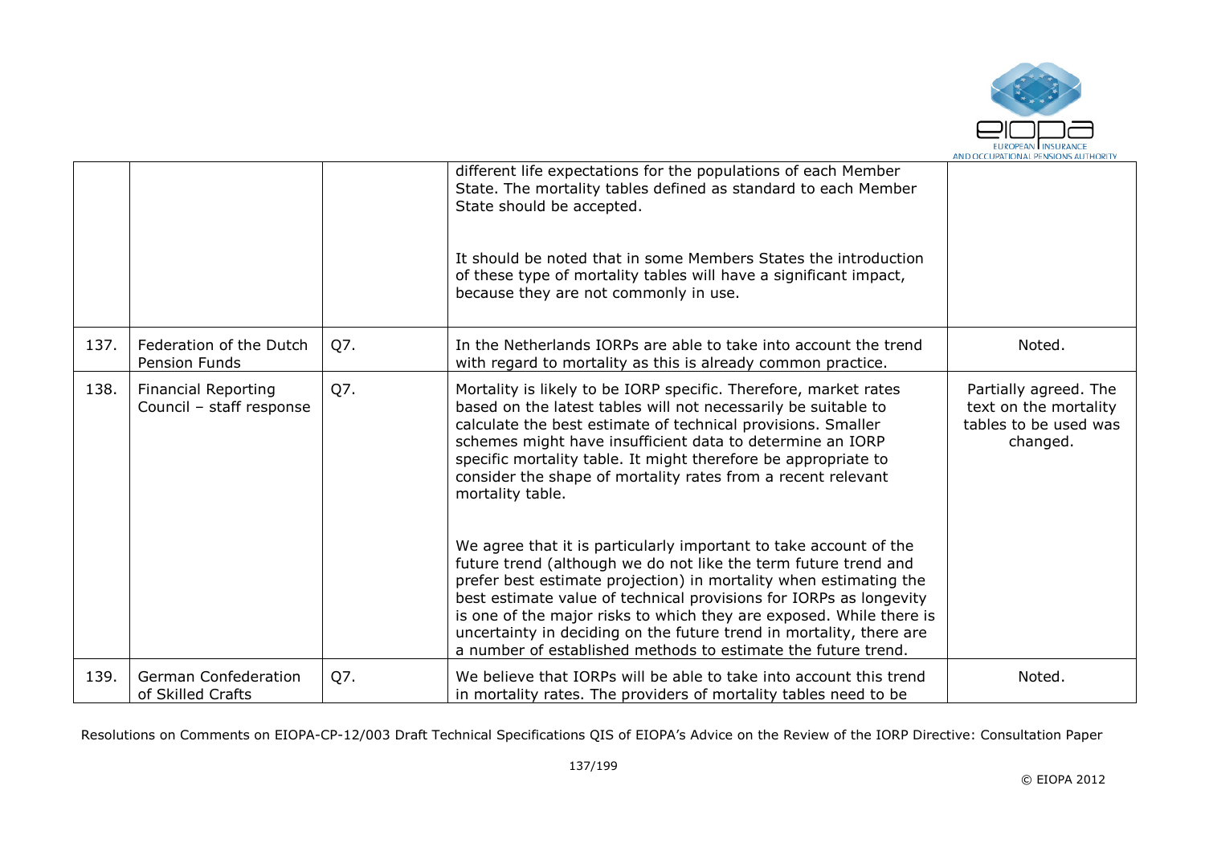|  |  |  |  |  |
|---|---|---|---|---|
|  |  |  | different life expectations for the populations of each Member State. The mortality tables defined as standard to each Member State should be accepted.<br><br>It should be noted that in some Members States the introduction of these type of mortality tables will have a significant impact, because they are not commonly in use. |  |
| 137. | Federation of the Dutch Pension Funds | Q7. | In the Netherlands IORPs are able to take into account the trend with regard to mortality as this is already common practice. | Noted. |
| 138. | Financial Reporting Council – staff response | Q7. | Mortality is likely to be IORP specific. Therefore, market rates based on the latest tables will not necessarily be suitable to calculate the best estimate of technical provisions. Smaller schemes might have insufficient data to determine an IORP specific mortality table. It might therefore be appropriate to consider the shape of mortality rates from a recent relevant mortality table.<br><br>We agree that it is particularly important to take account of the future trend (although we do not like the term future trend and prefer best estimate projection) in mortality when estimating the best estimate value of technical provisions for IORPs as longevity is one of the major risks to which they are exposed. While there is uncertainty in deciding on the future trend in mortality, there are a number of established methods to estimate the future trend. | Partially agreed. The text on the mortality tables to be used was changed. |
| 139. | German Confederation of Skilled Crafts | Q7. | We believe that IORPs will be able to take into account this trend in mortality rates. The providers of mortality tables need to be | Noted. |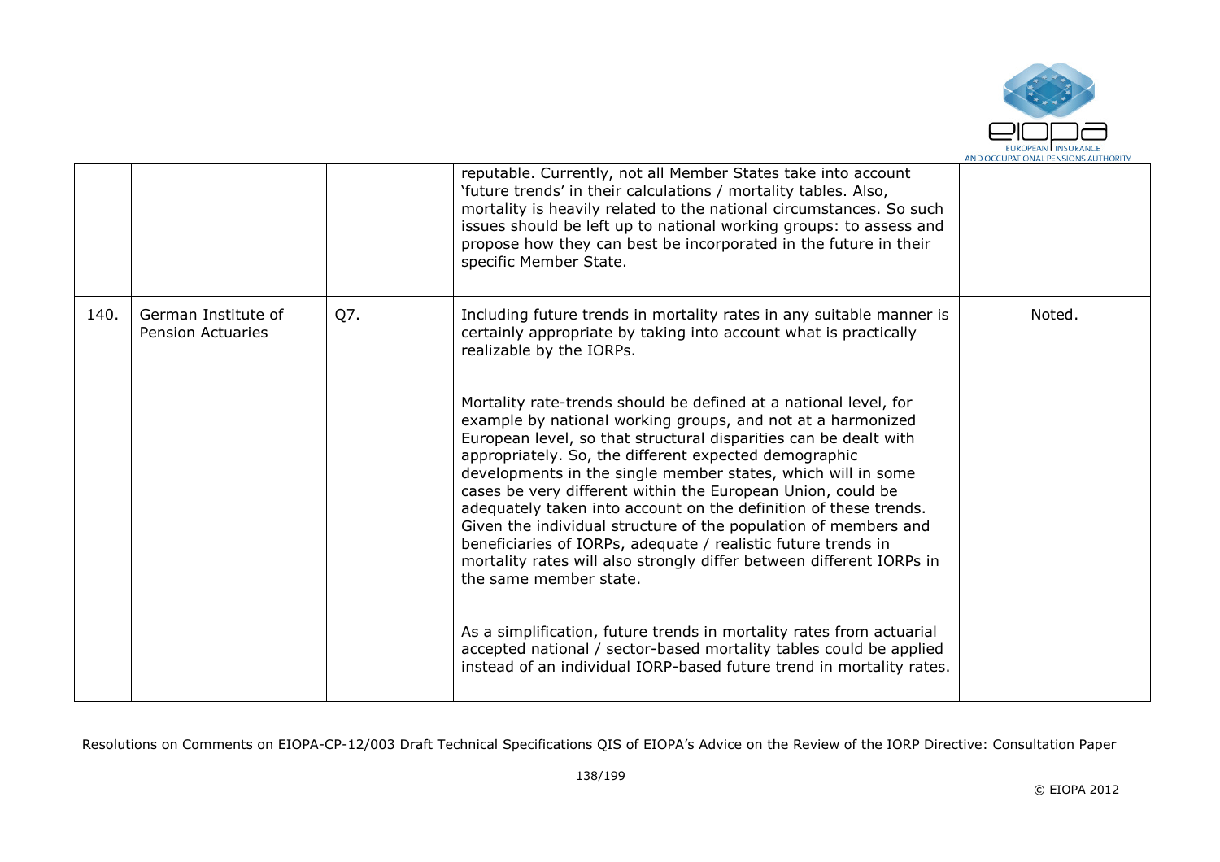| | | | | |
|---|---|---|---|---|
| | | | reputable. Currently, not all Member States take into account 'future trends' in their calculations / mortality tables. Also, mortality is heavily related to the national circumstances. So such issues should be left up to national working groups: to assess and propose how they can best be incorporated in the future in their specific Member State. | |
| 140. | German Institute of Pension Actuaries | Q7. | Including future trends in mortality rates in any suitable manner is certainly appropriate by taking into account what is practically realizable by the IORPs.<br><br>Mortality rate-trends should be defined at a national level, for example by national working groups, and not at a harmonized European level, so that structural disparities can be dealt with appropriately. So, the different expected demographic developments in the single member states, which will in some cases be very different within the European Union, could be adequately taken into account on the definition of these trends. Given the individual structure of the population of members and beneficiaries of IORPs, adequate / realistic future trends in mortality rates will also strongly differ between different IORPs in the same member state.<br><br>As a simplification, future trends in mortality rates from actuarial accepted national / sector-based mortality tables could be applied instead of an individual IORP-based future trend in mortality rates. | Noted. |

Resolutions on Comments on EIOPA-CP-12/003 Draft Technical Specifications QIS of EIOPA's Advice on the Review of the IORP Directive: Consultation Paper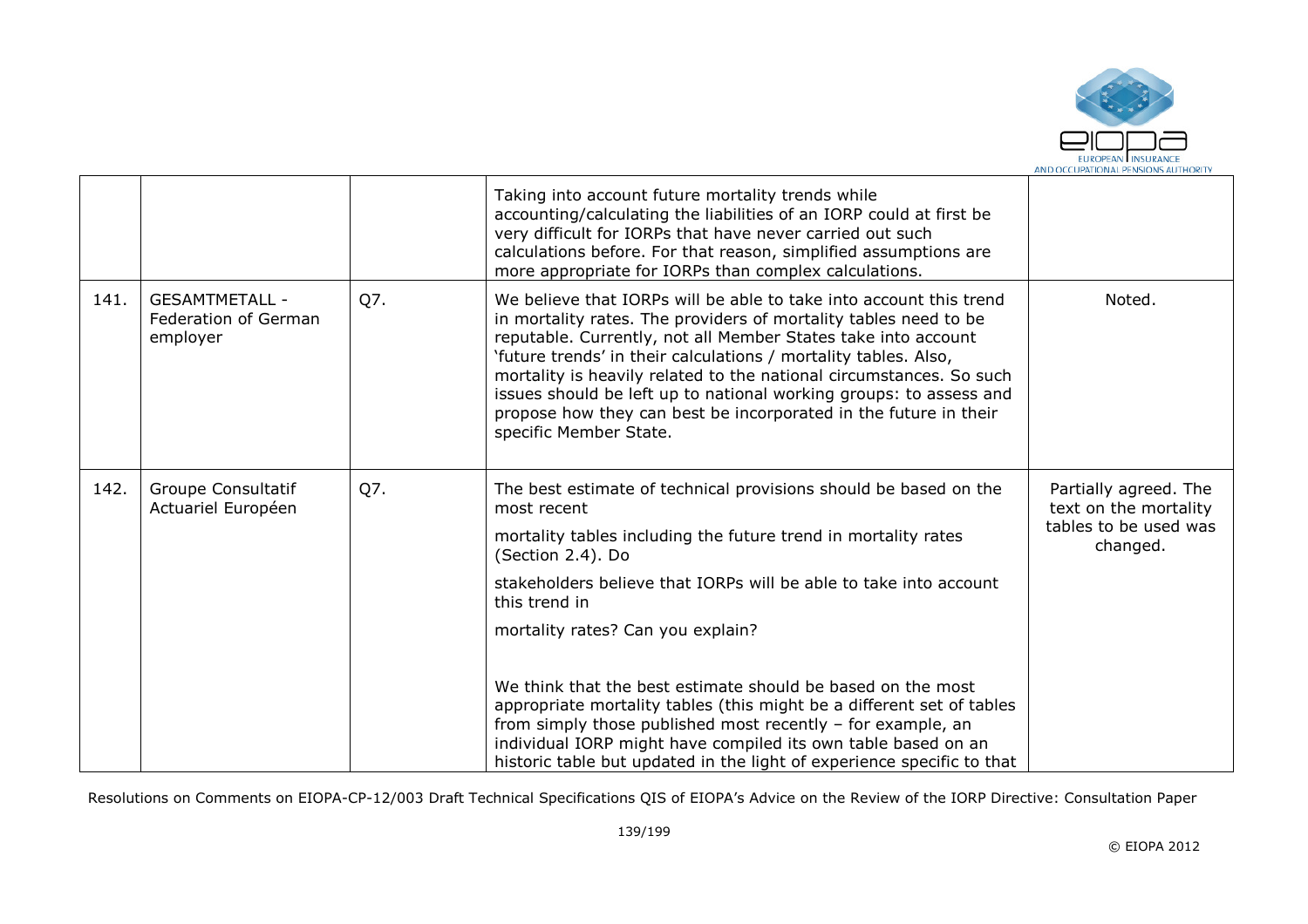| | | | | |
|---|---|---|---|---|
| | | | Taking into account future mortality trends while accounting/calculating the liabilities of an IORP could at first be very difficult for IORPs that have never carried out such calculations before. For that reason, simplified assumptions are more appropriate for IORPs than complex calculations. | |
| 141. | GESAMTMETALL - Federation of German employer | Q7. | We believe that IORPs will be able to take into account this trend in mortality rates. The providers of mortality tables need to be reputable. Currently, not all Member States take into account 'future trends' in their calculations / mortality tables. Also, mortality is heavily related to the national circumstances. So such issues should be left up to national working groups: to assess and propose how they can best be incorporated in the future in their specific Member State. | Noted. |
| 142. | Groupe Consultatif Actuariel Européen | Q7. | The best estimate of technical provisions should be based on the most recent<br><br>mortality tables including the future trend in mortality rates (Section 2.4). Do<br><br>stakeholders believe that IORPs will be able to take into account this trend in<br><br>mortality rates? Can you explain?<br><br>We think that the best estimate should be based on the most appropriate mortality tables (this might be a different set of tables from simply those published most recently – for example, an individual IORP might have compiled its own table based on an historic table but updated in the light of experience specific to that | Partially agreed. The text on the mortality tables to be used was changed. |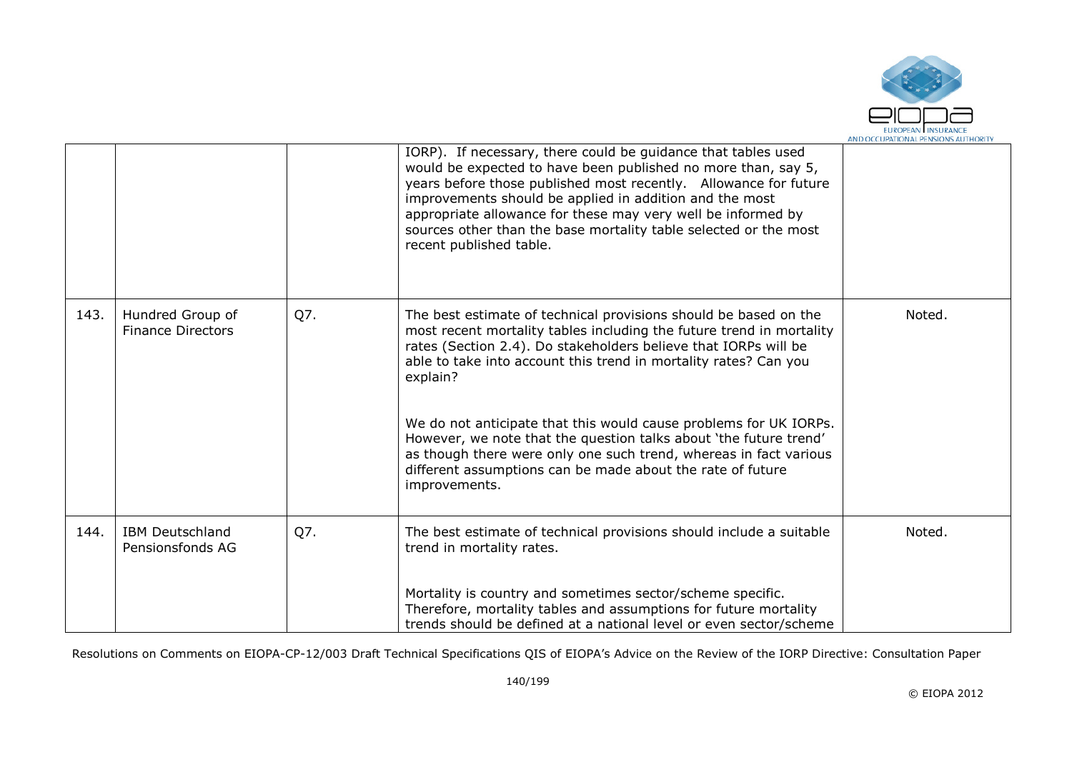| | | | | |
|---|---|---|---|---|
| | | | IORP). If necessary, there could be guidance that tables used would be expected to have been published no more than, say 5, years before those published most recently. Allowance for future improvements should be applied in addition and the most appropriate allowance for these may very well be informed by sources other than the base mortality table selected or the most recent published table. | |
| 143. | Hundred Group of Finance Directors | Q7. | The best estimate of technical provisions should be based on the most recent mortality tables including the future trend in mortality rates (Section 2.4). Do stakeholders believe that IORPs will be able to take into account this trend in mortality rates? Can you explain?<br><br>We do not anticipate that this would cause problems for UK IORPs. However, we note that the question talks about 'the future trend' as though there were only one such trend, whereas in fact various different assumptions can be made about the rate of future improvements. | Noted. |
| 144. | IBM Deutschland Pensionsfonds AG | Q7. | The best estimate of technical provisions should include a suitable trend in mortality rates.<br><br>Mortality is country and sometimes sector/scheme specific. Therefore, mortality tables and assumptions for future mortality trends should be defined at a national level or even sector/scheme | Noted. |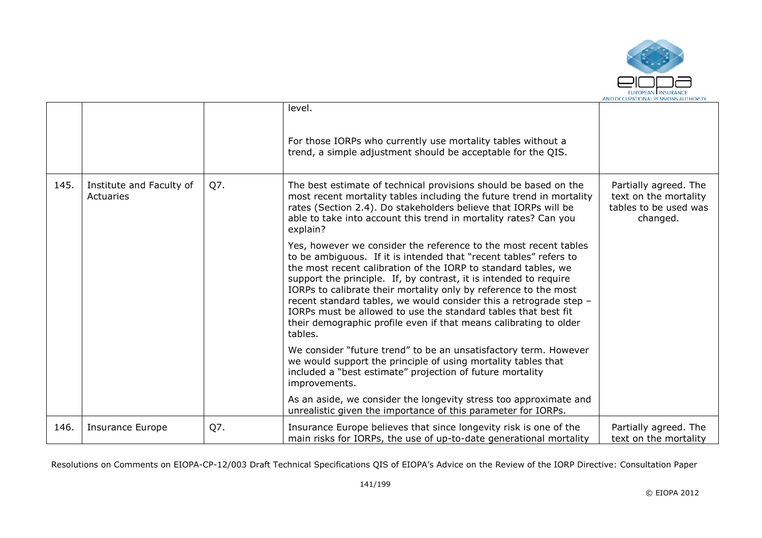|  |  |  | level.<br><br>For those IORPs who currently use mortality tables without a trend, a simple adjustment should be acceptable for the QIS. |  |
|---|---|---|---|---|
| 145. | Institute and Faculty of Actuaries | Q7. | The best estimate of technical provisions should be based on the most recent mortality tables including the future trend in mortality rates (Section 2.4). Do stakeholders believe that IORPs will be able to take into account this trend in mortality rates? Can you explain?<br><br>Yes, however we consider the reference to the most recent tables to be ambiguous. If it is intended that "recent tables" refers to the most recent calibration of the IORP to standard tables, we support the principle. If, by contrast, it is intended to require IORPs to calibrate their mortality only by reference to the most recent standard tables, we would consider this a retrograde step – IORPs must be allowed to use the standard tables that best fit their demographic profile even if that means calibrating to older tables.<br><br>We consider "future trend" to be an unsatisfactory term. However we would support the principle of using mortality tables that included a "best estimate" projection of future mortality improvements.<br><br>As an aside, we consider the longevity stress too approximate and unrealistic given the importance of this parameter for IORPs. | Partially agreed. The text on the mortality tables to be used was changed. |
| 146. | Insurance Europe | Q7. | Insurance Europe believes that since longevity risk is one of the main risks for IORPs, the use of up-to-date generational mortality | Partially agreed. The text on the mortality |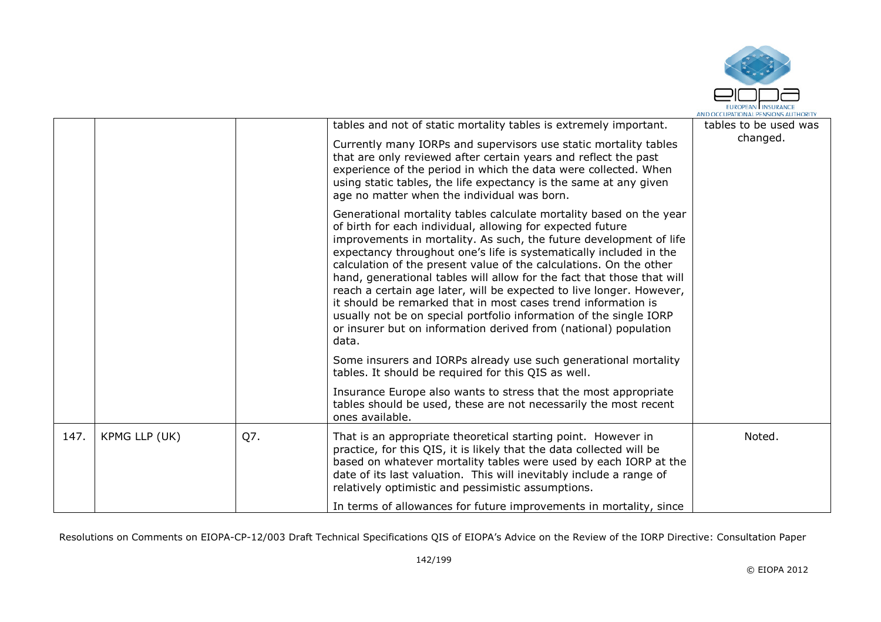|  |  |  | tables and not of static mortality tables is extremely important.<br><br>Currently many IORPs and supervisors use static mortality tables that are only reviewed after certain years and reflect the past experience of the period in which the data were collected. When using static tables, the life expectancy is the same at any given age no matter when the individual was born.<br><br>Generational mortality tables calculate mortality based on the year of birth for each individual, allowing for expected future improvements in mortality. As such, the future development of life expectancy throughout one's life is systematically included in the calculation of the present value of the calculations. On the other hand, generational tables will allow for the fact that those that will reach a certain age later, will be expected to live longer. However, it should be remarked that in most cases trend information is usually not be on special portfolio information of the single IORP or insurer but on information derived from (national) population data.<br><br>Some insurers and IORPs already use such generational mortality tables. It should be required for this QIS as well.<br><br>Insurance Europe also wants to stress that the most appropriate tables should be used, these are not necessarily the most recent ones available. | tables to be used was changed. |
|---|---|---|---|---|
| 147. | KPMG LLP (UK) | Q7. | That is an appropriate theoretical starting point. However in practice, for this QIS, it is likely that the data collected will be based on whatever mortality tables were used by each IORP at the date of its last valuation. This will inevitably include a range of relatively optimistic and pessimistic assumptions.<br><br>In terms of allowances for future improvements in mortality, since | Noted. |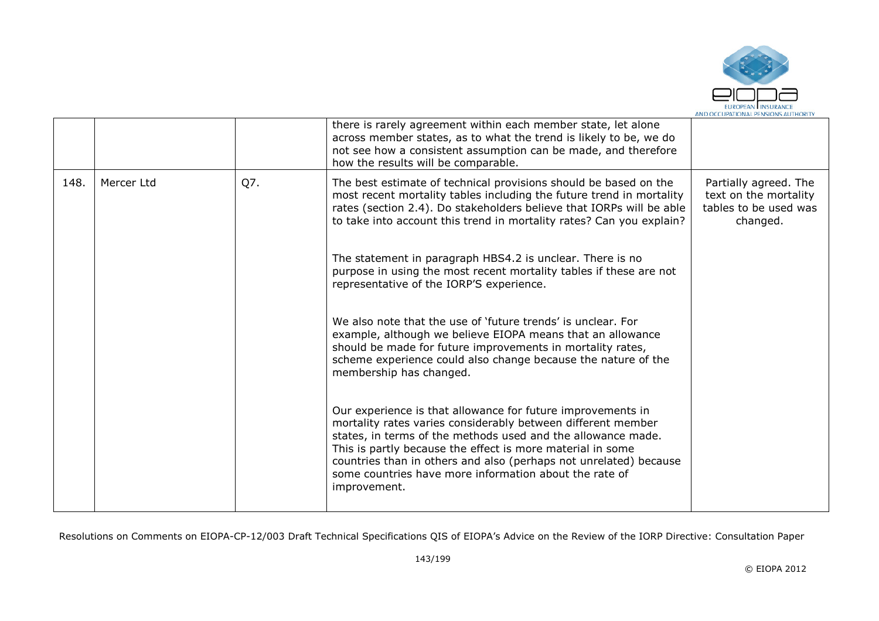| | | | there is rarely agreement within each member state, let alone across member states, as to what the trend is likely to be, we do not see how a consistent assumption can be made, and therefore how the results will be comparable. | |
|---|---|---|---|---|
| 148. | Mercer Ltd | Q7. | The best estimate of technical provisions should be based on the most recent mortality tables including the future trend in mortality rates (section 2.4). Do stakeholders believe that IORPs will be able to take into account this trend in mortality rates? Can you explain?<br><br>The statement in paragraph HBS4.2 is unclear. There is no purpose in using the most recent mortality tables if these are not representative of the IORP'S experience.<br><br>We also note that the use of 'future trends' is unclear. For example, although we believe EIOPA means that an allowance should be made for future improvements in mortality rates, scheme experience could also change because the nature of the membership has changed.<br><br>Our experience is that allowance for future improvements in mortality rates varies considerably between different member states, in terms of the methods used and the allowance made. This is partly because the effect is more material in some countries than in others and also (perhaps not unrelated) because some countries have more information about the rate of improvement. | Partially agreed. The text on the mortality tables to be used was changed. |

Resolutions on Comments on EIOPA-CP-12/003 Draft Technical Specifications QIS of EIOPA's Advice on the Review of the IORP Directive: Consultation Paper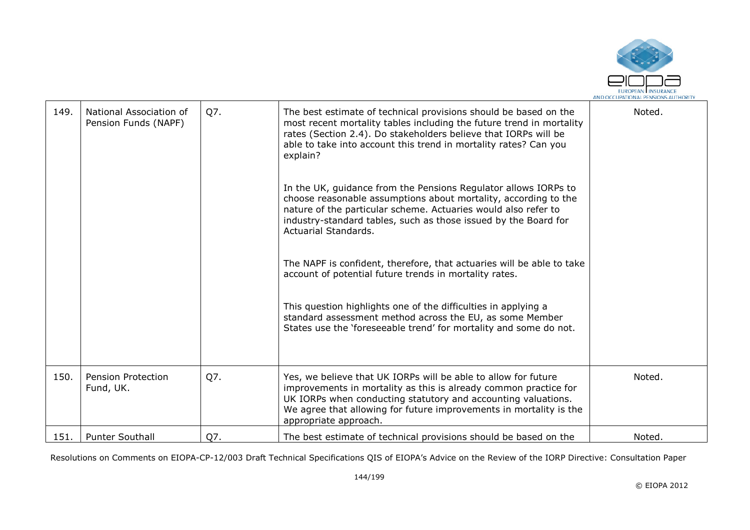| 149. | National Association of Pension Funds (NAPF) | Q7. | The best estimate of technical provisions should be based on the most recent mortality tables including the future trend in mortality rates (Section 2.4). Do stakeholders believe that IORPs will be able to take into account this trend in mortality rates? Can you explain?<br><br>In the UK, guidance from the Pensions Regulator allows IORPs to choose reasonable assumptions about mortality, according to the nature of the particular scheme. Actuaries would also refer to industry-standard tables, such as those issued by the Board for Actuarial Standards.<br><br>The NAPF is confident, therefore, that actuaries will be able to take account of potential future trends in mortality rates.<br><br>This question highlights one of the difficulties in applying a standard assessment method across the EU, as some Member States use the 'foreseeable trend' for mortality and some do not. | Noted. |
|---|---|---|---|---|
| 150. | Pension Protection Fund, UK. | Q7. | Yes, we believe that UK IORPs will be able to allow for future improvements in mortality as this is already common practice for UK IORPs when conducting statutory and accounting valuations. We agree that allowing for future improvements in mortality is the appropriate approach. | Noted. |
| 151. | Punter Southall | Q7. | The best estimate of technical provisions should be based on the | Noted. |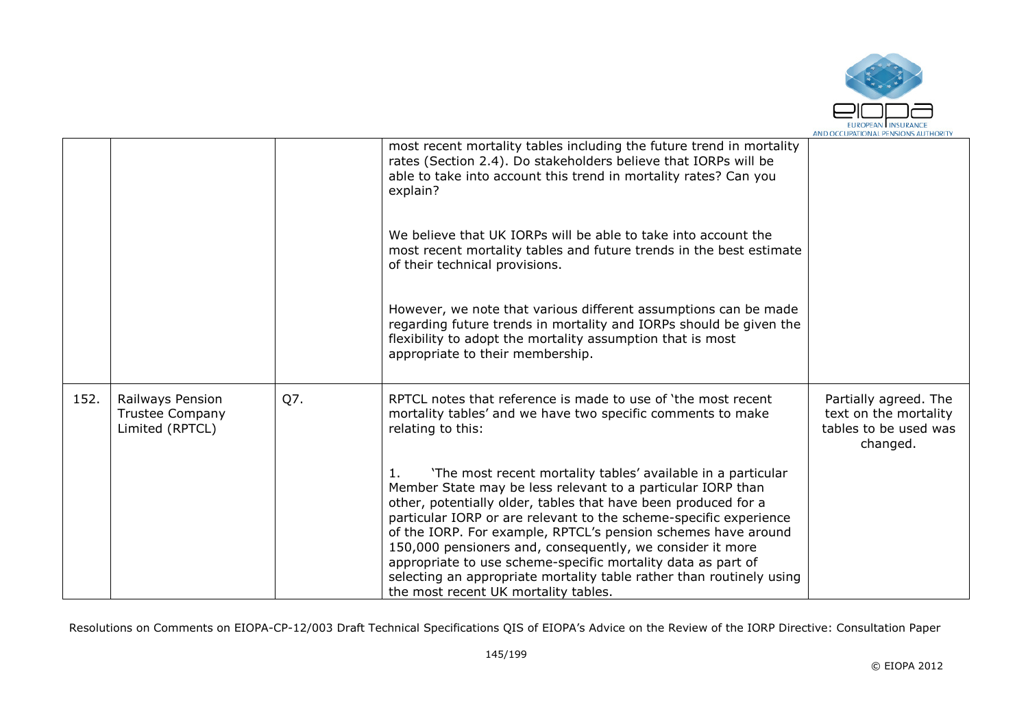| | | | | |
|---|---|---|---|---|
| | | | most recent mortality tables including the future trend in mortality rates (Section 2.4). Do stakeholders believe that IORPs will be able to take into account this trend in mortality rates? Can you explain?<br><br>We believe that UK IORPs will be able to take into account the most recent mortality tables and future trends in the best estimate of their technical provisions.<br><br>However, we note that various different assumptions can be made regarding future trends in mortality and IORPs should be given the flexibility to adopt the mortality assumption that is most appropriate to their membership. | |
| 152. | Railways Pension Trustee Company Limited (RPTCL) | Q7. | RPTCL notes that reference is made to use of 'the most recent mortality tables' and we have two specific comments to make relating to this:<br><br>1. 'The most recent mortality tables' available in a particular Member State may be less relevant to a particular IORP than other, potentially older, tables that have been produced for a particular IORP or are relevant to the scheme-specific experience of the IORP. For example, RPTCL's pension schemes have around 150,000 pensioners and, consequently, we consider it more appropriate to use scheme-specific mortality data as part of selecting an appropriate mortality table rather than routinely using the most recent UK mortality tables. | Partially agreed. The text on the mortality tables to be used was changed. |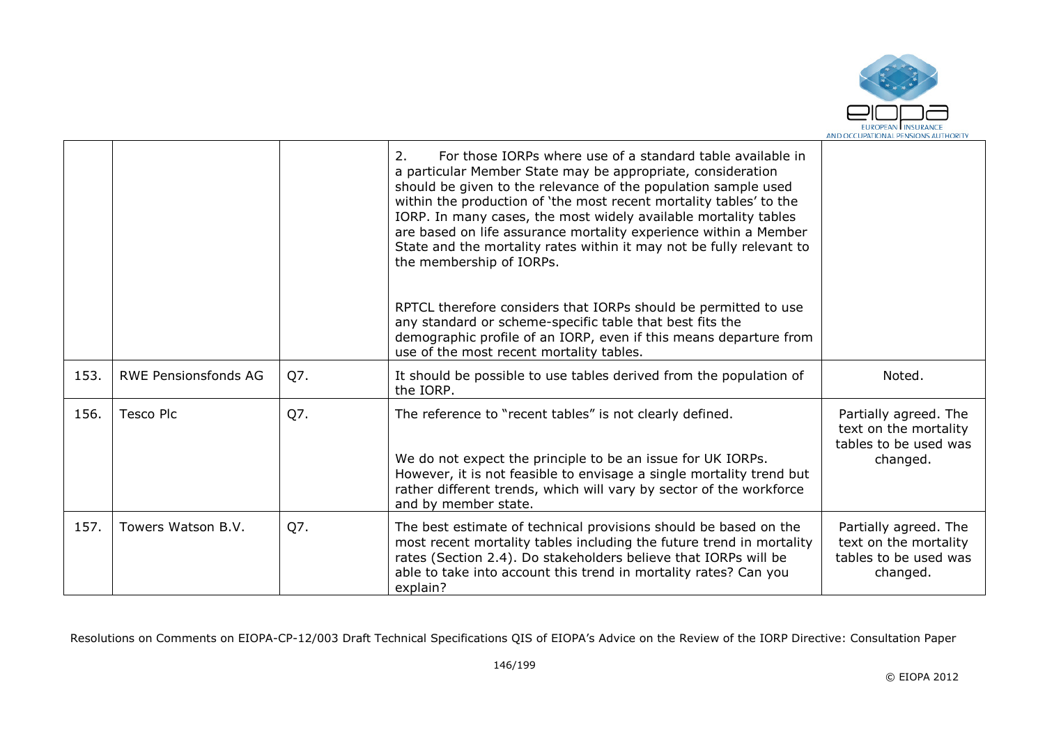|  |  |  |  |  |
|---|---|---|---|---|
|  |  |  | 2. For those IORPs where use of a standard table available in a particular Member State may be appropriate, consideration should be given to the relevance of the population sample used within the production of 'the most recent mortality tables' to the IORP. In many cases, the most widely available mortality tables are based on life assurance mortality experience within a Member State and the mortality rates within it may not be fully relevant to the membership of IORPs.<br><br>RPTCL therefore considers that IORPs should be permitted to use any standard or scheme-specific table that best fits the demographic profile of an IORP, even if this means departure from use of the most recent mortality tables. |  |
| 153. | RWE Pensionsfonds AG | Q7. | It should be possible to use tables derived from the population of the IORP. | Noted. |
| 156. | Tesco Plc | Q7. | The reference to "recent tables" is not clearly defined.<br><br>We do not expect the principle to be an issue for UK IORPs. However, it is not feasible to envisage a single mortality trend but rather different trends, which will vary by sector of the workforce and by member state. | Partially agreed. The text on the mortality tables to be used was changed. |
| 157. | Towers Watson B.V. | Q7. | The best estimate of technical provisions should be based on the most recent mortality tables including the future trend in mortality rates (Section 2.4). Do stakeholders believe that IORPs will be able to take into account this trend in mortality rates? Can you explain? | Partially agreed. The text on the mortality tables to be used was changed. |

Resolutions on Comments on EIOPA-CP-12/003 Draft Technical Specifications QIS of EIOPA's Advice on the Review of the IORP Directive: Consultation Paper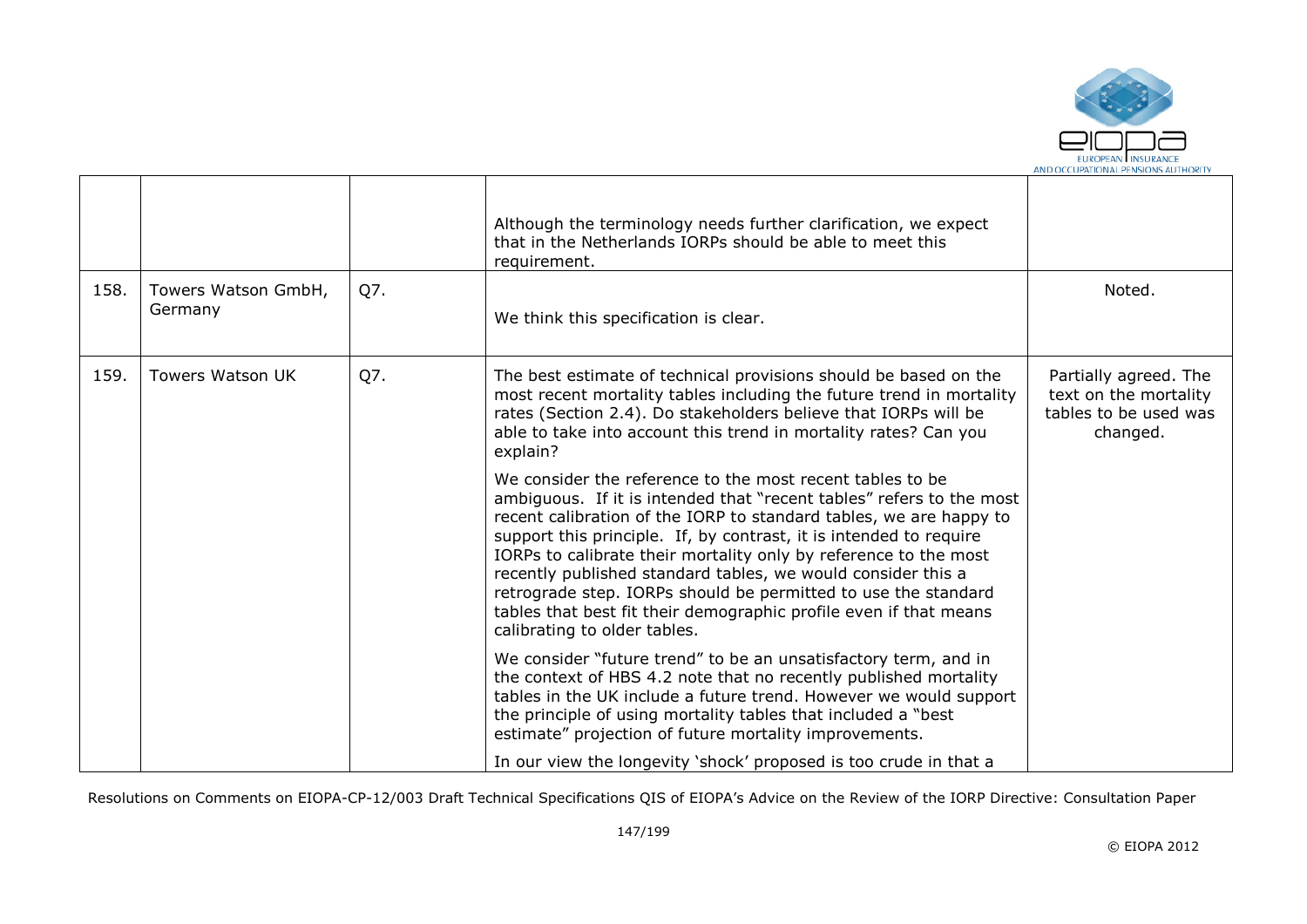| | | | | |
|---|---|---|---|---|
| | | | Although the terminology needs further clarification, we expect that in the Netherlands IORPs should be able to meet this requirement. | |
| 158. | Towers Watson GmbH, Germany | Q7. | We think this specification is clear. | Noted. |
| 159. | Towers Watson UK | Q7. | The best estimate of technical provisions should be based on the most recent mortality tables including the future trend in mortality rates (Section 2.4). Do stakeholders believe that IORPs will be able to take into account this trend in mortality rates? Can you explain?<br><br>We consider the reference to the most recent tables to be ambiguous. If it is intended that "recent tables" refers to the most recent calibration of the IORP to standard tables, we are happy to support this principle. If, by contrast, it is intended to require IORPs to calibrate their mortality only by reference to the most recently published standard tables, we would consider this a retrograde step. IORPs should be permitted to use the standard tables that best fit their demographic profile even if that means calibrating to older tables.<br><br>We consider "future trend" to be an unsatisfactory term, and in the context of HBS 4.2 note that no recently published mortality tables in the UK include a future trend. However we would support the principle of using mortality tables that included a "best estimate" projection of future mortality improvements.<br><br>In our view the longevity 'shock' proposed is too crude in that a | Partially agreed. The text on the mortality tables to be used was changed. |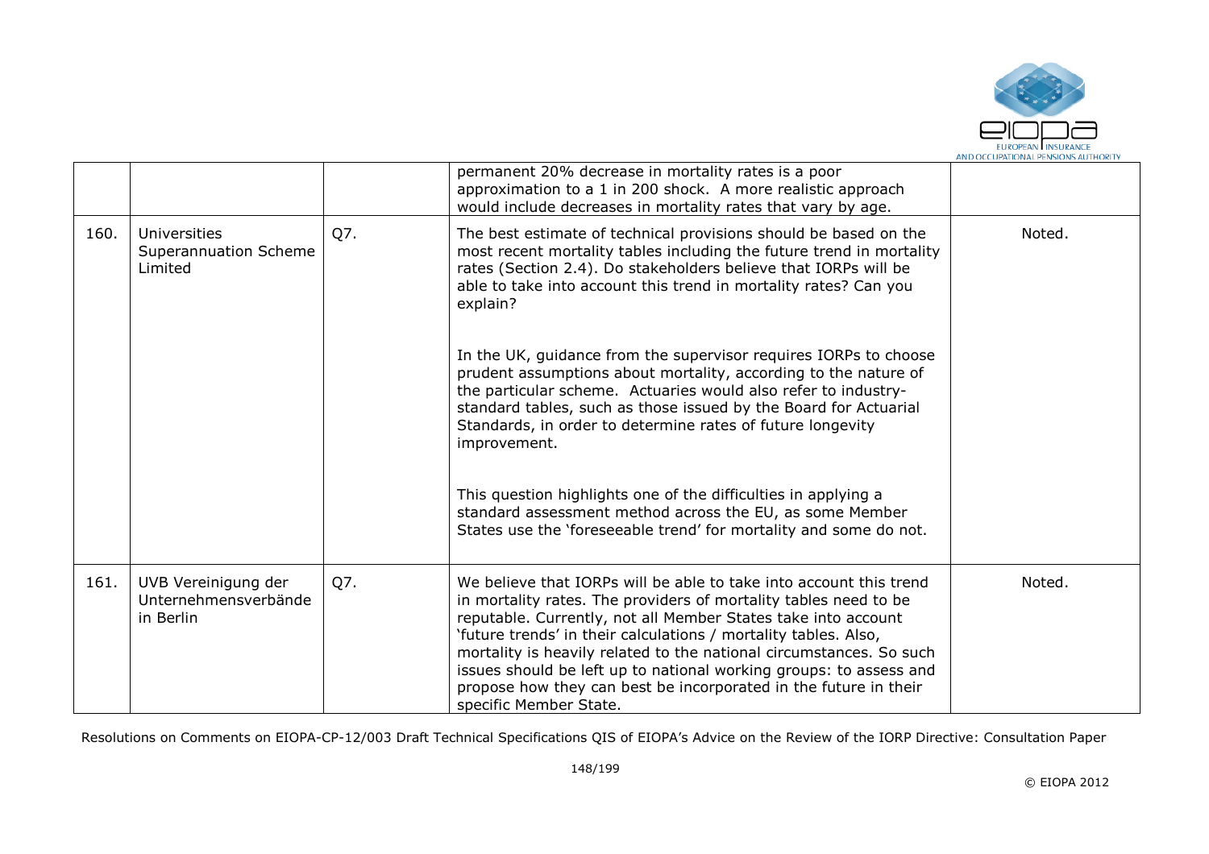| | | | | |
|---|---|---|---|---|
| | | | permanent 20% decrease in mortality rates is a poor approximation to a 1 in 200 shock. A more realistic approach would include decreases in mortality rates that vary by age. | |
| 160. | Universities Superannuation Scheme Limited | Q7. | The best estimate of technical provisions should be based on the most recent mortality tables including the future trend in mortality rates (Section 2.4). Do stakeholders believe that IORPs will be able to take into account this trend in mortality rates? Can you explain?<br><br>In the UK, guidance from the supervisor requires IORPs to choose prudent assumptions about mortality, according to the nature of the particular scheme. Actuaries would also refer to industry-standard tables, such as those issued by the Board for Actuarial Standards, in order to determine rates of future longevity improvement.<br><br>This question highlights one of the difficulties in applying a standard assessment method across the EU, as some Member States use the 'foreseeable trend' for mortality and some do not. | Noted. |
| 161. | UVB Vereinigung der Unternehmensverbände in Berlin | Q7. | We believe that IORPs will be able to take into account this trend in mortality rates. The providers of mortality tables need to be reputable. Currently, not all Member States take into account 'future trends' in their calculations / mortality tables. Also, mortality is heavily related to the national circumstances. So such issues should be left up to national working groups: to assess and propose how they can best be incorporated in the future in their specific Member State. | Noted. |

Resolutions on Comments on EIOPA-CP-12/003 Draft Technical Specifications QIS of EIOPA's Advice on the Review of the IORP Directive: Consultation Paper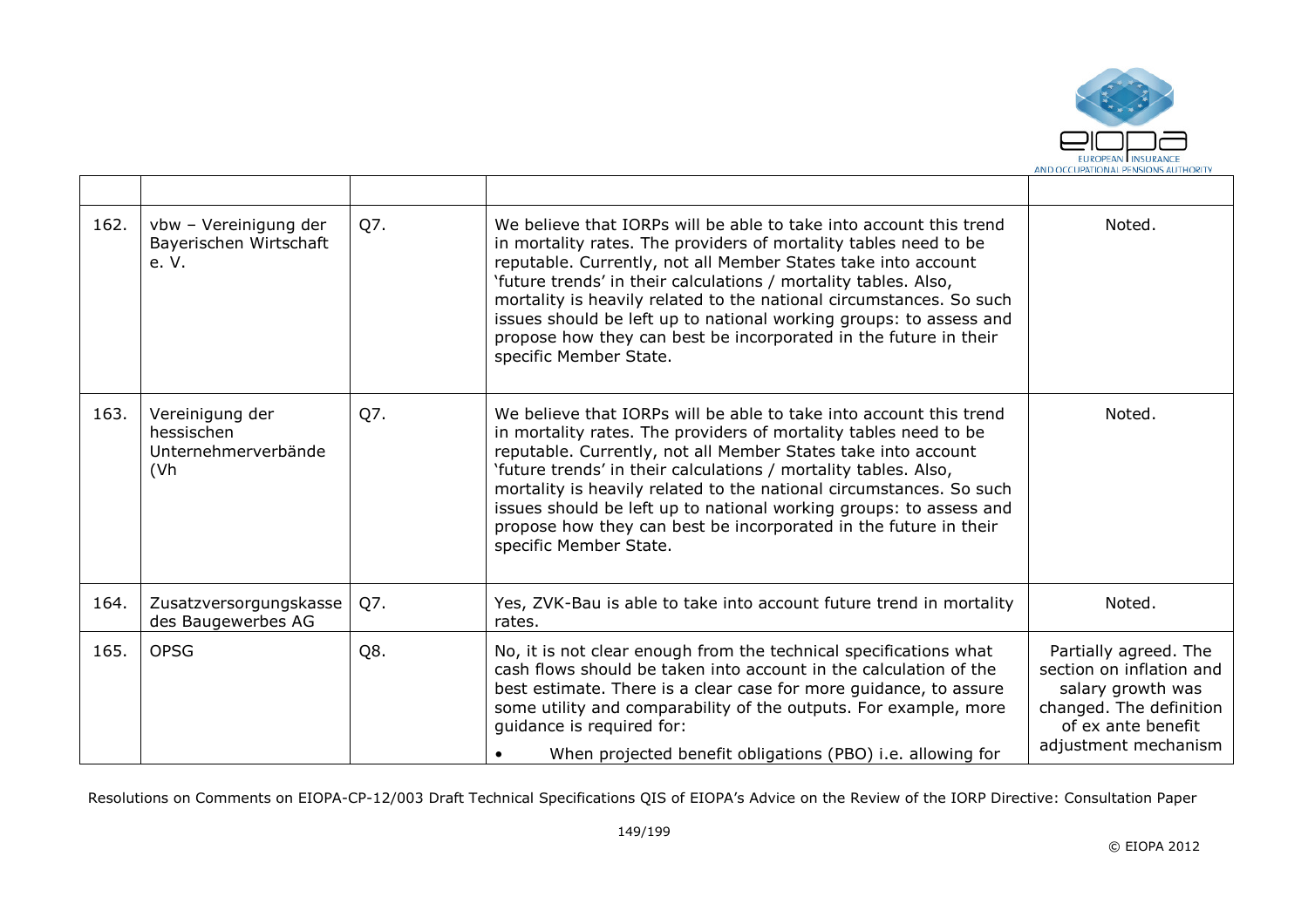| | | | | |
|---|---|---|---|---|
| 162. | vbw – Vereinigung der Bayerischen Wirtschaft e. V. | Q7. | We believe that IORPs will be able to take into account this trend in mortality rates. The providers of mortality tables need to be reputable. Currently, not all Member States take into account 'future trends' in their calculations / mortality tables. Also, mortality is heavily related to the national circumstances. So such issues should be left up to national working groups: to assess and propose how they can best be incorporated in the future in their specific Member State. | Noted. |
| 163. | Vereinigung der hessischen Unternehmerverbände (Vh | Q7. | We believe that IORPs will be able to take into account this trend in mortality rates. The providers of mortality tables need to be reputable. Currently, not all Member States take into account 'future trends' in their calculations / mortality tables. Also, mortality is heavily related to the national circumstances. So such issues should be left up to national working groups: to assess and propose how they can best be incorporated in the future in their specific Member State. | Noted. |
| 164. | Zusatzversorgungskasse des Baugewerbes AG | Q7. | Yes, ZVK-Bau is able to take into account future trend in mortality rates. | Noted. |
| 165. | OPSG | Q8. | No, it is not clear enough from the technical specifications what cash flows should be taken into account in the calculation of the best estimate. There is a clear case for more guidance, to assure some utility and comparability of the outputs. For example, more guidance is required for: <br>• When projected benefit obligations (PBO) i.e. allowing for | Partially agreed. The section on inflation and salary growth was changed. The definition of ex ante benefit adjustment mechanism |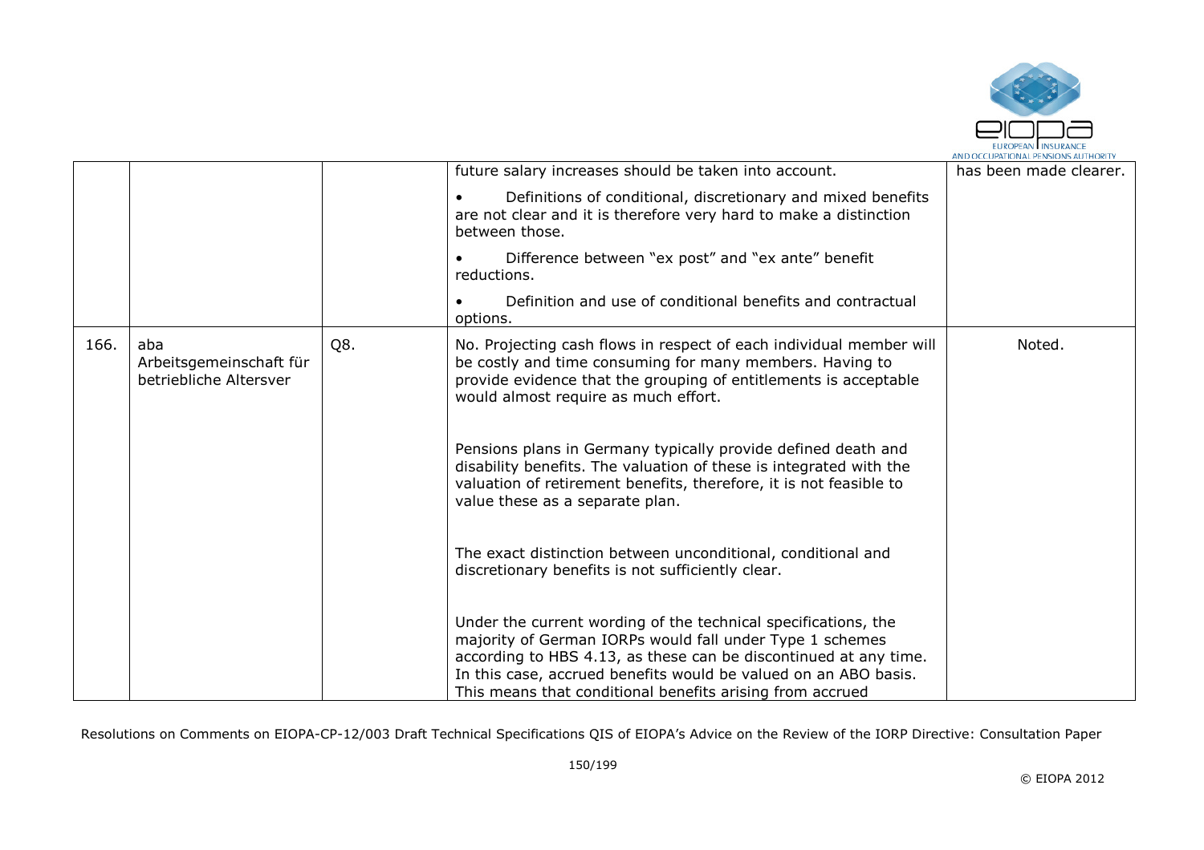|  |  |  | future salary increases should be taken into account.<br><br>• Definitions of conditional, discretionary and mixed benefits are not clear and it is therefore very hard to make a distinction between those.<br><br>• Difference between "ex post" and "ex ante" benefit reductions.<br><br>• Definition and use of conditional benefits and contractual options. | has been made clearer. |
|---|---|---|---|---|
| 166. | aba Arbeitsgemeinschaft für betriebliche Altersver | Q8. | No. Projecting cash flows in respect of each individual member will be costly and time consuming for many members. Having to provide evidence that the grouping of entitlements is acceptable would almost require as much effort.<br><br>Pensions plans in Germany typically provide defined death and disability benefits. The valuation of these is integrated with the valuation of retirement benefits, therefore, it is not feasible to value these as a separate plan.<br><br>The exact distinction between unconditional, conditional and discretionary benefits is not sufficiently clear.<br><br>Under the current wording of the technical specifications, the majority of German IORPs would fall under Type 1 schemes according to HBS 4.13, as these can be discontinued at any time. In this case, accrued benefits would be valued on an ABO basis. This means that conditional benefits arising from accrued | Noted. |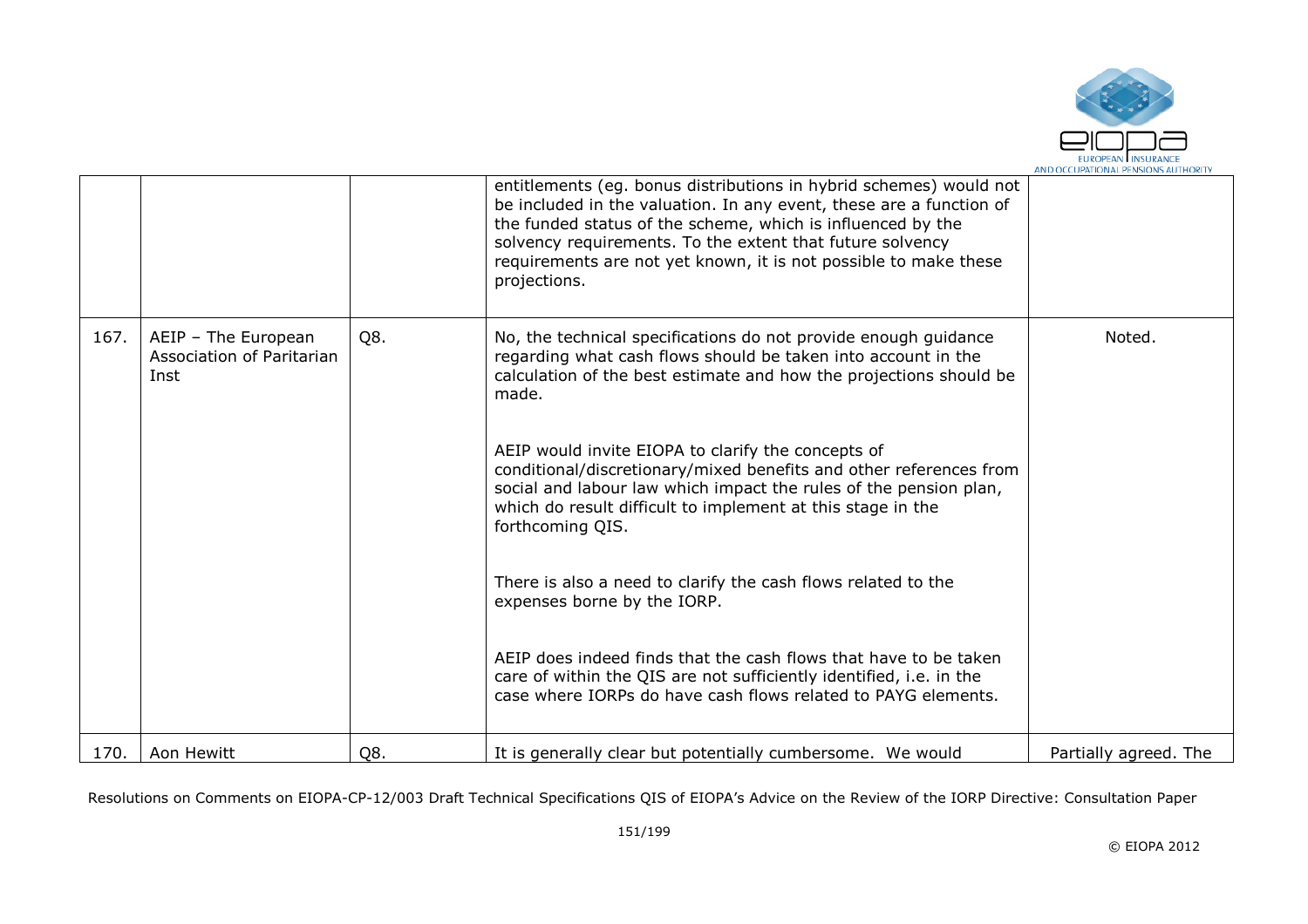|  |  |  |  |  |
|---|---|---|---|---|
|  |  |  | entitlements (eg. bonus distributions in hybrid schemes) would not be included in the valuation. In any event, these are a function of the funded status of the scheme, which is influenced by the solvency requirements. To the extent that future solvency requirements are not yet known, it is not possible to make these projections. |  |
| 167. | AEIP – The European Association of Paritarian Inst | Q8. | No, the technical specifications do not provide enough guidance regarding what cash flows should be taken into account in the calculation of the best estimate and how the projections should be made.<br><br>AEIP would invite EIOPA to clarify the concepts of conditional/discretionary/mixed benefits and other references from social and labour law which impact the rules of the pension plan, which do result difficult to implement at this stage in the forthcoming QIS.<br><br>There is also a need to clarify the cash flows related to the expenses borne by the IORP.<br><br>AEIP does indeed finds that the cash flows that have to be taken care of within the QIS are not sufficiently identified, i.e. in the case where IORPs do have cash flows related to PAYG elements. | Noted. |
| 170. | Aon Hewitt | Q8. | It is generally clear but potentially cumbersome. We would | Partially agreed. The |

Resolutions on Comments on EIOPA-CP-12/003 Draft Technical Specifications QIS of EIOPA's Advice on the Review of the IORP Directive: Consultation Paper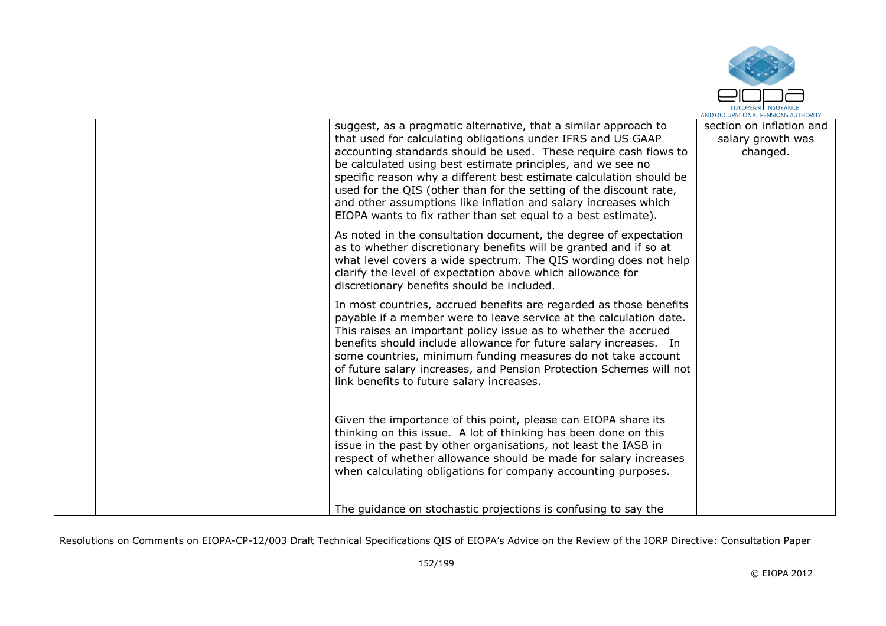|  |  |  | suggest, as a pragmatic alternative, that a similar approach to that used for calculating obligations under IFRS and US GAAP accounting standards should be used. These require cash flows to be calculated using best estimate principles, and we see no specific reason why a different best estimate calculation should be used for the QIS (other than for the setting of the discount rate, and other assumptions like inflation and salary increases which EIOPA wants to fix rather than set equal to a best estimate).<br><br>As noted in the consultation document, the degree of expectation as to whether discretionary benefits will be granted and if so at what level covers a wide spectrum. The QIS wording does not help clarify the level of expectation above which allowance for discretionary benefits should be included.<br><br>In most countries, accrued benefits are regarded as those benefits payable if a member were to leave service at the calculation date. This raises an important policy issue as to whether the accrued benefits should include allowance for future salary increases. In some countries, minimum funding measures do not take account of future salary increases, and Pension Protection Schemes will not link benefits to future salary increases.<br><br>Given the importance of this point, please can EIOPA share its thinking on this issue. A lot of thinking has been done on this issue in the past by other organisations, not least the IASB in respect of whether allowance should be made for salary increases when calculating obligations for company accounting purposes.<br><br>The guidance on stochastic projections is confusing to say the | section on inflation and salary growth was changed. |
|---|---|---|---|---|

Resolutions on Comments on EIOPA-CP-12/003 Draft Technical Specifications QIS of EIOPA's Advice on the Review of the IORP Directive: Consultation Paper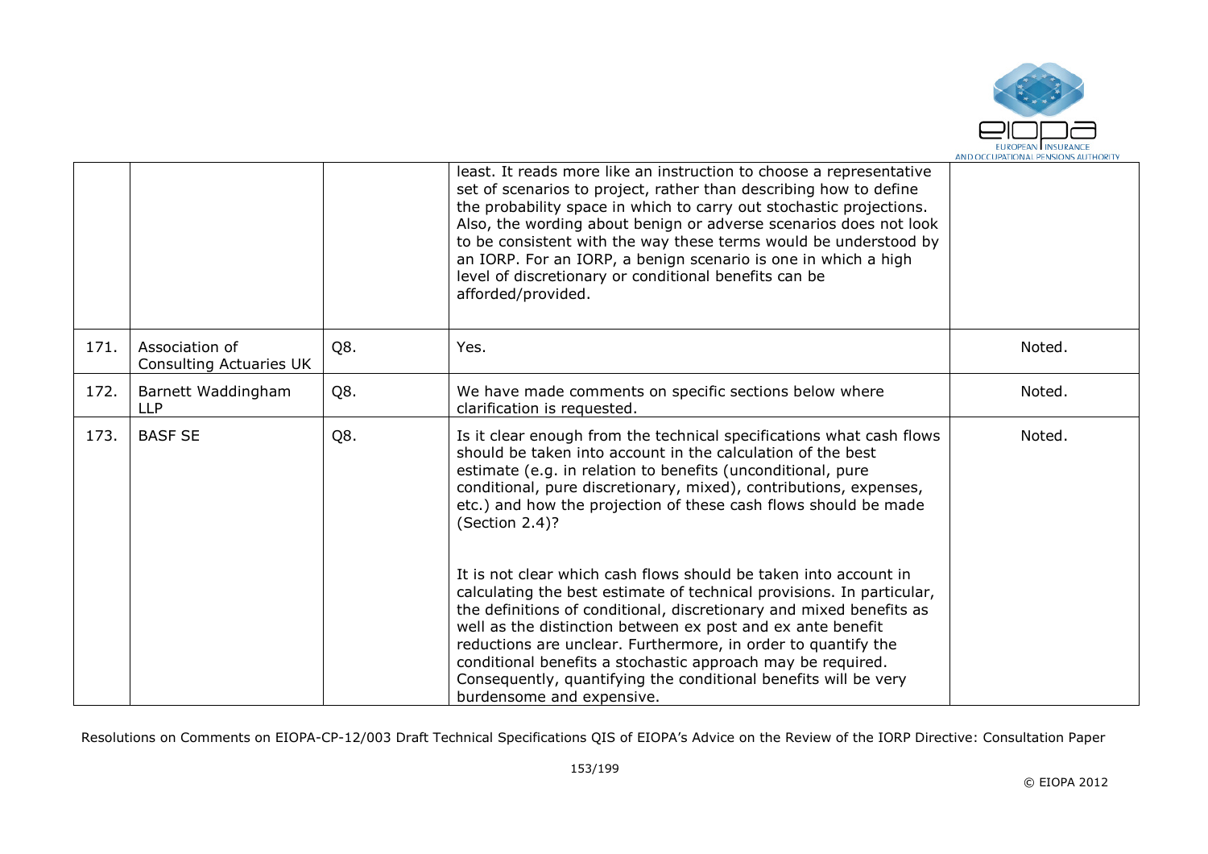|  |  |  |  |  |
| --- | --- | --- | --- | --- |
|  |  |  | least. It reads more like an instruction to choose a representative set of scenarios to project, rather than describing how to define the probability space in which to carry out stochastic projections. Also, the wording about benign or adverse scenarios does not look to be consistent with the way these terms would be understood by an IORP. For an IORP, a benign scenario is one in which a high level of discretionary or conditional benefits can be afforded/provided. |  |
| 171. | Association of Consulting Actuaries UK | Q8. | Yes. | Noted. |
| 172. | Barnett Waddingham LLP | Q8. | We have made comments on specific sections below where clarification is requested. | Noted. |
| 173. | BASF SE | Q8. | Is it clear enough from the technical specifications what cash flows should be taken into account in the calculation of the best estimate (e.g. in relation to benefits (unconditional, pure conditional, pure discretionary, mixed), contributions, expenses, etc.) and how the projection of these cash flows should be made (Section 2.4)?<br><br>It is not clear which cash flows should be taken into account in calculating the best estimate of technical provisions. In particular, the definitions of conditional, discretionary and mixed benefits as well as the distinction between ex post and ex ante benefit reductions are unclear. Furthermore, in order to quantify the conditional benefits a stochastic approach may be required. Consequently, quantifying the conditional benefits will be very burdensome and expensive. | Noted. |

Resolutions on Comments on EIOPA-CP-12/003 Draft Technical Specifications QIS of EIOPA's Advice on the Review of the IORP Directive: Consultation Paper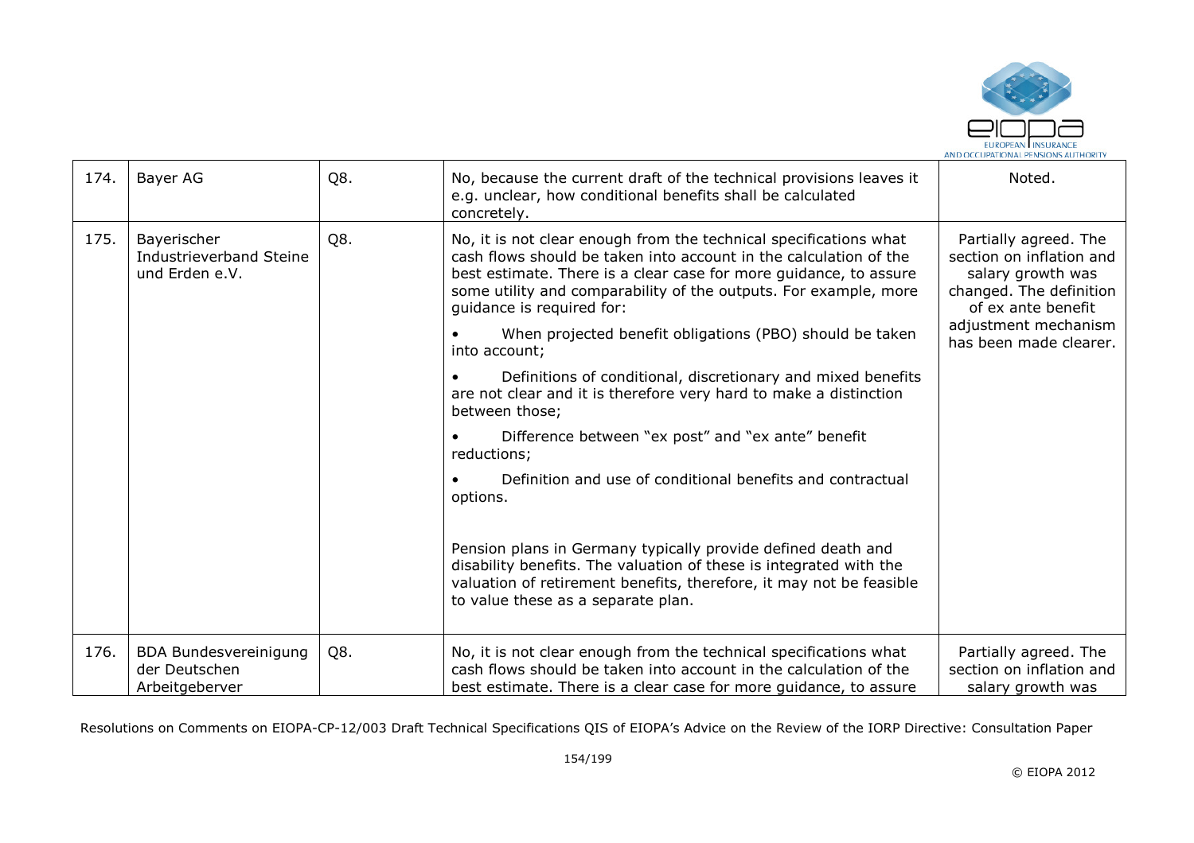| 174. | Bayer AG | Q8. | No, because the current draft of the technical provisions leaves it e.g. unclear, how conditional benefits shall be calculated concretely. | Noted. |
|---|---|---|---|---|
| 175. | Bayerischer Industrieverband Steine und Erden e.V. | Q8. | No, it is not clear enough from the technical specifications what cash flows should be taken into account in the calculation of the best estimate. There is a clear case for more guidance, to assure some utility and comparability of the outputs. For example, more guidance is required for:<br><br>• When projected benefit obligations (PBO) should be taken into account;<br><br>• Definitions of conditional, discretionary and mixed benefits are not clear and it is therefore very hard to make a distinction between those;<br><br>• Difference between "ex post" and "ex ante" benefit reductions;<br><br>• Definition and use of conditional benefits and contractual options.<br><br>Pension plans in Germany typically provide defined death and disability benefits. The valuation of these is integrated with the valuation of retirement benefits, therefore, it may not be feasible to value these as a separate plan. | Partially agreed. The section on inflation and salary growth was changed. The definition of ex ante benefit adjustment mechanism has been made clearer. |
| 176. | BDA Bundesvereinigung der Deutschen Arbeitgeberver | Q8. | No, it is not clear enough from the technical specifications what cash flows should be taken into account in the calculation of the best estimate. There is a clear case for more guidance, to assure | Partially agreed. The section on inflation and salary growth was |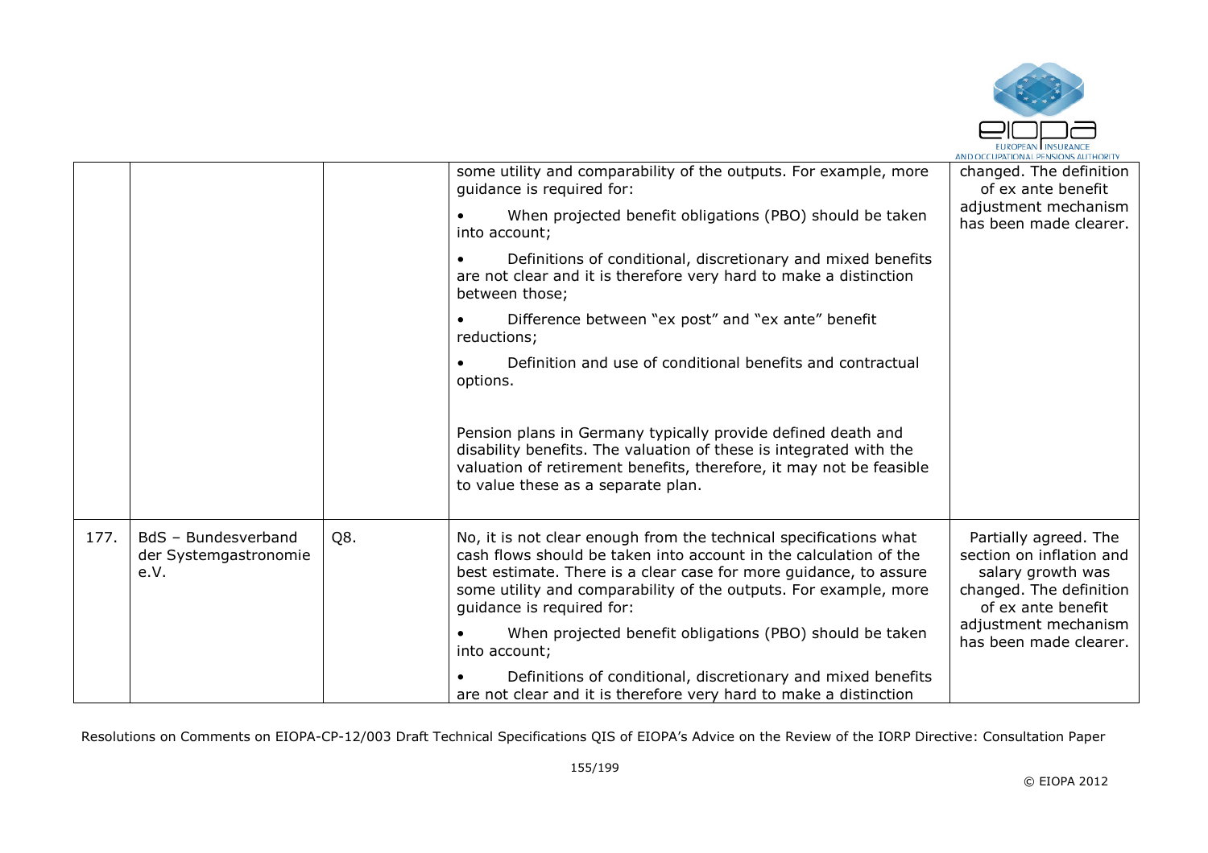|  |  |  |  |  |
| --- | --- | --- | --- | --- |
|  |  |  | some utility and comparability of the outputs. For example, more guidance is required for:<br><br>• When projected benefit obligations (PBO) should be taken into account;<br><br>• Definitions of conditional, discretionary and mixed benefits are not clear and it is therefore very hard to make a distinction between those;<br><br>• Difference between "ex post" and "ex ante" benefit reductions;<br><br>• Definition and use of conditional benefits and contractual options.<br><br>Pension plans in Germany typically provide defined death and disability benefits. The valuation of these is integrated with the valuation of retirement benefits, therefore, it may not be feasible to value these as a separate plan. | changed. The definition of ex ante benefit adjustment mechanism has been made clearer. |
| 177. | BdS – Bundesverband der Systemgastronomie e.V. | Q8. | No, it is not clear enough from the technical specifications what cash flows should be taken into account in the calculation of the best estimate. There is a clear case for more guidance, to assure some utility and comparability of the outputs. For example, more guidance is required for:<br><br>• When projected benefit obligations (PBO) should be taken into account;<br><br>• Definitions of conditional, discretionary and mixed benefits are not clear and it is therefore very hard to make a distinction | Partially agreed. The section on inflation and salary growth was changed. The definition of ex ante benefit adjustment mechanism has been made clearer. |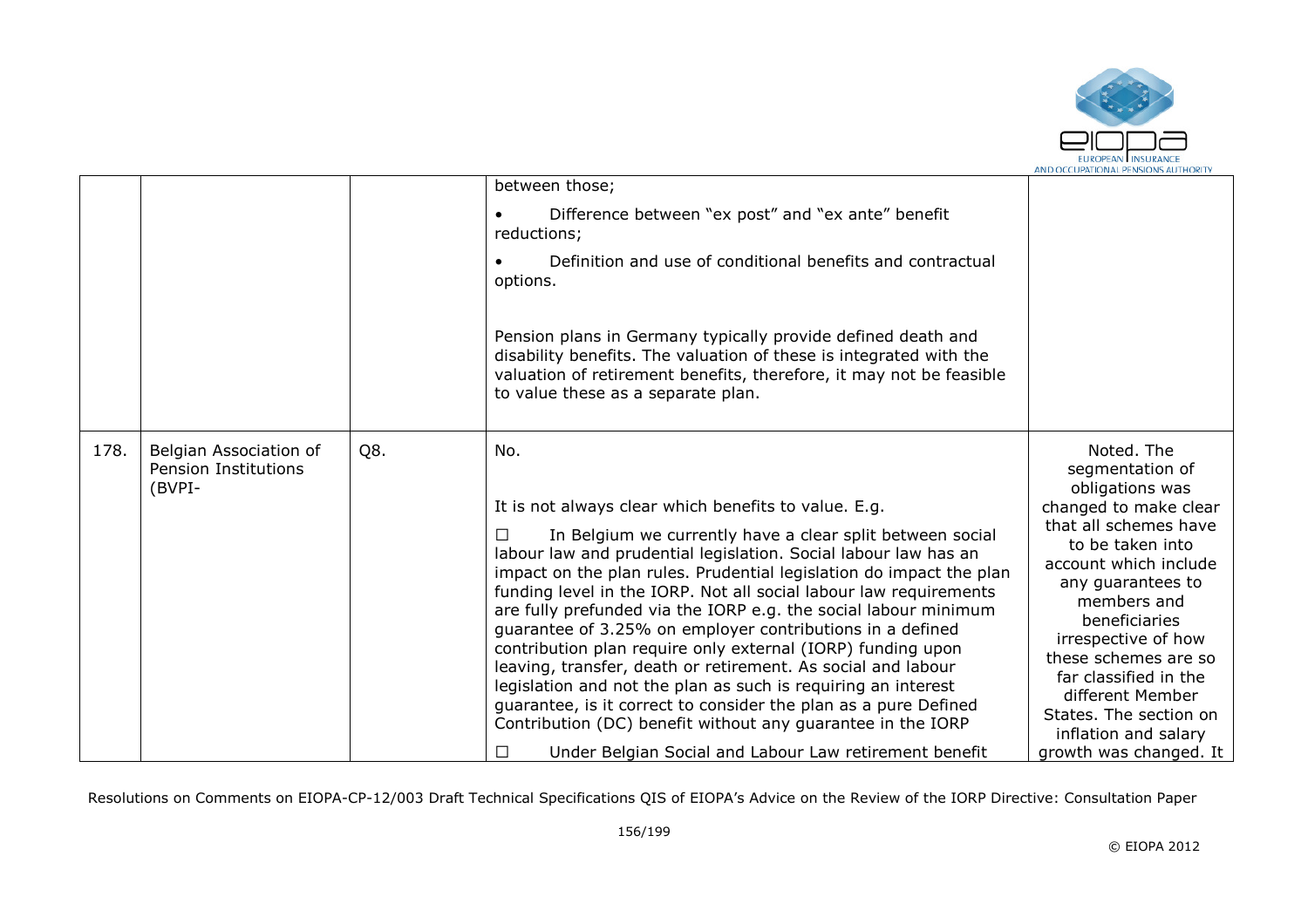|  |  |  |  |  |
|---|---|---|---|---|
|  |  |  | between those;<br><br>• Difference between "ex post" and "ex ante" benefit reductions;<br><br>• Definition and use of conditional benefits and contractual options.<br><br>Pension plans in Germany typically provide defined death and disability benefits. The valuation of these is integrated with the valuation of retirement benefits, therefore, it may not be feasible to value these as a separate plan. |  |
| 178. | Belgian Association of Pension Institutions (BVPI- | Q8. | No.<br><br>It is not always clear which benefits to value. E.g.<br><br>☐ In Belgium we currently have a clear split between social labour law and prudential legislation. Social labour law has an impact on the plan rules. Prudential legislation do impact the plan funding level in the IORP. Not all social labour law requirements are fully prefunded via the IORP e.g. the social labour minimum guarantee of 3.25% on employer contributions in a defined contribution plan require only external (IORP) funding upon leaving, transfer, death or retirement. As social and labour legislation and not the plan as such is requiring an interest guarantee, is it correct to consider the plan as a pure Defined Contribution (DC) benefit without any guarantee in the IORP<br><br>☐ Under Belgian Social and Labour Law retirement benefit | Noted. The segmentation of obligations was changed to make clear that all schemes have to be taken into account which include any guarantees to members and beneficiaries irrespective of how these schemes are so far classified in the different Member States. The section on inflation and salary growth was changed. It |

Resolutions on Comments on EIOPA-CP-12/003 Draft Technical Specifications QIS of EIOPA's Advice on the Review of the IORP Directive: Consultation Paper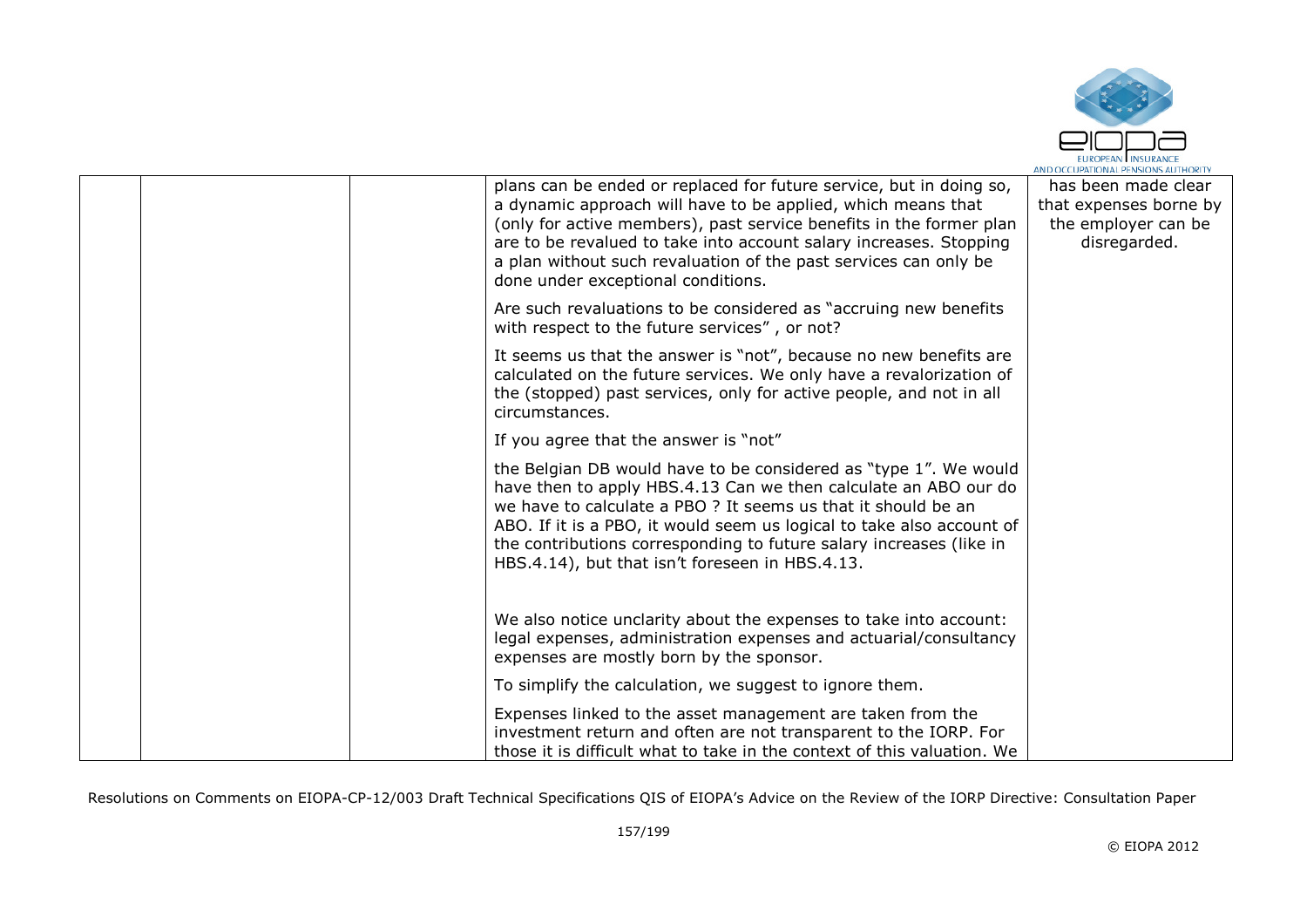|  |  |  | plans can be ended or replaced for future service, but in doing so, a dynamic approach will have to be applied, which means that (only for active members), past service benefits in the former plan are to be revalued to take into account salary increases. Stopping a plan without such revaluation of the past services can only be done under exceptional conditions.<br><br>Are such revaluations to be considered as "accruing new benefits with respect to the future services" , or not?<br><br>It seems us that the answer is "not", because no new benefits are calculated on the future services. We only have a revalorization of the (stopped) past services, only for active people, and not in all circumstances.<br><br>If you agree that the answer is "not"<br><br>the Belgian DB would have to be considered as "type 1". We would have then to apply HBS.4.13 Can we then calculate an ABO our do we have to calculate a PBO ? It seems us that it should be an ABO. If it is a PBO, it would seem us logical to take also account of the contributions corresponding to future salary increases (like in HBS.4.14), but that isn't foreseen in HBS.4.13.<br><br><br>We also notice unclarity about the expenses to take into account: legal expenses, administration expenses and actuarial/consultancy expenses are mostly born by the sponsor.<br><br>To simplify the calculation, we suggest to ignore them.<br><br>Expenses linked to the asset management are taken from the investment return and often are not transparent to the IORP. For those it is difficult what to take in the context of this valuation. We | has been made clear that expenses borne by the employer can be disregarded. |
|---|---|---|---|---|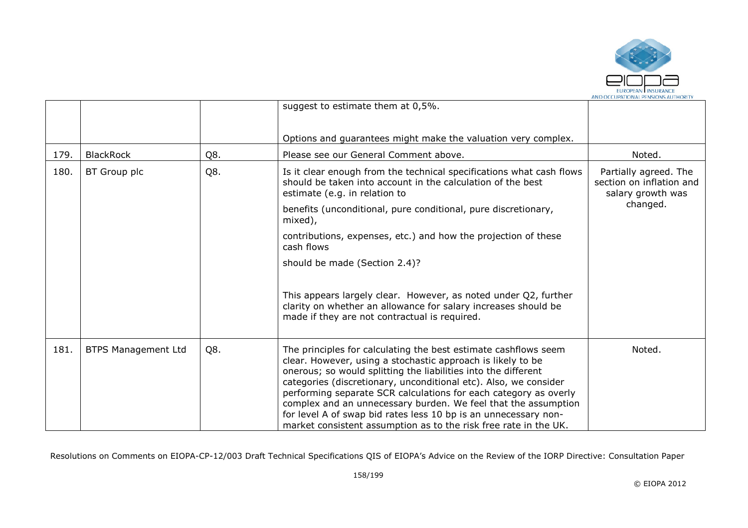| | | | | |
|---|---|---|---|---|
| | | | suggest to estimate them at 0,5%.<br><br>Options and guarantees might make the valuation very complex. | |
| 179. | BlackRock | Q8. | Please see our General Comment above. | Noted. |
| 180. | BT Group plc | Q8. | Is it clear enough from the technical specifications what cash flows should be taken into account in the calculation of the best estimate (e.g. in relation to<br><br>benefits (unconditional, pure conditional, pure discretionary, mixed),<br><br>contributions, expenses, etc.) and how the projection of these cash flows<br><br>should be made (Section 2.4)?<br><br>This appears largely clear. However, as noted under Q2, further clarity on whether an allowance for salary increases should be made if they are not contractual is required. | Partially agreed. The section on inflation and salary growth was changed. |
| 181. | BTPS Management Ltd | Q8. | The principles for calculating the best estimate cashflows seem clear. However, using a stochastic approach is likely to be onerous; so would splitting the liabilities into the different categories (discretionary, unconditional etc). Also, we consider performing separate SCR calculations for each category as overly complex and an unnecessary burden. We feel that the assumption for level A of swap bid rates less 10 bp is an unnecessary non-market consistent assumption as to the risk free rate in the UK. | Noted. |

Resolutions on Comments on EIOPA-CP-12/003 Draft Technical Specifications QIS of EIOPA's Advice on the Review of the IORP Directive: Consultation Paper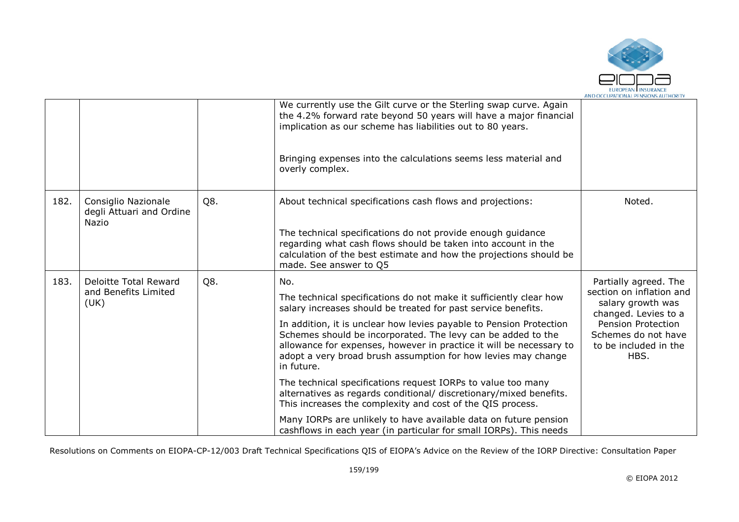|  |  |  | We currently use the Gilt curve or the Sterling swap curve. Again the 4.2% forward rate beyond 50 years will have a major financial implication as our scheme has liabilities out to 80 years.<br><br>Bringing expenses into the calculations seems less material and overly complex. |  |
|---|---|---|---|---|
| 182. | Consiglio Nazionale degli Attuari and Ordine Nazio | Q8. | About technical specifications cash flows and projections:<br><br>The technical specifications do not provide enough guidance regarding what cash flows should be taken into account in the calculation of the best estimate and how the projections should be made. See answer to Q5 | Noted. |
| 183. | Deloitte Total Reward and Benefits Limited (UK) | Q8. | No.<br><br>The technical specifications do not make it sufficiently clear how salary increases should be treated for past service benefits.<br><br>In addition, it is unclear how levies payable to Pension Protection Schemes should be incorporated. The levy can be added to the allowance for expenses, however in practice it will be necessary to adopt a very broad brush assumption for how levies may change in future.<br><br>The technical specifications request IORPs to value too many alternatives as regards conditional/ discretionary/mixed benefits. This increases the complexity and cost of the QIS process.<br><br>Many IORPs are unlikely to have available data on future pension cashflows in each year (in particular for small IORPs). This needs | Partially agreed. The section on inflation and salary growth was changed. Levies to a Pension Protection Schemes do not have to be included in the HBS. |

Resolutions on Comments on EIOPA-CP-12/003 Draft Technical Specifications QIS of EIOPA's Advice on the Review of the IORP Directive: Consultation Paper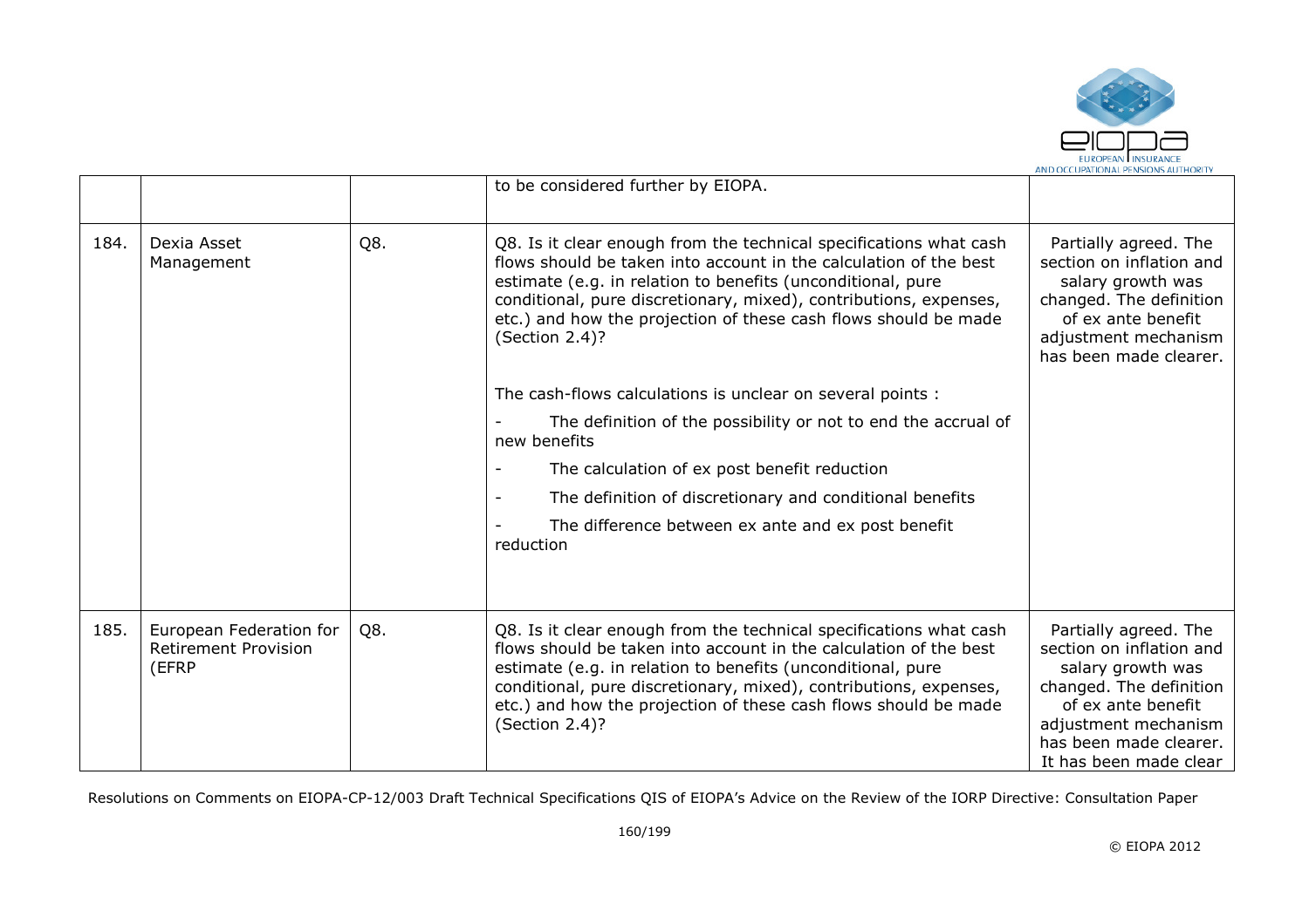|  |  |  | to be considered further by EIOPA. |  |
|---|---|---|---|---|
| 184. | Dexia Asset Management | Q8. | Q8. Is it clear enough from the technical specifications what cash flows should be taken into account in the calculation of the best estimate (e.g. in relation to benefits (unconditional, pure conditional, pure discretionary, mixed), contributions, expenses, etc.) and how the projection of these cash flows should be made (Section 2.4)?<br><br>The cash-flows calculations is unclear on several points :<br>- The definition of the possibility or not to end the accrual of new benefits<br>- The calculation of ex post benefit reduction<br>- The definition of discretionary and conditional benefits<br>- The difference between ex ante and ex post benefit reduction | Partially agreed. The section on inflation and salary growth was changed. The definition of ex ante benefit adjustment mechanism has been made clearer. |
| 185. | European Federation for Retirement Provision (EFRP | Q8. | Q8. Is it clear enough from the technical specifications what cash flows should be taken into account in the calculation of the best estimate (e.g. in relation to benefits (unconditional, pure conditional, pure discretionary, mixed), contributions, expenses, etc.) and how the projection of these cash flows should be made (Section 2.4)? | Partially agreed. The section on inflation and salary growth was changed. The definition of ex ante benefit adjustment mechanism has been made clearer. It has been made clear |

Resolutions on Comments on EIOPA-CP-12/003 Draft Technical Specifications QIS of EIOPA's Advice on the Review of the IORP Directive: Consultation Paper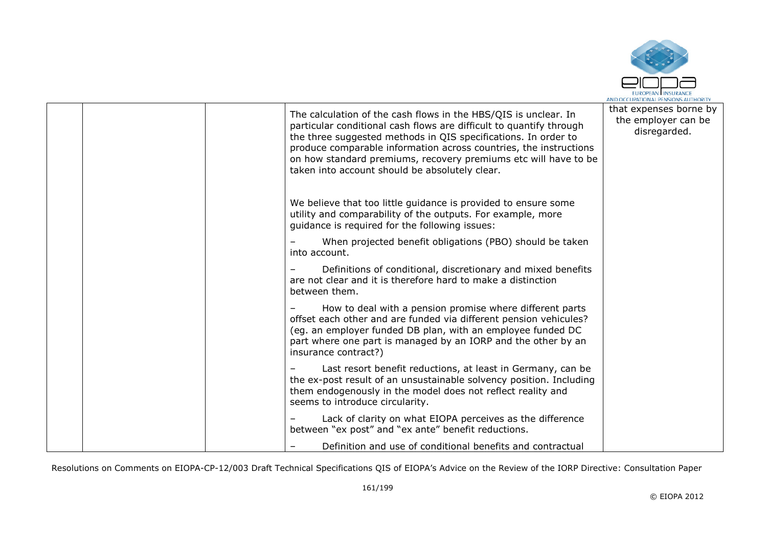|  |  |  | The calculation of the cash flows in the HBS/QIS is unclear. In particular conditional cash flows are difficult to quantify through the three suggested methods in QIS specifications. In order to produce comparable information across countries, the instructions on how standard premiums, recovery premiums etc will have to be taken into account should be absolutely clear.<br><br>We believe that too little guidance is provided to ensure some utility and comparability of the outputs. For example, more guidance is required for the following issues:<br><br>– When projected benefit obligations (PBO) should be taken into account.<br><br>– Definitions of conditional, discretionary and mixed benefits are not clear and it is therefore hard to make a distinction between them.<br><br>– How to deal with a pension promise where different parts offset each other and are funded via different pension vehicules? (eg. an employer funded DB plan, with an employee funded DC part where one part is managed by an IORP and the other by an insurance contract?)<br><br>– Last resort benefit reductions, at least in Germany, can be the ex-post result of an unsustainable solvency position. Including them endogenously in the model does not reflect reality and seems to introduce circularity.<br><br>– Lack of clarity on what EIOPA perceives as the difference between "ex post" and "ex ante" benefit reductions.<br><br>– Definition and use of conditional benefits and contractual | that expenses borne by the employer can be disregarded. |
|---|---|---|---|---|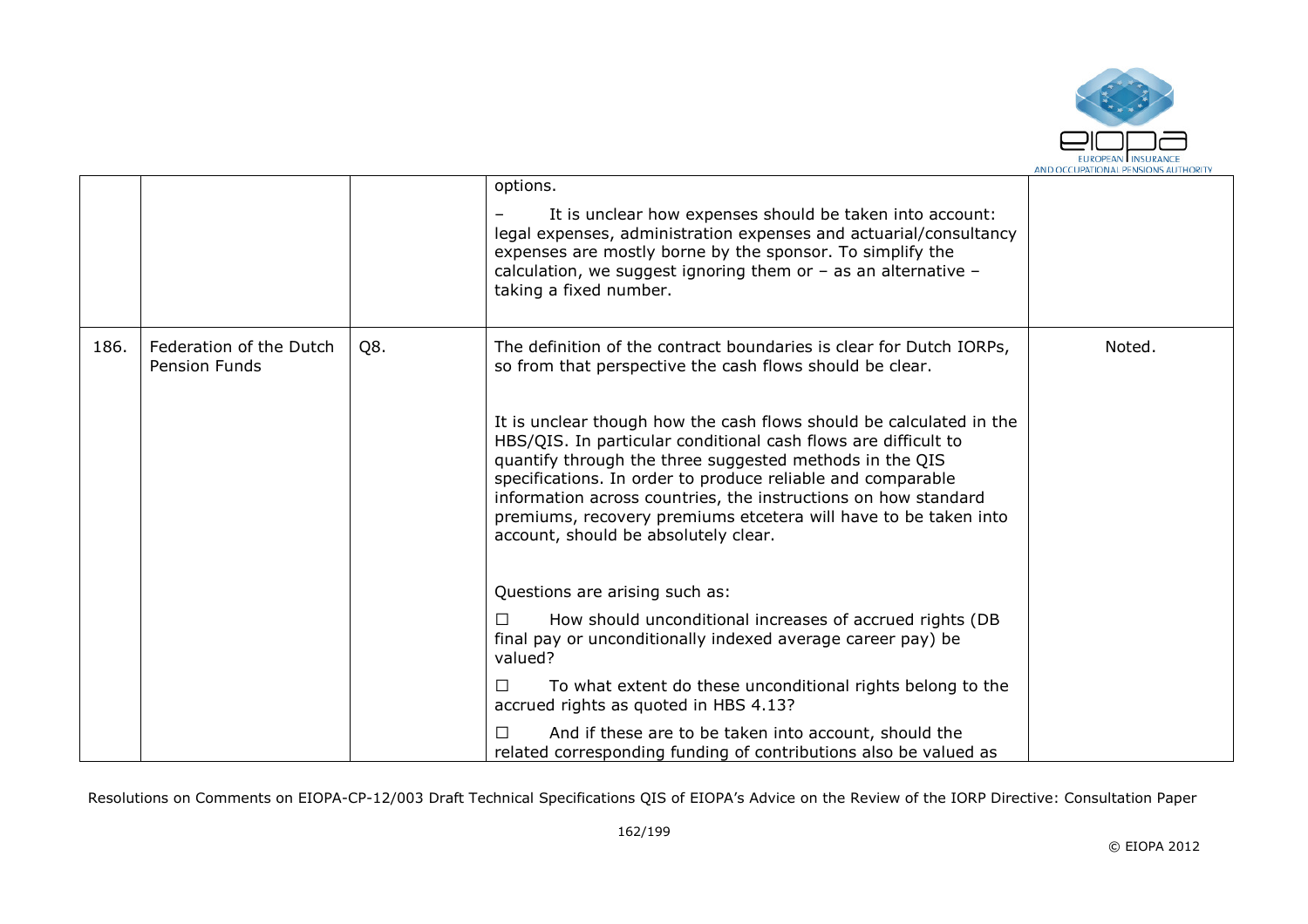|  |  |  |  |  |
|---|---|---|---|---|
|  |  |  | options.<br><br>– It is unclear how expenses should be taken into account: legal expenses, administration expenses and actuarial/consultancy expenses are mostly borne by the sponsor. To simplify the calculation, we suggest ignoring them or – as an alternative – taking a fixed number. |  |
| 186. | Federation of the Dutch Pension Funds | Q8. | The definition of the contract boundaries is clear for Dutch IORPs, so from that perspective the cash flows should be clear.<br><br>It is unclear though how the cash flows should be calculated in the HBS/QIS. In particular conditional cash flows are difficult to quantify through the three suggested methods in the QIS specifications. In order to produce reliable and comparable information across countries, the instructions on how standard premiums, recovery premiums etcetera will have to be taken into account, should be absolutely clear.<br><br>Questions are arising such as:<br><br>☐ How should unconditional increases of accrued rights (DB final pay or unconditionally indexed average career pay) be valued?<br><br>☐ To what extent do these unconditional rights belong to the accrued rights as quoted in HBS 4.13?<br><br>☐ And if these are to be taken into account, should the related corresponding funding of contributions also be valued as | Noted. |

Resolutions on Comments on EIOPA-CP-12/003 Draft Technical Specifications QIS of EIOPA's Advice on the Review of the IORP Directive: Consultation Paper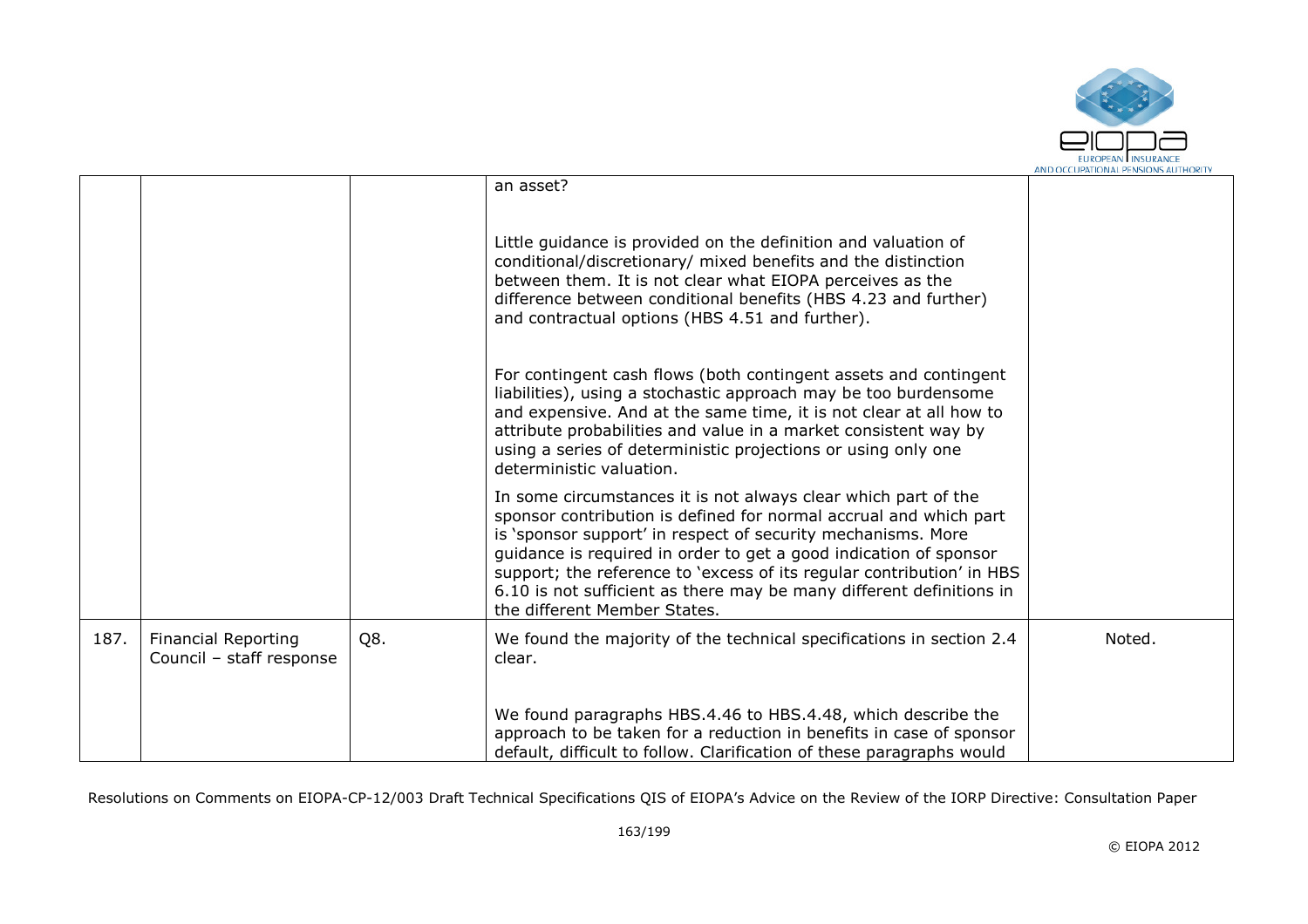|  |  |  | an asset?<br><br>Little guidance is provided on the definition and valuation of conditional/discretionary/ mixed benefits and the distinction between them. It is not clear what EIOPA perceives as the difference between conditional benefits (HBS 4.23 and further) and contractual options (HBS 4.51 and further).<br><br>For contingent cash flows (both contingent assets and contingent liabilities), using a stochastic approach may be too burdensome and expensive. And at the same time, it is not clear at all how to attribute probabilities and value in a market consistent way by using a series of deterministic projections or using only one deterministic valuation.<br><br>In some circumstances it is not always clear which part of the sponsor contribution is defined for normal accrual and which part is 'sponsor support' in respect of security mechanisms. More guidance is required in order to get a good indication of sponsor support; the reference to 'excess of its regular contribution' in HBS 6.10 is not sufficient as there may be many different definitions in the different Member States. |  |
|---|---|---|---|---|
| 187. | Financial Reporting Council – staff response | Q8. | We found the majority of the technical specifications in section 2.4 clear.<br><br>We found paragraphs HBS.4.46 to HBS.4.48, which describe the approach to be taken for a reduction in benefits in case of sponsor default, difficult to follow. Clarification of these paragraphs would | Noted. |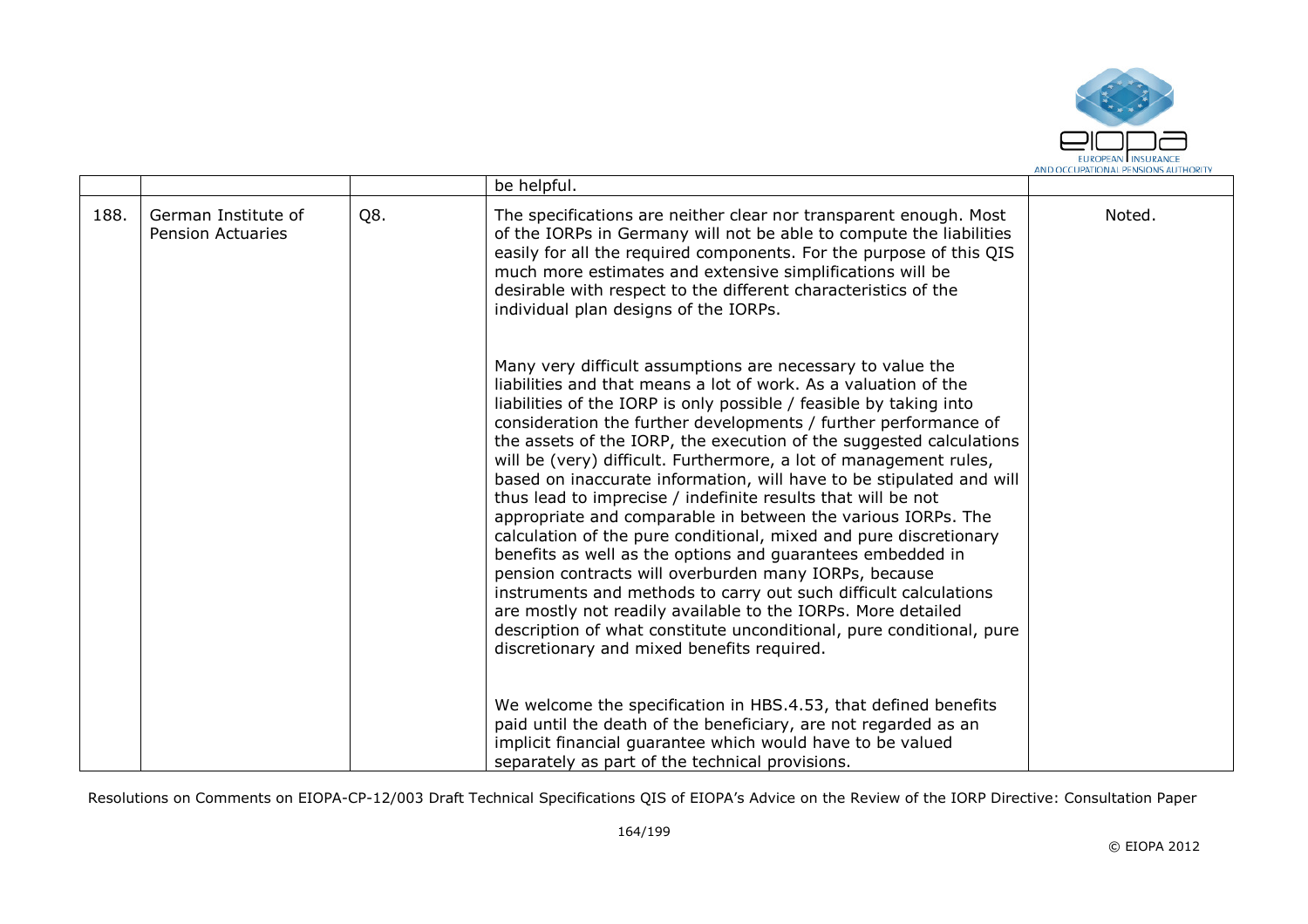|  |  |  | be helpful. |  |
|---|---|---|---|---|
| 188. | German Institute of Pension Actuaries | Q8. | The specifications are neither clear nor transparent enough. Most of the IORPs in Germany will not be able to compute the liabilities easily for all the required components. For the purpose of this QIS much more estimates and extensive simplifications will be desirable with respect to the different characteristics of the individual plan designs of the IORPs.<br><br>Many very difficult assumptions are necessary to value the liabilities and that means a lot of work. As a valuation of the liabilities of the IORP is only possible / feasible by taking into consideration the further developments / further performance of the assets of the IORP, the execution of the suggested calculations will be (very) difficult. Furthermore, a lot of management rules, based on inaccurate information, will have to be stipulated and will thus lead to imprecise / indefinite results that will be not appropriate and comparable in between the various IORPs. The calculation of the pure conditional, mixed and pure discretionary benefits as well as the options and guarantees embedded in pension contracts will overburden many IORPs, because instruments and methods to carry out such difficult calculations are mostly not readily available to the IORPs. More detailed description of what constitute unconditional, pure conditional, pure discretionary and mixed benefits required.<br><br>We welcome the specification in HBS.4.53, that defined benefits paid until the death of the beneficiary, are not regarded as an implicit financial guarantee which would have to be valued separately as part of the technical provisions. | Noted. |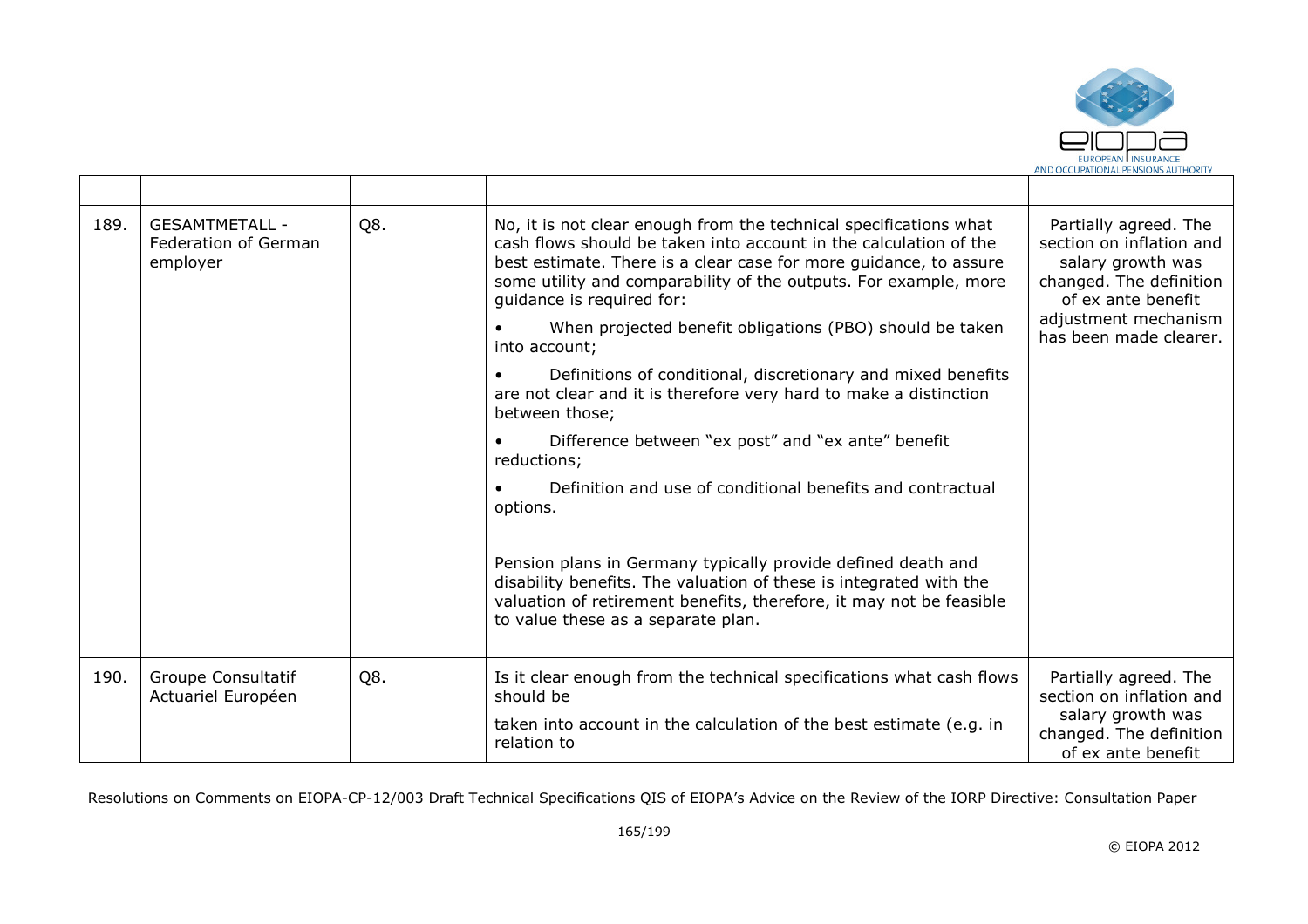|  |  |  |  |  |
|---|---|---|---|---|
| 189. | GESAMTMETALL - Federation of German employer | Q8. | No, it is not clear enough from the technical specifications what cash flows should be taken into account in the calculation of the best estimate. There is a clear case for more guidance, to assure some utility and comparability of the outputs. For example, more guidance is required for:<br>• When projected benefit obligations (PBO) should be taken into account;<br>• Definitions of conditional, discretionary and mixed benefits are not clear and it is therefore very hard to make a distinction between those;<br>• Difference between "ex post" and "ex ante" benefit reductions;<br>• Definition and use of conditional benefits and contractual options.<br><br>Pension plans in Germany typically provide defined death and disability benefits. The valuation of these is integrated with the valuation of retirement benefits, therefore, it may not be feasible to value these as a separate plan. | Partially agreed. The section on inflation and salary growth was changed. The definition of ex ante benefit adjustment mechanism has been made clearer. |
| 190. | Groupe Consultatif Actuariel Européen | Q8. | Is it clear enough from the technical specifications what cash flows should be<br>taken into account in the calculation of the best estimate (e.g. in relation to | Partially agreed. The section on inflation and salary growth was changed. The definition of ex ante benefit |

Resolutions on Comments on EIOPA-CP-12/003 Draft Technical Specifications QIS of EIOPA's Advice on the Review of the IORP Directive: Consultation Paper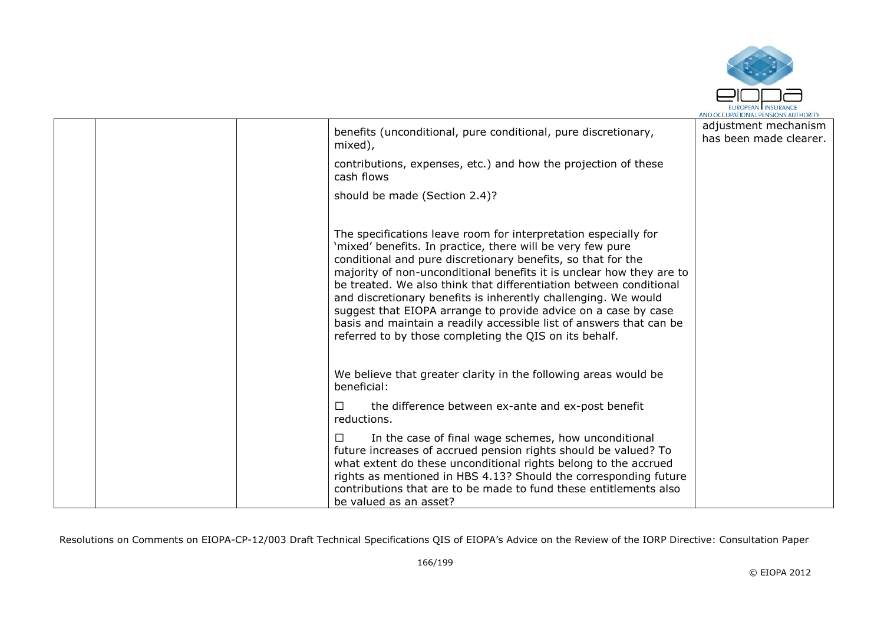|  |  |  | benefits (unconditional, pure conditional, pure discretionary, mixed),<br><br>contributions, expenses, etc.) and how the projection of these cash flows<br><br>should be made (Section 2.4)?<br><br>The specifications leave room for interpretation especially for 'mixed' benefits. In practice, there will be very few pure conditional and pure discretionary benefits, so that for the majority of non-unconditional benefits it is unclear how they are to be treated. We also think that differentiation between conditional and discretionary benefits is inherently challenging. We would suggest that EIOPA arrange to provide advice on a case by case basis and maintain a readily accessible list of answers that can be referred to by those completing the QIS on its behalf.<br><br>We believe that greater clarity in the following areas would be beneficial:<br><br>☐ the difference between ex-ante and ex-post benefit reductions.<br><br>☐ In the case of final wage schemes, how unconditional future increases of accrued pension rights should be valued? To what extent do these unconditional rights belong to the accrued rights as mentioned in HBS 4.13? Should the corresponding future contributions that are to be made to fund these entitlements also be valued as an asset? | adjustment mechanism has been made clearer. |
|---|---|---|---|---|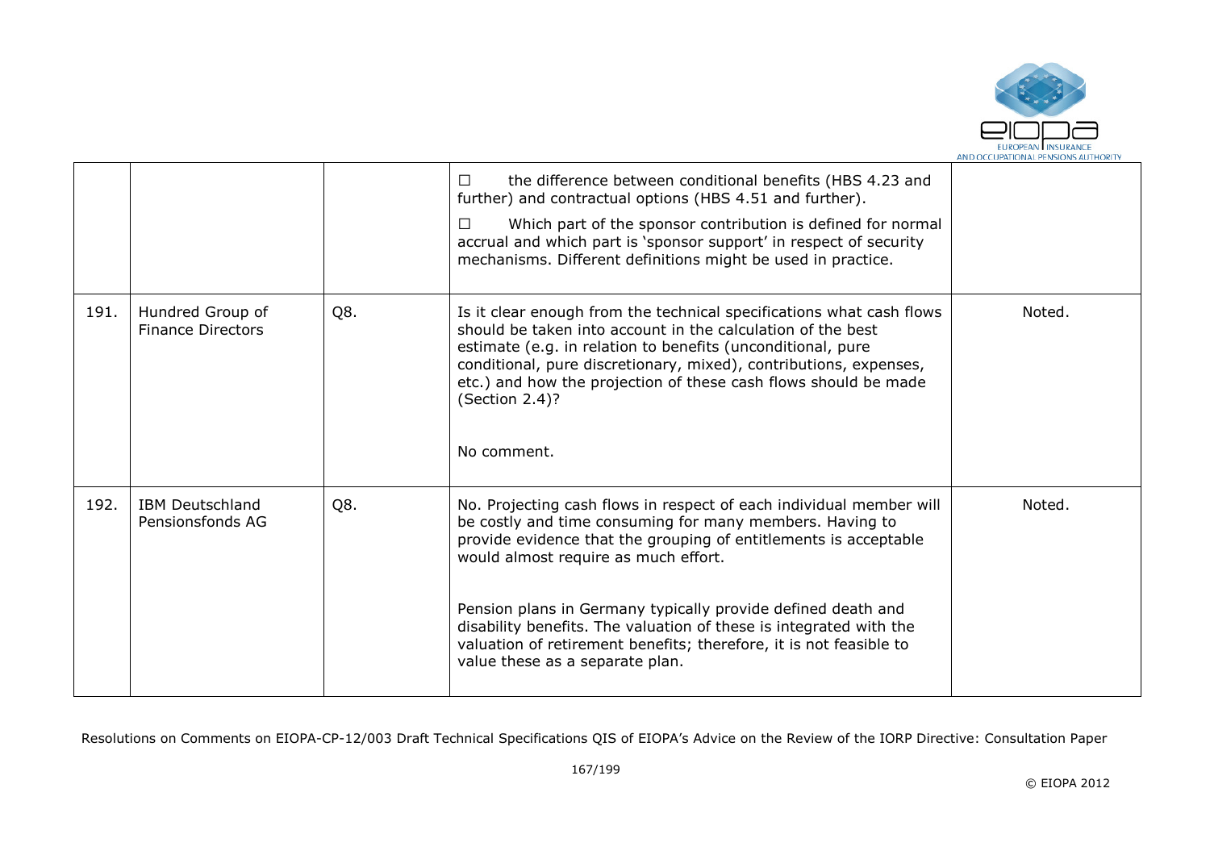|  |  |  |  |  |
| --- | --- | --- | --- | --- |
|  |  |  | ☐ the difference between conditional benefits (HBS 4.23 and further) and contractual options (HBS 4.51 and further).<br><br>☐ Which part of the sponsor contribution is defined for normal accrual and which part is 'sponsor support' in respect of security mechanisms. Different definitions might be used in practice. |  |
| 191. | Hundred Group of Finance Directors | Q8. | Is it clear enough from the technical specifications what cash flows should be taken into account in the calculation of the best estimate (e.g. in relation to benefits (unconditional, pure conditional, pure discretionary, mixed), contributions, expenses, etc.) and how the projection of these cash flows should be made (Section 2.4)?<br><br>No comment. | Noted. |
| 192. | IBM Deutschland Pensionsfonds AG | Q8. | No. Projecting cash flows in respect of each individual member will be costly and time consuming for many members. Having to provide evidence that the grouping of entitlements is acceptable would almost require as much effort.<br><br>Pension plans in Germany typically provide defined death and disability benefits. The valuation of these is integrated with the valuation of retirement benefits; therefore, it is not feasible to value these as a separate plan. | Noted. |

Resolutions on Comments on EIOPA-CP-12/003 Draft Technical Specifications QIS of EIOPA's Advice on the Review of the IORP Directive: Consultation Paper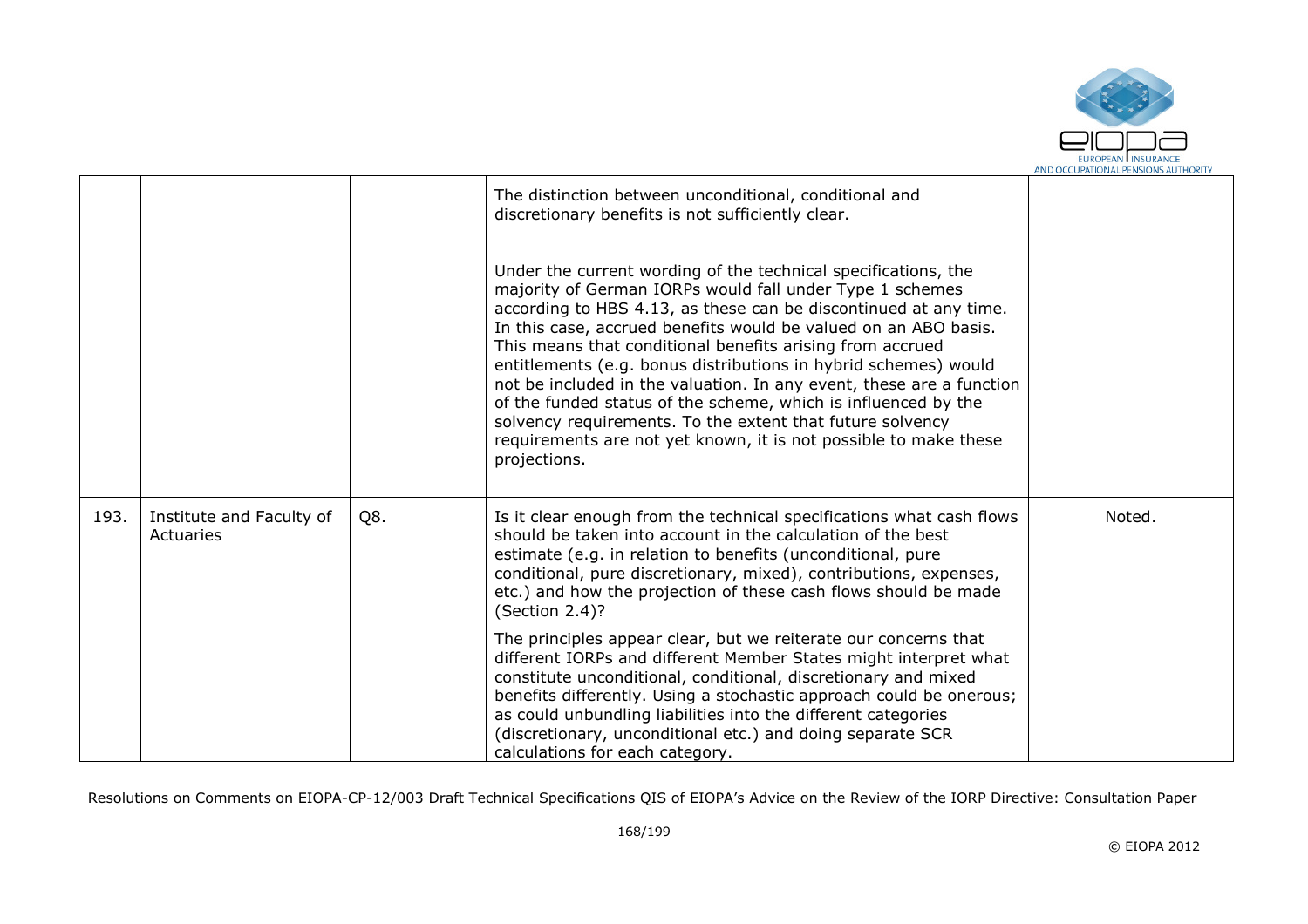|  |  |  | The distinction between unconditional, conditional and discretionary benefits is not sufficiently clear.<br><br>Under the current wording of the technical specifications, the majority of German IORPs would fall under Type 1 schemes according to HBS 4.13, as these can be discontinued at any time. In this case, accrued benefits would be valued on an ABO basis. This means that conditional benefits arising from accrued entitlements (e.g. bonus distributions in hybrid schemes) would not be included in the valuation. In any event, these are a function of the funded status of the scheme, which is influenced by the solvency requirements. To the extent that future solvency requirements are not yet known, it is not possible to make these projections. |  |
|---|---|---|---|---|
| 193. | Institute and Faculty of Actuaries | Q8. | Is it clear enough from the technical specifications what cash flows should be taken into account in the calculation of the best estimate (e.g. in relation to benefits (unconditional, pure conditional, pure discretionary, mixed), contributions, expenses, etc.) and how the projection of these cash flows should be made (Section 2.4)?<br><br>The principles appear clear, but we reiterate our concerns that different IORPs and different Member States might interpret what constitute unconditional, conditional, discretionary and mixed benefits differently. Using a stochastic approach could be onerous; as could unbundling liabilities into the different categories (discretionary, unconditional etc.) and doing separate SCR calculations for each category. | Noted. |

Resolutions on Comments on EIOPA-CP-12/003 Draft Technical Specifications QIS of EIOPA's Advice on the Review of the IORP Directive: Consultation Paper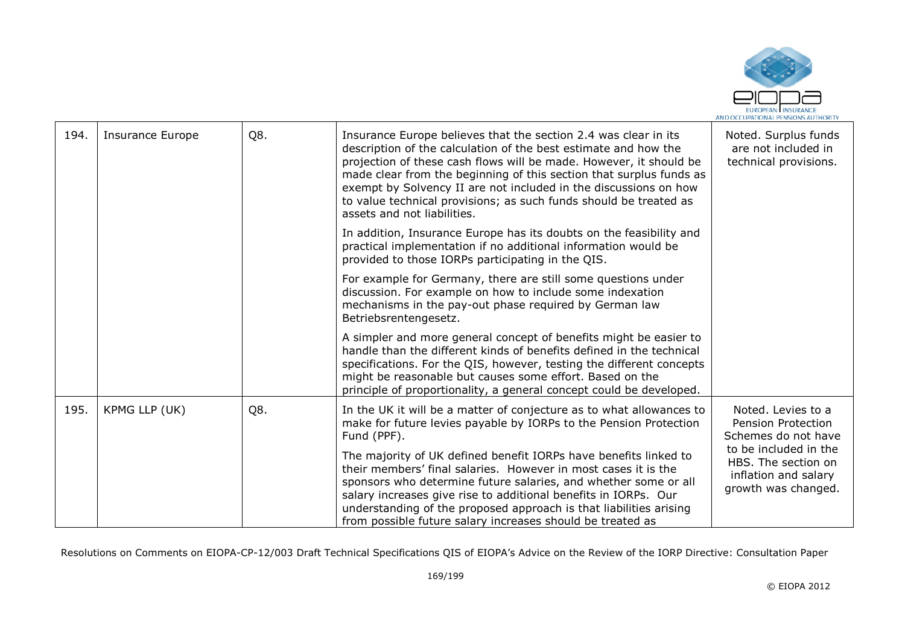| 194. | Insurance Europe | Q8. | Insurance Europe believes that the section 2.4 was clear in its description of the calculation of the best estimate and how the projection of these cash flows will be made. However, it should be made clear from the beginning of this section that surplus funds as exempt by Solvency II are not included in the discussions on how to value technical provisions; as such funds should be treated as assets and not liabilities.<br><br>In addition, Insurance Europe has its doubts on the feasibility and practical implementation if no additional information would be provided to those IORPs participating in the QIS.<br><br>For example for Germany, there are still some questions under discussion. For example on how to include some indexation mechanisms in the pay-out phase required by German law Betriebsrentengesetz.<br><br>A simpler and more general concept of benefits might be easier to handle than the different kinds of benefits defined in the technical specifications. For the QIS, however, testing the different concepts might be reasonable but causes some effort. Based on the principle of proportionality, a general concept could be developed. | Noted. Surplus funds are not included in technical provisions. |
|---|---|---|---|---|
| 195. | KPMG LLP (UK) | Q8. | In the UK it will be a matter of conjecture as to what allowances to make for future levies payable by IORPs to the Pension Protection Fund (PPF).<br><br>The majority of UK defined benefit IORPs have benefits linked to their members' final salaries. However in most cases it is the sponsors who determine future salaries, and whether some or all salary increases give rise to additional benefits in IORPs. Our understanding of the proposed approach is that liabilities arising from possible future salary increases should be treated as | Noted. Levies to a Pension Protection Schemes do not have to be included in the HBS. The section on inflation and salary growth was changed. |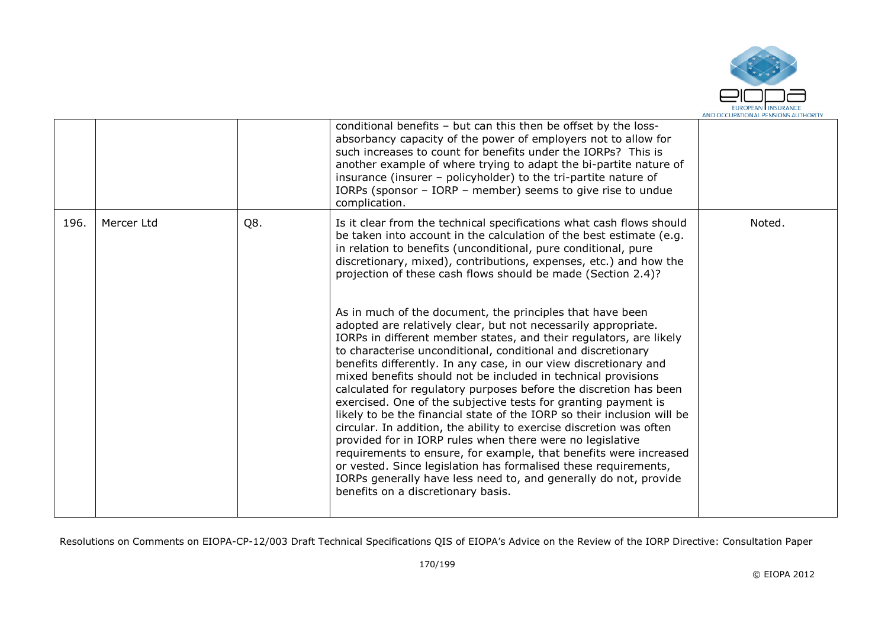|  |  |  |  |  |
|---|---|---|---|---|
|  |  |  | conditional benefits – but can this then be offset by the loss-absorbancy capacity of the power of employers not to allow for such increases to count for benefits under the IORPs? This is another example of where trying to adapt the bi-partite nature of insurance (insurer – policyholder) to the tri-partite nature of IORPs (sponsor – IORP – member) seems to give rise to undue complication. |  |
| 196. | Mercer Ltd | Q8. | Is it clear from the technical specifications what cash flows should be taken into account in the calculation of the best estimate (e.g. in relation to benefits (unconditional, pure conditional, pure discretionary, mixed), contributions, expenses, etc.) and how the projection of these cash flows should be made (Section 2.4)?<br><br>As in much of the document, the principles that have been adopted are relatively clear, but not necessarily appropriate. IORPs in different member states, and their regulators, are likely to characterise unconditional, conditional and discretionary benefits differently. In any case, in our view discretionary and mixed benefits should not be included in technical provisions calculated for regulatory purposes before the discretion has been exercised. One of the subjective tests for granting payment is likely to be the financial state of the IORP so their inclusion will be circular. In addition, the ability to exercise discretion was often provided for in IORP rules when there were no legislative requirements to ensure, for example, that benefits were increased or vested. Since legislation has formalised these requirements, IORPs generally have less need to, and generally do not, provide benefits on a discretionary basis. | Noted. |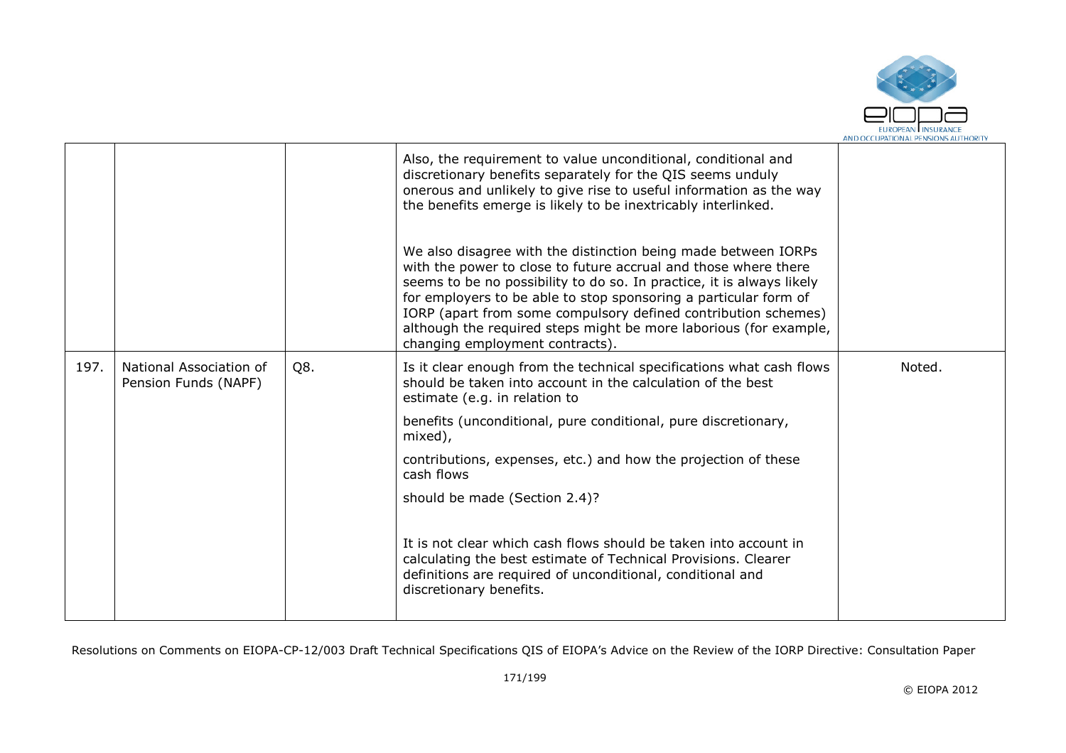|  |  |  | Also, the requirement to value unconditional, conditional and discretionary benefits separately for the QIS seems unduly onerous and unlikely to give rise to useful information as the way the benefits emerge is likely to be inextricably interlinked.<br><br>We also disagree with the distinction being made between IORPs with the power to close to future accrual and those where there seems to be no possibility to do so. In practice, it is always likely for employers to be able to stop sponsoring a particular form of IORP (apart from some compulsory defined contribution schemes) although the required steps might be more laborious (for example, changing employment contracts). |  |
|---|---|---|---|---|
| 197. | National Association of Pension Funds (NAPF) | Q8. | Is it clear enough from the technical specifications what cash flows should be taken into account in the calculation of the best estimate (e.g. in relation to<br><br>benefits (unconditional, pure conditional, pure discretionary, mixed),<br><br>contributions, expenses, etc.) and how the projection of these cash flows<br><br>should be made (Section 2.4)?<br><br>It is not clear which cash flows should be taken into account in calculating the best estimate of Technical Provisions. Clearer definitions are required of unconditional, conditional and discretionary benefits. | Noted. |

Resolutions on Comments on EIOPA-CP-12/003 Draft Technical Specifications QIS of EIOPA's Advice on the Review of the IORP Directive: Consultation Paper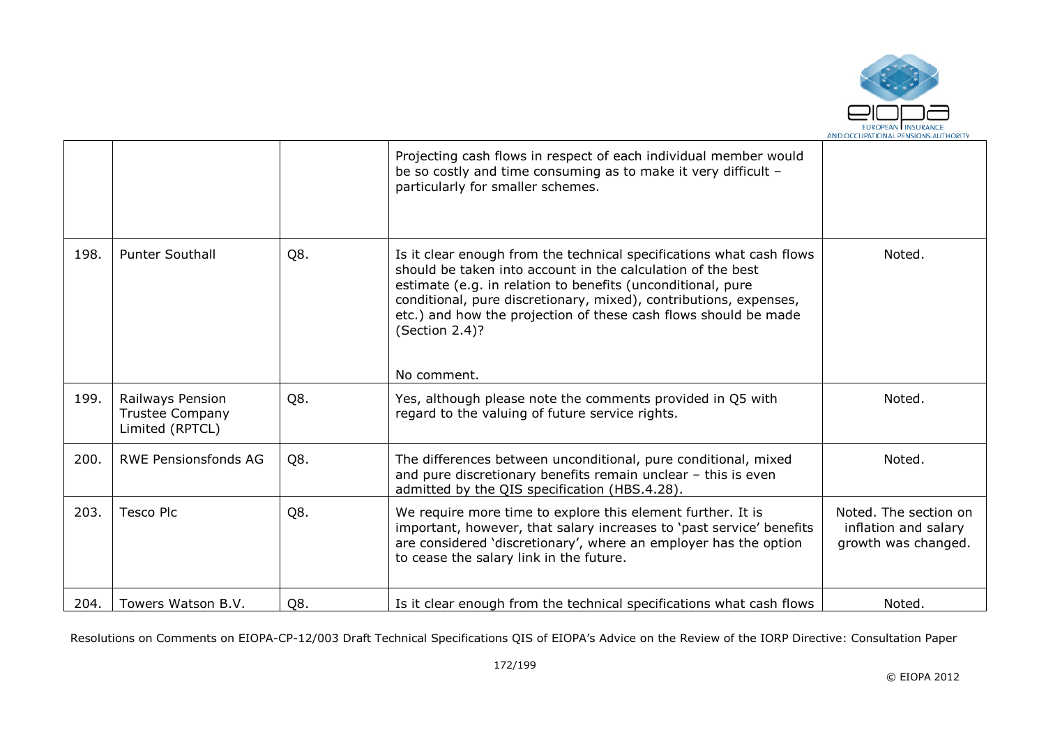| | | | | |
|---|---|---|---|---|
| | | | Projecting cash flows in respect of each individual member would be so costly and time consuming as to make it very difficult – particularly for smaller schemes. | |
| 198. | Punter Southall | Q8. | Is it clear enough from the technical specifications what cash flows should be taken into account in the calculation of the best estimate (e.g. in relation to benefits (unconditional, pure conditional, pure discretionary, mixed), contributions, expenses, etc.) and how the projection of these cash flows should be made (Section 2.4)?<br><br>No comment. | Noted. |
| 199. | Railways Pension Trustee Company Limited (RPTCL) | Q8. | Yes, although please note the comments provided in Q5 with regard to the valuing of future service rights. | Noted. |
| 200. | RWE Pensionsfonds AG | Q8. | The differences between unconditional, pure conditional, mixed and pure discretionary benefits remain unclear – this is even admitted by the QIS specification (HBS.4.28). | Noted. |
| 203. | Tesco Plc | Q8. | We require more time to explore this element further. It is important, however, that salary increases to 'past service' benefits are considered 'discretionary', where an employer has the option to cease the salary link in the future. | Noted. The section on inflation and salary growth was changed. |
| 204. | Towers Watson B.V. | Q8. | Is it clear enough from the technical specifications what cash flows | Noted. |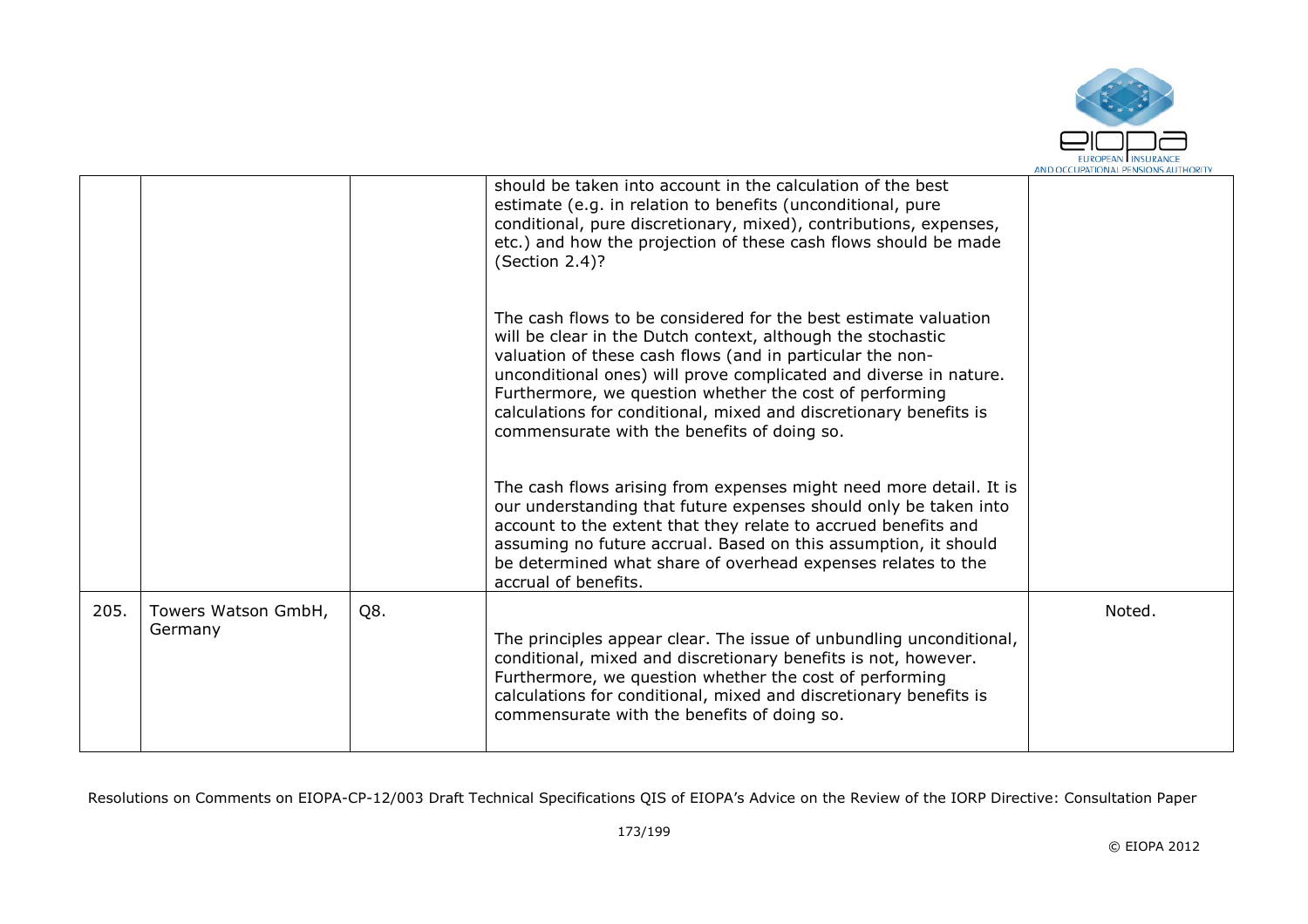| | | | | |
|---|---|---|---|---|
| | | | should be taken into account in the calculation of the best estimate (e.g. in relation to benefits (unconditional, pure conditional, pure discretionary, mixed), contributions, expenses, etc.) and how the projection of these cash flows should be made (Section 2.4)?<br><br>The cash flows to be considered for the best estimate valuation will be clear in the Dutch context, although the stochastic valuation of these cash flows (and in particular the non-unconditional ones) will prove complicated and diverse in nature. Furthermore, we question whether the cost of performing calculations for conditional, mixed and discretionary benefits is commensurate with the benefits of doing so.<br><br>The cash flows arising from expenses might need more detail. It is our understanding that future expenses should only be taken into account to the extent that they relate to accrued benefits and assuming no future accrual. Based on this assumption, it should be determined what share of overhead expenses relates to the accrual of benefits. | |
| 205. | Towers Watson GmbH, Germany | Q8. | The principles appear clear. The issue of unbundling unconditional, conditional, mixed and discretionary benefits is not, however. Furthermore, we question whether the cost of performing calculations for conditional, mixed and discretionary benefits is commensurate with the benefits of doing so. | Noted. |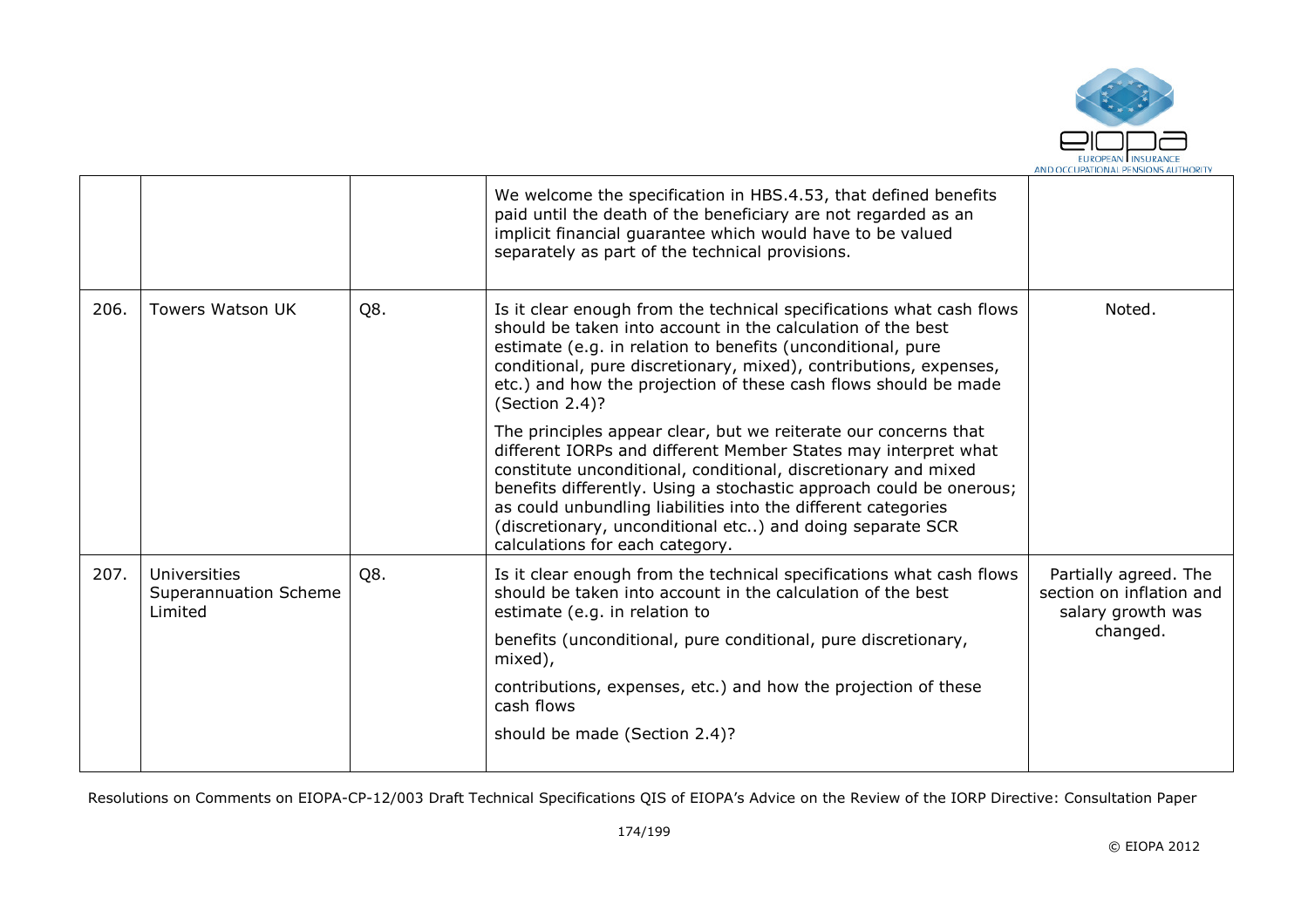| | | | | |
|---|---|---|---|---|
| | | | We welcome the specification in HBS.4.53, that defined benefits paid until the death of the beneficiary are not regarded as an implicit financial guarantee which would have to be valued separately as part of the technical provisions. | |
| 206. | Towers Watson UK | Q8. | Is it clear enough from the technical specifications what cash flows should be taken into account in the calculation of the best estimate (e.g. in relation to benefits (unconditional, pure conditional, pure discretionary, mixed), contributions, expenses, etc.) and how the projection of these cash flows should be made (Section 2.4)?<br><br>The principles appear clear, but we reiterate our concerns that different IORPs and different Member States may interpret what constitute unconditional, conditional, discretionary and mixed benefits differently. Using a stochastic approach could be onerous; as could unbundling liabilities into the different categories (discretionary, unconditional etc..) and doing separate SCR calculations for each category. | Noted. |
| 207. | Universities Superannuation Scheme Limited | Q8. | Is it clear enough from the technical specifications what cash flows should be taken into account in the calculation of the best estimate (e.g. in relation to<br><br>benefits (unconditional, pure conditional, pure discretionary, mixed),<br><br>contributions, expenses, etc.) and how the projection of these cash flows<br><br>should be made (Section 2.4)? | Partially agreed. The section on inflation and salary growth was changed. |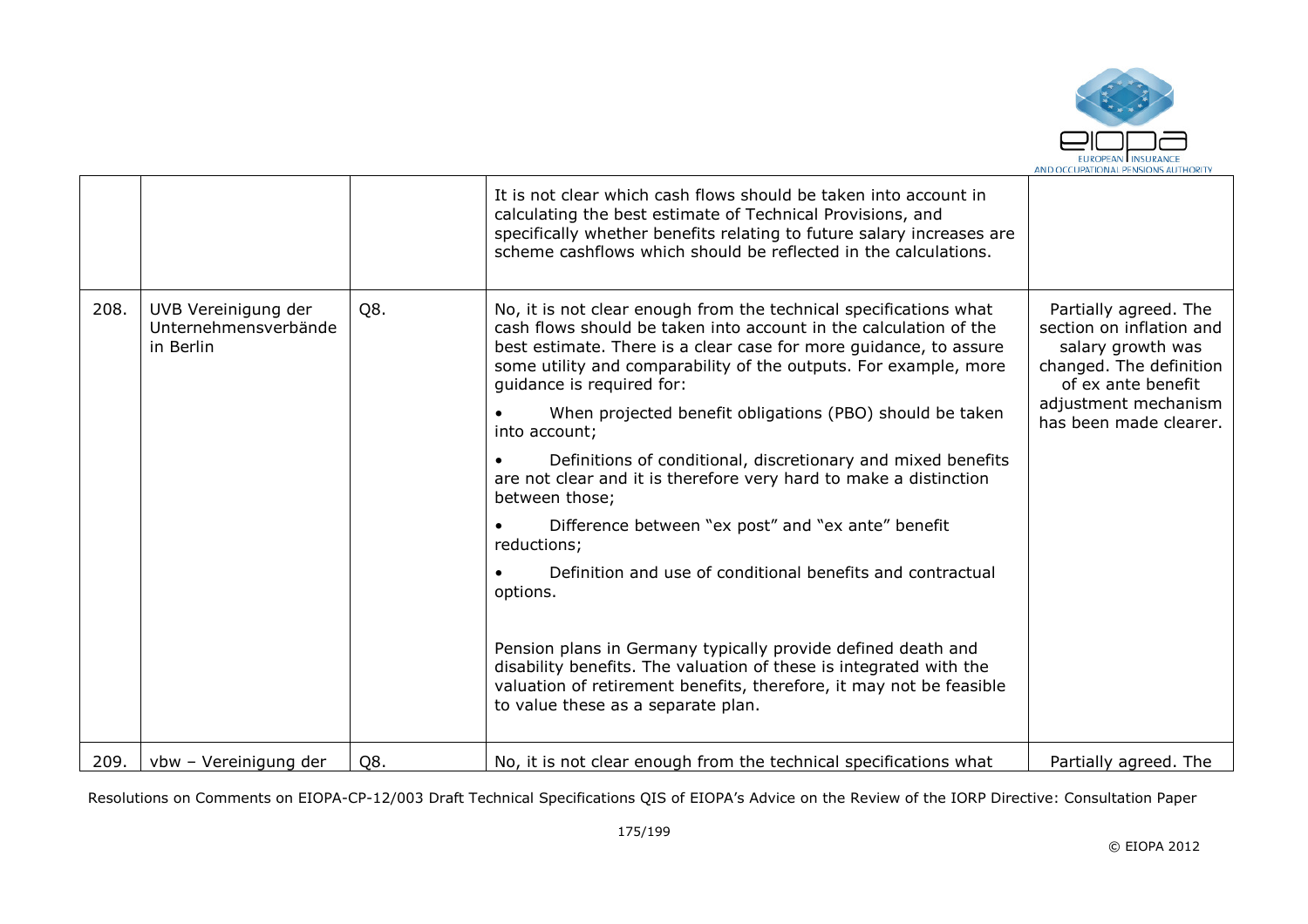|  |  |  | It is not clear which cash flows should be taken into account in calculating the best estimate of Technical Provisions, and specifically whether benefits relating to future salary increases are scheme cashflows which should be reflected in the calculations. |  |
|---|---|---|---|---|
| 208. | UVB Vereinigung der Unternehmensverbände in Berlin | Q8. | No, it is not clear enough from the technical specifications what cash flows should be taken into account in the calculation of the best estimate. There is a clear case for more guidance, to assure some utility and comparability of the outputs. For example, more guidance is required for:<br><br>• When projected benefit obligations (PBO) should be taken into account;<br><br>• Definitions of conditional, discretionary and mixed benefits are not clear and it is therefore very hard to make a distinction between those;<br><br>• Difference between "ex post" and "ex ante" benefit reductions;<br><br>• Definition and use of conditional benefits and contractual options.<br><br>Pension plans in Germany typically provide defined death and disability benefits. The valuation of these is integrated with the valuation of retirement benefits, therefore, it may not be feasible to value these as a separate plan. | Partially agreed. The section on inflation and salary growth was changed. The definition of ex ante benefit adjustment mechanism has been made clearer. |
| 209. | vbw – Vereinigung der | Q8. | No, it is not clear enough from the technical specifications what | Partially agreed. The |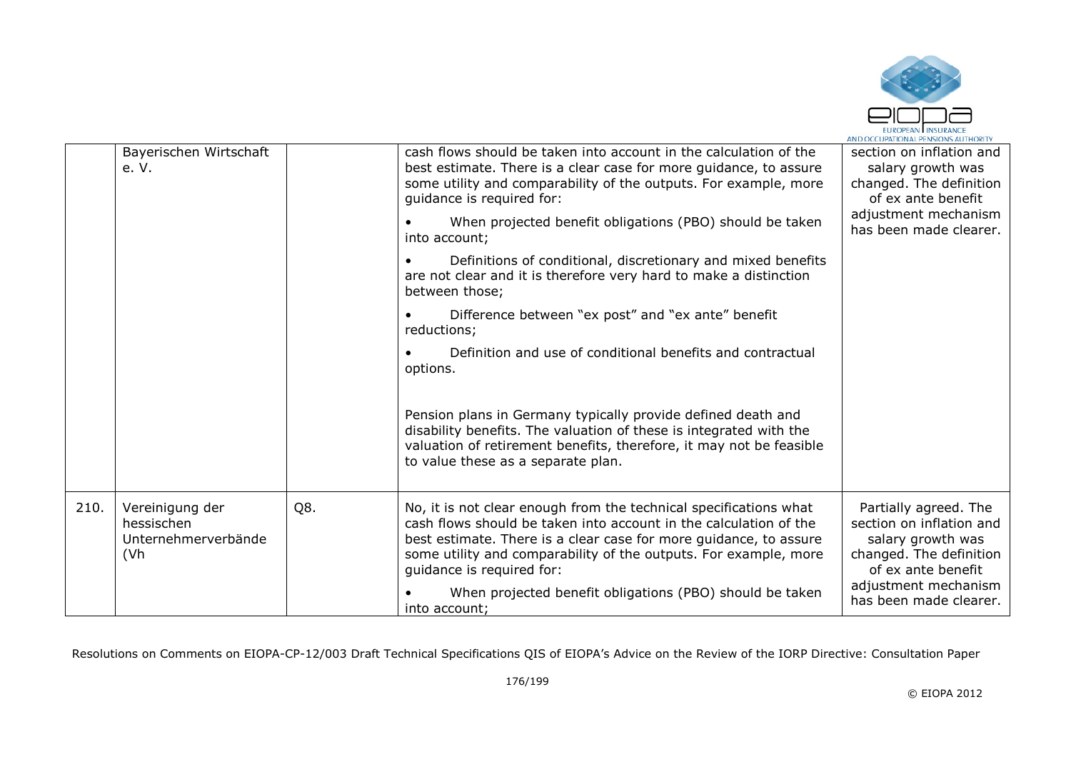| | Bayerischen Wirtschaft e. V. | | cash flows should be taken into account in the calculation of the best estimate. There is a clear case for more guidance, to assure some utility and comparability of the outputs. For example, more guidance is required for:<br><br>• When projected benefit obligations (PBO) should be taken into account;<br><br>• Definitions of conditional, discretionary and mixed benefits are not clear and it is therefore very hard to make a distinction between those;<br><br>• Difference between "ex post" and "ex ante" benefit reductions;<br><br>• Definition and use of conditional benefits and contractual options.<br><br>Pension plans in Germany typically provide defined death and disability benefits. The valuation of these is integrated with the valuation of retirement benefits, therefore, it may not be feasible to value these as a separate plan. | section on inflation and salary growth was changed. The definition of ex ante benefit adjustment mechanism has been made clearer. |
|---|---|---|---|---|
| 210. | Vereinigung der hessischen Unternehmerverbände (Vh | Q8. | No, it is not clear enough from the technical specifications what cash flows should be taken into account in the calculation of the best estimate. There is a clear case for more guidance, to assure some utility and comparability of the outputs. For example, more guidance is required for:<br><br>• When projected benefit obligations (PBO) should be taken into account; | Partially agreed. The section on inflation and salary growth was changed. The definition of ex ante benefit adjustment mechanism has been made clearer. |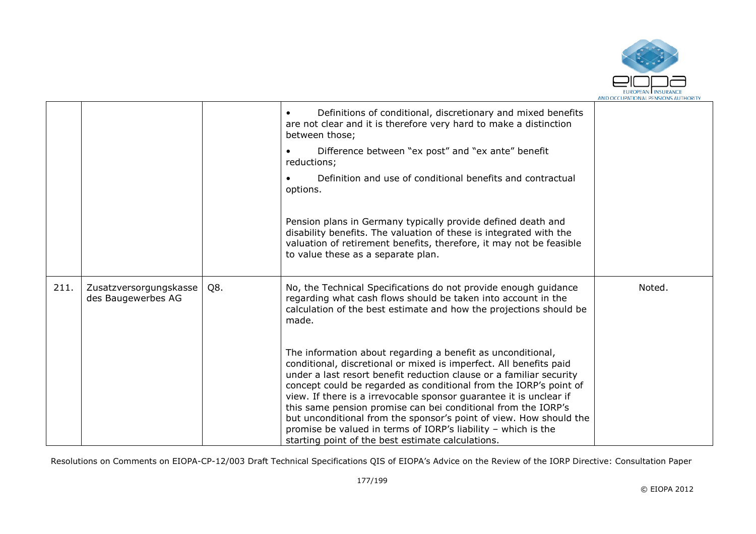| | | | | |
|---|---|---|---|---|
| | | | • Definitions of conditional, discretionary and mixed benefits are not clear and it is therefore very hard to make a distinction between those;<br><br>• Difference between "ex post" and "ex ante" benefit reductions;<br><br>• Definition and use of conditional benefits and contractual options.<br><br>Pension plans in Germany typically provide defined death and disability benefits. The valuation of these is integrated with the valuation of retirement benefits, therefore, it may not be feasible to value these as a separate plan. | |
| 211. | Zusatzversorgungskasse des Baugewerbes AG | Q8. | No, the Technical Specifications do not provide enough guidance regarding what cash flows should be taken into account in the calculation of the best estimate and how the projections should be made.<br><br>The information about regarding a benefit as unconditional, conditional, discretional or mixed is imperfect. All benefits paid under a last resort benefit reduction clause or a familiar security concept could be regarded as conditional from the IORP's point of view. If there is a irrevocable sponsor guarantee it is unclear if this same pension promise can bei conditional from the IORP's but unconditional from the sponsor's point of view. How should the promise be valued in terms of IORP's liability – which is the starting point of the best estimate calculations. | Noted. |

Resolutions on Comments on EIOPA-CP-12/003 Draft Technical Specifications QIS of EIOPA's Advice on the Review of the IORP Directive: Consultation Paper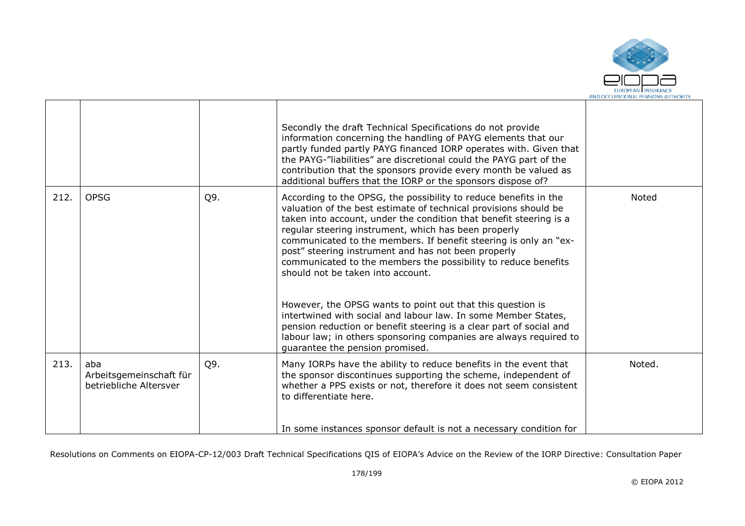|  |  |  |  |  |
|---|---|---|---|---|
|  |  |  | Secondly the draft Technical Specifications do not provide information concerning the handling of PAYG elements that our partly funded partly PAYG financed IORP operates with. Given that the PAYG-"liabilities" are discretional could the PAYG part of the contribution that the sponsors provide every month be valued as additional buffers that the IORP or the sponsors dispose of? |  |
| 212. | OPSG | Q9. | According to the OPSG, the possibility to reduce benefits in the valuation of the best estimate of technical provisions should be taken into account, under the condition that benefit steering is a regular steering instrument, which has been properly communicated to the members. If benefit steering is only an "ex-post" steering instrument and has not been properly communicated to the members the possibility to reduce benefits should not be taken into account.<br><br>However, the OPSG wants to point out that this question is intertwined with social and labour law. In some Member States, pension reduction or benefit steering is a clear part of social and labour law; in others sponsoring companies are always required to guarantee the pension promised. | Noted |
| 213. | aba Arbeitsgemeinschaft für betriebliche Altersver | Q9. | Many IORPs have the ability to reduce benefits in the event that the sponsor discontinues supporting the scheme, independent of whether a PPS exists or not, therefore it does not seem consistent to differentiate here.<br><br>In some instances sponsor default is not a necessary condition for | Noted. |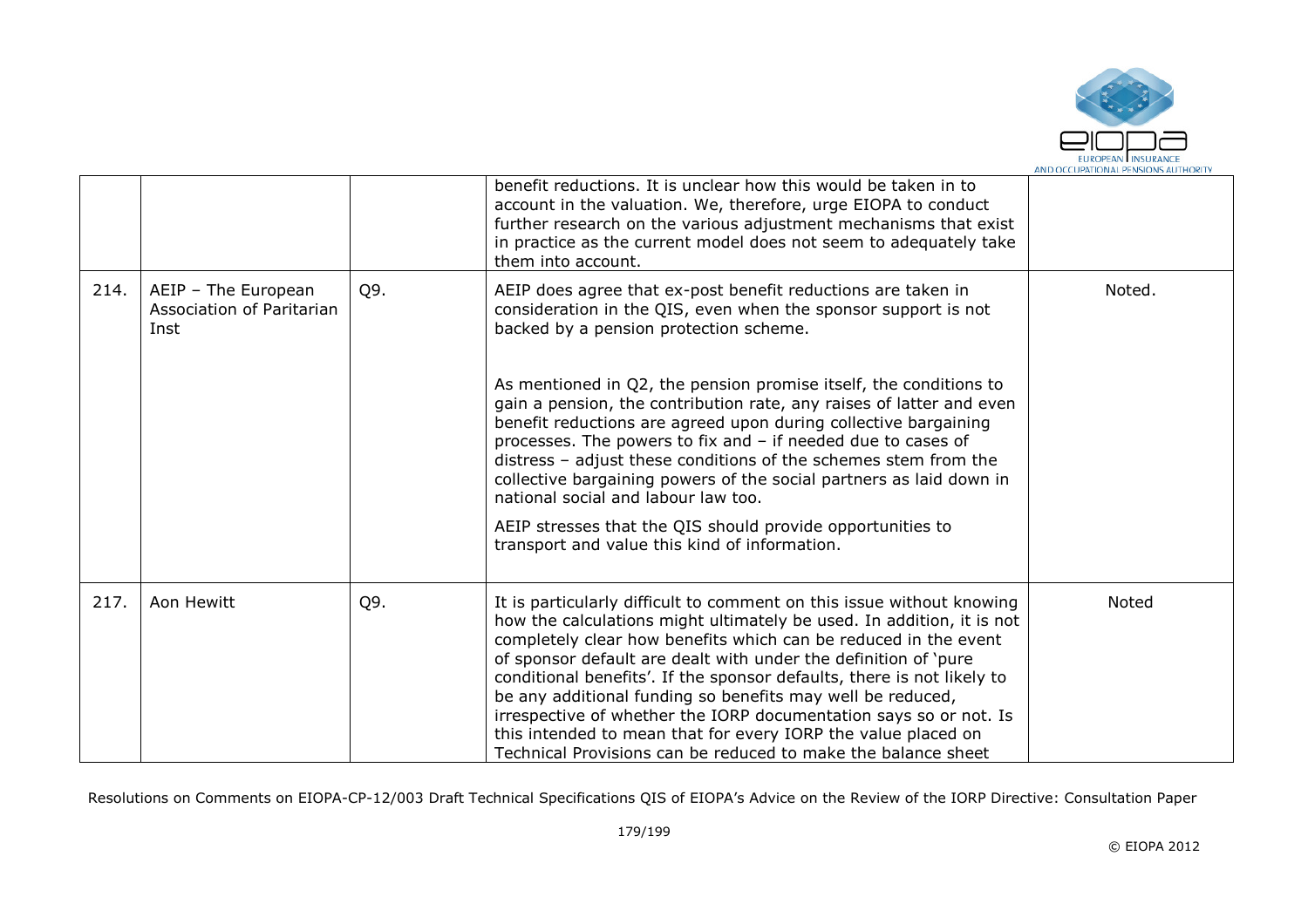| | | | | |
|---|---|---|---|---|
| | | | benefit reductions. It is unclear how this would be taken in to account in the valuation. We, therefore, urge EIOPA to conduct further research on the various adjustment mechanisms that exist in practice as the current model does not seem to adequately take them into account. | |
| 214. | AEIP – The European Association of Paritarian Inst | Q9. | AEIP does agree that ex-post benefit reductions are taken in consideration in the QIS, even when the sponsor support is not backed by a pension protection scheme.<br><br>As mentioned in Q2, the pension promise itself, the conditions to gain a pension, the contribution rate, any raises of latter and even benefit reductions are agreed upon during collective bargaining processes. The powers to fix and – if needed due to cases of distress – adjust these conditions of the schemes stem from the collective bargaining powers of the social partners as laid down in national social and labour law too.<br><br>AEIP stresses that the QIS should provide opportunities to transport and value this kind of information. | Noted. |
| 217. | Aon Hewitt | Q9. | It is particularly difficult to comment on this issue without knowing how the calculations might ultimately be used. In addition, it is not completely clear how benefits which can be reduced in the event of sponsor default are dealt with under the definition of 'pure conditional benefits'. If the sponsor defaults, there is not likely to be any additional funding so benefits may well be reduced, irrespective of whether the IORP documentation says so or not. Is this intended to mean that for every IORP the value placed on Technical Provisions can be reduced to make the balance sheet | Noted |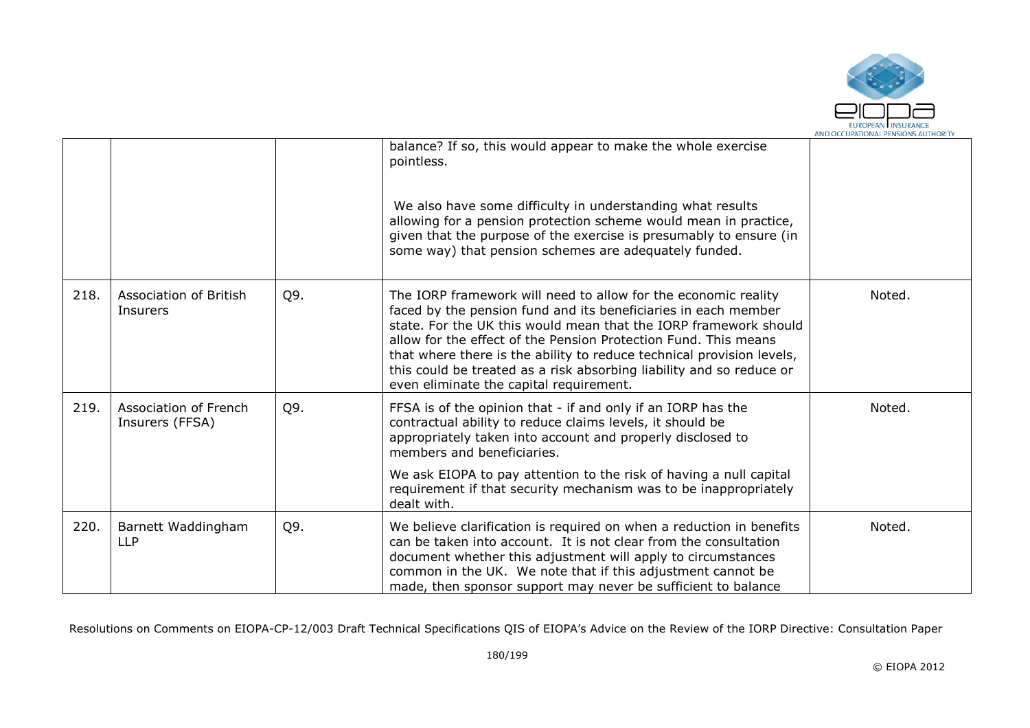| | | | | |
|---|---|---|---|---|
| | | | balance? If so, this would appear to make the whole exercise pointless.<br><br>We also have some difficulty in understanding what results allowing for a pension protection scheme would mean in practice, given that the purpose of the exercise is presumably to ensure (in some way) that pension schemes are adequately funded. | |
| 218. | Association of British Insurers | Q9. | The IORP framework will need to allow for the economic reality faced by the pension fund and its beneficiaries in each member state. For the UK this would mean that the IORP framework should allow for the effect of the Pension Protection Fund. This means that where there is the ability to reduce technical provision levels, this could be treated as a risk absorbing liability and so reduce or even eliminate the capital requirement. | Noted. |
| 219. | Association of French Insurers (FFSA) | Q9. | FFSA is of the opinion that - if and only if an IORP has the contractual ability to reduce claims levels, it should be appropriately taken into account and properly disclosed to members and beneficiaries.<br><br>We ask EIOPA to pay attention to the risk of having a null capital requirement if that security mechanism was to be inappropriately dealt with. | Noted. |
| 220. | Barnett Waddingham LLP | Q9. | We believe clarification is required on when a reduction in benefits can be taken into account. It is not clear from the consultation document whether this adjustment will apply to circumstances common in the UK. We note that if this adjustment cannot be made, then sponsor support may never be sufficient to balance | Noted. |

Resolutions on Comments on EIOPA-CP-12/003 Draft Technical Specifications QIS of EIOPA's Advice on the Review of the IORP Directive: Consultation Paper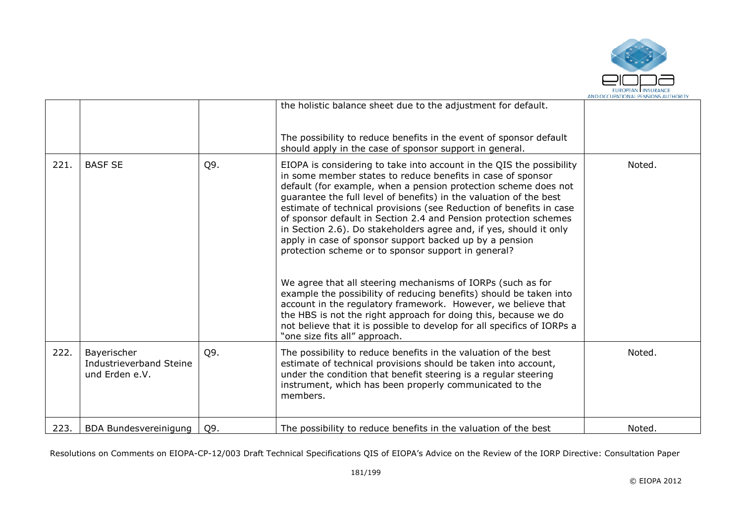|  |  |  | the holistic balance sheet due to the adjustment for default.<br><br>The possibility to reduce benefits in the event of sponsor default should apply in the case of sponsor support in general. |  |
|---|---|---|---|---|
| 221. | BASF SE | Q9. | EIOPA is considering to take into account in the QIS the possibility in some member states to reduce benefits in case of sponsor default (for example, when a pension protection scheme does not guarantee the full level of benefits) in the valuation of the best estimate of technical provisions (see Reduction of benefits in case of sponsor default in Section 2.4 and Pension protection schemes in Section 2.6). Do stakeholders agree and, if yes, should it only apply in case of sponsor support backed up by a pension protection scheme or to sponsor support in general?<br><br>We agree that all steering mechanisms of IORPs (such as for example the possibility of reducing benefits) should be taken into account in the regulatory framework. However, we believe that the HBS is not the right approach for doing this, because we do not believe that it is possible to develop for all specifics of IORPs a "one size fits all" approach. | Noted. |
| 222. | Bayerischer Industrieverband Steine und Erden e.V. | Q9. | The possibility to reduce benefits in the valuation of the best estimate of technical provisions should be taken into account, under the condition that benefit steering is a regular steering instrument, which has been properly communicated to the members. | Noted. |
| 223. | BDA Bundesvereinigung | Q9. | The possibility to reduce benefits in the valuation of the best | Noted. |

Resolutions on Comments on EIOPA-CP-12/003 Draft Technical Specifications QIS of EIOPA's Advice on the Review of the IORP Directive: Consultation Paper

© EIOPA 2012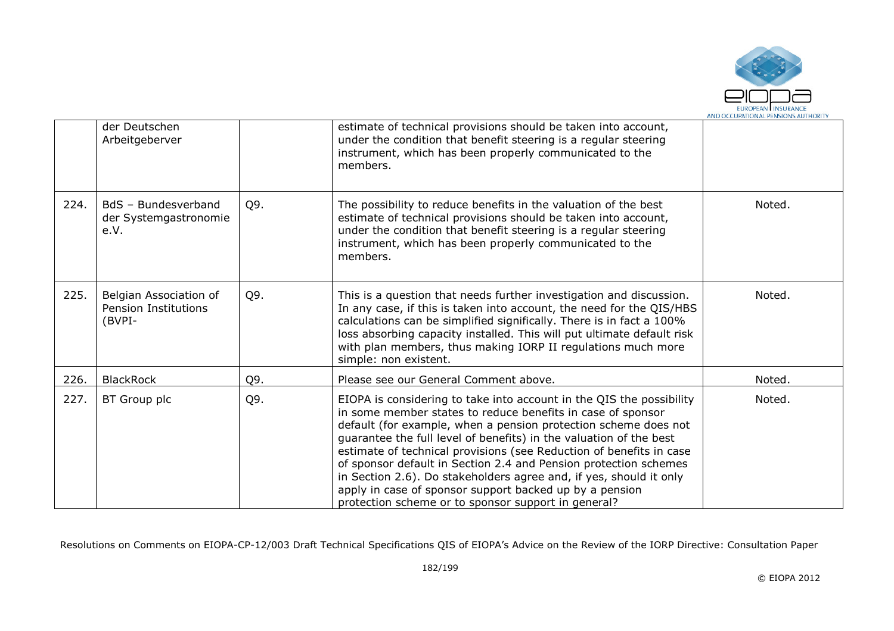|  |  |  |  |  |
|---|---|---|---|---|
|  | der Deutschen Arbeitgeberver |  | estimate of technical provisions should be taken into account, under the condition that benefit steering is a regular steering instrument, which has been properly communicated to the members. |  |
| 224. | BdS – Bundesverband der Systemgastronomie e.V. | Q9. | The possibility to reduce benefits in the valuation of the best estimate of technical provisions should be taken into account, under the condition that benefit steering is a regular steering instrument, which has been properly communicated to the members. | Noted. |
| 225. | Belgian Association of Pension Institutions (BVPI- | Q9. | This is a question that needs further investigation and discussion. In any case, if this is taken into account, the need for the QIS/HBS calculations can be simplified significantly. There is in fact a 100% loss absorbing capacity installed. This will put ultimate default risk with plan members, thus making IORP II regulations much more simple: non existent. | Noted. |
| 226. | BlackRock | Q9. | Please see our General Comment above. | Noted. |
| 227. | BT Group plc | Q9. | EIOPA is considering to take into account in the QIS the possibility in some member states to reduce benefits in case of sponsor default (for example, when a pension protection scheme does not guarantee the full level of benefits) in the valuation of the best estimate of technical provisions (see Reduction of benefits in case of sponsor default in Section 2.4 and Pension protection schemes in Section 2.6). Do stakeholders agree and, if yes, should it only apply in case of sponsor support backed up by a pension protection scheme or to sponsor support in general? | Noted. |

Resolutions on Comments on EIOPA-CP-12/003 Draft Technical Specifications QIS of EIOPA's Advice on the Review of the IORP Directive: Consultation Paper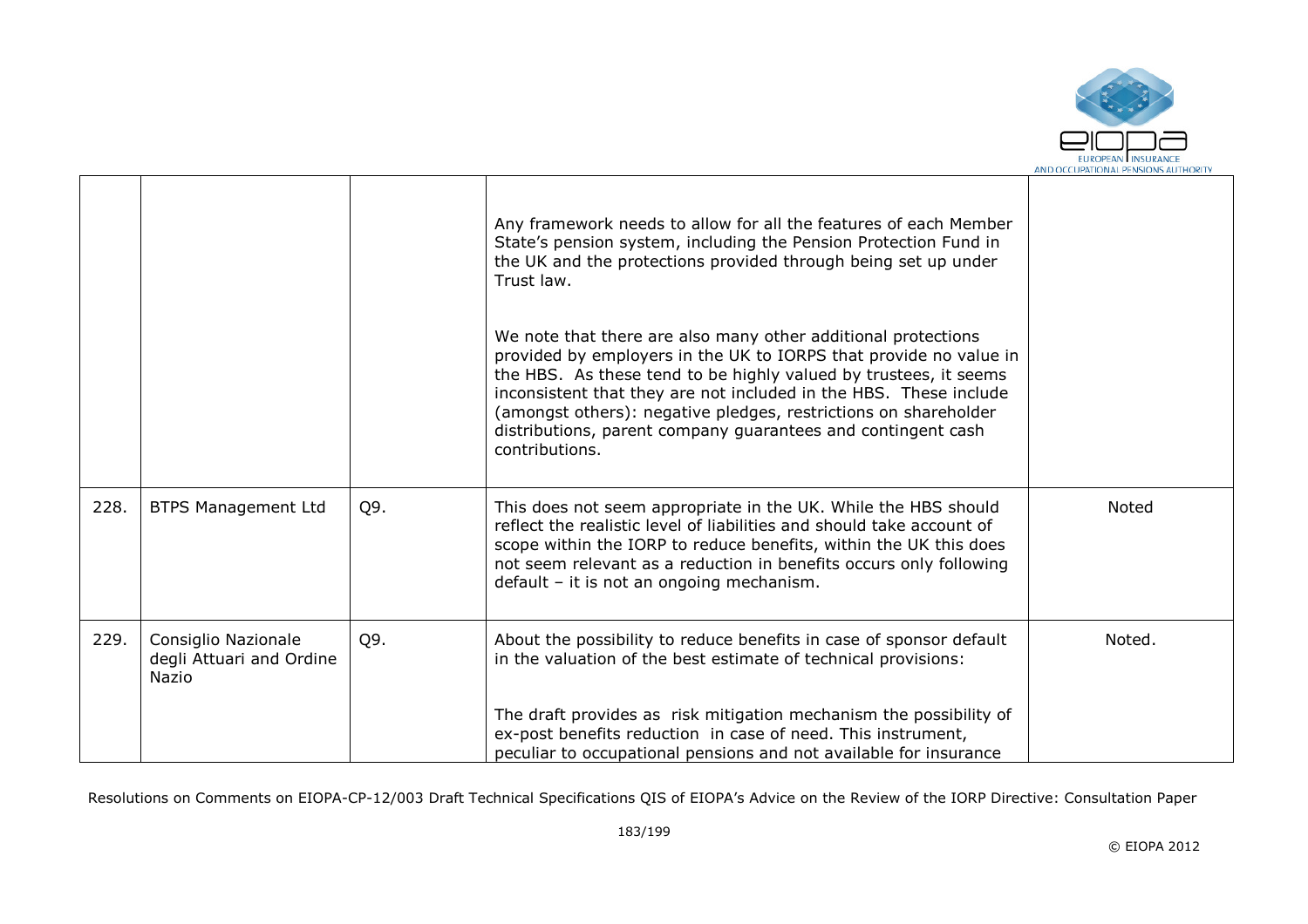|  |  |  |  |  |
|---|---|---|---|---|
|  |  |  | Any framework needs to allow for all the features of each Member State's pension system, including the Pension Protection Fund in the UK and the protections provided through being set up under Trust law.<br><br>We note that there are also many other additional protections provided by employers in the UK to IORPS that provide no value in the HBS. As these tend to be highly valued by trustees, it seems inconsistent that they are not included in the HBS. These include (amongst others): negative pledges, restrictions on shareholder distributions, parent company guarantees and contingent cash contributions. |  |
| 228. | BTPS Management Ltd | Q9. | This does not seem appropriate in the UK. While the HBS should reflect the realistic level of liabilities and should take account of scope within the IORP to reduce benefits, within the UK this does not seem relevant as a reduction in benefits occurs only following default – it is not an ongoing mechanism. | Noted |
| 229. | Consiglio Nazionale degli Attuari and Ordine Nazio | Q9. | About the possibility to reduce benefits in case of sponsor default in the valuation of the best estimate of technical provisions:<br><br>The draft provides as risk mitigation mechanism the possibility of ex-post benefits reduction in case of need. This instrument, peculiar to occupational pensions and not available for insurance | Noted. |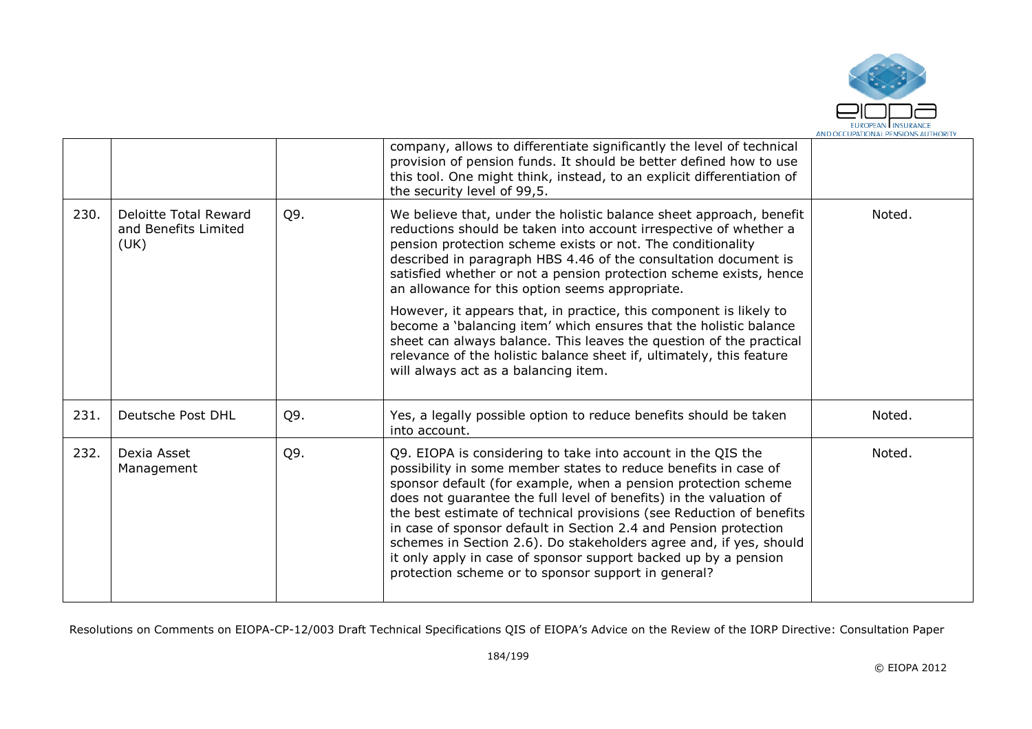|  |  |  |  |  |
|---|---|---|---|---|
|  |  |  | company, allows to differentiate significantly the level of technical provision of pension funds. It should be better defined how to use this tool. One might think, instead, to an explicit differentiation of the security level of 99,5. |  |
| 230. | Deloitte Total Reward and Benefits Limited (UK) | Q9. | We believe that, under the holistic balance sheet approach, benefit reductions should be taken into account irrespective of whether a pension protection scheme exists or not. The conditionality described in paragraph HBS 4.46 of the consultation document is satisfied whether or not a pension protection scheme exists, hence an allowance for this option seems appropriate.<br><br>However, it appears that, in practice, this component is likely to become a 'balancing item' which ensures that the holistic balance sheet can always balance. This leaves the question of the practical relevance of the holistic balance sheet if, ultimately, this feature will always act as a balancing item. | Noted. |
| 231. | Deutsche Post DHL | Q9. | Yes, a legally possible option to reduce benefits should be taken into account. | Noted. |
| 232. | Dexia Asset Management | Q9. | Q9. EIOPA is considering to take into account in the QIS the possibility in some member states to reduce benefits in case of sponsor default (for example, when a pension protection scheme does not guarantee the full level of benefits) in the valuation of the best estimate of technical provisions (see Reduction of benefits in case of sponsor default in Section 2.4 and Pension protection schemes in Section 2.6). Do stakeholders agree and, if yes, should it only apply in case of sponsor support backed up by a pension protection scheme or to sponsor support in general? | Noted. |

Resolutions on Comments on EIOPA-CP-12/003 Draft Technical Specifications QIS of EIOPA's Advice on the Review of the IORP Directive: Consultation Paper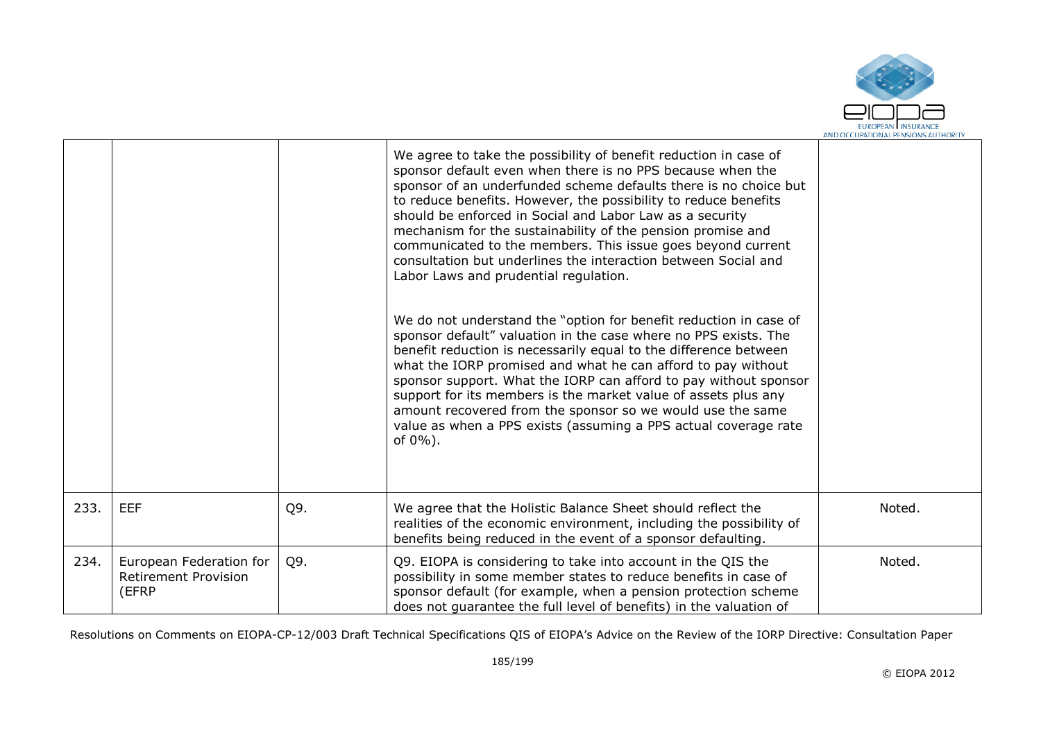|  |  |  |  |  |
|---|---|---|---|---|
|  |  |  | We agree to take the possibility of benefit reduction in case of sponsor default even when there is no PPS because when the sponsor of an underfunded scheme defaults there is no choice but to reduce benefits. However, the possibility to reduce benefits should be enforced in Social and Labor Law as a security mechanism for the sustainability of the pension promise and communicated to the members. This issue goes beyond current consultation but underlines the interaction between Social and Labor Laws and prudential regulation.<br><br>We do not understand the "option for benefit reduction in case of sponsor default" valuation in the case where no PPS exists. The benefit reduction is necessarily equal to the difference between what the IORP promised and what he can afford to pay without sponsor support. What the IORP can afford to pay without sponsor support for its members is the market value of assets plus any amount recovered from the sponsor so we would use the same value as when a PPS exists (assuming a PPS actual coverage rate of 0%). |  |
| 233. | EEF | Q9. | We agree that the Holistic Balance Sheet should reflect the realities of the economic environment, including the possibility of benefits being reduced in the event of a sponsor defaulting. | Noted. |
| 234. | European Federation for Retirement Provision (EFRP | Q9. | Q9. EIOPA is considering to take into account in the QIS the possibility in some member states to reduce benefits in case of sponsor default (for example, when a pension protection scheme does not guarantee the full level of benefits) in the valuation of | Noted. |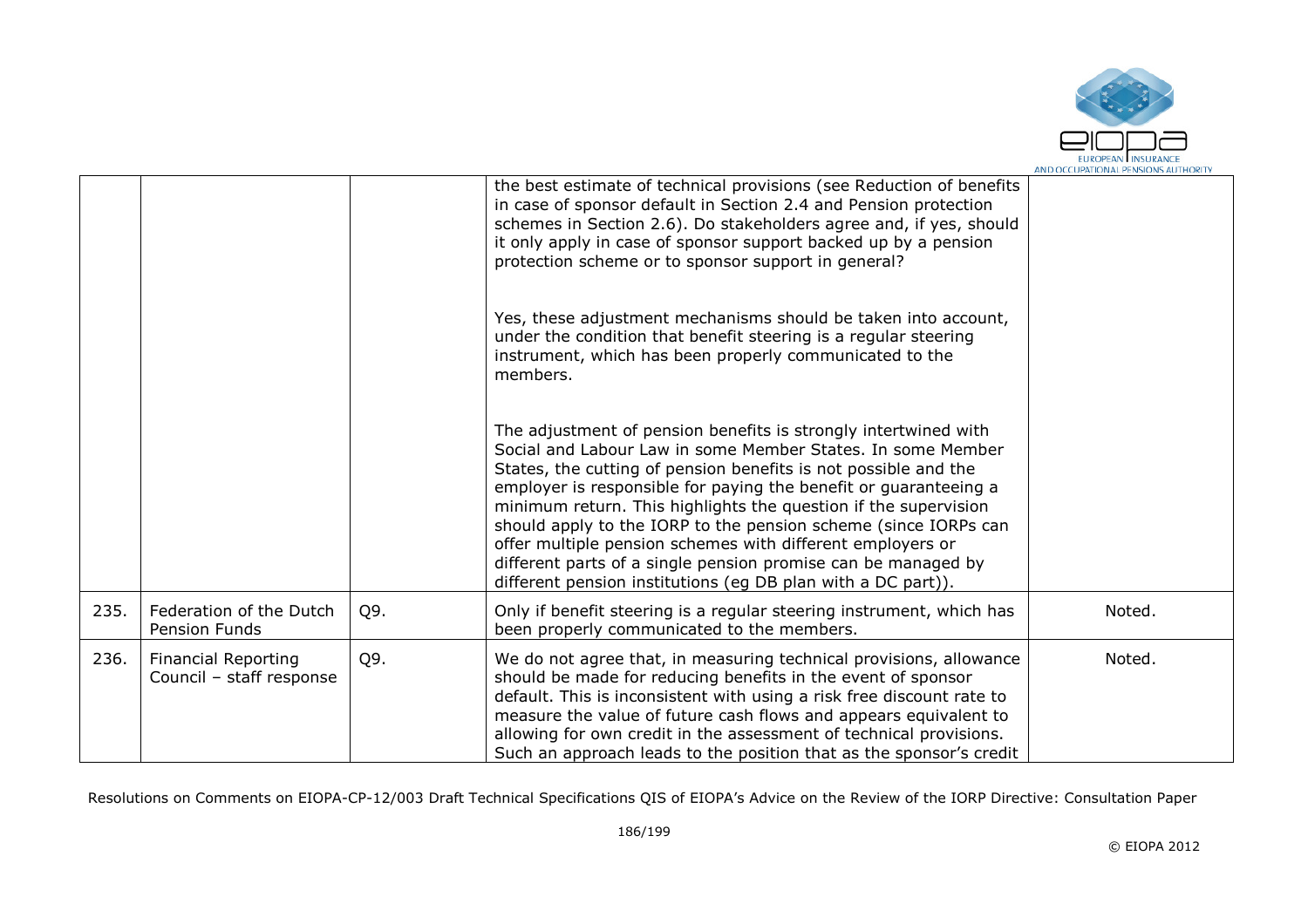| | | | | |
|---|---|---|---|---|
| | | | the best estimate of technical provisions (see Reduction of benefits in case of sponsor default in Section 2.4 and Pension protection schemes in Section 2.6). Do stakeholders agree and, if yes, should it only apply in case of sponsor support backed up by a pension protection scheme or to sponsor support in general?<br><br>Yes, these adjustment mechanisms should be taken into account, under the condition that benefit steering is a regular steering instrument, which has been properly communicated to the members.<br><br>The adjustment of pension benefits is strongly intertwined with Social and Labour Law in some Member States. In some Member States, the cutting of pension benefits is not possible and the employer is responsible for paying the benefit or guaranteeing a minimum return. This highlights the question if the supervision should apply to the IORP to the pension scheme (since IORPs can offer multiple pension schemes with different employers or different parts of a single pension promise can be managed by different pension institutions (eg DB plan with a DC part)). | |
| 235. | Federation of the Dutch Pension Funds | Q9. | Only if benefit steering is a regular steering instrument, which has been properly communicated to the members. | Noted. |
| 236. | Financial Reporting Council – staff response | Q9. | We do not agree that, in measuring technical provisions, allowance should be made for reducing benefits in the event of sponsor default. This is inconsistent with using a risk free discount rate to measure the value of future cash flows and appears equivalent to allowing for own credit in the assessment of technical provisions. Such an approach leads to the position that as the sponsor's credit | Noted. |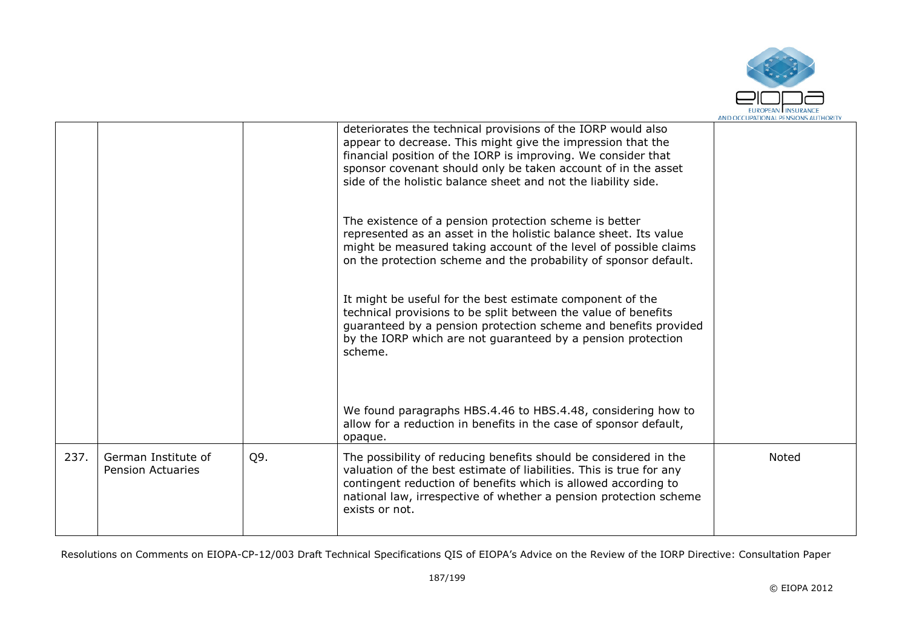| | | | | |
|---|---|---|---|---|
| | | | deteriorates the technical provisions of the IORP would also appear to decrease. This might give the impression that the financial position of the IORP is improving. We consider that sponsor covenant should only be taken account of in the asset side of the holistic balance sheet and not the liability side.<br><br>The existence of a pension protection scheme is better represented as an asset in the holistic balance sheet. Its value might be measured taking account of the level of possible claims on the protection scheme and the probability of sponsor default.<br><br>It might be useful for the best estimate component of the technical provisions to be split between the value of benefits guaranteed by a pension protection scheme and benefits provided by the IORP which are not guaranteed by a pension protection scheme.<br><br>We found paragraphs HBS.4.46 to HBS.4.48, considering how to allow for a reduction in benefits in the case of sponsor default, opaque. | |
| 237. | German Institute of Pension Actuaries | Q9. | The possibility of reducing benefits should be considered in the valuation of the best estimate of liabilities. This is true for any contingent reduction of benefits which is allowed according to national law, irrespective of whether a pension protection scheme exists or not. | Noted |

Resolutions on Comments on EIOPA-CP-12/003 Draft Technical Specifications QIS of EIOPA's Advice on the Review of the IORP Directive: Consultation Paper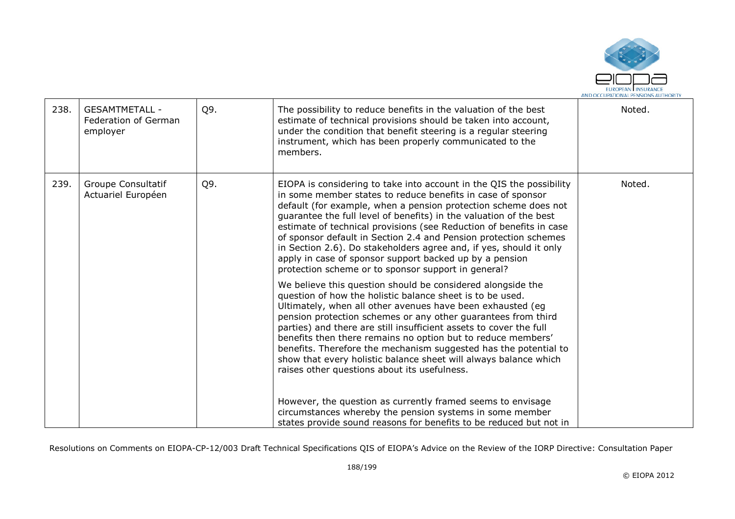| 238. | GESAMTMETALL - Federation of German employer | Q9. | The possibility to reduce benefits in the valuation of the best estimate of technical provisions should be taken into account, under the condition that benefit steering is a regular steering instrument, which has been properly communicated to the members. | Noted. |
|---|---|---|---|---|
| 239. | Groupe Consultatif Actuariel Européen | Q9. | EIOPA is considering to take into account in the QIS the possibility in some member states to reduce benefits in case of sponsor default (for example, when a pension protection scheme does not guarantee the full level of benefits) in the valuation of the best estimate of technical provisions (see Reduction of benefits in case of sponsor default in Section 2.4 and Pension protection schemes in Section 2.6). Do stakeholders agree and, if yes, should it only apply in case of sponsor support backed up by a pension protection scheme or to sponsor support in general?<br><br>We believe this question should be considered alongside the question of how the holistic balance sheet is to be used. Ultimately, when all other avenues have been exhausted (eg pension protection schemes or any other guarantees from third parties) and there are still insufficient assets to cover the full benefits then there remains no option but to reduce members' benefits. Therefore the mechanism suggested has the potential to show that every holistic balance sheet will always balance which raises other questions about its usefulness.<br><br>However, the question as currently framed seems to envisage circumstances whereby the pension systems in some member states provide sound reasons for benefits to be reduced but not in | Noted. |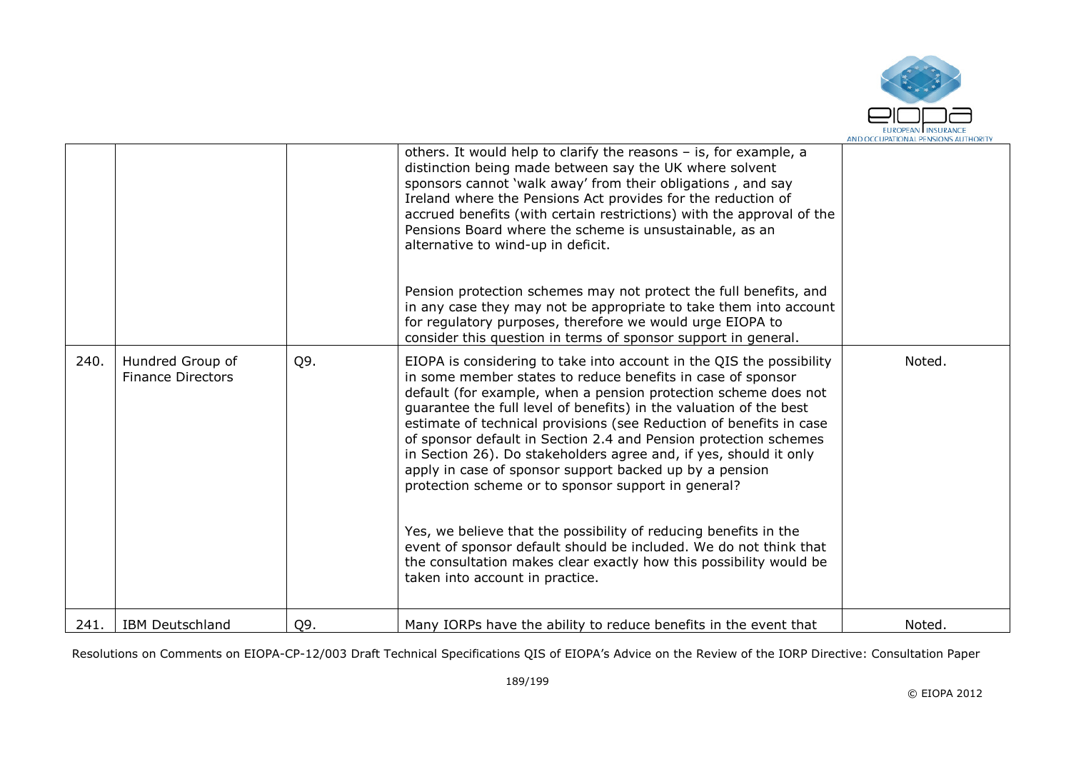| | | | | |
|---|---|---|---|---|
| | | | others. It would help to clarify the reasons – is, for example, a distinction being made between say the UK where solvent sponsors cannot 'walk away' from their obligations , and say Ireland where the Pensions Act provides for the reduction of accrued benefits (with certain restrictions) with the approval of the Pensions Board where the scheme is unsustainable, as an alternative to wind-up in deficit.<br><br>Pension protection schemes may not protect the full benefits, and in any case they may not be appropriate to take them into account for regulatory purposes, therefore we would urge EIOPA to consider this question in terms of sponsor support in general. | |
| 240. | Hundred Group of Finance Directors | Q9. | EIOPA is considering to take into account in the QIS the possibility in some member states to reduce benefits in case of sponsor default (for example, when a pension protection scheme does not guarantee the full level of benefits) in the valuation of the best estimate of technical provisions (see Reduction of benefits in case of sponsor default in Section 2.4 and Pension protection schemes in Section 26). Do stakeholders agree and, if yes, should it only apply in case of sponsor support backed up by a pension protection scheme or to sponsor support in general?<br><br>Yes, we believe that the possibility of reducing benefits in the event of sponsor default should be included. We do not think that the consultation makes clear exactly how this possibility would be taken into account in practice. | Noted. |
| 241. | IBM Deutschland | Q9. | Many IORPs have the ability to reduce benefits in the event that | Noted. |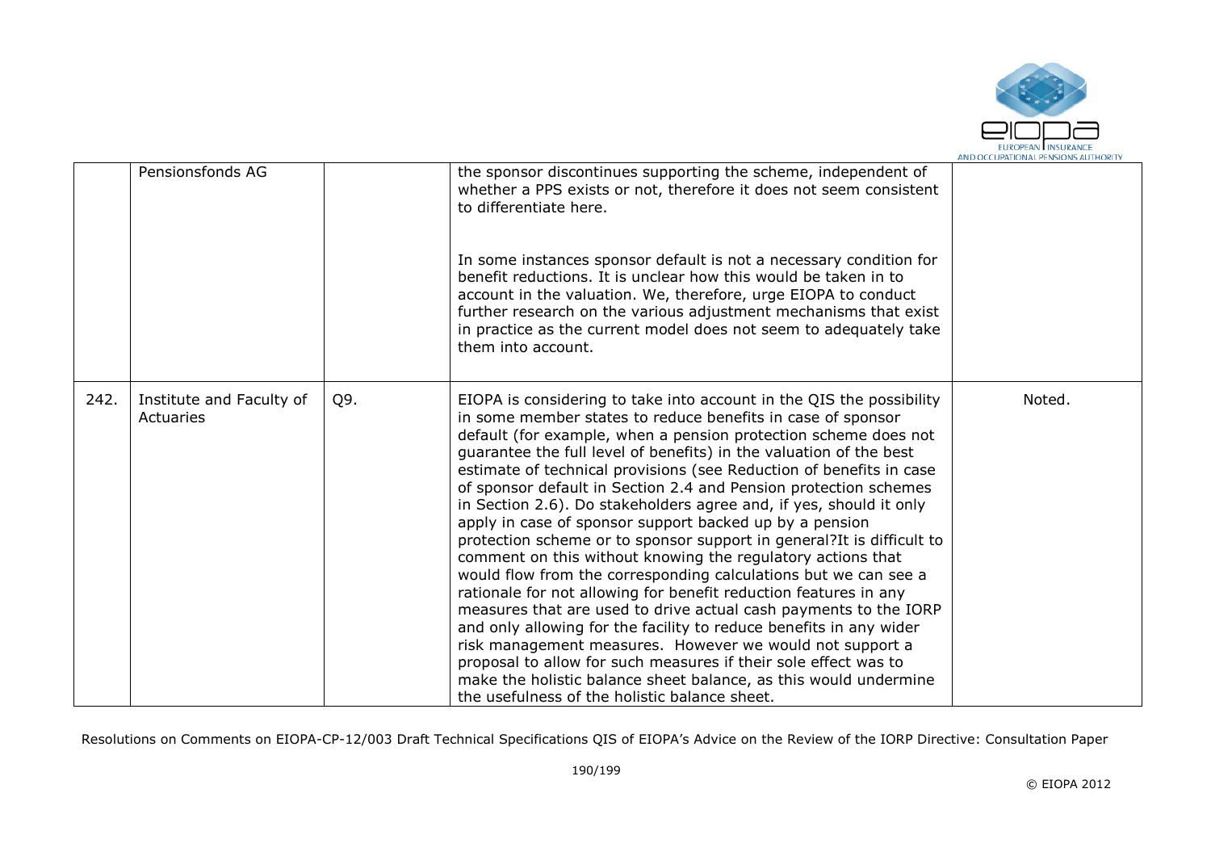|  | Pensionsfonds AG |  | the sponsor discontinues supporting the scheme, independent of whether a PPS exists or not, therefore it does not seem consistent to differentiate here.<br><br>In some instances sponsor default is not a necessary condition for benefit reductions. It is unclear how this would be taken in to account in the valuation. We, therefore, urge EIOPA to conduct further research on the various adjustment mechanisms that exist in practice as the current model does not seem to adequately take them into account. |  |
|---|---|---|---|---|
| 242. | Institute and Faculty of Actuaries | Q9. | EIOPA is considering to take into account in the QIS the possibility in some member states to reduce benefits in case of sponsor default (for example, when a pension protection scheme does not guarantee the full level of benefits) in the valuation of the best estimate of technical provisions (see Reduction of benefits in case of sponsor default in Section 2.4 and Pension protection schemes in Section 2.6). Do stakeholders agree and, if yes, should it only apply in case of sponsor support backed up by a pension protection scheme or to sponsor support in general?It is difficult to comment on this without knowing the regulatory actions that would flow from the corresponding calculations but we can see a rationale for not allowing for benefit reduction features in any measures that are used to drive actual cash payments to the IORP and only allowing for the facility to reduce benefits in any wider risk management measures. However we would not support a proposal to allow for such measures if their sole effect was to make the holistic balance sheet balance, as this would undermine the usefulness of the holistic balance sheet. | Noted. |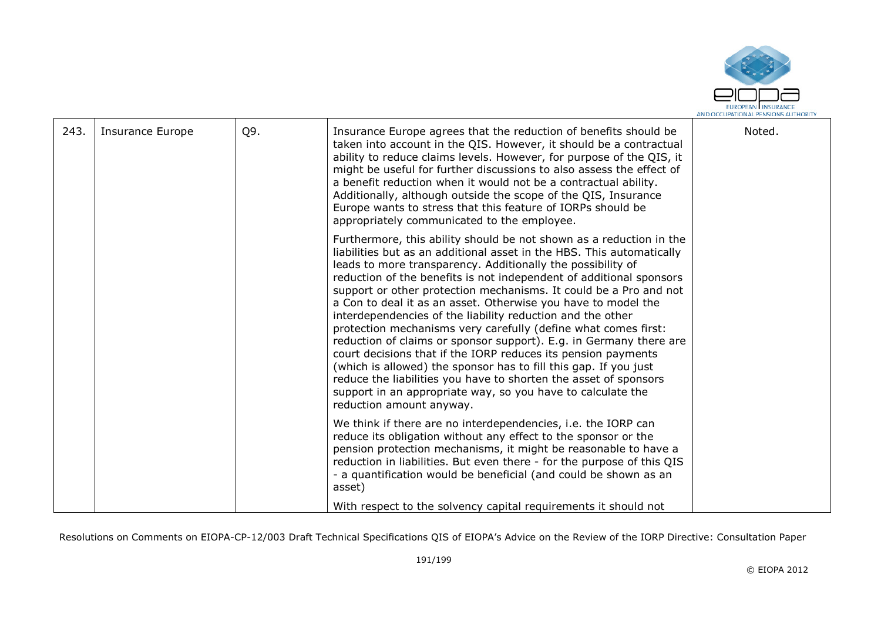| 243. | Insurance Europe | Q9. | Insurance Europe agrees that the reduction of benefits should be taken into account in the QIS. However, it should be a contractual ability to reduce claims levels. However, for purpose of the QIS, it might be useful for further discussions to also assess the effect of a benefit reduction when it would not be a contractual ability. Additionally, although outside the scope of the QIS, Insurance Europe wants to stress that this feature of IORPs should be appropriately communicated to the employee.<br><br>Furthermore, this ability should be not shown as a reduction in the liabilities but as an additional asset in the HBS. This automatically leads to more transparency. Additionally the possibility of reduction of the benefits is not independent of additional sponsors support or other protection mechanisms. It could be a Pro and not a Con to deal it as an asset. Otherwise you have to model the interdependencies of the liability reduction and the other protection mechanisms very carefully (define what comes first: reduction of claims or sponsor support). E.g. in Germany there are court decisions that if the IORP reduces its pension payments (which is allowed) the sponsor has to fill this gap. If you just reduce the liabilities you have to shorten the asset of sponsors support in an appropriate way, so you have to calculate the reduction amount anyway.<br><br>We think if there are no interdependencies, i.e. the IORP can reduce its obligation without any effect to the sponsor or the pension protection mechanisms, it might be reasonable to have a reduction in liabilities. But even there - for the purpose of this QIS - a quantification would be beneficial (and could be shown as an asset)<br><br>With respect to the solvency capital requirements it should not | Noted. |
|---|---|---|---|---|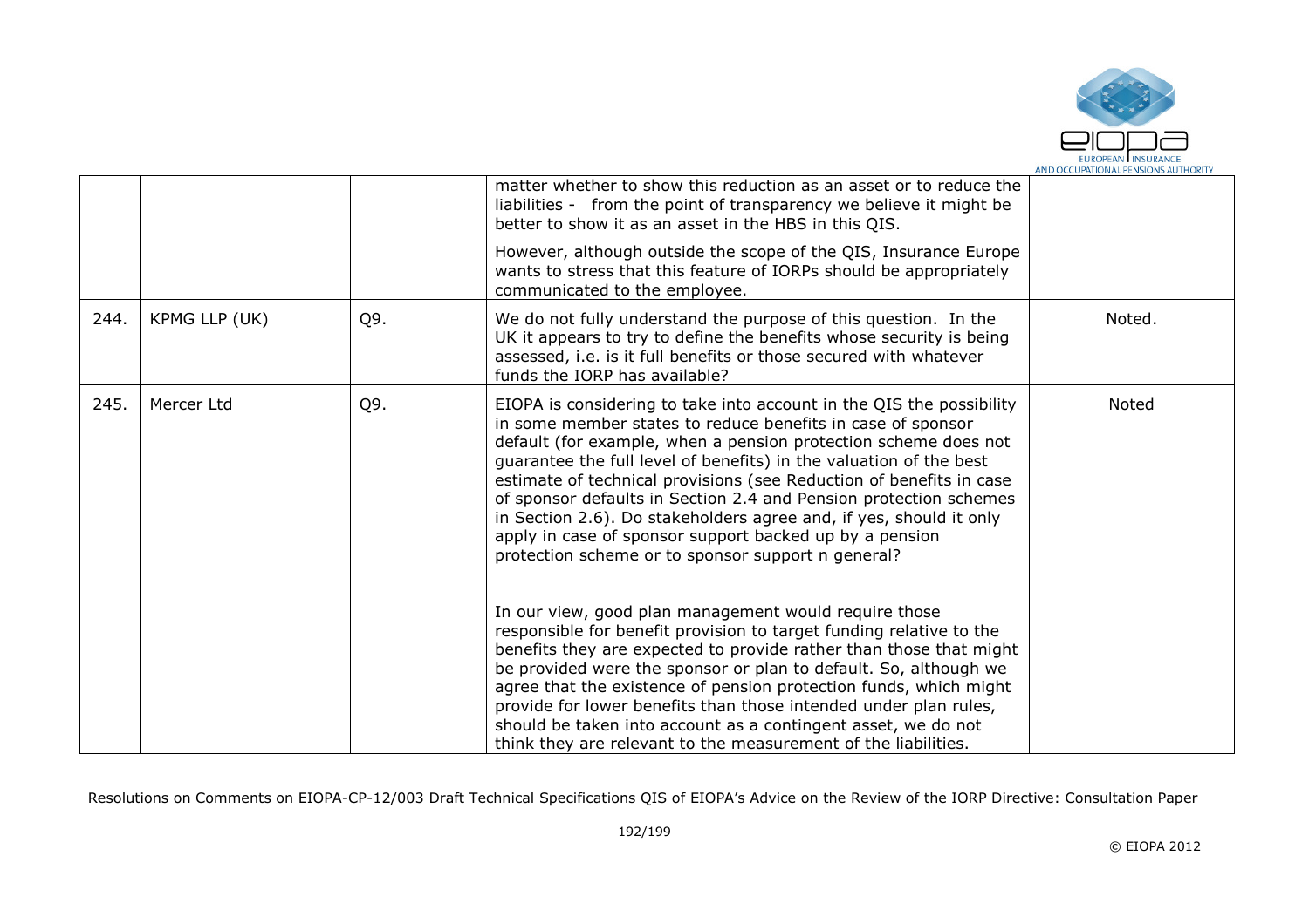| | | | | |
|---|---|---|---|---|
| | | | matter whether to show this reduction as an asset or to reduce the liabilities - from the point of transparency we believe it might be better to show it as an asset in the HBS in this QIS.<br><br>However, although outside the scope of the QIS, Insurance Europe wants to stress that this feature of IORPs should be appropriately communicated to the employee. | |
| 244. | KPMG LLP (UK) | Q9. | We do not fully understand the purpose of this question. In the UK it appears to try to define the benefits whose security is being assessed, i.e. is it full benefits or those secured with whatever funds the IORP has available? | Noted. |
| 245. | Mercer Ltd | Q9. | EIOPA is considering to take into account in the QIS the possibility in some member states to reduce benefits in case of sponsor default (for example, when a pension protection scheme does not guarantee the full level of benefits) in the valuation of the best estimate of technical provisions (see Reduction of benefits in case of sponsor defaults in Section 2.4 and Pension protection schemes in Section 2.6). Do stakeholders agree and, if yes, should it only apply in case of sponsor support backed up by a pension protection scheme or to sponsor support n general?<br><br>In our view, good plan management would require those responsible for benefit provision to target funding relative to the benefits they are expected to provide rather than those that might be provided were the sponsor or plan to default. So, although we agree that the existence of pension protection funds, which might provide for lower benefits than those intended under plan rules, should be taken into account as a contingent asset, we do not think they are relevant to the measurement of the liabilities. | Noted |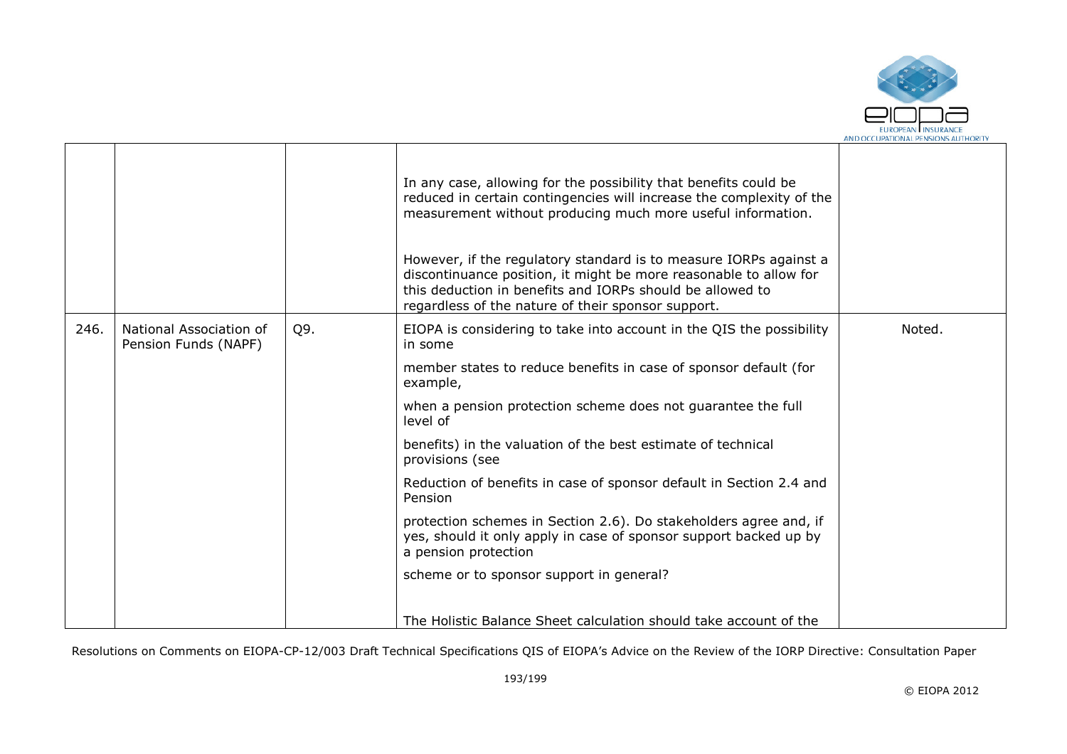| | | | | |
|---|---|---|---|---|
| | | | In any case, allowing for the possibility that benefits could be reduced in certain contingencies will increase the complexity of the measurement without producing much more useful information.<br><br>However, if the regulatory standard is to measure IORPs against a discontinuance position, it might be more reasonable to allow for this deduction in benefits and IORPs should be allowed to regardless of the nature of their sponsor support. | |
| 246. | National Association of Pension Funds (NAPF) | Q9. | EIOPA is considering to take into account in the QIS the possibility in some<br><br>member states to reduce benefits in case of sponsor default (for example,<br><br>when a pension protection scheme does not guarantee the full level of<br><br>benefits) in the valuation of the best estimate of technical provisions (see<br><br>Reduction of benefits in case of sponsor default in Section 2.4 and Pension<br><br>protection schemes in Section 2.6). Do stakeholders agree and, if yes, should it only apply in case of sponsor support backed up by a pension protection<br><br>scheme or to sponsor support in general?<br><br>The Holistic Balance Sheet calculation should take account of the | Noted. |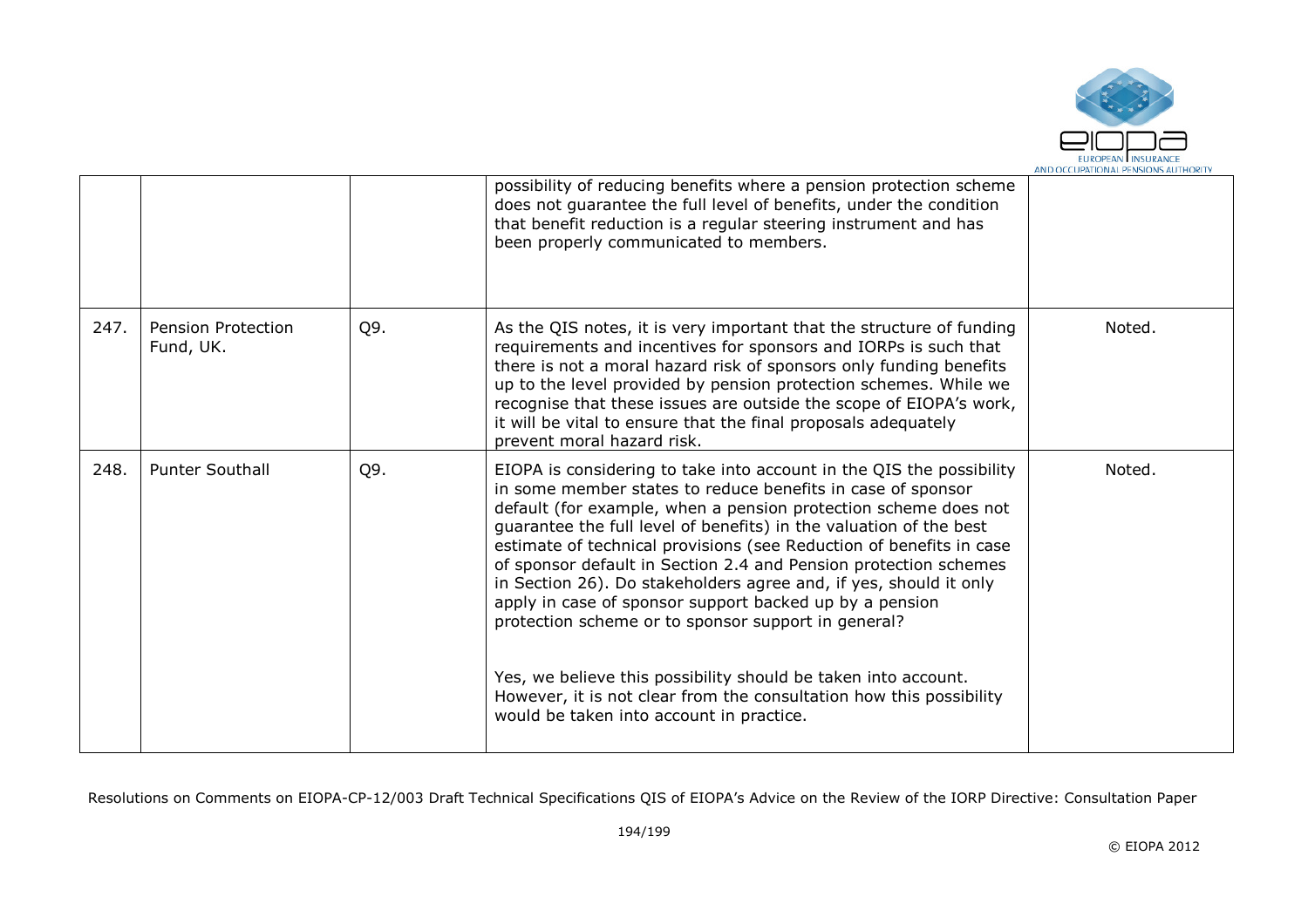| | | | | |
|---|---|---|---|---|
| | | | possibility of reducing benefits where a pension protection scheme does not guarantee the full level of benefits, under the condition that benefit reduction is a regular steering instrument and has been properly communicated to members. | |
| 247. | Pension Protection Fund, UK. | Q9. | As the QIS notes, it is very important that the structure of funding requirements and incentives for sponsors and IORPs is such that there is not a moral hazard risk of sponsors only funding benefits up to the level provided by pension protection schemes. While we recognise that these issues are outside the scope of EIOPA's work, it will be vital to ensure that the final proposals adequately prevent moral hazard risk. | Noted. |
| 248. | Punter Southall | Q9. | EIOPA is considering to take into account in the QIS the possibility in some member states to reduce benefits in case of sponsor default (for example, when a pension protection scheme does not guarantee the full level of benefits) in the valuation of the best estimate of technical provisions (see Reduction of benefits in case of sponsor default in Section 2.4 and Pension protection schemes in Section 26). Do stakeholders agree and, if yes, should it only apply in case of sponsor support backed up by a pension protection scheme or to sponsor support in general?<br><br>Yes, we believe this possibility should be taken into account. However, it is not clear from the consultation how this possibility would be taken into account in practice. | Noted. |

Resolutions on Comments on EIOPA-CP-12/003 Draft Technical Specifications QIS of EIOPA's Advice on the Review of the IORP Directive: Consultation Paper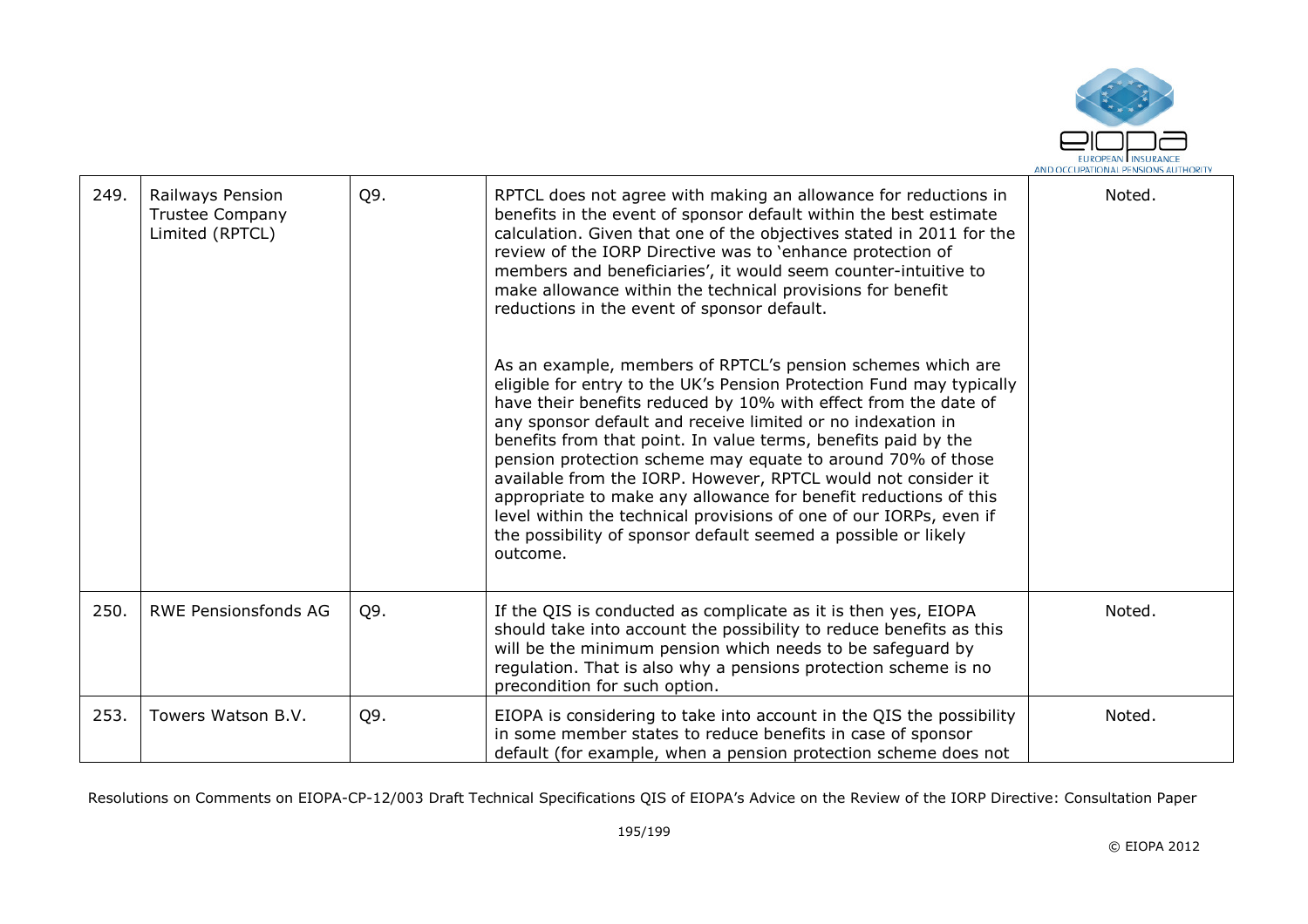| 249. | Railways Pension Trustee Company Limited (RPTCL) | Q9. | RPTCL does not agree with making an allowance for reductions in benefits in the event of sponsor default within the best estimate calculation. Given that one of the objectives stated in 2011 for the review of the IORP Directive was to 'enhance protection of members and beneficiaries', it would seem counter-intuitive to make allowance within the technical provisions for benefit reductions in the event of sponsor default.<br><br>As an example, members of RPTCL's pension schemes which are eligible for entry to the UK's Pension Protection Fund may typically have their benefits reduced by 10% with effect from the date of any sponsor default and receive limited or no indexation in benefits from that point. In value terms, benefits paid by the pension protection scheme may equate to around 70% of those available from the IORP. However, RPTCL would not consider it appropriate to make any allowance for benefit reductions of this level within the technical provisions of one of our IORPs, even if the possibility of sponsor default seemed a possible or likely outcome. | Noted. |
|---|---|---|---|---|
| 250. | RWE Pensionsfonds AG | Q9. | If the QIS is conducted as complicate as it is then yes, EIOPA should take into account the possibility to reduce benefits as this will be the minimum pension which needs to be safeguard by regulation. That is also why a pensions protection scheme is no precondition for such option. | Noted. |
| 253. | Towers Watson B.V. | Q9. | EIOPA is considering to take into account in the QIS the possibility in some member states to reduce benefits in case of sponsor default (for example, when a pension protection scheme does not | Noted. |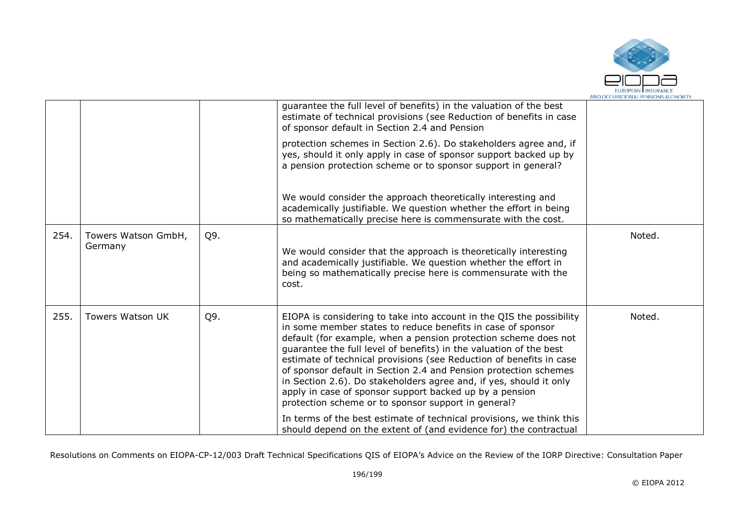|  |  |  | guarantee the full level of benefits) in the valuation of the best estimate of technical provisions (see Reduction of benefits in case of sponsor default in Section 2.4 and Pension protection schemes in Section 2.6). Do stakeholders agree and, if yes, should it only apply in case of sponsor support backed up by a pension protection scheme or to sponsor support in general?<br><br>We would consider the approach theoretically interesting and academically justifiable. We question whether the effort in being so mathematically precise here is commensurate with the cost. |  |
|---|---|---|---|---|
| 254. | Towers Watson GmbH, Germany | Q9. | We would consider that the approach is theoretically interesting and academically justifiable. We question whether the effort in being so mathematically precise here is commensurate with the cost. | Noted. |
| 255. | Towers Watson UK | Q9. | EIOPA is considering to take into account in the QIS the possibility in some member states to reduce benefits in case of sponsor default (for example, when a pension protection scheme does not guarantee the full level of benefits) in the valuation of the best estimate of technical provisions (see Reduction of benefits in case of sponsor default in Section 2.4 and Pension protection schemes in Section 2.6). Do stakeholders agree and, if yes, should it only apply in case of sponsor support backed up by a pension protection scheme or to sponsor support in general?<br><br>In terms of the best estimate of technical provisions, we think this should depend on the extent of (and evidence for) the contractual | Noted. |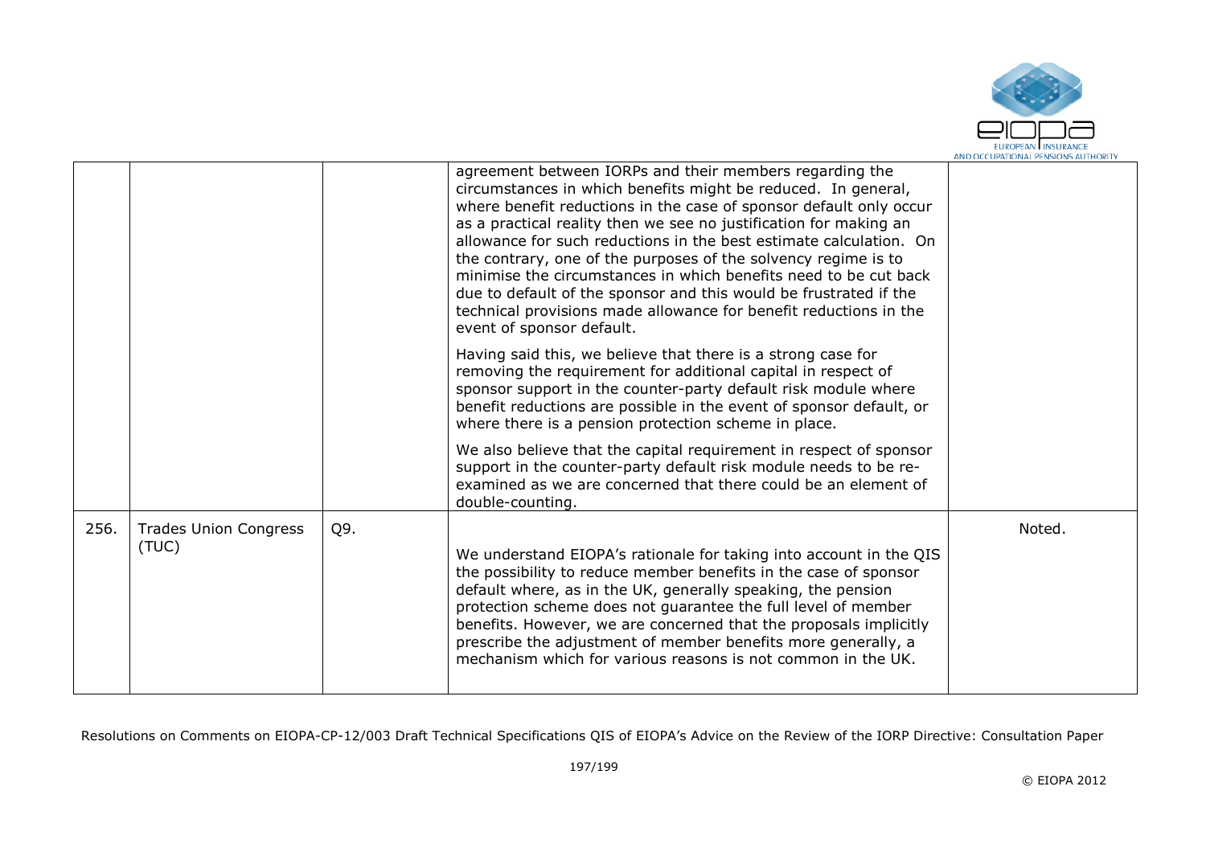|  |  |  |  |  |
|---|---|---|---|---|
|  |  |  | agreement between IORPs and their members regarding the circumstances in which benefits might be reduced. In general, where benefit reductions in the case of sponsor default only occur as a practical reality then we see no justification for making an allowance for such reductions in the best estimate calculation. On the contrary, one of the purposes of the solvency regime is to minimise the circumstances in which benefits need to be cut back due to default of the sponsor and this would be frustrated if the technical provisions made allowance for benefit reductions in the event of sponsor default.<br><br>Having said this, we believe that there is a strong case for removing the requirement for additional capital in respect of sponsor support in the counter-party default risk module where benefit reductions are possible in the event of sponsor default, or where there is a pension protection scheme in place.<br><br>We also believe that the capital requirement in respect of sponsor support in the counter-party default risk module needs to be re-examined as we are concerned that there could be an element of double-counting. |  |
| 256. | Trades Union Congress (TUC) | Q9. | We understand EIOPA's rationale for taking into account in the QIS the possibility to reduce member benefits in the case of sponsor default where, as in the UK, generally speaking, the pension protection scheme does not guarantee the full level of member benefits. However, we are concerned that the proposals implicitly prescribe the adjustment of member benefits more generally, a mechanism which for various reasons is not common in the UK. | Noted. |

Resolutions on Comments on EIOPA-CP-12/003 Draft Technical Specifications QIS of EIOPA's Advice on the Review of the IORP Directive: Consultation Paper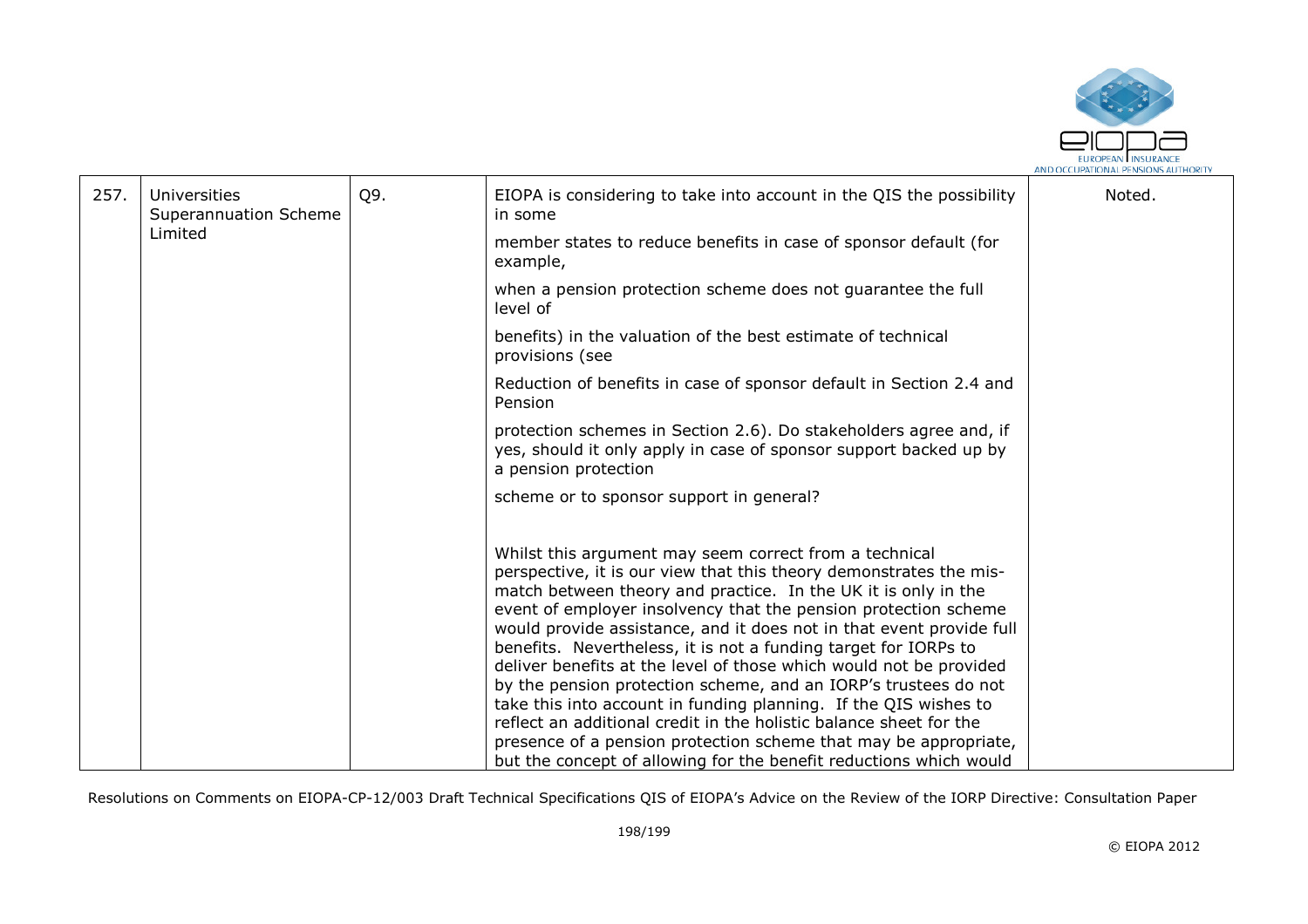| 257. | Universities Superannuation Scheme Limited | Q9. | EIOPA is considering to take into account in the QIS the possibility in some member states to reduce benefits in case of sponsor default (for example, when a pension protection scheme does not guarantee the full level of benefits) in the valuation of the best estimate of technical provisions (see Reduction of benefits in case of sponsor default in Section 2.4 and Pension protection schemes in Section 2.6). Do stakeholders agree and, if yes, should it only apply in case of sponsor support backed up by a pension protection scheme or to sponsor support in general?<br><br>Whilst this argument may seem correct from a technical perspective, it is our view that this theory demonstrates the mis-match between theory and practice. In the UK it is only in the event of employer insolvency that the pension protection scheme would provide assistance, and it does not in that event provide full benefits. Nevertheless, it is not a funding target for IORPs to deliver benefits at the level of those which would not be provided by the pension protection scheme, and an IORP's trustees do not take this into account in funding planning. If the QIS wishes to reflect an additional credit in the holistic balance sheet for the presence of a pension protection scheme that may be appropriate, but the concept of allowing for the benefit reductions which would | Noted. |
|---|---|---|---|---|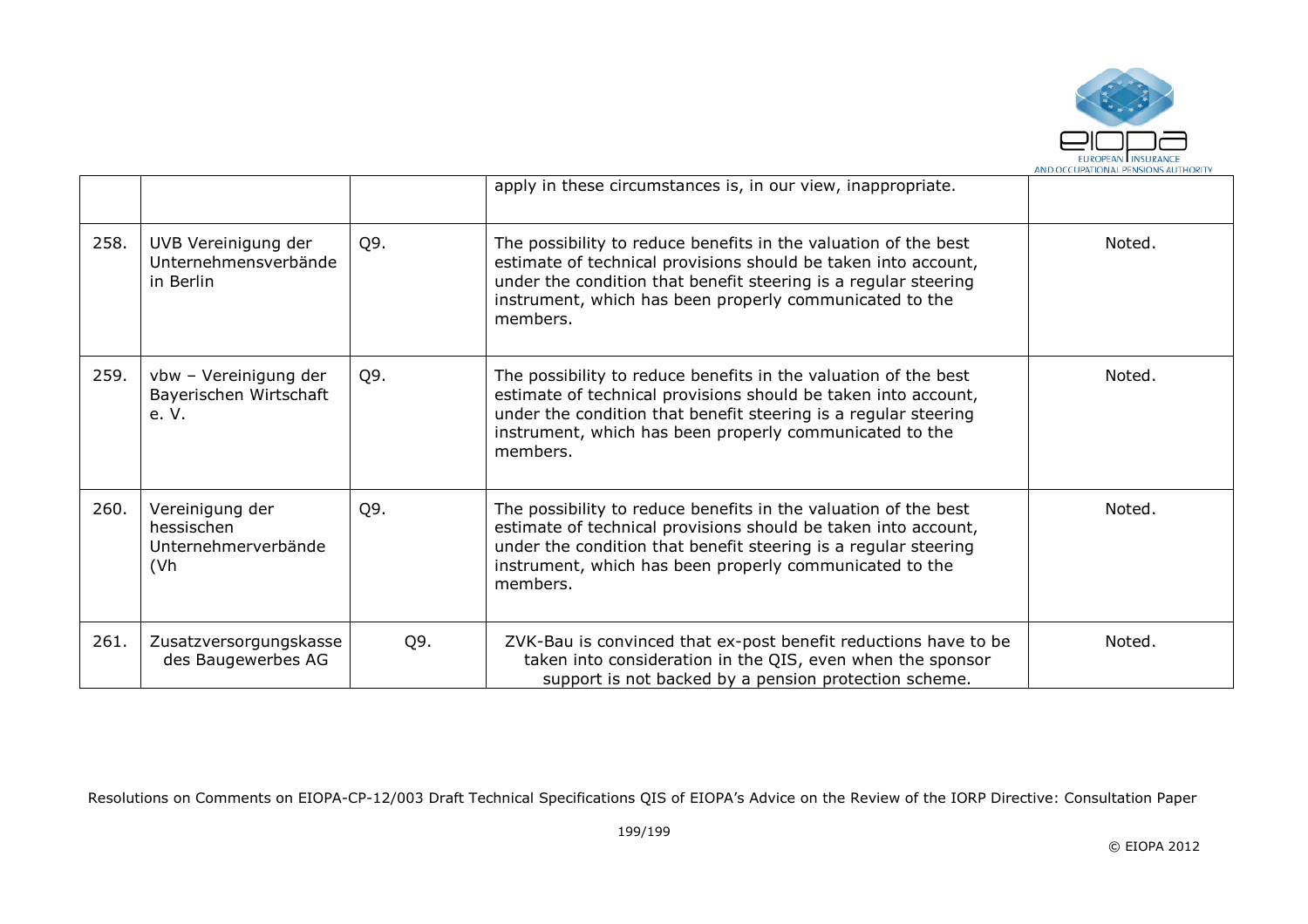| | | | | |
|---|---|---|---|---|
| | | | apply in these circumstances is, in our view, inappropriate. | |
| 258. | UVB Vereinigung der Unternehmensverbände in Berlin | Q9. | The possibility to reduce benefits in the valuation of the best estimate of technical provisions should be taken into account, under the condition that benefit steering is a regular steering instrument, which has been properly communicated to the members. | Noted. |
| 259. | vbw – Vereinigung der Bayerischen Wirtschaft e. V. | Q9. | The possibility to reduce benefits in the valuation of the best estimate of technical provisions should be taken into account, under the condition that benefit steering is a regular steering instrument, which has been properly communicated to the members. | Noted. |
| 260. | Vereinigung der hessischen Unternehmerverbände (Vh | Q9. | The possibility to reduce benefits in the valuation of the best estimate of technical provisions should be taken into account, under the condition that benefit steering is a regular steering instrument, which has been properly communicated to the members. | Noted. |
| 261. | Zusatzversorgungskasse des Baugewerbes AG | Q9. | ZVK-Bau is convinced that ex-post benefit reductions have to be taken into consideration in the QIS, even when the sponsor support is not backed by a pension protection scheme. | Noted. |

Resolutions on Comments on EIOPA-CP-12/003 Draft Technical Specifications QIS of EIOPA's Advice on the Review of the IORP Directive: Consultation Paper

© EIOPA 2012